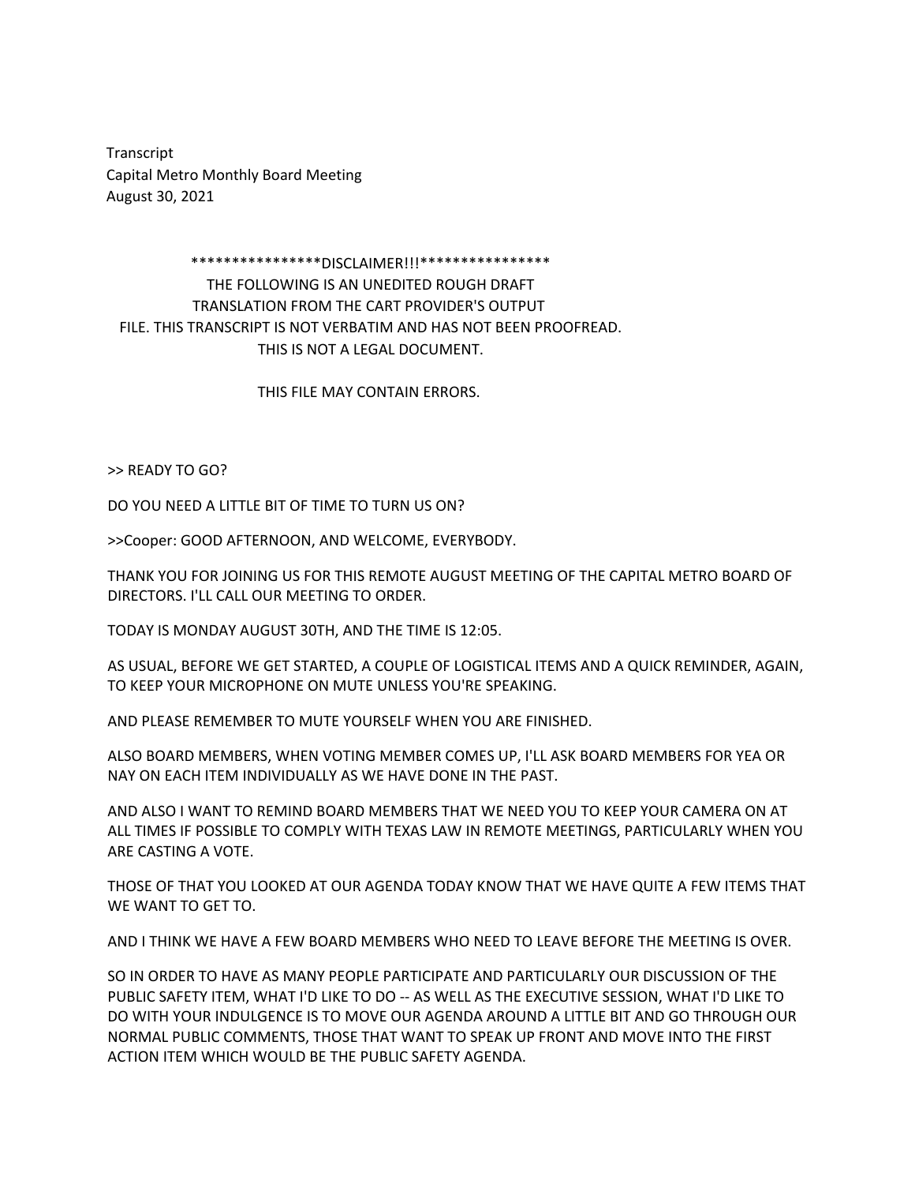Transcript
Capital Metro Monthly Board Meeting
August 30, 2021

****************DISCLAIMER!!!****************
THE FOLLOWING IS AN UNEDITED ROUGH DRAFT
TRANSLATION FROM THE CART PROVIDER'S OUTPUT
FILE. THIS TRANSCRIPT IS NOT VERBATIM AND HAS NOT BEEN PROOFREAD.
THIS IS NOT A LEGAL DOCUMENT.

THIS FILE MAY CONTAIN ERRORS.

>> READY TO GO?

DO YOU NEED A LITTLE BIT OF TIME TO TURN US ON?

>>Cooper: GOOD AFTERNOON, AND WELCOME, EVERYBODY.

THANK YOU FOR JOINING US FOR THIS REMOTE AUGUST MEETING OF THE CAPITAL METRO BOARD OF DIRECTORS. I'LL CALL OUR MEETING TO ORDER.

TODAY IS MONDAY AUGUST 30TH, AND THE TIME IS 12:05.

AS USUAL, BEFORE WE GET STARTED, A COUPLE OF LOGISTICAL ITEMS AND A QUICK REMINDER, AGAIN, TO KEEP YOUR MICROPHONE ON MUTE UNLESS YOU'RE SPEAKING.

AND PLEASE REMEMBER TO MUTE YOURSELF WHEN YOU ARE FINISHED.

ALSO BOARD MEMBERS, WHEN VOTING MEMBER COMES UP, I'LL ASK BOARD MEMBERS FOR YEA OR NAY ON EACH ITEM INDIVIDUALLY AS WE HAVE DONE IN THE PAST.

AND ALSO I WANT TO REMIND BOARD MEMBERS THAT WE NEED YOU TO KEEP YOUR CAMERA ON AT ALL TIMES IF POSSIBLE TO COMPLY WITH TEXAS LAW IN REMOTE MEETINGS, PARTICULARLY WHEN YOU ARE CASTING A VOTE.

THOSE OF THAT YOU LOOKED AT OUR AGENDA TODAY KNOW THAT WE HAVE QUITE A FEW ITEMS THAT WE WANT TO GET TO.

AND I THINK WE HAVE A FEW BOARD MEMBERS WHO NEED TO LEAVE BEFORE THE MEETING IS OVER.

SO IN ORDER TO HAVE AS MANY PEOPLE PARTICIPATE AND PARTICULARLY OUR DISCUSSION OF THE PUBLIC SAFETY ITEM, WHAT I'D LIKE TO DO -- AS WELL AS THE EXECUTIVE SESSION, WHAT I'D LIKE TO DO WITH YOUR INDULGENCE IS TO MOVE OUR AGENDA AROUND A LITTLE BIT AND GO THROUGH OUR NORMAL PUBLIC COMMENTS, THOSE THAT WANT TO SPEAK UP FRONT AND MOVE INTO THE FIRST ACTION ITEM WHICH WOULD BE THE PUBLIC SAFETY AGENDA.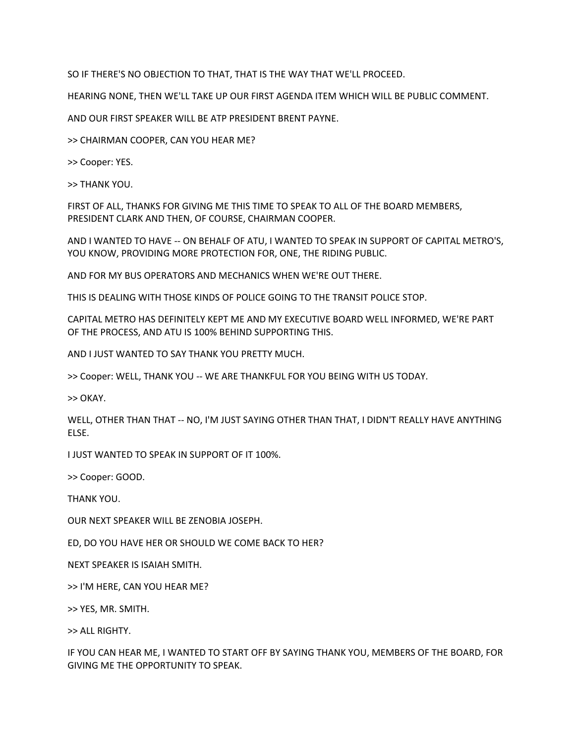SO IF THERE'S NO OBJECTION TO THAT, THAT IS THE WAY THAT WE'LL PROCEED.

HEARING NONE, THEN WE'LL TAKE UP OUR FIRST AGENDA ITEM WHICH WILL BE PUBLIC COMMENT.

AND OUR FIRST SPEAKER WILL BE ATP PRESIDENT BRENT PAYNE.

>> CHAIRMAN COOPER, CAN YOU HEAR ME?

>> Cooper: YES.

>> THANK YOU.

FIRST OF ALL, THANKS FOR GIVING ME THIS TIME TO SPEAK TO ALL OF THE BOARD MEMBERS, PRESIDENT CLARK AND THEN, OF COURSE, CHAIRMAN COOPER.

AND I WANTED TO HAVE -- ON BEHALF OF ATU, I WANTED TO SPEAK IN SUPPORT OF CAPITAL METRO'S, YOU KNOW, PROVIDING MORE PROTECTION FOR, ONE, THE RIDING PUBLIC.

AND FOR MY BUS OPERATORS AND MECHANICS WHEN WE'RE OUT THERE.

THIS IS DEALING WITH THOSE KINDS OF POLICE GOING TO THE TRANSIT POLICE STOP.

CAPITAL METRO HAS DEFINITELY KEPT ME AND MY EXECUTIVE BOARD WELL INFORMED, WE'RE PART OF THE PROCESS, AND ATU IS 100% BEHIND SUPPORTING THIS.

AND I JUST WANTED TO SAY THANK YOU PRETTY MUCH.

>> Cooper: WELL, THANK YOU -- WE ARE THANKFUL FOR YOU BEING WITH US TODAY.

>> OKAY.

WELL, OTHER THAN THAT -- NO, I'M JUST SAYING OTHER THAN THAT, I DIDN'T REALLY HAVE ANYTHING ELSE.

I JUST WANTED TO SPEAK IN SUPPORT OF IT 100%.

>> Cooper: GOOD.

THANK YOU.

OUR NEXT SPEAKER WILL BE ZENOBIA JOSEPH.

ED, DO YOU HAVE HER OR SHOULD WE COME BACK TO HER?

NEXT SPEAKER IS ISAIAH SMITH.

>> I'M HERE, CAN YOU HEAR ME?

>> YES, MR. SMITH.

>> ALL RIGHTY.

IF YOU CAN HEAR ME, I WANTED TO START OFF BY SAYING THANK YOU, MEMBERS OF THE BOARD, FOR GIVING ME THE OPPORTUNITY TO SPEAK.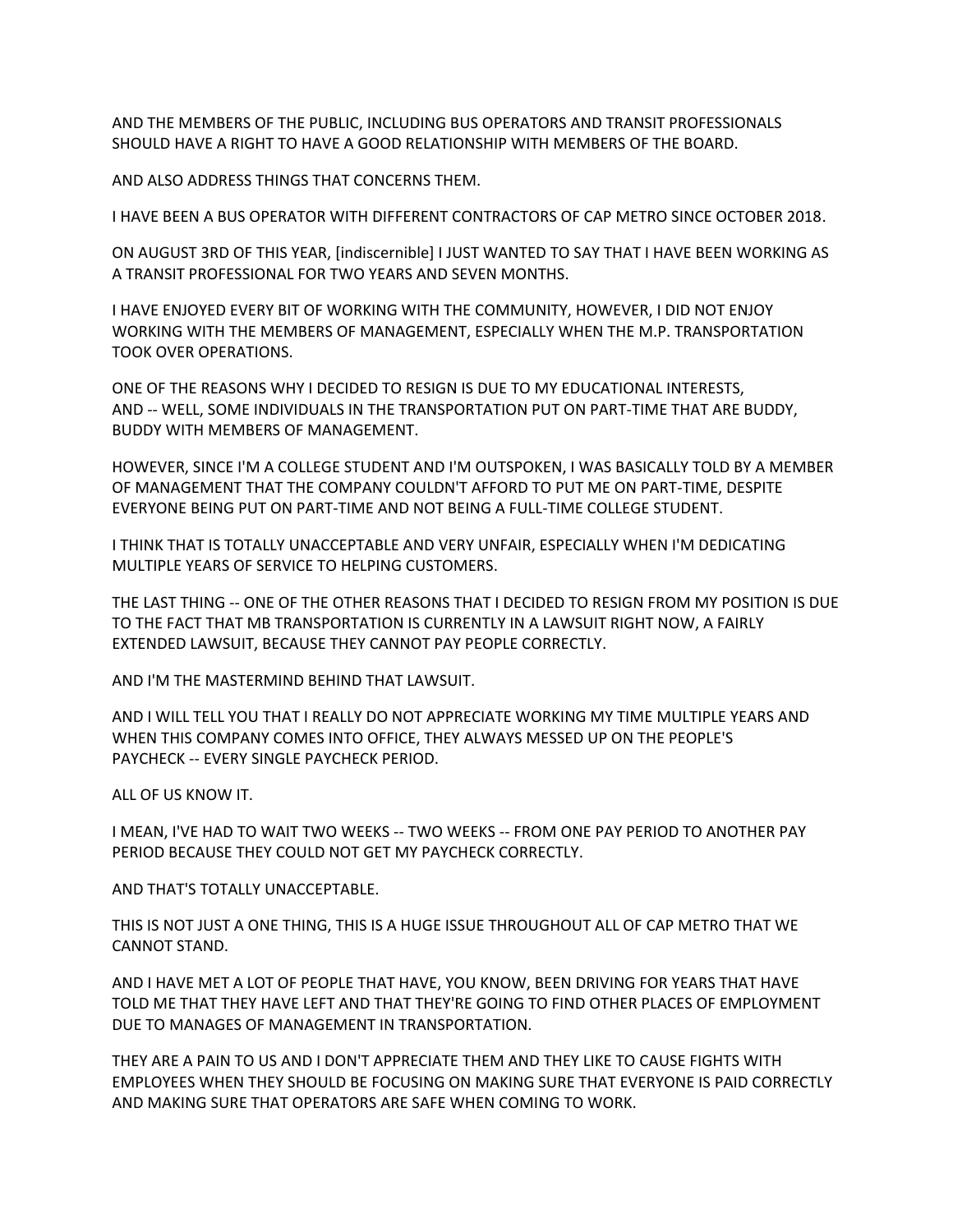AND THE MEMBERS OF THE PUBLIC, INCLUDING BUS OPERATORS AND TRANSIT PROFESSIONALS SHOULD HAVE A RIGHT TO HAVE A GOOD RELATIONSHIP WITH MEMBERS OF THE BOARD.

AND ALSO ADDRESS THINGS THAT CONCERNS THEM.

I HAVE BEEN A BUS OPERATOR WITH DIFFERENT CONTRACTORS OF CAP METRO SINCE OCTOBER 2018.

ON AUGUST 3RD OF THIS YEAR, [indiscernible] I JUST WANTED TO SAY THAT I HAVE BEEN WORKING AS A TRANSIT PROFESSIONAL FOR TWO YEARS AND SEVEN MONTHS.

I HAVE ENJOYED EVERY BIT OF WORKING WITH THE COMMUNITY, HOWEVER, I DID NOT ENJOY WORKING WITH THE MEMBERS OF MANAGEMENT, ESPECIALLY WHEN THE M.P. TRANSPORTATION TOOK OVER OPERATIONS.

ONE OF THE REASONS WHY I DECIDED TO RESIGN IS DUE TO MY EDUCATIONAL INTERESTS, AND -- WELL, SOME INDIVIDUALS IN THE TRANSPORTATION PUT ON PART-TIME THAT ARE BUDDY, BUDDY WITH MEMBERS OF MANAGEMENT.

HOWEVER, SINCE I'M A COLLEGE STUDENT AND I'M OUTSPOKEN, I WAS BASICALLY TOLD BY A MEMBER OF MANAGEMENT THAT THE COMPANY COULDN'T AFFORD TO PUT ME ON PART-TIME, DESPITE EVERYONE BEING PUT ON PART-TIME AND NOT BEING A FULL-TIME COLLEGE STUDENT.

I THINK THAT IS TOTALLY UNACCEPTABLE AND VERY UNFAIR, ESPECIALLY WHEN I'M DEDICATING MULTIPLE YEARS OF SERVICE TO HELPING CUSTOMERS.

THE LAST THING -- ONE OF THE OTHER REASONS THAT I DECIDED TO RESIGN FROM MY POSITION IS DUE TO THE FACT THAT MB TRANSPORTATION IS CURRENTLY IN A LAWSUIT RIGHT NOW, A FAIRLY EXTENDED LAWSUIT, BECAUSE THEY CANNOT PAY PEOPLE CORRECTLY.

AND I'M THE MASTERMIND BEHIND THAT LAWSUIT.

AND I WILL TELL YOU THAT I REALLY DO NOT APPRECIATE WORKING MY TIME MULTIPLE YEARS AND WHEN THIS COMPANY COMES INTO OFFICE, THEY ALWAYS MESSED UP ON THE PEOPLE'S PAYCHECK -- EVERY SINGLE PAYCHECK PERIOD.

ALL OF US KNOW IT.

I MEAN, I'VE HAD TO WAIT TWO WEEKS -- TWO WEEKS -- FROM ONE PAY PERIOD TO ANOTHER PAY PERIOD BECAUSE THEY COULD NOT GET MY PAYCHECK CORRECTLY.

AND THAT'S TOTALLY UNACCEPTABLE.

THIS IS NOT JUST A ONE THING, THIS IS A HUGE ISSUE THROUGHOUT ALL OF CAP METRO THAT WE CANNOT STAND.

AND I HAVE MET A LOT OF PEOPLE THAT HAVE, YOU KNOW, BEEN DRIVING FOR YEARS THAT HAVE TOLD ME THAT THEY HAVE LEFT AND THAT THEY'RE GOING TO FIND OTHER PLACES OF EMPLOYMENT DUE TO MANAGES OF MANAGEMENT IN TRANSPORTATION.

THEY ARE A PAIN TO US AND I DON'T APPRECIATE THEM AND THEY LIKE TO CAUSE FIGHTS WITH EMPLOYEES WHEN THEY SHOULD BE FOCUSING ON MAKING SURE THAT EVERYONE IS PAID CORRECTLY AND MAKING SURE THAT OPERATORS ARE SAFE WHEN COMING TO WORK.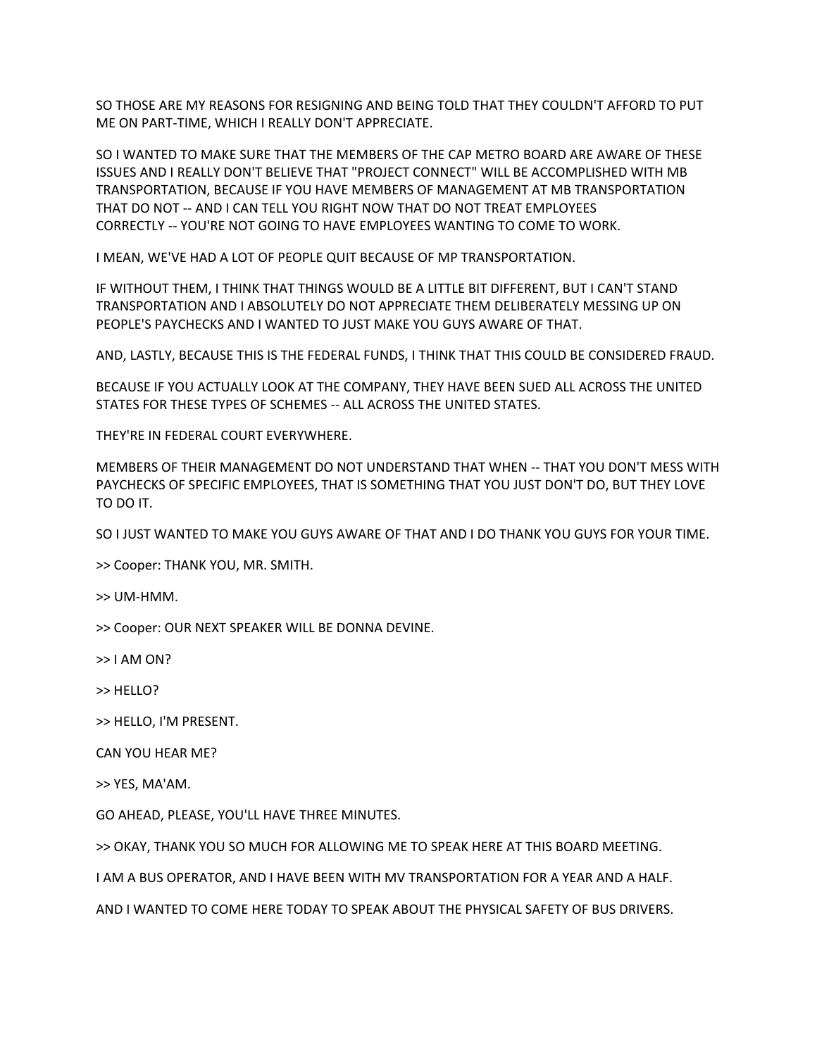SO THOSE ARE MY REASONS FOR RESIGNING AND BEING TOLD THAT THEY COULDN'T AFFORD TO PUT ME ON PART-TIME, WHICH I REALLY DON'T APPRECIATE.

SO I WANTED TO MAKE SURE THAT THE MEMBERS OF THE CAP METRO BOARD ARE AWARE OF THESE ISSUES AND I REALLY DON'T BELIEVE THAT "PROJECT CONNECT" WILL BE ACCOMPLISHED WITH MB TRANSPORTATION, BECAUSE IF YOU HAVE MEMBERS OF MANAGEMENT AT MB TRANSPORTATION THAT DO NOT -- AND I CAN TELL YOU RIGHT NOW THAT DO NOT TREAT EMPLOYEES CORRECTLY -- YOU'RE NOT GOING TO HAVE EMPLOYEES WANTING TO COME TO WORK.

I MEAN, WE'VE HAD A LOT OF PEOPLE QUIT BECAUSE OF MP TRANSPORTATION.

IF WITHOUT THEM, I THINK THAT THINGS WOULD BE A LITTLE BIT DIFFERENT, BUT I CAN'T STAND TRANSPORTATION AND I ABSOLUTELY DO NOT APPRECIATE THEM DELIBERATELY MESSING UP ON PEOPLE'S PAYCHECKS AND I WANTED TO JUST MAKE YOU GUYS AWARE OF THAT.

AND, LASTLY, BECAUSE THIS IS THE FEDERAL FUNDS, I THINK THAT THIS COULD BE CONSIDERED FRAUD.

BECAUSE IF YOU ACTUALLY LOOK AT THE COMPANY, THEY HAVE BEEN SUED ALL ACROSS THE UNITED STATES FOR THESE TYPES OF SCHEMES -- ALL ACROSS THE UNITED STATES.

THEY'RE IN FEDERAL COURT EVERYWHERE.

MEMBERS OF THEIR MANAGEMENT DO NOT UNDERSTAND THAT WHEN -- THAT YOU DON'T MESS WITH PAYCHECKS OF SPECIFIC EMPLOYEES, THAT IS SOMETHING THAT YOU JUST DON'T DO, BUT THEY LOVE TO DO IT.

SO I JUST WANTED TO MAKE YOU GUYS AWARE OF THAT AND I DO THANK YOU GUYS FOR YOUR TIME.

>> Cooper: THANK YOU, MR. SMITH.

>> UM-HMM.

>> Cooper: OUR NEXT SPEAKER WILL BE DONNA DEVINE.

>> I AM ON?

>> HELLO?

>> HELLO, I'M PRESENT.

CAN YOU HEAR ME?

>> YES, MA'AM.

GO AHEAD, PLEASE, YOU'LL HAVE THREE MINUTES.

>> OKAY, THANK YOU SO MUCH FOR ALLOWING ME TO SPEAK HERE AT THIS BOARD MEETING.

I AM A BUS OPERATOR, AND I HAVE BEEN WITH MV TRANSPORTATION FOR A YEAR AND A HALF.

AND I WANTED TO COME HERE TODAY TO SPEAK ABOUT THE PHYSICAL SAFETY OF BUS DRIVERS.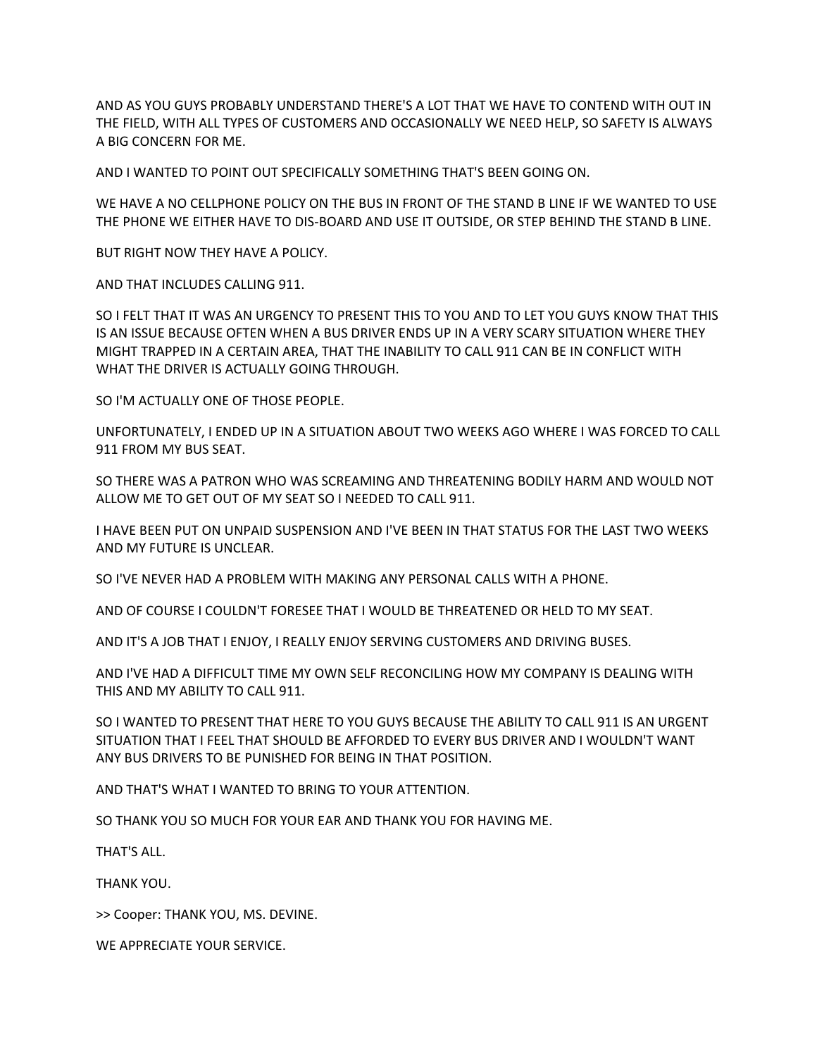AND AS YOU GUYS PROBABLY UNDERSTAND THERE'S A LOT THAT WE HAVE TO CONTEND WITH OUT IN THE FIELD, WITH ALL TYPES OF CUSTOMERS AND OCCASIONALLY WE NEED HELP, SO SAFETY IS ALWAYS A BIG CONCERN FOR ME.

AND I WANTED TO POINT OUT SPECIFICALLY SOMETHING THAT'S BEEN GOING ON.

WE HAVE A NO CELLPHONE POLICY ON THE BUS IN FRONT OF THE STAND B LINE IF WE WANTED TO USE THE PHONE WE EITHER HAVE TO DIS-BOARD AND USE IT OUTSIDE, OR STEP BEHIND THE STAND B LINE.

BUT RIGHT NOW THEY HAVE A POLICY.

AND THAT INCLUDES CALLING 911.

SO I FELT THAT IT WAS AN URGENCY TO PRESENT THIS TO YOU AND TO LET YOU GUYS KNOW THAT THIS IS AN ISSUE BECAUSE OFTEN WHEN A BUS DRIVER ENDS UP IN A VERY SCARY SITUATION WHERE THEY MIGHT TRAPPED IN A CERTAIN AREA, THAT THE INABILITY TO CALL 911 CAN BE IN CONFLICT WITH WHAT THE DRIVER IS ACTUALLY GOING THROUGH.

SO I'M ACTUALLY ONE OF THOSE PEOPLE.

UNFORTUNATELY, I ENDED UP IN A SITUATION ABOUT TWO WEEKS AGO WHERE I WAS FORCED TO CALL 911 FROM MY BUS SEAT.

SO THERE WAS A PATRON WHO WAS SCREAMING AND THREATENING BODILY HARM AND WOULD NOT ALLOW ME TO GET OUT OF MY SEAT SO I NEEDED TO CALL 911.

I HAVE BEEN PUT ON UNPAID SUSPENSION AND I'VE BEEN IN THAT STATUS FOR THE LAST TWO WEEKS AND MY FUTURE IS UNCLEAR.

SO I'VE NEVER HAD A PROBLEM WITH MAKING ANY PERSONAL CALLS WITH A PHONE.

AND OF COURSE I COULDN'T FORESEE THAT I WOULD BE THREATENED OR HELD TO MY SEAT.

AND IT'S A JOB THAT I ENJOY, I REALLY ENJOY SERVING CUSTOMERS AND DRIVING BUSES.

AND I'VE HAD A DIFFICULT TIME MY OWN SELF RECONCILING HOW MY COMPANY IS DEALING WITH THIS AND MY ABILITY TO CALL 911.

SO I WANTED TO PRESENT THAT HERE TO YOU GUYS BECAUSE THE ABILITY TO CALL 911 IS AN URGENT SITUATION THAT I FEEL THAT SHOULD BE AFFORDED TO EVERY BUS DRIVER AND I WOULDN'T WANT ANY BUS DRIVERS TO BE PUNISHED FOR BEING IN THAT POSITION.

AND THAT'S WHAT I WANTED TO BRING TO YOUR ATTENTION.

SO THANK YOU SO MUCH FOR YOUR EAR AND THANK YOU FOR HAVING ME.

THAT'S ALL.

THANK YOU.

>> Cooper: THANK YOU, MS. DEVINE.

WE APPRECIATE YOUR SERVICE.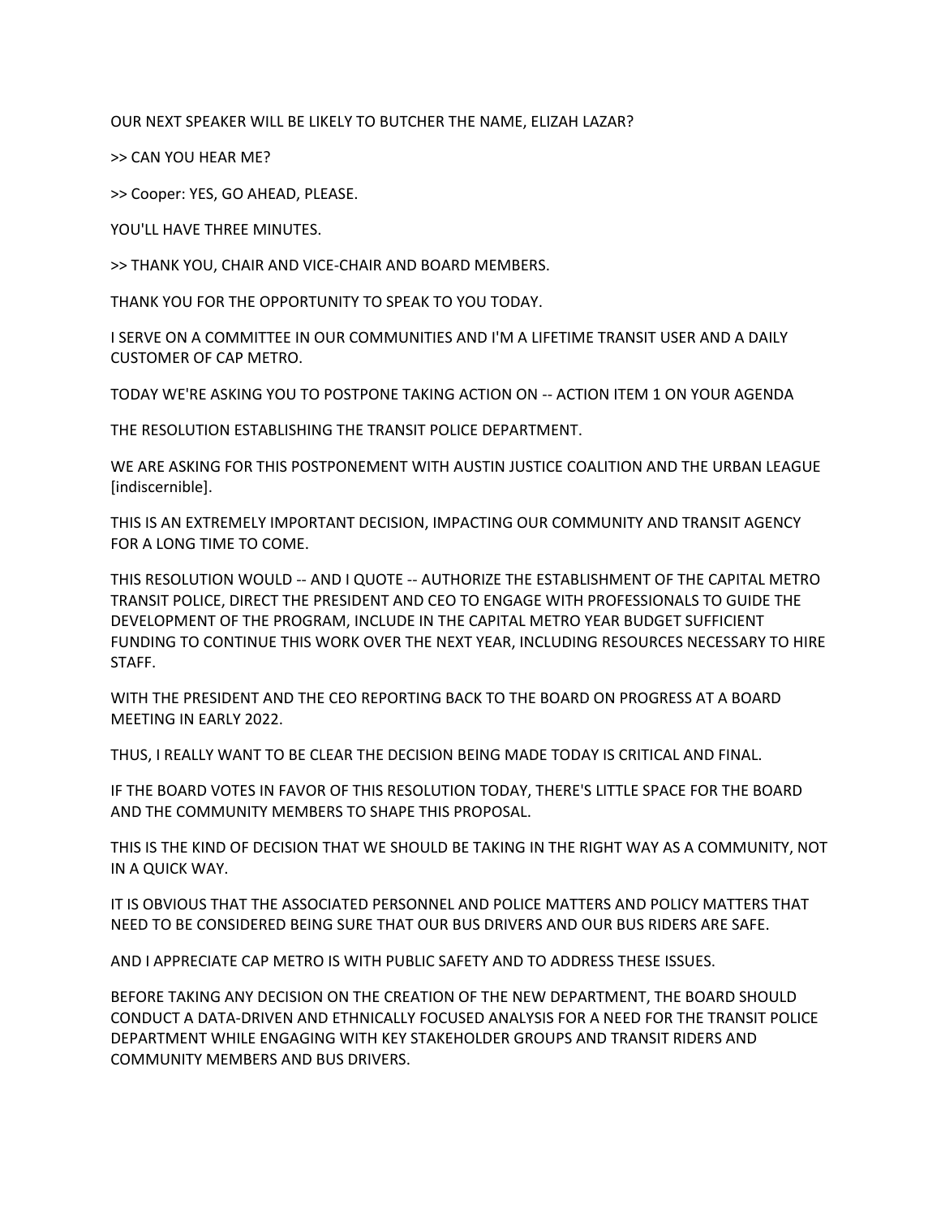OUR NEXT SPEAKER WILL BE LIKELY TO BUTCHER THE NAME, ELIZAH LAZAR?

>> CAN YOU HEAR ME?

>> Cooper: YES, GO AHEAD, PLEASE.

YOU'LL HAVE THREE MINUTES.

>> THANK YOU, CHAIR AND VICE-CHAIR AND BOARD MEMBERS.

THANK YOU FOR THE OPPORTUNITY TO SPEAK TO YOU TODAY.

I SERVE ON A COMMITTEE IN OUR COMMUNITIES AND I'M A LIFETIME TRANSIT USER AND A DAILY CUSTOMER OF CAP METRO.

TODAY WE'RE ASKING YOU TO POSTPONE TAKING ACTION ON -- ACTION ITEM 1 ON YOUR AGENDA

THE RESOLUTION ESTABLISHING THE TRANSIT POLICE DEPARTMENT.

WE ARE ASKING FOR THIS POSTPONEMENT WITH AUSTIN JUSTICE COALITION AND THE URBAN LEAGUE [indiscernible].

THIS IS AN EXTREMELY IMPORTANT DECISION, IMPACTING OUR COMMUNITY AND TRANSIT AGENCY FOR A LONG TIME TO COME.

THIS RESOLUTION WOULD -- AND I QUOTE -- AUTHORIZE THE ESTABLISHMENT OF THE CAPITAL METRO TRANSIT POLICE, DIRECT THE PRESIDENT AND CEO TO ENGAGE WITH PROFESSIONALS TO GUIDE THE DEVELOPMENT OF THE PROGRAM, INCLUDE IN THE CAPITAL METRO YEAR BUDGET SUFFICIENT FUNDING TO CONTINUE THIS WORK OVER THE NEXT YEAR, INCLUDING RESOURCES NECESSARY TO HIRE STAFF.

WITH THE PRESIDENT AND THE CEO REPORTING BACK TO THE BOARD ON PROGRESS AT A BOARD MEETING IN EARLY 2022.

THUS, I REALLY WANT TO BE CLEAR THE DECISION BEING MADE TODAY IS CRITICAL AND FINAL.

IF THE BOARD VOTES IN FAVOR OF THIS RESOLUTION TODAY, THERE'S LITTLE SPACE FOR THE BOARD AND THE COMMUNITY MEMBERS TO SHAPE THIS PROPOSAL.

THIS IS THE KIND OF DECISION THAT WE SHOULD BE TAKING IN THE RIGHT WAY AS A COMMUNITY, NOT IN A QUICK WAY.

IT IS OBVIOUS THAT THE ASSOCIATED PERSONNEL AND POLICE MATTERS AND POLICY MATTERS THAT NEED TO BE CONSIDERED BEING SURE THAT OUR BUS DRIVERS AND OUR BUS RIDERS ARE SAFE.

AND I APPRECIATE CAP METRO IS WITH PUBLIC SAFETY AND TO ADDRESS THESE ISSUES.

BEFORE TAKING ANY DECISION ON THE CREATION OF THE NEW DEPARTMENT, THE BOARD SHOULD CONDUCT A DATA-DRIVEN AND ETHNICALLY FOCUSED ANALYSIS FOR A NEED FOR THE TRANSIT POLICE DEPARTMENT WHILE ENGAGING WITH KEY STAKEHOLDER GROUPS AND TRANSIT RIDERS AND COMMUNITY MEMBERS AND BUS DRIVERS.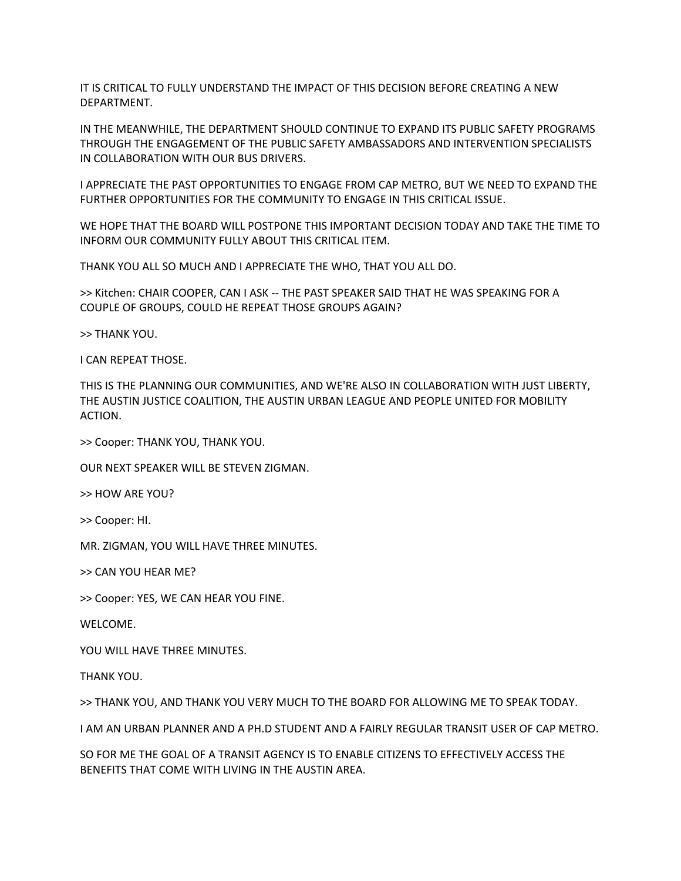IT IS CRITICAL TO FULLY UNDERSTAND THE IMPACT OF THIS DECISION BEFORE CREATING A NEW DEPARTMENT.

IN THE MEANWHILE, THE DEPARTMENT SHOULD CONTINUE TO EXPAND ITS PUBLIC SAFETY PROGRAMS THROUGH THE ENGAGEMENT OF THE PUBLIC SAFETY AMBASSADORS AND INTERVENTION SPECIALISTS IN COLLABORATION WITH OUR BUS DRIVERS.

I APPRECIATE THE PAST OPPORTUNITIES TO ENGAGE FROM CAP METRO, BUT WE NEED TO EXPAND THE FURTHER OPPORTUNITIES FOR THE COMMUNITY TO ENGAGE IN THIS CRITICAL ISSUE.

WE HOPE THAT THE BOARD WILL POSTPONE THIS IMPORTANT DECISION TODAY AND TAKE THE TIME TO INFORM OUR COMMUNITY FULLY ABOUT THIS CRITICAL ITEM.

THANK YOU ALL SO MUCH AND I APPRECIATE THE WHO, THAT YOU ALL DO.

>> Kitchen: CHAIR COOPER, CAN I ASK -- THE PAST SPEAKER SAID THAT HE WAS SPEAKING FOR A COUPLE OF GROUPS, COULD HE REPEAT THOSE GROUPS AGAIN?

>> THANK YOU.

I CAN REPEAT THOSE.

THIS IS THE PLANNING OUR COMMUNITIES, AND WE'RE ALSO IN COLLABORATION WITH JUST LIBERTY, THE AUSTIN JUSTICE COALITION, THE AUSTIN URBAN LEAGUE AND PEOPLE UNITED FOR MOBILITY ACTION.

>> Cooper: THANK YOU, THANK YOU.

OUR NEXT SPEAKER WILL BE STEVEN ZIGMAN.

>> HOW ARE YOU?

>> Cooper: HI.

MR. ZIGMAN, YOU WILL HAVE THREE MINUTES.

>> CAN YOU HEAR ME?

>> Cooper: YES, WE CAN HEAR YOU FINE.

WELCOME.

YOU WILL HAVE THREE MINUTES.

THANK YOU.

>> THANK YOU, AND THANK YOU VERY MUCH TO THE BOARD FOR ALLOWING ME TO SPEAK TODAY.

I AM AN URBAN PLANNER AND A PH.D STUDENT AND A FAIRLY REGULAR TRANSIT USER OF CAP METRO.

SO FOR ME THE GOAL OF A TRANSIT AGENCY IS TO ENABLE CITIZENS TO EFFECTIVELY ACCESS THE BENEFITS THAT COME WITH LIVING IN THE AUSTIN AREA.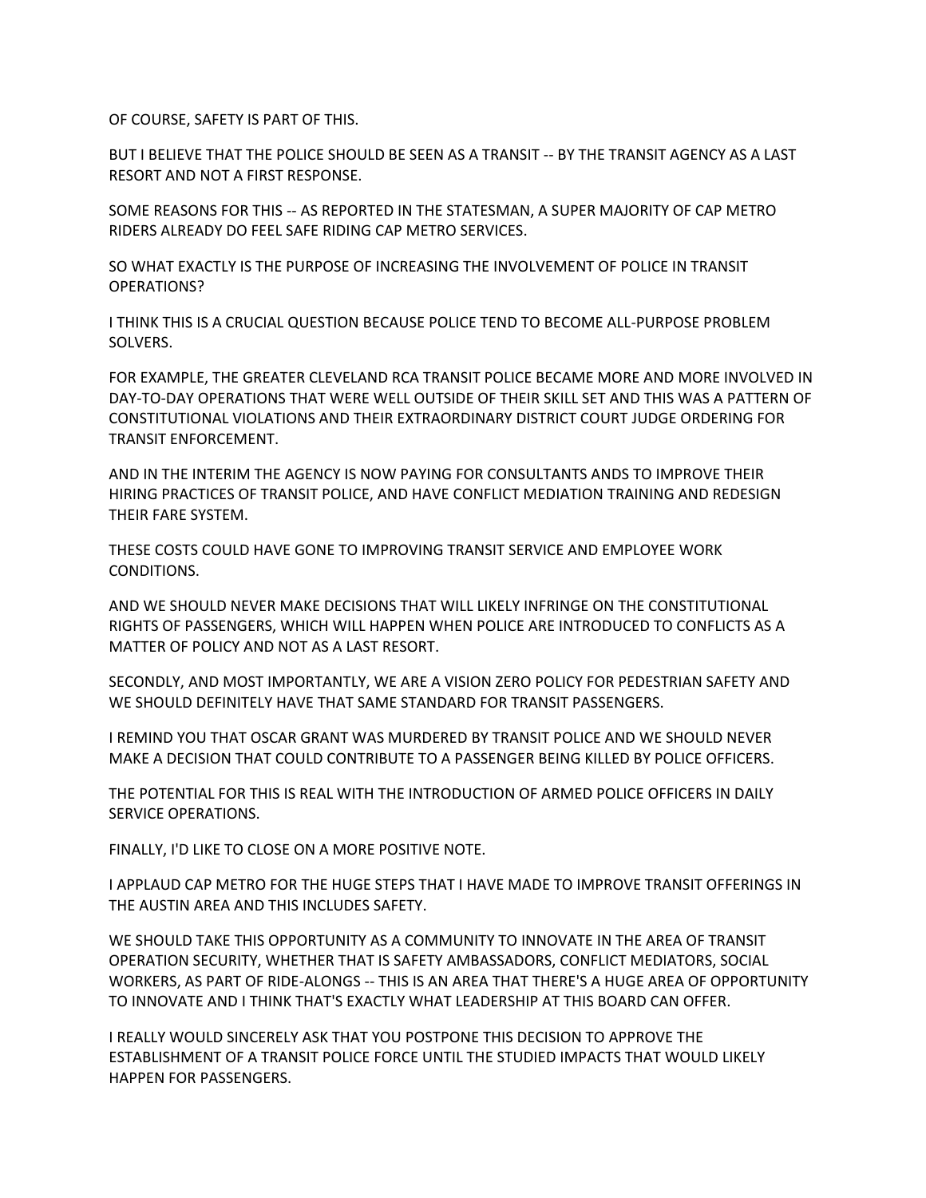OF COURSE, SAFETY IS PART OF THIS.

BUT I BELIEVE THAT THE POLICE SHOULD BE SEEN AS A TRANSIT -- BY THE TRANSIT AGENCY AS A LAST RESORT AND NOT A FIRST RESPONSE.

SOME REASONS FOR THIS -- AS REPORTED IN THE STATESMAN, A SUPER MAJORITY OF CAP METRO RIDERS ALREADY DO FEEL SAFE RIDING CAP METRO SERVICES.

SO WHAT EXACTLY IS THE PURPOSE OF INCREASING THE INVOLVEMENT OF POLICE IN TRANSIT OPERATIONS?

I THINK THIS IS A CRUCIAL QUESTION BECAUSE POLICE TEND TO BECOME ALL-PURPOSE PROBLEM SOLVERS.

FOR EXAMPLE, THE GREATER CLEVELAND RCA TRANSIT POLICE BECAME MORE AND MORE INVOLVED IN DAY-TO-DAY OPERATIONS THAT WERE WELL OUTSIDE OF THEIR SKILL SET AND THIS WAS A PATTERN OF CONSTITUTIONAL VIOLATIONS AND THEIR EXTRAORDINARY DISTRICT COURT JUDGE ORDERING FOR TRANSIT ENFORCEMENT.

AND IN THE INTERIM THE AGENCY IS NOW PAYING FOR CONSULTANTS ANDS TO IMPROVE THEIR HIRING PRACTICES OF TRANSIT POLICE, AND HAVE CONFLICT MEDIATION TRAINING AND REDESIGN THEIR FARE SYSTEM.

THESE COSTS COULD HAVE GONE TO IMPROVING TRANSIT SERVICE AND EMPLOYEE WORK CONDITIONS.

AND WE SHOULD NEVER MAKE DECISIONS THAT WILL LIKELY INFRINGE ON THE CONSTITUTIONAL RIGHTS OF PASSENGERS, WHICH WILL HAPPEN WHEN POLICE ARE INTRODUCED TO CONFLICTS AS A MATTER OF POLICY AND NOT AS A LAST RESORT.

SECONDLY, AND MOST IMPORTANTLY, WE ARE A VISION ZERO POLICY FOR PEDESTRIAN SAFETY AND WE SHOULD DEFINITELY HAVE THAT SAME STANDARD FOR TRANSIT PASSENGERS.

I REMIND YOU THAT OSCAR GRANT WAS MURDERED BY TRANSIT POLICE AND WE SHOULD NEVER MAKE A DECISION THAT COULD CONTRIBUTE TO A PASSENGER BEING KILLED BY POLICE OFFICERS.

THE POTENTIAL FOR THIS IS REAL WITH THE INTRODUCTION OF ARMED POLICE OFFICERS IN DAILY SERVICE OPERATIONS.

FINALLY, I'D LIKE TO CLOSE ON A MORE POSITIVE NOTE.

I APPLAUD CAP METRO FOR THE HUGE STEPS THAT I HAVE MADE TO IMPROVE TRANSIT OFFERINGS IN THE AUSTIN AREA AND THIS INCLUDES SAFETY.

WE SHOULD TAKE THIS OPPORTUNITY AS A COMMUNITY TO INNOVATE IN THE AREA OF TRANSIT OPERATION SECURITY, WHETHER THAT IS SAFETY AMBASSADORS, CONFLICT MEDIATORS, SOCIAL WORKERS, AS PART OF RIDE-ALONGS -- THIS IS AN AREA THAT THERE'S A HUGE AREA OF OPPORTUNITY TO INNOVATE AND I THINK THAT'S EXACTLY WHAT LEADERSHIP AT THIS BOARD CAN OFFER.

I REALLY WOULD SINCERELY ASK THAT YOU POSTPONE THIS DECISION TO APPROVE THE ESTABLISHMENT OF A TRANSIT POLICE FORCE UNTIL THE STUDIED IMPACTS THAT WOULD LIKELY HAPPEN FOR PASSENGERS.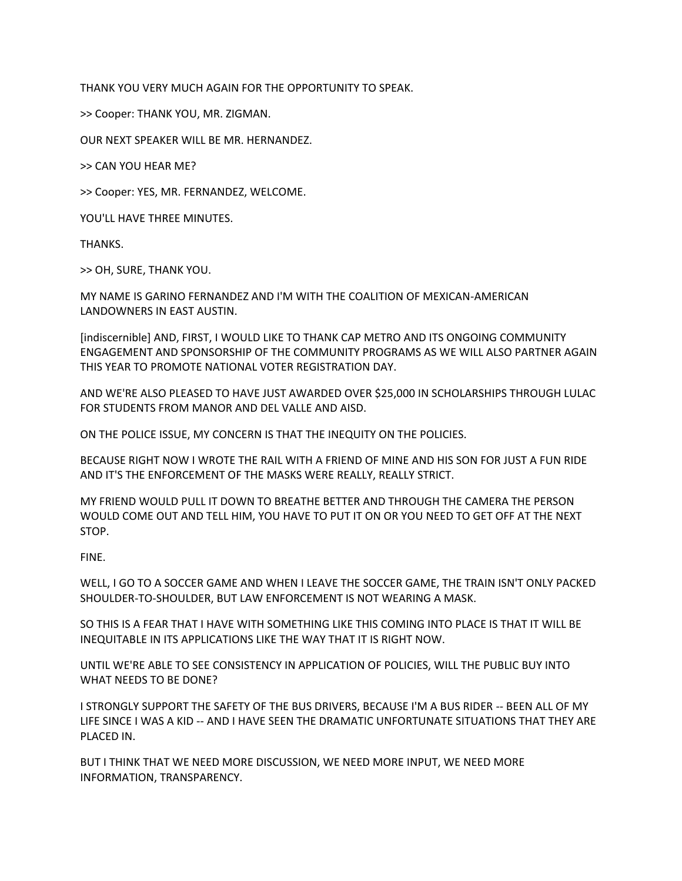THANK YOU VERY MUCH AGAIN FOR THE OPPORTUNITY TO SPEAK.

>> Cooper: THANK YOU, MR. ZIGMAN.

OUR NEXT SPEAKER WILL BE MR. HERNANDEZ.

>> CAN YOU HEAR ME?

>> Cooper: YES, MR. FERNANDEZ, WELCOME.

YOU'LL HAVE THREE MINUTES.

THANKS.

>> OH, SURE, THANK YOU.

MY NAME IS GARINO FERNANDEZ AND I'M WITH THE COALITION OF MEXICAN-AMERICAN LANDOWNERS IN EAST AUSTIN.

[indiscernible] AND, FIRST, I WOULD LIKE TO THANK CAP METRO AND ITS ONGOING COMMUNITY ENGAGEMENT AND SPONSORSHIP OF THE COMMUNITY PROGRAMS AS WE WILL ALSO PARTNER AGAIN THIS YEAR TO PROMOTE NATIONAL VOTER REGISTRATION DAY.

AND WE'RE ALSO PLEASED TO HAVE JUST AWARDED OVER $25,000 IN SCHOLARSHIPS THROUGH LULAC FOR STUDENTS FROM MANOR AND DEL VALLE AND AISD.

ON THE POLICE ISSUE, MY CONCERN IS THAT THE INEQUITY ON THE POLICIES.

BECAUSE RIGHT NOW I WROTE THE RAIL WITH A FRIEND OF MINE AND HIS SON FOR JUST A FUN RIDE AND IT'S THE ENFORCEMENT OF THE MASKS WERE REALLY, REALLY STRICT.

MY FRIEND WOULD PULL IT DOWN TO BREATHE BETTER AND THROUGH THE CAMERA THE PERSON WOULD COME OUT AND TELL HIM, YOU HAVE TO PUT IT ON OR YOU NEED TO GET OFF AT THE NEXT STOP.

FINE.

WELL, I GO TO A SOCCER GAME AND WHEN I LEAVE THE SOCCER GAME, THE TRAIN ISN'T ONLY PACKED SHOULDER-TO-SHOULDER, BUT LAW ENFORCEMENT IS NOT WEARING A MASK.

SO THIS IS A FEAR THAT I HAVE WITH SOMETHING LIKE THIS COMING INTO PLACE IS THAT IT WILL BE INEQUITABLE IN ITS APPLICATIONS LIKE THE WAY THAT IT IS RIGHT NOW.

UNTIL WE'RE ABLE TO SEE CONSISTENCY IN APPLICATION OF POLICIES, WILL THE PUBLIC BUY INTO WHAT NEEDS TO BE DONE?

I STRONGLY SUPPORT THE SAFETY OF THE BUS DRIVERS, BECAUSE I'M A BUS RIDER -- BEEN ALL OF MY LIFE SINCE I WAS A KID -- AND I HAVE SEEN THE DRAMATIC UNFORTUNATE SITUATIONS THAT THEY ARE PLACED IN.

BUT I THINK THAT WE NEED MORE DISCUSSION, WE NEED MORE INPUT, WE NEED MORE INFORMATION, TRANSPARENCY.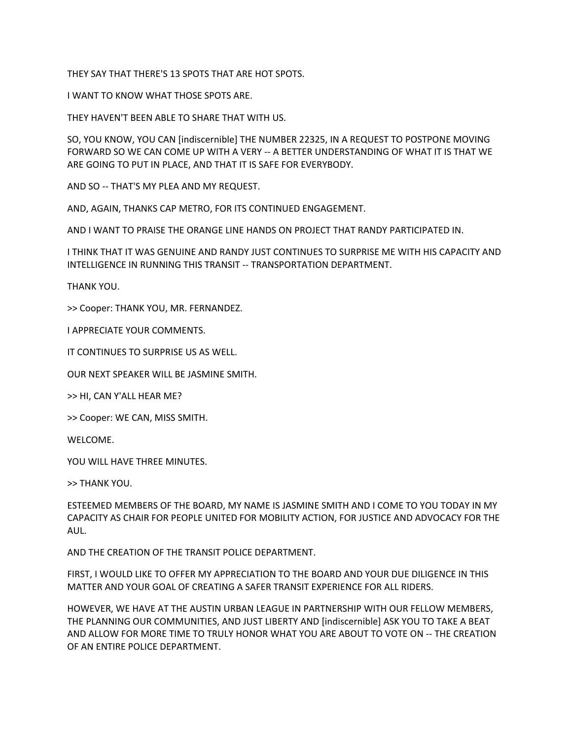THEY SAY THAT THERE'S 13 SPOTS THAT ARE HOT SPOTS.

I WANT TO KNOW WHAT THOSE SPOTS ARE.

THEY HAVEN'T BEEN ABLE TO SHARE THAT WITH US.

SO, YOU KNOW, YOU CAN [indiscernible] THE NUMBER 22325, IN A REQUEST TO POSTPONE MOVING FORWARD SO WE CAN COME UP WITH A VERY -- A BETTER UNDERSTANDING OF WHAT IT IS THAT WE ARE GOING TO PUT IN PLACE, AND THAT IT IS SAFE FOR EVERYBODY.

AND SO -- THAT'S MY PLEA AND MY REQUEST.

AND, AGAIN, THANKS CAP METRO, FOR ITS CONTINUED ENGAGEMENT.

AND I WANT TO PRAISE THE ORANGE LINE HANDS ON PROJECT THAT RANDY PARTICIPATED IN.

I THINK THAT IT WAS GENUINE AND RANDY JUST CONTINUES TO SURPRISE ME WITH HIS CAPACITY AND INTELLIGENCE IN RUNNING THIS TRANSIT -- TRANSPORTATION DEPARTMENT.

THANK YOU.

>> Cooper: THANK YOU, MR. FERNANDEZ.

I APPRECIATE YOUR COMMENTS.

IT CONTINUES TO SURPRISE US AS WELL.

OUR NEXT SPEAKER WILL BE JASMINE SMITH.

>> HI, CAN Y'ALL HEAR ME?

>> Cooper: WE CAN, MISS SMITH.

WELCOME.

YOU WILL HAVE THREE MINUTES.

>> THANK YOU.

ESTEEMED MEMBERS OF THE BOARD, MY NAME IS JASMINE SMITH AND I COME TO YOU TODAY IN MY CAPACITY AS CHAIR FOR PEOPLE UNITED FOR MOBILITY ACTION, FOR JUSTICE AND ADVOCACY FOR THE AUL.

AND THE CREATION OF THE TRANSIT POLICE DEPARTMENT.

FIRST, I WOULD LIKE TO OFFER MY APPRECIATION TO THE BOARD AND YOUR DUE DILIGENCE IN THIS MATTER AND YOUR GOAL OF CREATING A SAFER TRANSIT EXPERIENCE FOR ALL RIDERS.

HOWEVER, WE HAVE AT THE AUSTIN URBAN LEAGUE IN PARTNERSHIP WITH OUR FELLOW MEMBERS, THE PLANNING OUR COMMUNITIES, AND JUST LIBERTY AND [indiscernible] ASK YOU TO TAKE A BEAT AND ALLOW FOR MORE TIME TO TRULY HONOR WHAT YOU ARE ABOUT TO VOTE ON -- THE CREATION OF AN ENTIRE POLICE DEPARTMENT.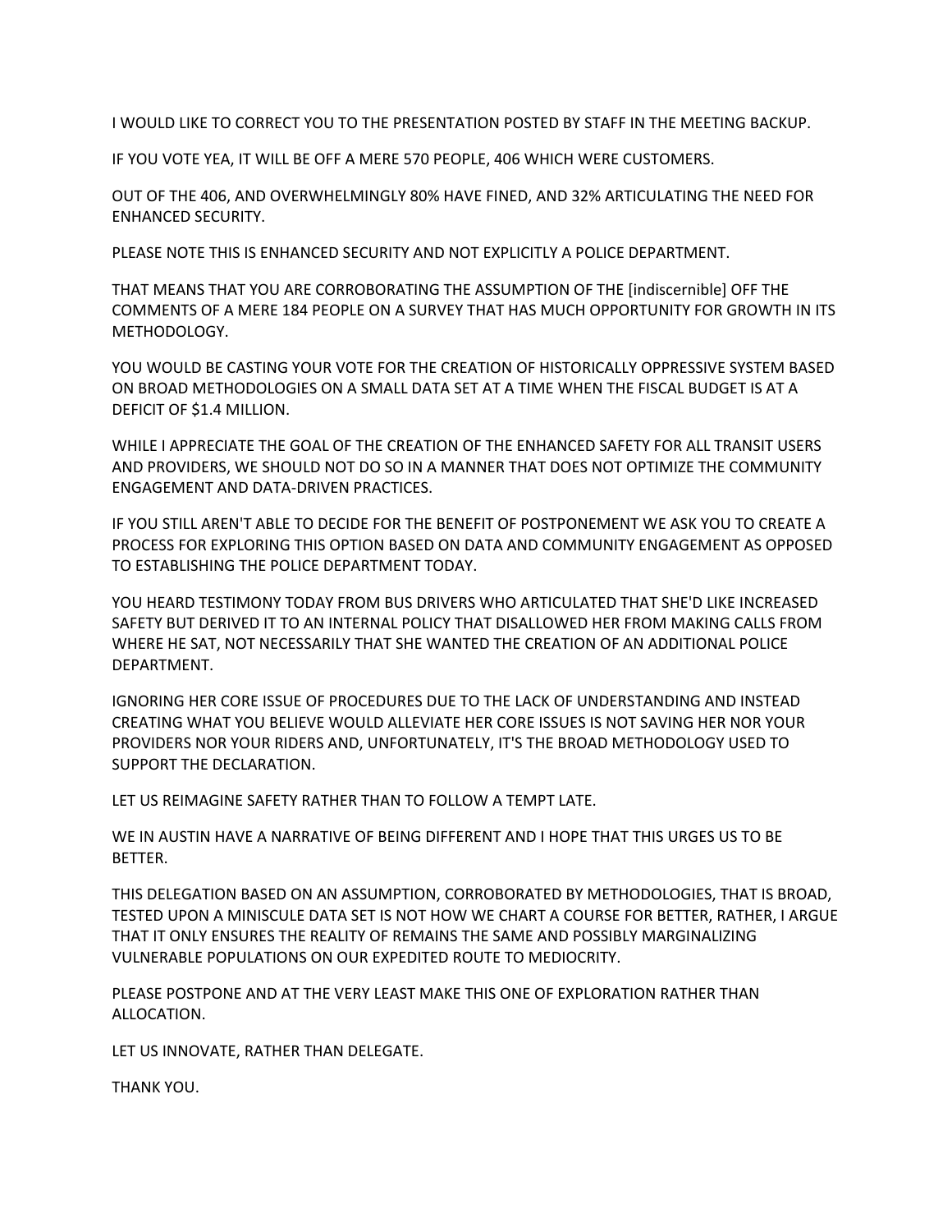I WOULD LIKE TO CORRECT YOU TO THE PRESENTATION POSTED BY STAFF IN THE MEETING BACKUP.

IF YOU VOTE YEA, IT WILL BE OFF A MERE 570 PEOPLE, 406 WHICH WERE CUSTOMERS.

OUT OF THE 406, AND OVERWHELMINGLY 80% HAVE FINED, AND 32% ARTICULATING THE NEED FOR ENHANCED SECURITY.

PLEASE NOTE THIS IS ENHANCED SECURITY AND NOT EXPLICITLY A POLICE DEPARTMENT.

THAT MEANS THAT YOU ARE CORROBORATING THE ASSUMPTION OF THE [indiscernible] OFF THE COMMENTS OF A MERE 184 PEOPLE ON A SURVEY THAT HAS MUCH OPPORTUNITY FOR GROWTH IN ITS METHODOLOGY.

YOU WOULD BE CASTING YOUR VOTE FOR THE CREATION OF HISTORICALLY OPPRESSIVE SYSTEM BASED ON BROAD METHODOLOGIES ON A SMALL DATA SET AT A TIME WHEN THE FISCAL BUDGET IS AT A DEFICIT OF $1.4 MILLION.

WHILE I APPRECIATE THE GOAL OF THE CREATION OF THE ENHANCED SAFETY FOR ALL TRANSIT USERS AND PROVIDERS, WE SHOULD NOT DO SO IN A MANNER THAT DOES NOT OPTIMIZE THE COMMUNITY ENGAGEMENT AND DATA-DRIVEN PRACTICES.

IF YOU STILL AREN'T ABLE TO DECIDE FOR THE BENEFIT OF POSTPONEMENT WE ASK YOU TO CREATE A PROCESS FOR EXPLORING THIS OPTION BASED ON DATA AND COMMUNITY ENGAGEMENT AS OPPOSED TO ESTABLISHING THE POLICE DEPARTMENT TODAY.

YOU HEARD TESTIMONY TODAY FROM BUS DRIVERS WHO ARTICULATED THAT SHE'D LIKE INCREASED SAFETY BUT DERIVED IT TO AN INTERNAL POLICY THAT DISALLOWED HER FROM MAKING CALLS FROM WHERE HE SAT, NOT NECESSARILY THAT SHE WANTED THE CREATION OF AN ADDITIONAL POLICE DEPARTMENT.

IGNORING HER CORE ISSUE OF PROCEDURES DUE TO THE LACK OF UNDERSTANDING AND INSTEAD CREATING WHAT YOU BELIEVE WOULD ALLEVIATE HER CORE ISSUES IS NOT SAVING HER NOR YOUR PROVIDERS NOR YOUR RIDERS AND, UNFORTUNATELY, IT'S THE BROAD METHODOLOGY USED TO SUPPORT THE DECLARATION.

LET US REIMAGINE SAFETY RATHER THAN TO FOLLOW A TEMPT LATE.

WE IN AUSTIN HAVE A NARRATIVE OF BEING DIFFERENT AND I HOPE THAT THIS URGES US TO BE BETTER.

THIS DELEGATION BASED ON AN ASSUMPTION, CORROBORATED BY METHODOLOGIES, THAT IS BROAD, TESTED UPON A MINISCULE DATA SET IS NOT HOW WE CHART A COURSE FOR BETTER, RATHER, I ARGUE THAT IT ONLY ENSURES THE REALITY OF REMAINS THE SAME AND POSSIBLY MARGINALIZING VULNERABLE POPULATIONS ON OUR EXPEDITED ROUTE TO MEDIOCRITY.

PLEASE POSTPONE AND AT THE VERY LEAST MAKE THIS ONE OF EXPLORATION RATHER THAN ALLOCATION.

LET US INNOVATE, RATHER THAN DELEGATE.

THANK YOU.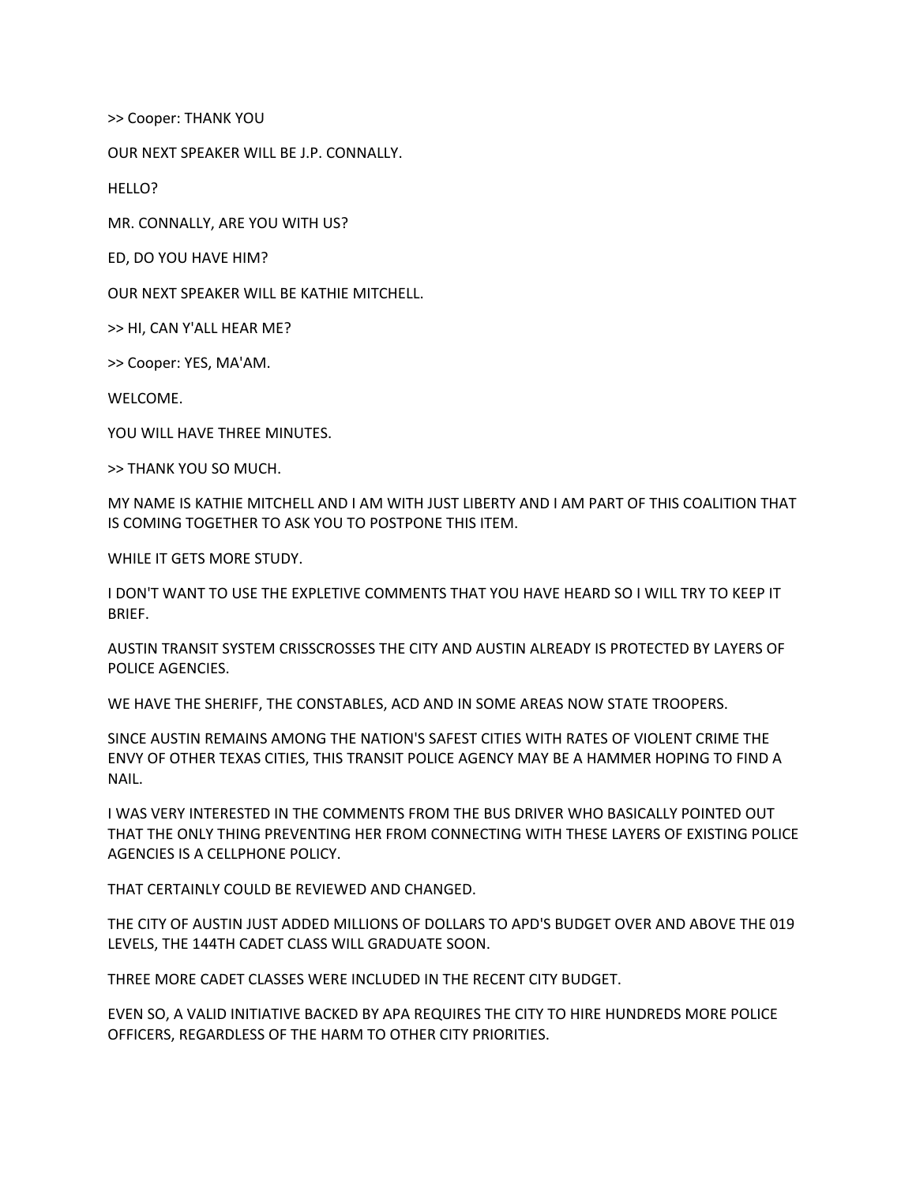>> Cooper: THANK YOU

OUR NEXT SPEAKER WILL BE J.P. CONNALLY.

HELLO?

MR. CONNALLY, ARE YOU WITH US?

ED, DO YOU HAVE HIM?

OUR NEXT SPEAKER WILL BE KATHIE MITCHELL.

>> HI, CAN Y'ALL HEAR ME?

>> Cooper: YES, MA'AM.

WELCOME.

YOU WILL HAVE THREE MINUTES.

>> THANK YOU SO MUCH.

MY NAME IS KATHIE MITCHELL AND I AM WITH JUST LIBERTY AND I AM PART OF THIS COALITION THAT IS COMING TOGETHER TO ASK YOU TO POSTPONE THIS ITEM.

WHILE IT GETS MORE STUDY.

I DON'T WANT TO USE THE EXPLETIVE COMMENTS THAT YOU HAVE HEARD SO I WILL TRY TO KEEP IT BRIEF.

AUSTIN TRANSIT SYSTEM CRISSCROSSES THE CITY AND AUSTIN ALREADY IS PROTECTED BY LAYERS OF POLICE AGENCIES.

WE HAVE THE SHERIFF, THE CONSTABLES, ACD AND IN SOME AREAS NOW STATE TROOPERS.

SINCE AUSTIN REMAINS AMONG THE NATION'S SAFEST CITIES WITH RATES OF VIOLENT CRIME THE ENVY OF OTHER TEXAS CITIES, THIS TRANSIT POLICE AGENCY MAY BE A HAMMER HOPING TO FIND A NAIL.

I WAS VERY INTERESTED IN THE COMMENTS FROM THE BUS DRIVER WHO BASICALLY POINTED OUT THAT THE ONLY THING PREVENTING HER FROM CONNECTING WITH THESE LAYERS OF EXISTING POLICE AGENCIES IS A CELLPHONE POLICY.

THAT CERTAINLY COULD BE REVIEWED AND CHANGED.

THE CITY OF AUSTIN JUST ADDED MILLIONS OF DOLLARS TO APD'S BUDGET OVER AND ABOVE THE 019 LEVELS, THE 144TH CADET CLASS WILL GRADUATE SOON.

THREE MORE CADET CLASSES WERE INCLUDED IN THE RECENT CITY BUDGET.

EVEN SO, A VALID INITIATIVE BACKED BY APA REQUIRES THE CITY TO HIRE HUNDREDS MORE POLICE OFFICERS, REGARDLESS OF THE HARM TO OTHER CITY PRIORITIES.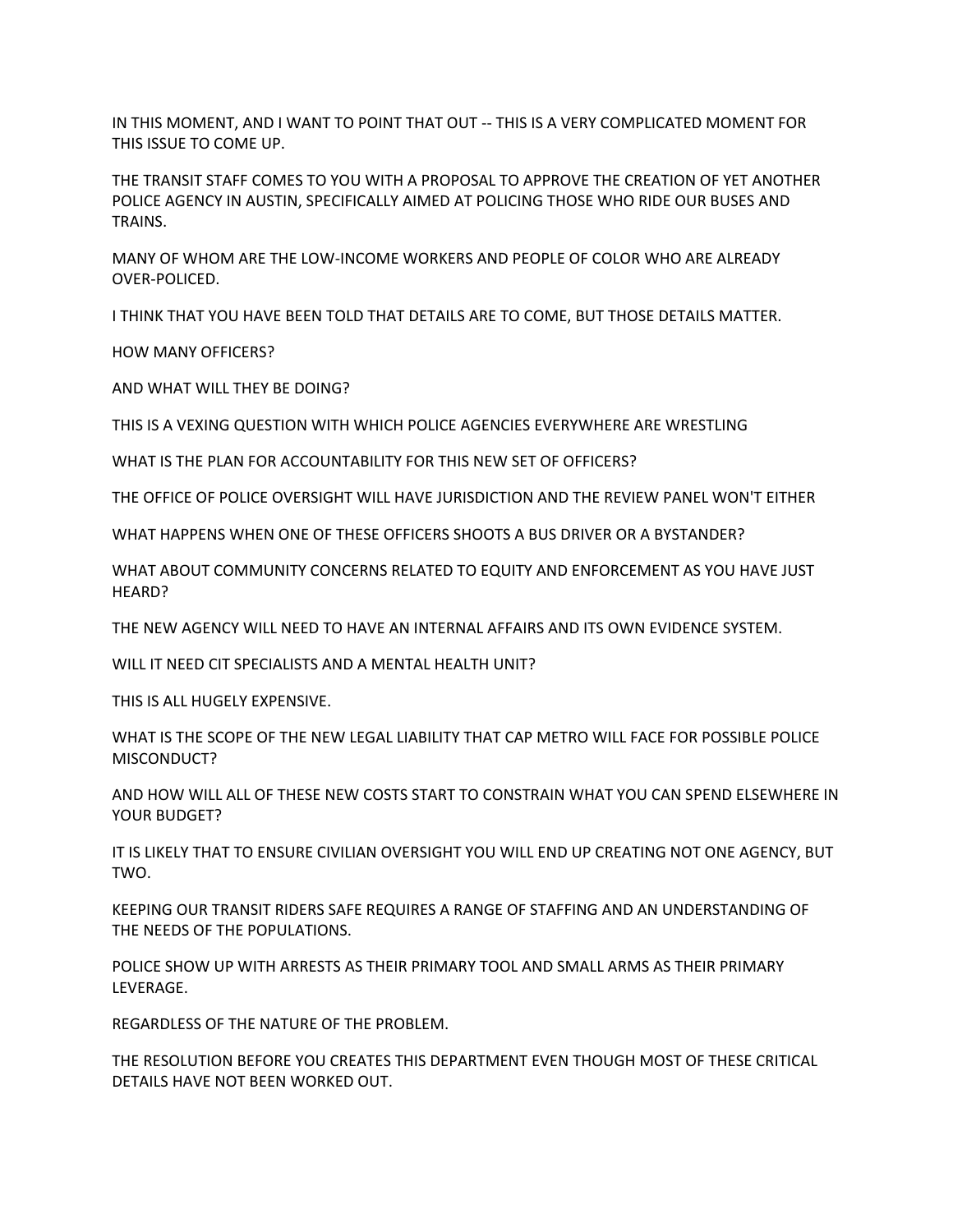IN THIS MOMENT, AND I WANT TO POINT THAT OUT -- THIS IS A VERY COMPLICATED MOMENT FOR THIS ISSUE TO COME UP.

THE TRANSIT STAFF COMES TO YOU WITH A PROPOSAL TO APPROVE THE CREATION OF YET ANOTHER POLICE AGENCY IN AUSTIN, SPECIFICALLY AIMED AT POLICING THOSE WHO RIDE OUR BUSES AND TRAINS.

MANY OF WHOM ARE THE LOW-INCOME WORKERS AND PEOPLE OF COLOR WHO ARE ALREADY OVER-POLICED.

I THINK THAT YOU HAVE BEEN TOLD THAT DETAILS ARE TO COME, BUT THOSE DETAILS MATTER.

HOW MANY OFFICERS?

AND WHAT WILL THEY BE DOING?

THIS IS A VEXING QUESTION WITH WHICH POLICE AGENCIES EVERYWHERE ARE WRESTLING

WHAT IS THE PLAN FOR ACCOUNTABILITY FOR THIS NEW SET OF OFFICERS?

THE OFFICE OF POLICE OVERSIGHT WILL HAVE JURISDICTION AND THE REVIEW PANEL WON'T EITHER

WHAT HAPPENS WHEN ONE OF THESE OFFICERS SHOOTS A BUS DRIVER OR A BYSTANDER?

WHAT ABOUT COMMUNITY CONCERNS RELATED TO EQUITY AND ENFORCEMENT AS YOU HAVE JUST HEARD?

THE NEW AGENCY WILL NEED TO HAVE AN INTERNAL AFFAIRS AND ITS OWN EVIDENCE SYSTEM.

WILL IT NEED CIT SPECIALISTS AND A MENTAL HEALTH UNIT?

THIS IS ALL HUGELY EXPENSIVE.

WHAT IS THE SCOPE OF THE NEW LEGAL LIABILITY THAT CAP METRO WILL FACE FOR POSSIBLE POLICE MISCONDUCT?

AND HOW WILL ALL OF THESE NEW COSTS START TO CONSTRAIN WHAT YOU CAN SPEND ELSEWHERE IN YOUR BUDGET?

IT IS LIKELY THAT TO ENSURE CIVILIAN OVERSIGHT YOU WILL END UP CREATING NOT ONE AGENCY, BUT TWO.

KEEPING OUR TRANSIT RIDERS SAFE REQUIRES A RANGE OF STAFFING AND AN UNDERSTANDING OF THE NEEDS OF THE POPULATIONS.

POLICE SHOW UP WITH ARRESTS AS THEIR PRIMARY TOOL AND SMALL ARMS AS THEIR PRIMARY LEVERAGE.

REGARDLESS OF THE NATURE OF THE PROBLEM.

THE RESOLUTION BEFORE YOU CREATES THIS DEPARTMENT EVEN THOUGH MOST OF THESE CRITICAL DETAILS HAVE NOT BEEN WORKED OUT.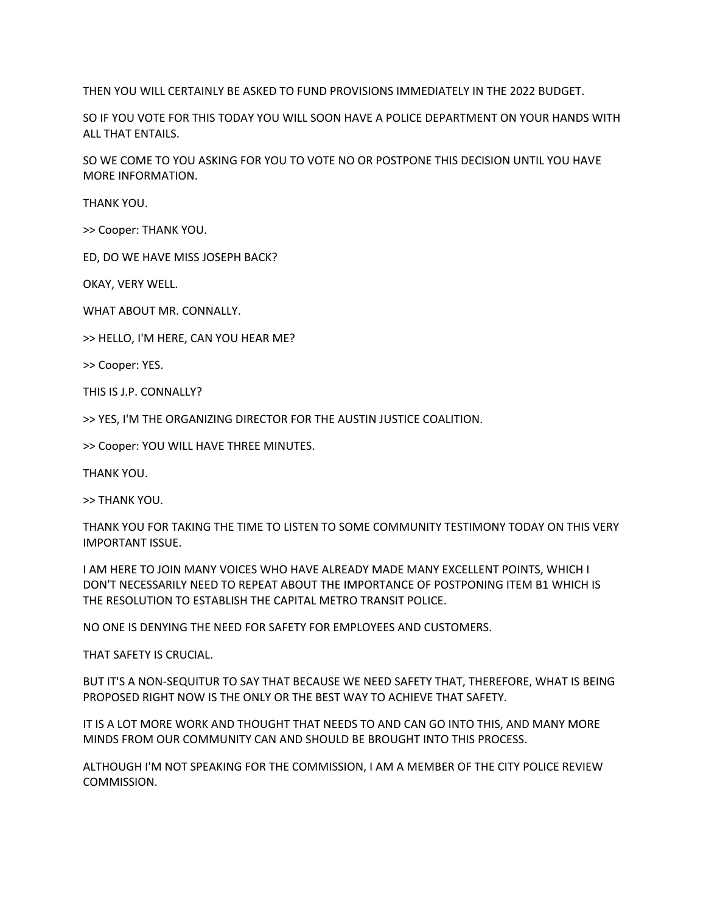THEN YOU WILL CERTAINLY BE ASKED TO FUND PROVISIONS IMMEDIATELY IN THE 2022 BUDGET.

SO IF YOU VOTE FOR THIS TODAY YOU WILL SOON HAVE A POLICE DEPARTMENT ON YOUR HANDS WITH ALL THAT ENTAILS.

SO WE COME TO YOU ASKING FOR YOU TO VOTE NO OR POSTPONE THIS DECISION UNTIL YOU HAVE MORE INFORMATION.

THANK YOU.

>> Cooper: THANK YOU.

ED, DO WE HAVE MISS JOSEPH BACK?

OKAY, VERY WELL.

WHAT ABOUT MR. CONNALLY.

>> HELLO, I'M HERE, CAN YOU HEAR ME?

>> Cooper: YES.

THIS IS J.P. CONNALLY?

>> YES, I'M THE ORGANIZING DIRECTOR FOR THE AUSTIN JUSTICE COALITION.

>> Cooper: YOU WILL HAVE THREE MINUTES.

THANK YOU.

>> THANK YOU.

THANK YOU FOR TAKING THE TIME TO LISTEN TO SOME COMMUNITY TESTIMONY TODAY ON THIS VERY IMPORTANT ISSUE.

I AM HERE TO JOIN MANY VOICES WHO HAVE ALREADY MADE MANY EXCELLENT POINTS, WHICH I DON'T NECESSARILY NEED TO REPEAT ABOUT THE IMPORTANCE OF POSTPONING ITEM B1 WHICH IS THE RESOLUTION TO ESTABLISH THE CAPITAL METRO TRANSIT POLICE.

NO ONE IS DENYING THE NEED FOR SAFETY FOR EMPLOYEES AND CUSTOMERS.

THAT SAFETY IS CRUCIAL.

BUT IT'S A NON-SEQUITUR TO SAY THAT BECAUSE WE NEED SAFETY THAT, THEREFORE, WHAT IS BEING PROPOSED RIGHT NOW IS THE ONLY OR THE BEST WAY TO ACHIEVE THAT SAFETY.

IT IS A LOT MORE WORK AND THOUGHT THAT NEEDS TO AND CAN GO INTO THIS, AND MANY MORE MINDS FROM OUR COMMUNITY CAN AND SHOULD BE BROUGHT INTO THIS PROCESS.

ALTHOUGH I'M NOT SPEAKING FOR THE COMMISSION, I AM A MEMBER OF THE CITY POLICE REVIEW COMMISSION.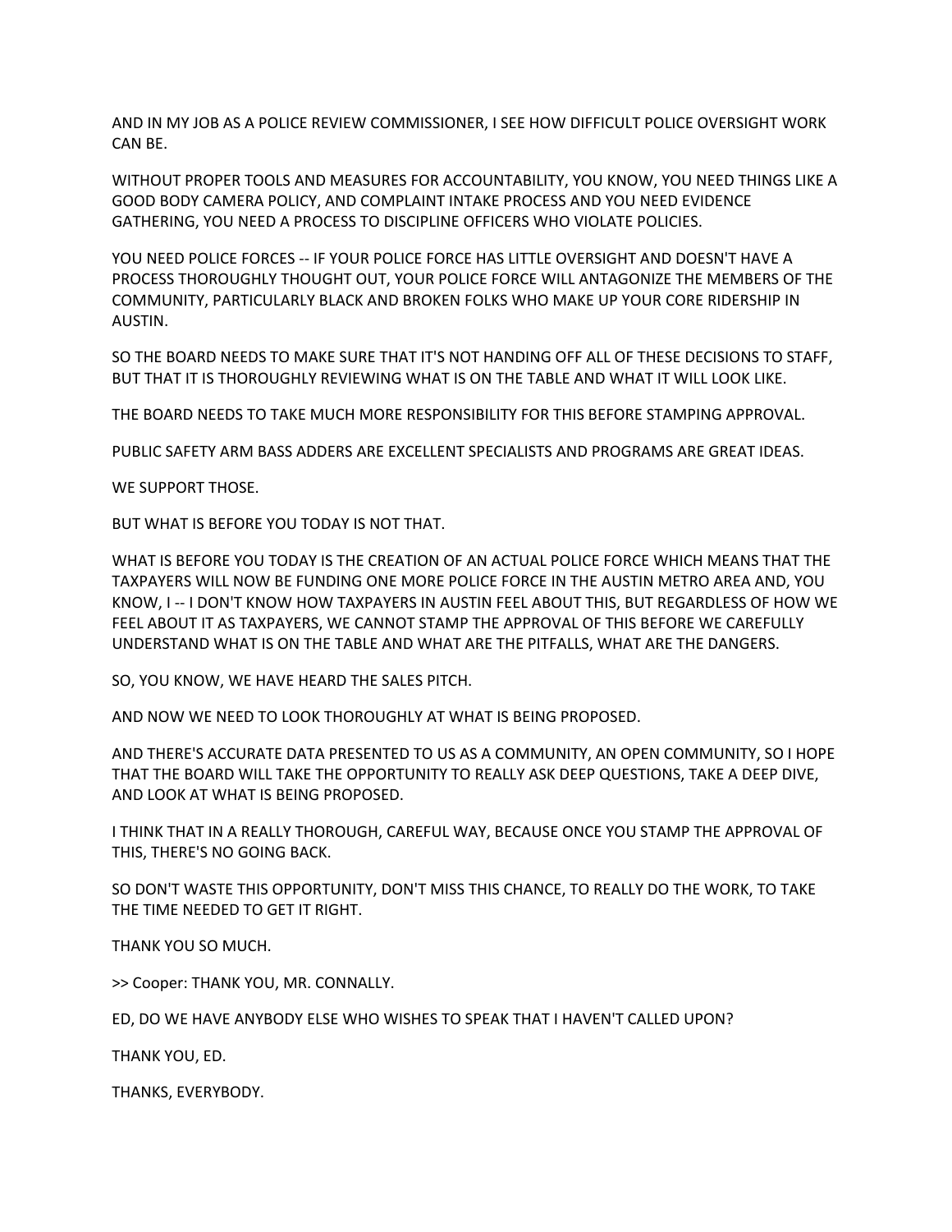AND IN MY JOB AS A POLICE REVIEW COMMISSIONER, I SEE HOW DIFFICULT POLICE OVERSIGHT WORK CAN BE.

WITHOUT PROPER TOOLS AND MEASURES FOR ACCOUNTABILITY, YOU KNOW, YOU NEED THINGS LIKE A GOOD BODY CAMERA POLICY, AND COMPLAINT INTAKE PROCESS AND YOU NEED EVIDENCE GATHERING, YOU NEED A PROCESS TO DISCIPLINE OFFICERS WHO VIOLATE POLICIES.

YOU NEED POLICE FORCES -- IF YOUR POLICE FORCE HAS LITTLE OVERSIGHT AND DOESN'T HAVE A PROCESS THOROUGHLY THOUGHT OUT, YOUR POLICE FORCE WILL ANTAGONIZE THE MEMBERS OF THE COMMUNITY, PARTICULARLY BLACK AND BROKEN FOLKS WHO MAKE UP YOUR CORE RIDERSHIP IN AUSTIN.

SO THE BOARD NEEDS TO MAKE SURE THAT IT'S NOT HANDING OFF ALL OF THESE DECISIONS TO STAFF, BUT THAT IT IS THOROUGHLY REVIEWING WHAT IS ON THE TABLE AND WHAT IT WILL LOOK LIKE.

THE BOARD NEEDS TO TAKE MUCH MORE RESPONSIBILITY FOR THIS BEFORE STAMPING APPROVAL.

PUBLIC SAFETY ARM BASS ADDERS ARE EXCELLENT SPECIALISTS AND PROGRAMS ARE GREAT IDEAS.

WE SUPPORT THOSE.

BUT WHAT IS BEFORE YOU TODAY IS NOT THAT.

WHAT IS BEFORE YOU TODAY IS THE CREATION OF AN ACTUAL POLICE FORCE WHICH MEANS THAT THE TAXPAYERS WILL NOW BE FUNDING ONE MORE POLICE FORCE IN THE AUSTIN METRO AREA AND, YOU KNOW, I -- I DON'T KNOW HOW TAXPAYERS IN AUSTIN FEEL ABOUT THIS, BUT REGARDLESS OF HOW WE FEEL ABOUT IT AS TAXPAYERS, WE CANNOT STAMP THE APPROVAL OF THIS BEFORE WE CAREFULLY UNDERSTAND WHAT IS ON THE TABLE AND WHAT ARE THE PITFALLS, WHAT ARE THE DANGERS.

SO, YOU KNOW, WE HAVE HEARD THE SALES PITCH.

AND NOW WE NEED TO LOOK THOROUGHLY AT WHAT IS BEING PROPOSED.

AND THERE'S ACCURATE DATA PRESENTED TO US AS A COMMUNITY, AN OPEN COMMUNITY, SO I HOPE THAT THE BOARD WILL TAKE THE OPPORTUNITY TO REALLY ASK DEEP QUESTIONS, TAKE A DEEP DIVE, AND LOOK AT WHAT IS BEING PROPOSED.

I THINK THAT IN A REALLY THOROUGH, CAREFUL WAY, BECAUSE ONCE YOU STAMP THE APPROVAL OF THIS, THERE'S NO GOING BACK.

SO DON'T WASTE THIS OPPORTUNITY, DON'T MISS THIS CHANCE, TO REALLY DO THE WORK, TO TAKE THE TIME NEEDED TO GET IT RIGHT.

THANK YOU SO MUCH.

>> Cooper: THANK YOU, MR. CONNALLY.

ED, DO WE HAVE ANYBODY ELSE WHO WISHES TO SPEAK THAT I HAVEN'T CALLED UPON?

THANK YOU, ED.

THANKS, EVERYBODY.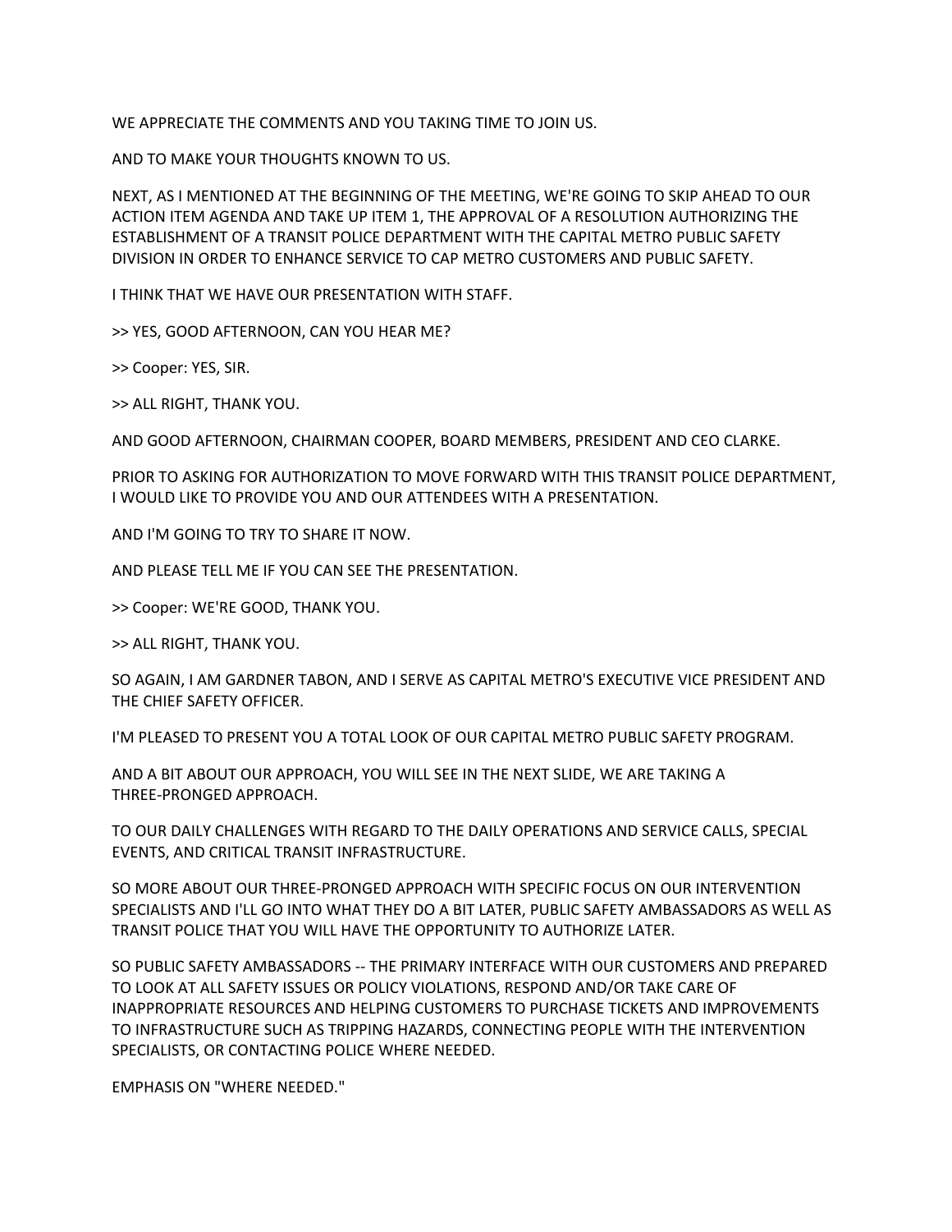WE APPRECIATE THE COMMENTS AND YOU TAKING TIME TO JOIN US.

AND TO MAKE YOUR THOUGHTS KNOWN TO US.

NEXT, AS I MENTIONED AT THE BEGINNING OF THE MEETING, WE'RE GOING TO SKIP AHEAD TO OUR ACTION ITEM AGENDA AND TAKE UP ITEM 1, THE APPROVAL OF A RESOLUTION AUTHORIZING THE ESTABLISHMENT OF A TRANSIT POLICE DEPARTMENT WITH THE CAPITAL METRO PUBLIC SAFETY DIVISION IN ORDER TO ENHANCE SERVICE TO CAP METRO CUSTOMERS AND PUBLIC SAFETY.

I THINK THAT WE HAVE OUR PRESENTATION WITH STAFF.

>> YES, GOOD AFTERNOON, CAN YOU HEAR ME?

>> Cooper: YES, SIR.

>> ALL RIGHT, THANK YOU.

AND GOOD AFTERNOON, CHAIRMAN COOPER, BOARD MEMBERS, PRESIDENT AND CEO CLARKE.

PRIOR TO ASKING FOR AUTHORIZATION TO MOVE FORWARD WITH THIS TRANSIT POLICE DEPARTMENT, I WOULD LIKE TO PROVIDE YOU AND OUR ATTENDEES WITH A PRESENTATION.

AND I'M GOING TO TRY TO SHARE IT NOW.

AND PLEASE TELL ME IF YOU CAN SEE THE PRESENTATION.

>> Cooper: WE'RE GOOD, THANK YOU.

>> ALL RIGHT, THANK YOU.

SO AGAIN, I AM GARDNER TABON, AND I SERVE AS CAPITAL METRO'S EXECUTIVE VICE PRESIDENT AND THE CHIEF SAFETY OFFICER.

I'M PLEASED TO PRESENT YOU A TOTAL LOOK OF OUR CAPITAL METRO PUBLIC SAFETY PROGRAM.

AND A BIT ABOUT OUR APPROACH, YOU WILL SEE IN THE NEXT SLIDE, WE ARE TAKING A THREE-PRONGED APPROACH.

TO OUR DAILY CHALLENGES WITH REGARD TO THE DAILY OPERATIONS AND SERVICE CALLS, SPECIAL EVENTS, AND CRITICAL TRANSIT INFRASTRUCTURE.

SO MORE ABOUT OUR THREE-PRONGED APPROACH WITH SPECIFIC FOCUS ON OUR INTERVENTION SPECIALISTS AND I'LL GO INTO WHAT THEY DO A BIT LATER, PUBLIC SAFETY AMBASSADORS AS WELL AS TRANSIT POLICE THAT YOU WILL HAVE THE OPPORTUNITY TO AUTHORIZE LATER.

SO PUBLIC SAFETY AMBASSADORS -- THE PRIMARY INTERFACE WITH OUR CUSTOMERS AND PREPARED TO LOOK AT ALL SAFETY ISSUES OR POLICY VIOLATIONS, RESPOND AND/OR TAKE CARE OF INAPPROPRIATE RESOURCES AND HELPING CUSTOMERS TO PURCHASE TICKETS AND IMPROVEMENTS TO INFRASTRUCTURE SUCH AS TRIPPING HAZARDS, CONNECTING PEOPLE WITH THE INTERVENTION SPECIALISTS, OR CONTACTING POLICE WHERE NEEDED.

EMPHASIS ON "WHERE NEEDED."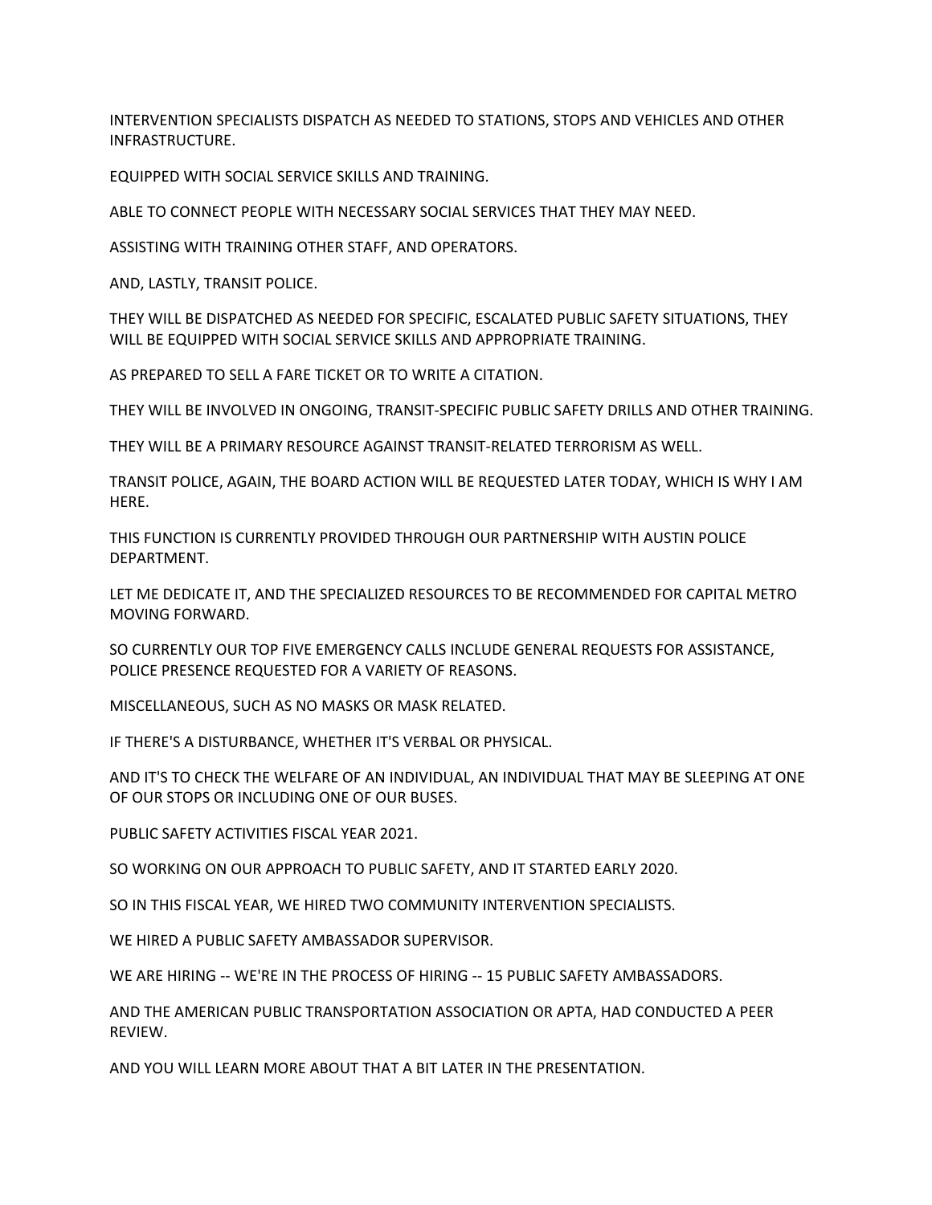INTERVENTION SPECIALISTS DISPATCH AS NEEDED TO STATIONS, STOPS AND VEHICLES AND OTHER INFRASTRUCTURE.

EQUIPPED WITH SOCIAL SERVICE SKILLS AND TRAINING.

ABLE TO CONNECT PEOPLE WITH NECESSARY SOCIAL SERVICES THAT THEY MAY NEED.

ASSISTING WITH TRAINING OTHER STAFF, AND OPERATORS.

AND, LASTLY, TRANSIT POLICE.

THEY WILL BE DISPATCHED AS NEEDED FOR SPECIFIC, ESCALATED PUBLIC SAFETY SITUATIONS, THEY WILL BE EQUIPPED WITH SOCIAL SERVICE SKILLS AND APPROPRIATE TRAINING.

AS PREPARED TO SELL A FARE TICKET OR TO WRITE A CITATION.

THEY WILL BE INVOLVED IN ONGOING, TRANSIT-SPECIFIC PUBLIC SAFETY DRILLS AND OTHER TRAINING.

THEY WILL BE A PRIMARY RESOURCE AGAINST TRANSIT-RELATED TERRORISM AS WELL.

TRANSIT POLICE, AGAIN, THE BOARD ACTION WILL BE REQUESTED LATER TODAY, WHICH IS WHY I AM HERE.

THIS FUNCTION IS CURRENTLY PROVIDED THROUGH OUR PARTNERSHIP WITH AUSTIN POLICE DEPARTMENT.

LET ME DEDICATE IT, AND THE SPECIALIZED RESOURCES TO BE RECOMMENDED FOR CAPITAL METRO MOVING FORWARD.

SO CURRENTLY OUR TOP FIVE EMERGENCY CALLS INCLUDE GENERAL REQUESTS FOR ASSISTANCE, POLICE PRESENCE REQUESTED FOR A VARIETY OF REASONS.

MISCELLANEOUS, SUCH AS NO MASKS OR MASK RELATED.

IF THERE'S A DISTURBANCE, WHETHER IT'S VERBAL OR PHYSICAL.

AND IT'S TO CHECK THE WELFARE OF AN INDIVIDUAL, AN INDIVIDUAL THAT MAY BE SLEEPING AT ONE OF OUR STOPS OR INCLUDING ONE OF OUR BUSES.

PUBLIC SAFETY ACTIVITIES FISCAL YEAR 2021.

SO WORKING ON OUR APPROACH TO PUBLIC SAFETY, AND IT STARTED EARLY 2020.

SO IN THIS FISCAL YEAR, WE HIRED TWO COMMUNITY INTERVENTION SPECIALISTS.

WE HIRED A PUBLIC SAFETY AMBASSADOR SUPERVISOR.

WE ARE HIRING -- WE'RE IN THE PROCESS OF HIRING -- 15 PUBLIC SAFETY AMBASSADORS.

AND THE AMERICAN PUBLIC TRANSPORTATION ASSOCIATION OR APTA, HAD CONDUCTED A PEER REVIEW.

AND YOU WILL LEARN MORE ABOUT THAT A BIT LATER IN THE PRESENTATION.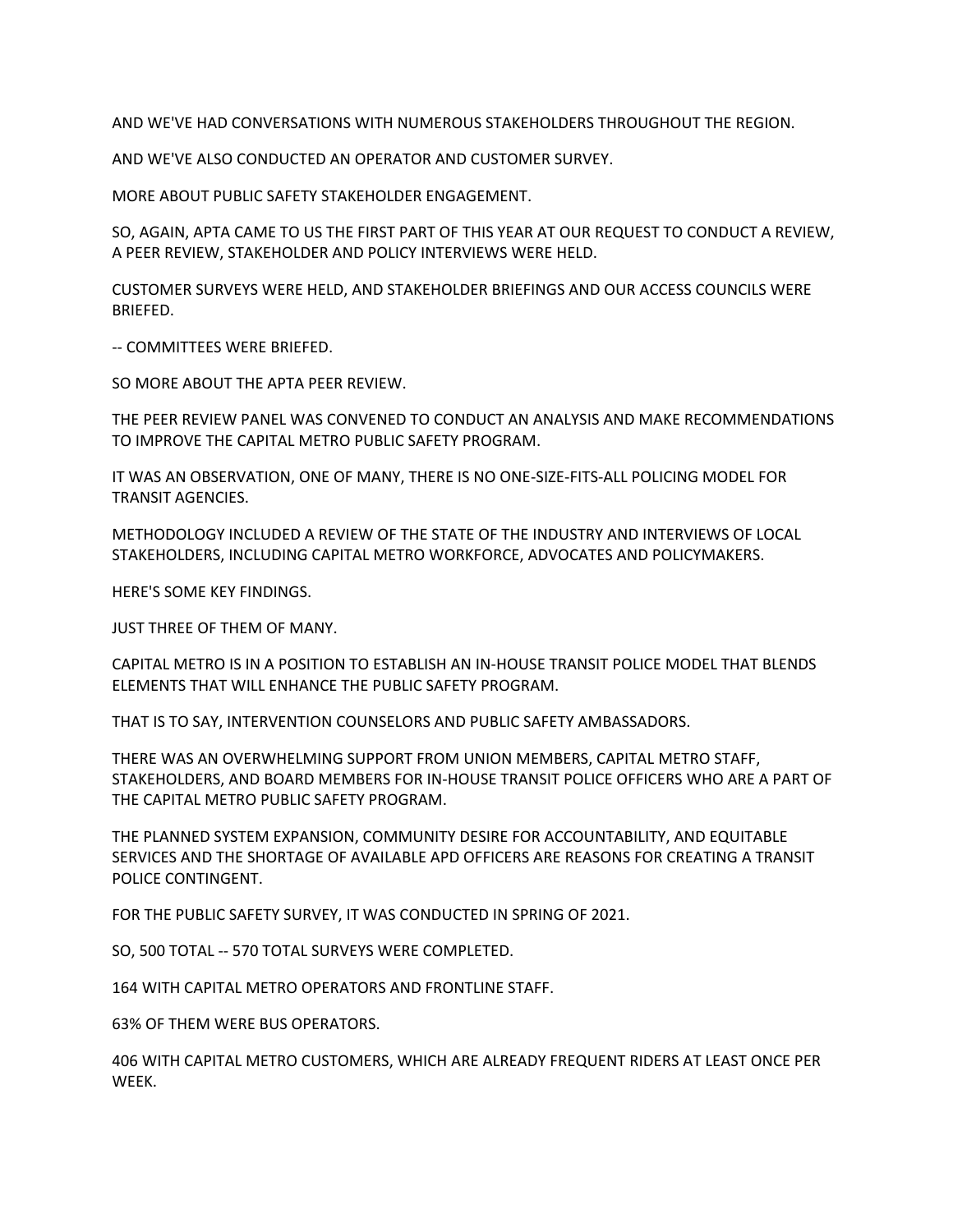AND WE'VE HAD CONVERSATIONS WITH NUMEROUS STAKEHOLDERS THROUGHOUT THE REGION.

AND WE'VE ALSO CONDUCTED AN OPERATOR AND CUSTOMER SURVEY.

MORE ABOUT PUBLIC SAFETY STAKEHOLDER ENGAGEMENT.

SO, AGAIN, APTA CAME TO US THE FIRST PART OF THIS YEAR AT OUR REQUEST TO CONDUCT A REVIEW, A PEER REVIEW, STAKEHOLDER AND POLICY INTERVIEWS WERE HELD.

CUSTOMER SURVEYS WERE HELD, AND STAKEHOLDER BRIEFINGS AND OUR ACCESS COUNCILS WERE BRIEFED.

-- COMMITTEES WERE BRIEFED.

SO MORE ABOUT THE APTA PEER REVIEW.

THE PEER REVIEW PANEL WAS CONVENED TO CONDUCT AN ANALYSIS AND MAKE RECOMMENDATIONS TO IMPROVE THE CAPITAL METRO PUBLIC SAFETY PROGRAM.

IT WAS AN OBSERVATION, ONE OF MANY, THERE IS NO ONE-SIZE-FITS-ALL POLICING MODEL FOR TRANSIT AGENCIES.

METHODOLOGY INCLUDED A REVIEW OF THE STATE OF THE INDUSTRY AND INTERVIEWS OF LOCAL STAKEHOLDERS, INCLUDING CAPITAL METRO WORKFORCE, ADVOCATES AND POLICYMAKERS.

HERE'S SOME KEY FINDINGS.

JUST THREE OF THEM OF MANY.

CAPITAL METRO IS IN A POSITION TO ESTABLISH AN IN-HOUSE TRANSIT POLICE MODEL THAT BLENDS ELEMENTS THAT WILL ENHANCE THE PUBLIC SAFETY PROGRAM.

THAT IS TO SAY, INTERVENTION COUNSELORS AND PUBLIC SAFETY AMBASSADORS.

THERE WAS AN OVERWHELMING SUPPORT FROM UNION MEMBERS, CAPITAL METRO STAFF, STAKEHOLDERS, AND BOARD MEMBERS FOR IN-HOUSE TRANSIT POLICE OFFICERS WHO ARE A PART OF THE CAPITAL METRO PUBLIC SAFETY PROGRAM.

THE PLANNED SYSTEM EXPANSION, COMMUNITY DESIRE FOR ACCOUNTABILITY, AND EQUITABLE SERVICES AND THE SHORTAGE OF AVAILABLE APD OFFICERS ARE REASONS FOR CREATING A TRANSIT POLICE CONTINGENT.

FOR THE PUBLIC SAFETY SURVEY, IT WAS CONDUCTED IN SPRING OF 2021.

SO, 500 TOTAL -- 570 TOTAL SURVEYS WERE COMPLETED.

164 WITH CAPITAL METRO OPERATORS AND FRONTLINE STAFF.

63% OF THEM WERE BUS OPERATORS.

406 WITH CAPITAL METRO CUSTOMERS, WHICH ARE ALREADY FREQUENT RIDERS AT LEAST ONCE PER WEEK.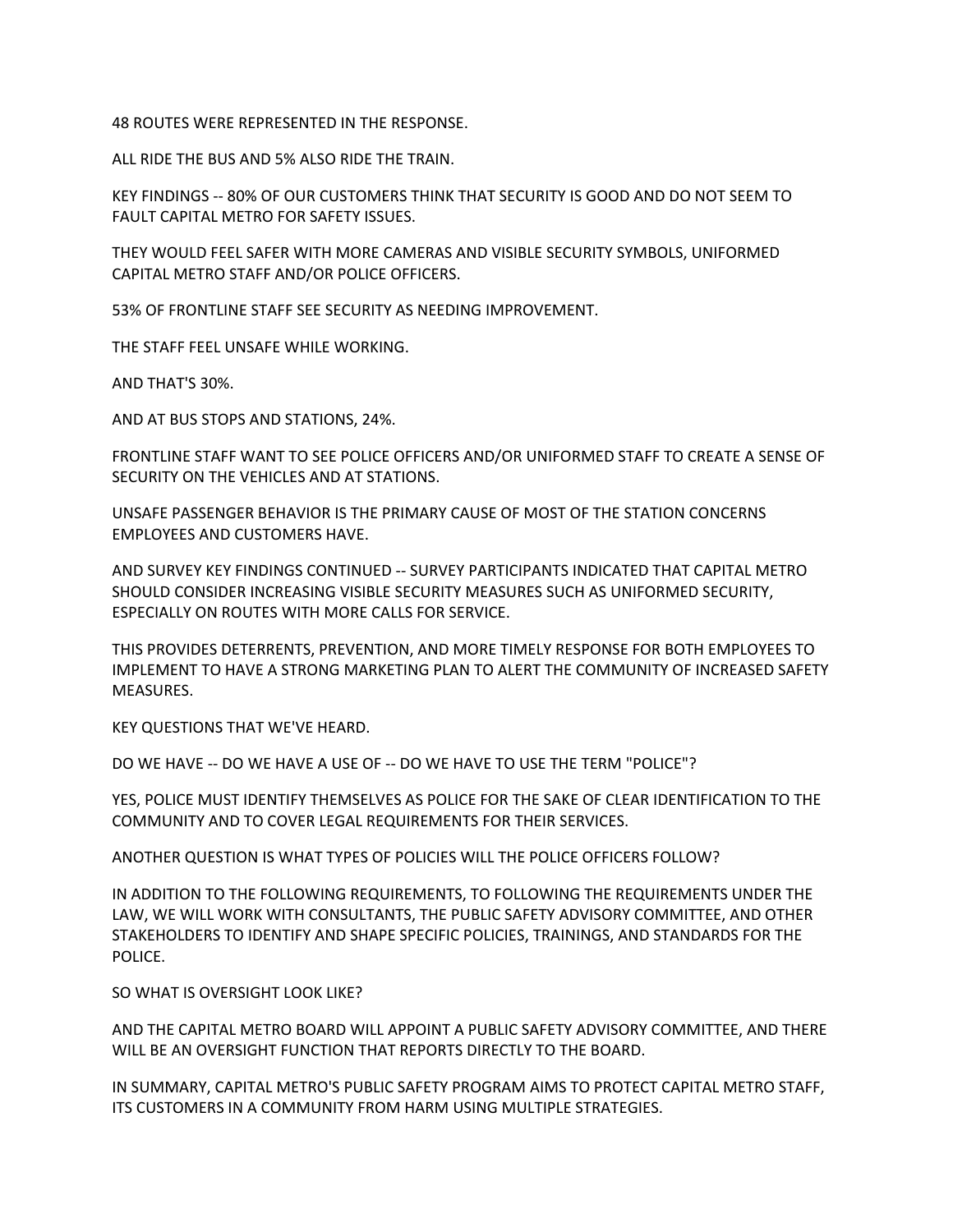48 ROUTES WERE REPRESENTED IN THE RESPONSE.

ALL RIDE THE BUS AND 5% ALSO RIDE THE TRAIN.

KEY FINDINGS -- 80% OF OUR CUSTOMERS THINK THAT SECURITY IS GOOD AND DO NOT SEEM TO FAULT CAPITAL METRO FOR SAFETY ISSUES.

THEY WOULD FEEL SAFER WITH MORE CAMERAS AND VISIBLE SECURITY SYMBOLS, UNIFORMED CAPITAL METRO STAFF AND/OR POLICE OFFICERS.

53% OF FRONTLINE STAFF SEE SECURITY AS NEEDING IMPROVEMENT.

THE STAFF FEEL UNSAFE WHILE WORKING.

AND THAT'S 30%.

AND AT BUS STOPS AND STATIONS, 24%.

FRONTLINE STAFF WANT TO SEE POLICE OFFICERS AND/OR UNIFORMED STAFF TO CREATE A SENSE OF SECURITY ON THE VEHICLES AND AT STATIONS.

UNSAFE PASSENGER BEHAVIOR IS THE PRIMARY CAUSE OF MOST OF THE STATION CONCERNS EMPLOYEES AND CUSTOMERS HAVE.

AND SURVEY KEY FINDINGS CONTINUED -- SURVEY PARTICIPANTS INDICATED THAT CAPITAL METRO SHOULD CONSIDER INCREASING VISIBLE SECURITY MEASURES SUCH AS UNIFORMED SECURITY, ESPECIALLY ON ROUTES WITH MORE CALLS FOR SERVICE.

THIS PROVIDES DETERRENTS, PREVENTION, AND MORE TIMELY RESPONSE FOR BOTH EMPLOYEES TO IMPLEMENT TO HAVE A STRONG MARKETING PLAN TO ALERT THE COMMUNITY OF INCREASED SAFETY MEASURES.

KEY QUESTIONS THAT WE'VE HEARD.

DO WE HAVE -- DO WE HAVE A USE OF -- DO WE HAVE TO USE THE TERM "POLICE"?

YES, POLICE MUST IDENTIFY THEMSELVES AS POLICE FOR THE SAKE OF CLEAR IDENTIFICATION TO THE COMMUNITY AND TO COVER LEGAL REQUIREMENTS FOR THEIR SERVICES.

ANOTHER QUESTION IS WHAT TYPES OF POLICIES WILL THE POLICE OFFICERS FOLLOW?

IN ADDITION TO THE FOLLOWING REQUIREMENTS, TO FOLLOWING THE REQUIREMENTS UNDER THE LAW, WE WILL WORK WITH CONSULTANTS, THE PUBLIC SAFETY ADVISORY COMMITTEE, AND OTHER STAKEHOLDERS TO IDENTIFY AND SHAPE SPECIFIC POLICIES, TRAININGS, AND STANDARDS FOR THE POLICE.

SO WHAT IS OVERSIGHT LOOK LIKE?

AND THE CAPITAL METRO BOARD WILL APPOINT A PUBLIC SAFETY ADVISORY COMMITTEE, AND THERE WILL BE AN OVERSIGHT FUNCTION THAT REPORTS DIRECTLY TO THE BOARD.

IN SUMMARY, CAPITAL METRO'S PUBLIC SAFETY PROGRAM AIMS TO PROTECT CAPITAL METRO STAFF, ITS CUSTOMERS IN A COMMUNITY FROM HARM USING MULTIPLE STRATEGIES.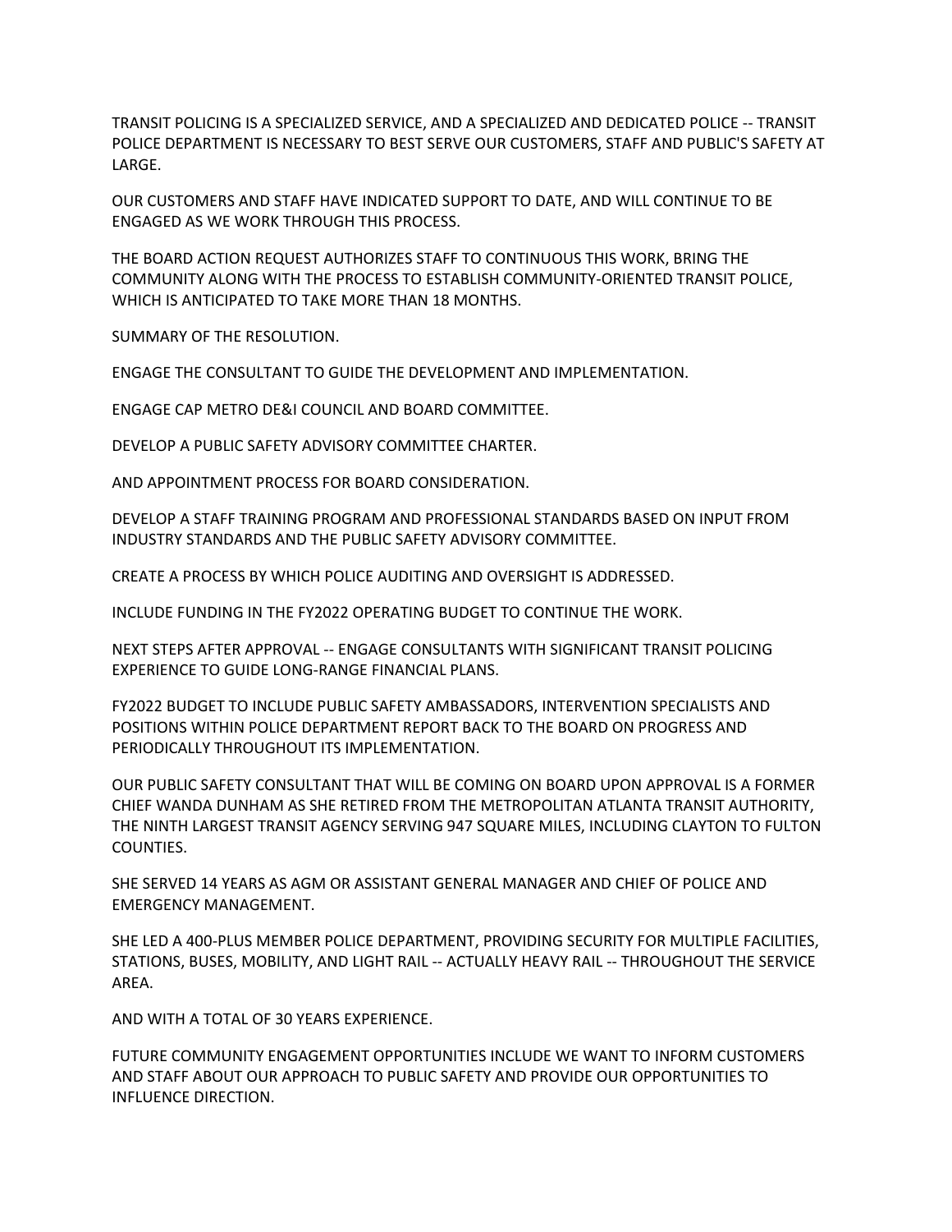TRANSIT POLICING IS A SPECIALIZED SERVICE, AND A SPECIALIZED AND DEDICATED POLICE -- TRANSIT POLICE DEPARTMENT IS NECESSARY TO BEST SERVE OUR CUSTOMERS, STAFF AND PUBLIC'S SAFETY AT LARGE.

OUR CUSTOMERS AND STAFF HAVE INDICATED SUPPORT TO DATE, AND WILL CONTINUE TO BE ENGAGED AS WE WORK THROUGH THIS PROCESS.

THE BOARD ACTION REQUEST AUTHORIZES STAFF TO CONTINUOUS THIS WORK, BRING THE COMMUNITY ALONG WITH THE PROCESS TO ESTABLISH COMMUNITY-ORIENTED TRANSIT POLICE, WHICH IS ANTICIPATED TO TAKE MORE THAN 18 MONTHS.

SUMMARY OF THE RESOLUTION.

ENGAGE THE CONSULTANT TO GUIDE THE DEVELOPMENT AND IMPLEMENTATION.

ENGAGE CAP METRO DE&I COUNCIL AND BOARD COMMITTEE.

DEVELOP A PUBLIC SAFETY ADVISORY COMMITTEE CHARTER.

AND APPOINTMENT PROCESS FOR BOARD CONSIDERATION.

DEVELOP A STAFF TRAINING PROGRAM AND PROFESSIONAL STANDARDS BASED ON INPUT FROM INDUSTRY STANDARDS AND THE PUBLIC SAFETY ADVISORY COMMITTEE.

CREATE A PROCESS BY WHICH POLICE AUDITING AND OVERSIGHT IS ADDRESSED.

INCLUDE FUNDING IN THE FY2022 OPERATING BUDGET TO CONTINUE THE WORK.

NEXT STEPS AFTER APPROVAL -- ENGAGE CONSULTANTS WITH SIGNIFICANT TRANSIT POLICING EXPERIENCE TO GUIDE LONG-RANGE FINANCIAL PLANS.

FY2022 BUDGET TO INCLUDE PUBLIC SAFETY AMBASSADORS, INTERVENTION SPECIALISTS AND POSITIONS WITHIN POLICE DEPARTMENT REPORT BACK TO THE BOARD ON PROGRESS AND PERIODICALLY THROUGHOUT ITS IMPLEMENTATION.

OUR PUBLIC SAFETY CONSULTANT THAT WILL BE COMING ON BOARD UPON APPROVAL IS A FORMER CHIEF WANDA DUNHAM AS SHE RETIRED FROM THE METROPOLITAN ATLANTA TRANSIT AUTHORITY, THE NINTH LARGEST TRANSIT AGENCY SERVING 947 SQUARE MILES, INCLUDING CLAYTON TO FULTON COUNTIES.

SHE SERVED 14 YEARS AS AGM OR ASSISTANT GENERAL MANAGER AND CHIEF OF POLICE AND EMERGENCY MANAGEMENT.

SHE LED A 400-PLUS MEMBER POLICE DEPARTMENT, PROVIDING SECURITY FOR MULTIPLE FACILITIES, STATIONS, BUSES, MOBILITY, AND LIGHT RAIL -- ACTUALLY HEAVY RAIL -- THROUGHOUT THE SERVICE AREA.

AND WITH A TOTAL OF 30 YEARS EXPERIENCE.

FUTURE COMMUNITY ENGAGEMENT OPPORTUNITIES INCLUDE WE WANT TO INFORM CUSTOMERS AND STAFF ABOUT OUR APPROACH TO PUBLIC SAFETY AND PROVIDE OUR OPPORTUNITIES TO INFLUENCE DIRECTION.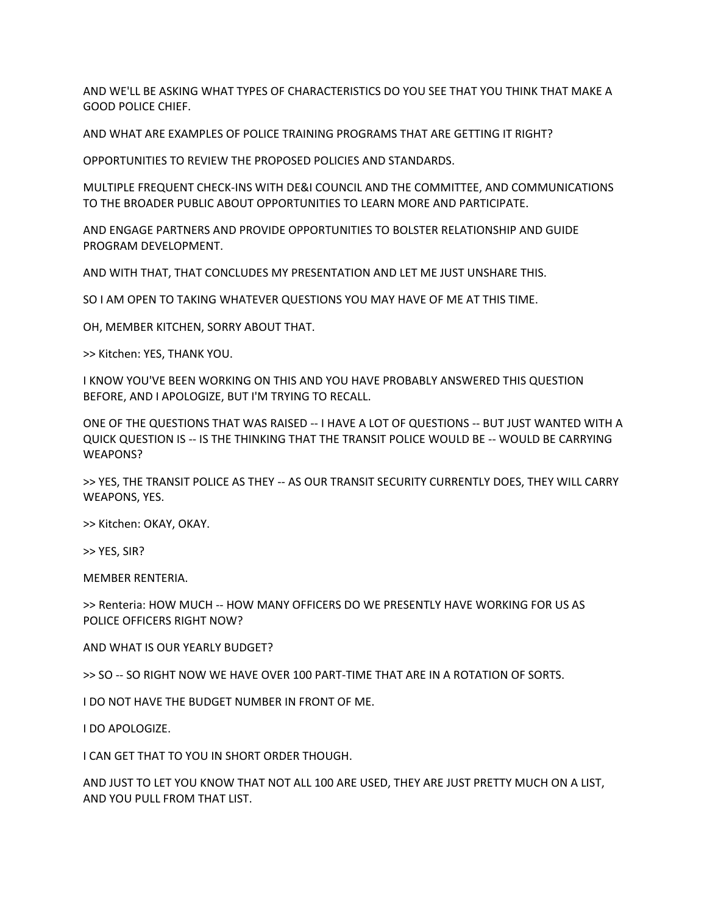AND WE'LL BE ASKING WHAT TYPES OF CHARACTERISTICS DO YOU SEE THAT YOU THINK THAT MAKE A GOOD POLICE CHIEF.

AND WHAT ARE EXAMPLES OF POLICE TRAINING PROGRAMS THAT ARE GETTING IT RIGHT?

OPPORTUNITIES TO REVIEW THE PROPOSED POLICIES AND STANDARDS.

MULTIPLE FREQUENT CHECK-INS WITH DE&I COUNCIL AND THE COMMITTEE, AND COMMUNICATIONS TO THE BROADER PUBLIC ABOUT OPPORTUNITIES TO LEARN MORE AND PARTICIPATE.

AND ENGAGE PARTNERS AND PROVIDE OPPORTUNITIES TO BOLSTER RELATIONSHIP AND GUIDE PROGRAM DEVELOPMENT.

AND WITH THAT, THAT CONCLUDES MY PRESENTATION AND LET ME JUST UNSHARE THIS.

SO I AM OPEN TO TAKING WHATEVER QUESTIONS YOU MAY HAVE OF ME AT THIS TIME.

OH, MEMBER KITCHEN, SORRY ABOUT THAT.

>> Kitchen: YES, THANK YOU.

I KNOW YOU'VE BEEN WORKING ON THIS AND YOU HAVE PROBABLY ANSWERED THIS QUESTION BEFORE, AND I APOLOGIZE, BUT I'M TRYING TO RECALL.

ONE OF THE QUESTIONS THAT WAS RAISED -- I HAVE A LOT OF QUESTIONS -- BUT JUST WANTED WITH A QUICK QUESTION IS -- IS THE THINKING THAT THE TRANSIT POLICE WOULD BE -- WOULD BE CARRYING WEAPONS?

>> YES, THE TRANSIT POLICE AS THEY -- AS OUR TRANSIT SECURITY CURRENTLY DOES, THEY WILL CARRY WEAPONS, YES.

>> Kitchen: OKAY, OKAY.

>> YES, SIR?

MEMBER RENTERIA.

>> Renteria: HOW MUCH -- HOW MANY OFFICERS DO WE PRESENTLY HAVE WORKING FOR US AS POLICE OFFICERS RIGHT NOW?

AND WHAT IS OUR YEARLY BUDGET?

>> SO -- SO RIGHT NOW WE HAVE OVER 100 PART-TIME THAT ARE IN A ROTATION OF SORTS.

I DO NOT HAVE THE BUDGET NUMBER IN FRONT OF ME.

I DO APOLOGIZE.

I CAN GET THAT TO YOU IN SHORT ORDER THOUGH.

AND JUST TO LET YOU KNOW THAT NOT ALL 100 ARE USED, THEY ARE JUST PRETTY MUCH ON A LIST, AND YOU PULL FROM THAT LIST.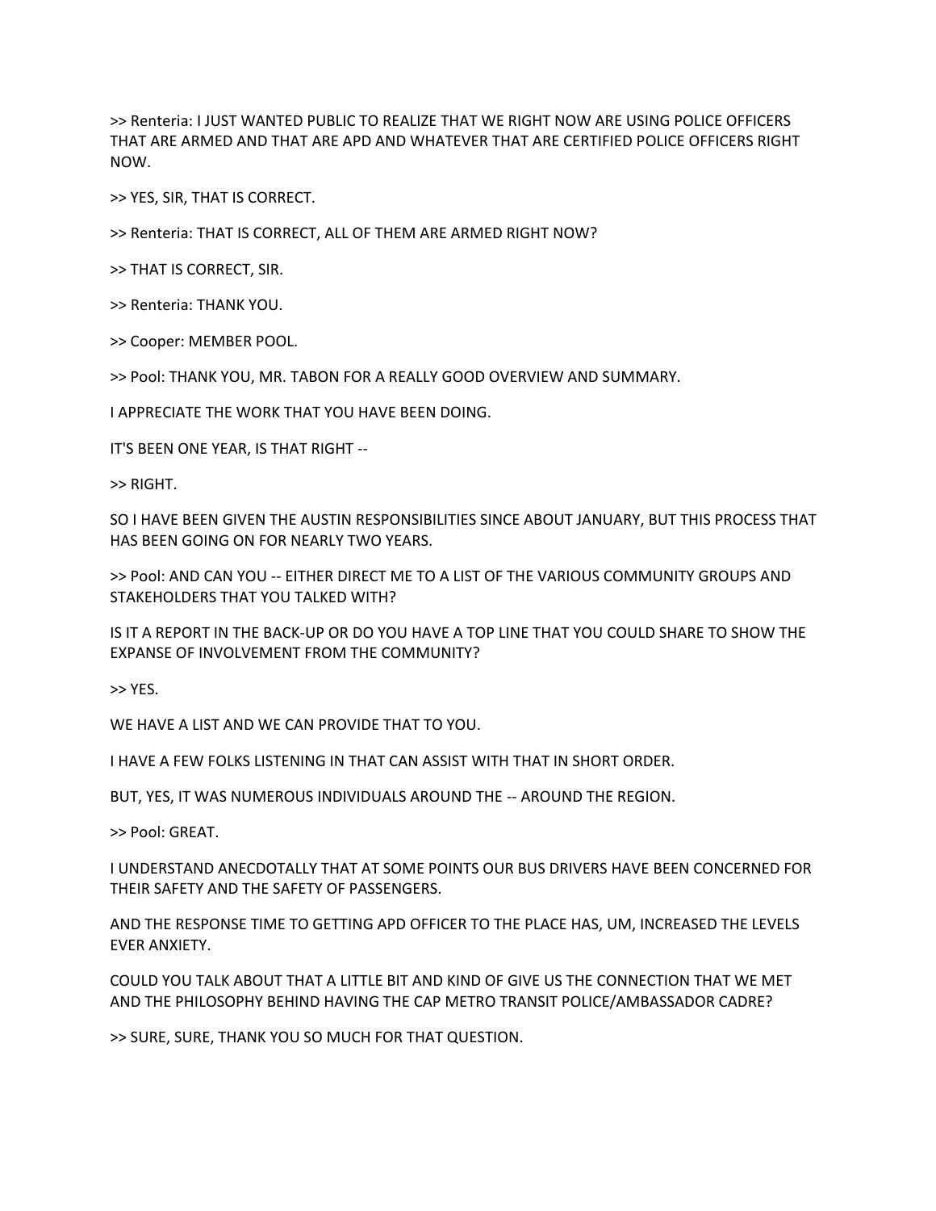>> Renteria: I JUST WANTED PUBLIC TO REALIZE THAT WE RIGHT NOW ARE USING POLICE OFFICERS THAT ARE ARMED AND THAT ARE APD AND WHATEVER THAT ARE CERTIFIED POLICE OFFICERS RIGHT NOW.

>> YES, SIR, THAT IS CORRECT.

>> Renteria: THAT IS CORRECT, ALL OF THEM ARE ARMED RIGHT NOW?

>> THAT IS CORRECT, SIR.

>> Renteria: THANK YOU.

>> Cooper: MEMBER POOL.

>> Pool: THANK YOU, MR. TABON FOR A REALLY GOOD OVERVIEW AND SUMMARY.

I APPRECIATE THE WORK THAT YOU HAVE BEEN DOING.

IT'S BEEN ONE YEAR, IS THAT RIGHT --

>> RIGHT.

SO I HAVE BEEN GIVEN THE AUSTIN RESPONSIBILITIES SINCE ABOUT JANUARY, BUT THIS PROCESS THAT HAS BEEN GOING ON FOR NEARLY TWO YEARS.

>> Pool: AND CAN YOU -- EITHER DIRECT ME TO A LIST OF THE VARIOUS COMMUNITY GROUPS AND STAKEHOLDERS THAT YOU TALKED WITH?

IS IT A REPORT IN THE BACK-UP OR DO YOU HAVE A TOP LINE THAT YOU COULD SHARE TO SHOW THE EXPANSE OF INVOLVEMENT FROM THE COMMUNITY?

>> YES.

WE HAVE A LIST AND WE CAN PROVIDE THAT TO YOU.

I HAVE A FEW FOLKS LISTENING IN THAT CAN ASSIST WITH THAT IN SHORT ORDER.

BUT, YES, IT WAS NUMEROUS INDIVIDUALS AROUND THE -- AROUND THE REGION.

>> Pool: GREAT.

I UNDERSTAND ANECDOTALLY THAT AT SOME POINTS OUR BUS DRIVERS HAVE BEEN CONCERNED FOR THEIR SAFETY AND THE SAFETY OF PASSENGERS.

AND THE RESPONSE TIME TO GETTING APD OFFICER TO THE PLACE HAS, UM, INCREASED THE LEVELS EVER ANXIETY.

COULD YOU TALK ABOUT THAT A LITTLE BIT AND KIND OF GIVE US THE CONNECTION THAT WE MET AND THE PHILOSOPHY BEHIND HAVING THE CAP METRO TRANSIT POLICE/AMBASSADOR CADRE?

>> SURE, SURE, THANK YOU SO MUCH FOR THAT QUESTION.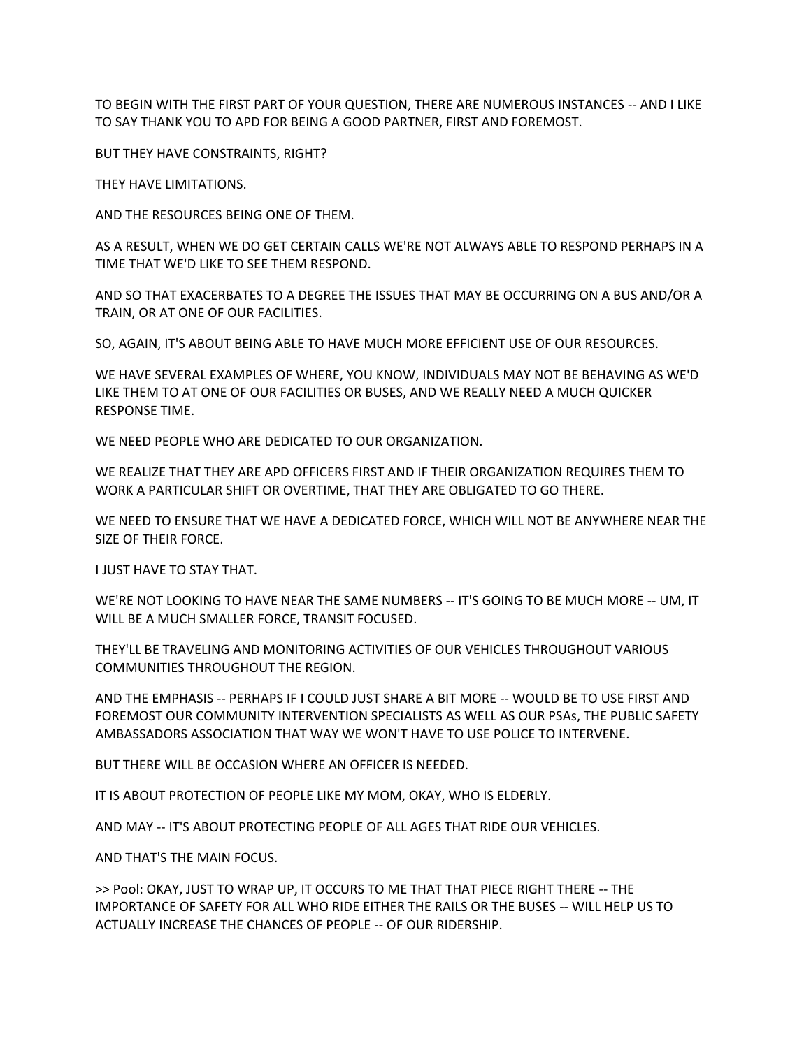TO BEGIN WITH THE FIRST PART OF YOUR QUESTION, THERE ARE NUMEROUS INSTANCES -- AND I LIKE TO SAY THANK YOU TO APD FOR BEING A GOOD PARTNER, FIRST AND FOREMOST.

BUT THEY HAVE CONSTRAINTS, RIGHT?

THEY HAVE LIMITATIONS.

AND THE RESOURCES BEING ONE OF THEM.

AS A RESULT, WHEN WE DO GET CERTAIN CALLS WE'RE NOT ALWAYS ABLE TO RESPOND PERHAPS IN A TIME THAT WE'D LIKE TO SEE THEM RESPOND.

AND SO THAT EXACERBATES TO A DEGREE THE ISSUES THAT MAY BE OCCURRING ON A BUS AND/OR A TRAIN, OR AT ONE OF OUR FACILITIES.

SO, AGAIN, IT'S ABOUT BEING ABLE TO HAVE MUCH MORE EFFICIENT USE OF OUR RESOURCES.

WE HAVE SEVERAL EXAMPLES OF WHERE, YOU KNOW, INDIVIDUALS MAY NOT BE BEHAVING AS WE'D LIKE THEM TO AT ONE OF OUR FACILITIES OR BUSES, AND WE REALLY NEED A MUCH QUICKER RESPONSE TIME.

WE NEED PEOPLE WHO ARE DEDICATED TO OUR ORGANIZATION.

WE REALIZE THAT THEY ARE APD OFFICERS FIRST AND IF THEIR ORGANIZATION REQUIRES THEM TO WORK A PARTICULAR SHIFT OR OVERTIME, THAT THEY ARE OBLIGATED TO GO THERE.

WE NEED TO ENSURE THAT WE HAVE A DEDICATED FORCE, WHICH WILL NOT BE ANYWHERE NEAR THE SIZE OF THEIR FORCE.

I JUST HAVE TO STAY THAT.

WE'RE NOT LOOKING TO HAVE NEAR THE SAME NUMBERS -- IT'S GOING TO BE MUCH MORE -- UM, IT WILL BE A MUCH SMALLER FORCE, TRANSIT FOCUSED.

THEY'LL BE TRAVELING AND MONITORING ACTIVITIES OF OUR VEHICLES THROUGHOUT VARIOUS COMMUNITIES THROUGHOUT THE REGION.

AND THE EMPHASIS -- PERHAPS IF I COULD JUST SHARE A BIT MORE -- WOULD BE TO USE FIRST AND FOREMOST OUR COMMUNITY INTERVENTION SPECIALISTS AS WELL AS OUR PSAs, THE PUBLIC SAFETY AMBASSADORS ASSOCIATION THAT WAY WE WON'T HAVE TO USE POLICE TO INTERVENE.

BUT THERE WILL BE OCCASION WHERE AN OFFICER IS NEEDED.

IT IS ABOUT PROTECTION OF PEOPLE LIKE MY MOM, OKAY, WHO IS ELDERLY.

AND MAY -- IT'S ABOUT PROTECTING PEOPLE OF ALL AGES THAT RIDE OUR VEHICLES.

AND THAT'S THE MAIN FOCUS.

>> Pool: OKAY, JUST TO WRAP UP, IT OCCURS TO ME THAT THAT PIECE RIGHT THERE -- THE IMPORTANCE OF SAFETY FOR ALL WHO RIDE EITHER THE RAILS OR THE BUSES -- WILL HELP US TO ACTUALLY INCREASE THE CHANCES OF PEOPLE -- OF OUR RIDERSHIP.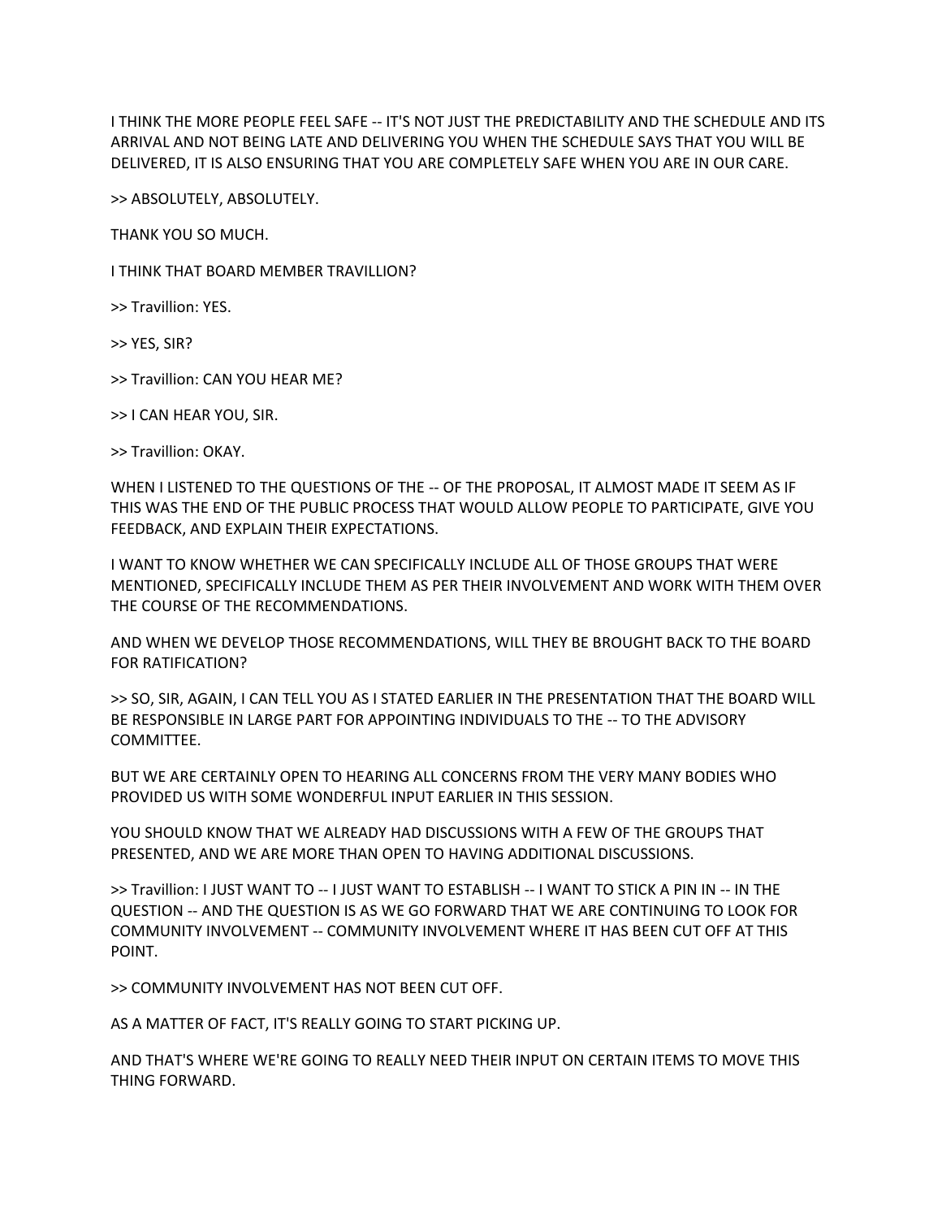I THINK THE MORE PEOPLE FEEL SAFE -- IT'S NOT JUST THE PREDICTABILITY AND THE SCHEDULE AND ITS ARRIVAL AND NOT BEING LATE AND DELIVERING YOU WHEN THE SCHEDULE SAYS THAT YOU WILL BE DELIVERED, IT IS ALSO ENSURING THAT YOU ARE COMPLETELY SAFE WHEN YOU ARE IN OUR CARE.

>> ABSOLUTELY, ABSOLUTELY.

THANK YOU SO MUCH.

I THINK THAT BOARD MEMBER TRAVILLION?

>> Travillion: YES.

>> YES, SIR?

>> Travillion: CAN YOU HEAR ME?

>> I CAN HEAR YOU, SIR.

>> Travillion: OKAY.

WHEN I LISTENED TO THE QUESTIONS OF THE -- OF THE PROPOSAL, IT ALMOST MADE IT SEEM AS IF THIS WAS THE END OF THE PUBLIC PROCESS THAT WOULD ALLOW PEOPLE TO PARTICIPATE, GIVE YOU FEEDBACK, AND EXPLAIN THEIR EXPECTATIONS.

I WANT TO KNOW WHETHER WE CAN SPECIFICALLY INCLUDE ALL OF THOSE GROUPS THAT WERE MENTIONED, SPECIFICALLY INCLUDE THEM AS PER THEIR INVOLVEMENT AND WORK WITH THEM OVER THE COURSE OF THE RECOMMENDATIONS.

AND WHEN WE DEVELOP THOSE RECOMMENDATIONS, WILL THEY BE BROUGHT BACK TO THE BOARD FOR RATIFICATION?

>> SO, SIR, AGAIN, I CAN TELL YOU AS I STATED EARLIER IN THE PRESENTATION THAT THE BOARD WILL BE RESPONSIBLE IN LARGE PART FOR APPOINTING INDIVIDUALS TO THE -- TO THE ADVISORY COMMITTEE.

BUT WE ARE CERTAINLY OPEN TO HEARING ALL CONCERNS FROM THE VERY MANY BODIES WHO PROVIDED US WITH SOME WONDERFUL INPUT EARLIER IN THIS SESSION.

YOU SHOULD KNOW THAT WE ALREADY HAD DISCUSSIONS WITH A FEW OF THE GROUPS THAT PRESENTED, AND WE ARE MORE THAN OPEN TO HAVING ADDITIONAL DISCUSSIONS.

>> Travillion: I JUST WANT TO -- I JUST WANT TO ESTABLISH -- I WANT TO STICK A PIN IN -- IN THE QUESTION -- AND THE QUESTION IS AS WE GO FORWARD THAT WE ARE CONTINUING TO LOOK FOR COMMUNITY INVOLVEMENT -- COMMUNITY INVOLVEMENT WHERE IT HAS BEEN CUT OFF AT THIS POINT.

>> COMMUNITY INVOLVEMENT HAS NOT BEEN CUT OFF.

AS A MATTER OF FACT, IT'S REALLY GOING TO START PICKING UP.

AND THAT'S WHERE WE'RE GOING TO REALLY NEED THEIR INPUT ON CERTAIN ITEMS TO MOVE THIS THING FORWARD.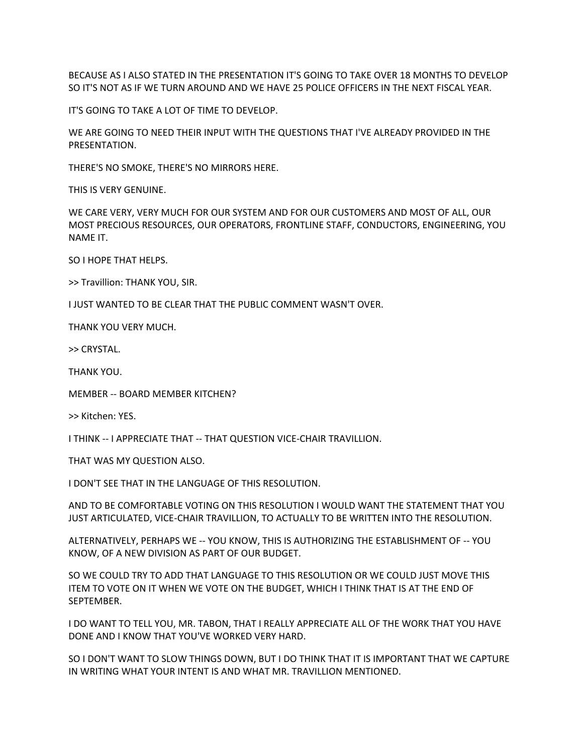BECAUSE AS I ALSO STATED IN THE PRESENTATION IT'S GOING TO TAKE OVER 18 MONTHS TO DEVELOP SO IT'S NOT AS IF WE TURN AROUND AND WE HAVE 25 POLICE OFFICERS IN THE NEXT FISCAL YEAR.

IT'S GOING TO TAKE A LOT OF TIME TO DEVELOP.

WE ARE GOING TO NEED THEIR INPUT WITH THE QUESTIONS THAT I'VE ALREADY PROVIDED IN THE PRESENTATION.

THERE'S NO SMOKE, THERE'S NO MIRRORS HERE.

THIS IS VERY GENUINE.

WE CARE VERY, VERY MUCH FOR OUR SYSTEM AND FOR OUR CUSTOMERS AND MOST OF ALL, OUR MOST PRECIOUS RESOURCES, OUR OPERATORS, FRONTLINE STAFF, CONDUCTORS, ENGINEERING, YOU NAME IT.

SO I HOPE THAT HELPS.

>> Travillion: THANK YOU, SIR.

I JUST WANTED TO BE CLEAR THAT THE PUBLIC COMMENT WASN'T OVER.

THANK YOU VERY MUCH.

>> CRYSTAL.

THANK YOU.

MEMBER -- BOARD MEMBER KITCHEN?

>> Kitchen: YES.

I THINK -- I APPRECIATE THAT -- THAT QUESTION VICE-CHAIR TRAVILLION.

THAT WAS MY QUESTION ALSO.

I DON'T SEE THAT IN THE LANGUAGE OF THIS RESOLUTION.

AND TO BE COMFORTABLE VOTING ON THIS RESOLUTION I WOULD WANT THE STATEMENT THAT YOU JUST ARTICULATED, VICE-CHAIR TRAVILLION, TO ACTUALLY TO BE WRITTEN INTO THE RESOLUTION.

ALTERNATIVELY, PERHAPS WE -- YOU KNOW, THIS IS AUTHORIZING THE ESTABLISHMENT OF -- YOU KNOW, OF A NEW DIVISION AS PART OF OUR BUDGET.

SO WE COULD TRY TO ADD THAT LANGUAGE TO THIS RESOLUTION OR WE COULD JUST MOVE THIS ITEM TO VOTE ON IT WHEN WE VOTE ON THE BUDGET, WHICH I THINK THAT IS AT THE END OF SEPTEMBER.

I DO WANT TO TELL YOU, MR. TABON, THAT I REALLY APPRECIATE ALL OF THE WORK THAT YOU HAVE DONE AND I KNOW THAT YOU'VE WORKED VERY HARD.

SO I DON'T WANT TO SLOW THINGS DOWN, BUT I DO THINK THAT IT IS IMPORTANT THAT WE CAPTURE IN WRITING WHAT YOUR INTENT IS AND WHAT MR. TRAVILLION MENTIONED.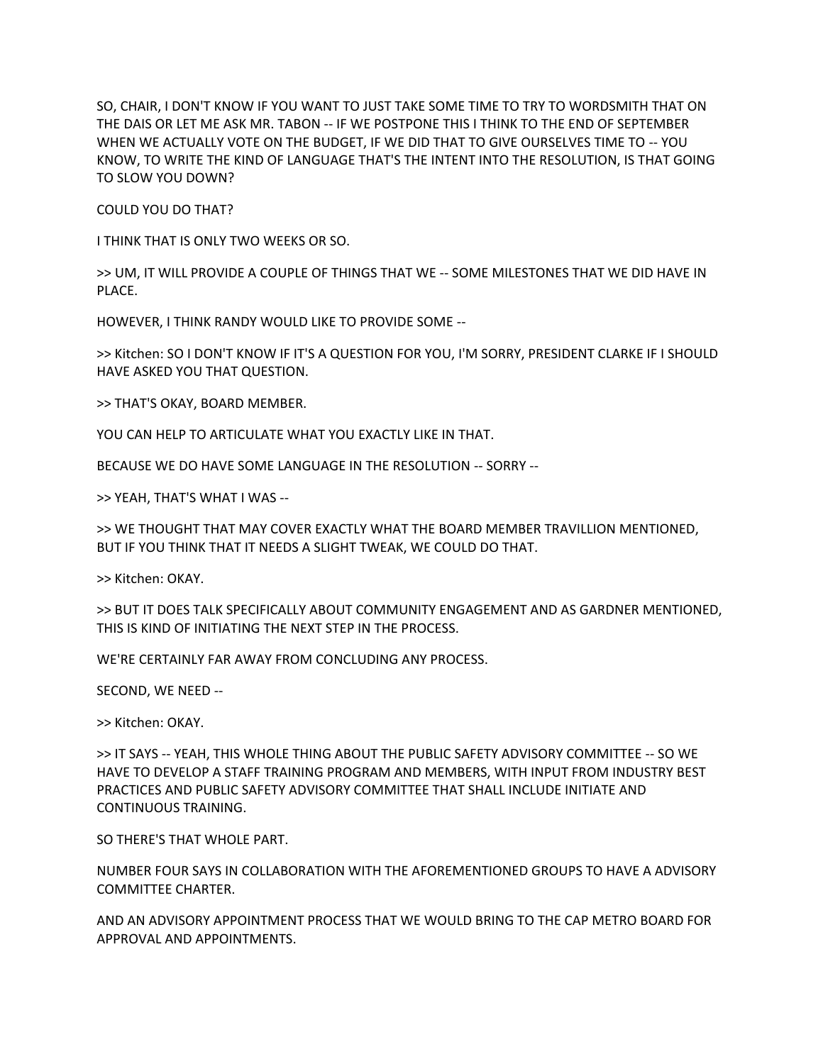SO, CHAIR, I DON'T KNOW IF YOU WANT TO JUST TAKE SOME TIME TO TRY TO WORDSMITH THAT ON THE DAIS OR LET ME ASK MR. TABON -- IF WE POSTPONE THIS I THINK TO THE END OF SEPTEMBER WHEN WE ACTUALLY VOTE ON THE BUDGET, IF WE DID THAT TO GIVE OURSELVES TIME TO -- YOU KNOW, TO WRITE THE KIND OF LANGUAGE THAT'S THE INTENT INTO THE RESOLUTION, IS THAT GOING TO SLOW YOU DOWN?

COULD YOU DO THAT?

I THINK THAT IS ONLY TWO WEEKS OR SO.

>> UM, IT WILL PROVIDE A COUPLE OF THINGS THAT WE -- SOME MILESTONES THAT WE DID HAVE IN PLACE.

HOWEVER, I THINK RANDY WOULD LIKE TO PROVIDE SOME --

>> Kitchen: SO I DON'T KNOW IF IT'S A QUESTION FOR YOU, I'M SORRY, PRESIDENT CLARKE IF I SHOULD HAVE ASKED YOU THAT QUESTION.

>> THAT'S OKAY, BOARD MEMBER.

YOU CAN HELP TO ARTICULATE WHAT YOU EXACTLY LIKE IN THAT.

BECAUSE WE DO HAVE SOME LANGUAGE IN THE RESOLUTION -- SORRY --

>> YEAH, THAT'S WHAT I WAS --

>> WE THOUGHT THAT MAY COVER EXACTLY WHAT THE BOARD MEMBER TRAVILLION MENTIONED, BUT IF YOU THINK THAT IT NEEDS A SLIGHT TWEAK, WE COULD DO THAT.

>> Kitchen: OKAY.

>> BUT IT DOES TALK SPECIFICALLY ABOUT COMMUNITY ENGAGEMENT AND AS GARDNER MENTIONED, THIS IS KIND OF INITIATING THE NEXT STEP IN THE PROCESS.

WE'RE CERTAINLY FAR AWAY FROM CONCLUDING ANY PROCESS.

SECOND, WE NEED --

>> Kitchen: OKAY.

>> IT SAYS -- YEAH, THIS WHOLE THING ABOUT THE PUBLIC SAFETY ADVISORY COMMITTEE -- SO WE HAVE TO DEVELOP A STAFF TRAINING PROGRAM AND MEMBERS, WITH INPUT FROM INDUSTRY BEST PRACTICES AND PUBLIC SAFETY ADVISORY COMMITTEE THAT SHALL INCLUDE INITIATE AND CONTINUOUS TRAINING.

SO THERE'S THAT WHOLE PART.

NUMBER FOUR SAYS IN COLLABORATION WITH THE AFOREMENTIONED GROUPS TO HAVE A ADVISORY COMMITTEE CHARTER.

AND AN ADVISORY APPOINTMENT PROCESS THAT WE WOULD BRING TO THE CAP METRO BOARD FOR APPROVAL AND APPOINTMENTS.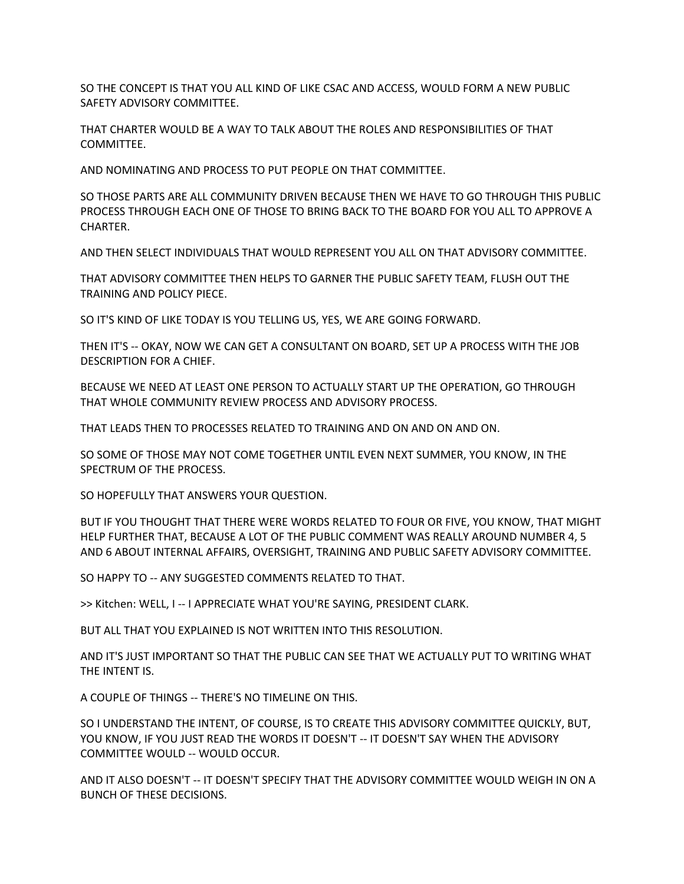SO THE CONCEPT IS THAT YOU ALL KIND OF LIKE CSAC AND ACCESS, WOULD FORM A NEW PUBLIC SAFETY ADVISORY COMMITTEE.

THAT CHARTER WOULD BE A WAY TO TALK ABOUT THE ROLES AND RESPONSIBILITIES OF THAT COMMITTEE.

AND NOMINATING AND PROCESS TO PUT PEOPLE ON THAT COMMITTEE.

SO THOSE PARTS ARE ALL COMMUNITY DRIVEN BECAUSE THEN WE HAVE TO GO THROUGH THIS PUBLIC PROCESS THROUGH EACH ONE OF THOSE TO BRING BACK TO THE BOARD FOR YOU ALL TO APPROVE A CHARTER.

AND THEN SELECT INDIVIDUALS THAT WOULD REPRESENT YOU ALL ON THAT ADVISORY COMMITTEE.

THAT ADVISORY COMMITTEE THEN HELPS TO GARNER THE PUBLIC SAFETY TEAM, FLUSH OUT THE TRAINING AND POLICY PIECE.

SO IT'S KIND OF LIKE TODAY IS YOU TELLING US, YES, WE ARE GOING FORWARD.

THEN IT'S -- OKAY, NOW WE CAN GET A CONSULTANT ON BOARD, SET UP A PROCESS WITH THE JOB DESCRIPTION FOR A CHIEF.

BECAUSE WE NEED AT LEAST ONE PERSON TO ACTUALLY START UP THE OPERATION, GO THROUGH THAT WHOLE COMMUNITY REVIEW PROCESS AND ADVISORY PROCESS.

THAT LEADS THEN TO PROCESSES RELATED TO TRAINING AND ON AND ON AND ON.

SO SOME OF THOSE MAY NOT COME TOGETHER UNTIL EVEN NEXT SUMMER, YOU KNOW, IN THE SPECTRUM OF THE PROCESS.

SO HOPEFULLY THAT ANSWERS YOUR QUESTION.

BUT IF YOU THOUGHT THAT THERE WERE WORDS RELATED TO FOUR OR FIVE, YOU KNOW, THAT MIGHT HELP FURTHER THAT, BECAUSE A LOT OF THE PUBLIC COMMENT WAS REALLY AROUND NUMBER 4, 5 AND 6 ABOUT INTERNAL AFFAIRS, OVERSIGHT, TRAINING AND PUBLIC SAFETY ADVISORY COMMITTEE.

SO HAPPY TO -- ANY SUGGESTED COMMENTS RELATED TO THAT.

>> Kitchen: WELL, I -- I APPRECIATE WHAT YOU'RE SAYING, PRESIDENT CLARK.

BUT ALL THAT YOU EXPLAINED IS NOT WRITTEN INTO THIS RESOLUTION.

AND IT'S JUST IMPORTANT SO THAT THE PUBLIC CAN SEE THAT WE ACTUALLY PUT TO WRITING WHAT THE INTENT IS.

A COUPLE OF THINGS -- THERE'S NO TIMELINE ON THIS.

SO I UNDERSTAND THE INTENT, OF COURSE, IS TO CREATE THIS ADVISORY COMMITTEE QUICKLY, BUT, YOU KNOW, IF YOU JUST READ THE WORDS IT DOESN'T -- IT DOESN'T SAY WHEN THE ADVISORY COMMITTEE WOULD -- WOULD OCCUR.

AND IT ALSO DOESN'T -- IT DOESN'T SPECIFY THAT THE ADVISORY COMMITTEE WOULD WEIGH IN ON A BUNCH OF THESE DECISIONS.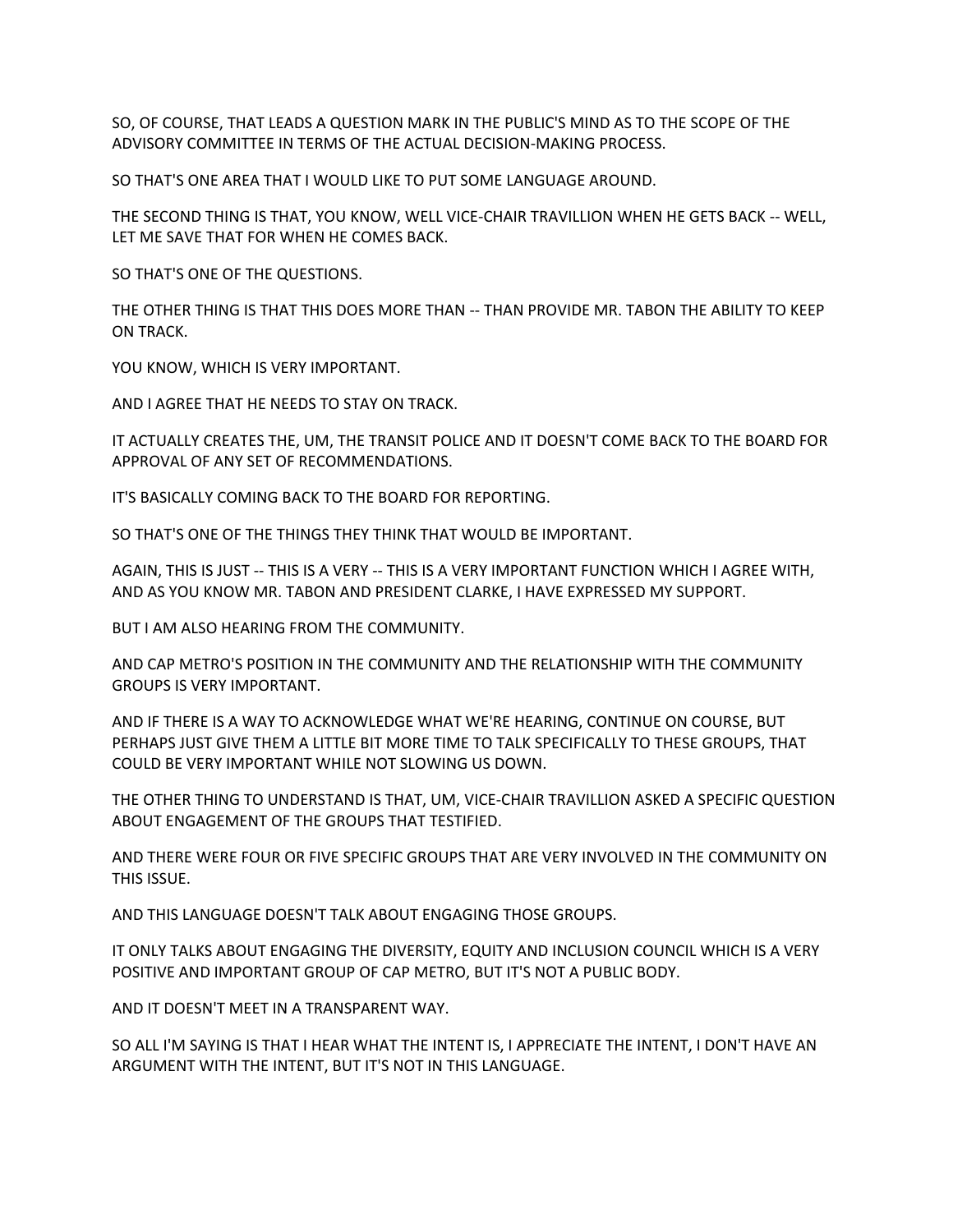SO, OF COURSE, THAT LEADS A QUESTION MARK IN THE PUBLIC'S MIND AS TO THE SCOPE OF THE ADVISORY COMMITTEE IN TERMS OF THE ACTUAL DECISION-MAKING PROCESS.

SO THAT'S ONE AREA THAT I WOULD LIKE TO PUT SOME LANGUAGE AROUND.

THE SECOND THING IS THAT, YOU KNOW, WELL VICE-CHAIR TRAVILLION WHEN HE GETS BACK -- WELL, LET ME SAVE THAT FOR WHEN HE COMES BACK.

SO THAT'S ONE OF THE QUESTIONS.

THE OTHER THING IS THAT THIS DOES MORE THAN -- THAN PROVIDE MR. TABON THE ABILITY TO KEEP ON TRACK.

YOU KNOW, WHICH IS VERY IMPORTANT.

AND I AGREE THAT HE NEEDS TO STAY ON TRACK.

IT ACTUALLY CREATES THE, UM, THE TRANSIT POLICE AND IT DOESN'T COME BACK TO THE BOARD FOR APPROVAL OF ANY SET OF RECOMMENDATIONS.

IT'S BASICALLY COMING BACK TO THE BOARD FOR REPORTING.

SO THAT'S ONE OF THE THINGS THEY THINK THAT WOULD BE IMPORTANT.

AGAIN, THIS IS JUST -- THIS IS A VERY -- THIS IS A VERY IMPORTANT FUNCTION WHICH I AGREE WITH, AND AS YOU KNOW MR. TABON AND PRESIDENT CLARKE, I HAVE EXPRESSED MY SUPPORT.

BUT I AM ALSO HEARING FROM THE COMMUNITY.

AND CAP METRO'S POSITION IN THE COMMUNITY AND THE RELATIONSHIP WITH THE COMMUNITY GROUPS IS VERY IMPORTANT.

AND IF THERE IS A WAY TO ACKNOWLEDGE WHAT WE'RE HEARING, CONTINUE ON COURSE, BUT PERHAPS JUST GIVE THEM A LITTLE BIT MORE TIME TO TALK SPECIFICALLY TO THESE GROUPS, THAT COULD BE VERY IMPORTANT WHILE NOT SLOWING US DOWN.

THE OTHER THING TO UNDERSTAND IS THAT, UM, VICE-CHAIR TRAVILLION ASKED A SPECIFIC QUESTION ABOUT ENGAGEMENT OF THE GROUPS THAT TESTIFIED.

AND THERE WERE FOUR OR FIVE SPECIFIC GROUPS THAT ARE VERY INVOLVED IN THE COMMUNITY ON THIS ISSUE.

AND THIS LANGUAGE DOESN'T TALK ABOUT ENGAGING THOSE GROUPS.

IT ONLY TALKS ABOUT ENGAGING THE DIVERSITY, EQUITY AND INCLUSION COUNCIL WHICH IS A VERY POSITIVE AND IMPORTANT GROUP OF CAP METRO, BUT IT'S NOT A PUBLIC BODY.

AND IT DOESN'T MEET IN A TRANSPARENT WAY.

SO ALL I'M SAYING IS THAT I HEAR WHAT THE INTENT IS, I APPRECIATE THE INTENT, I DON'T HAVE AN ARGUMENT WITH THE INTENT, BUT IT'S NOT IN THIS LANGUAGE.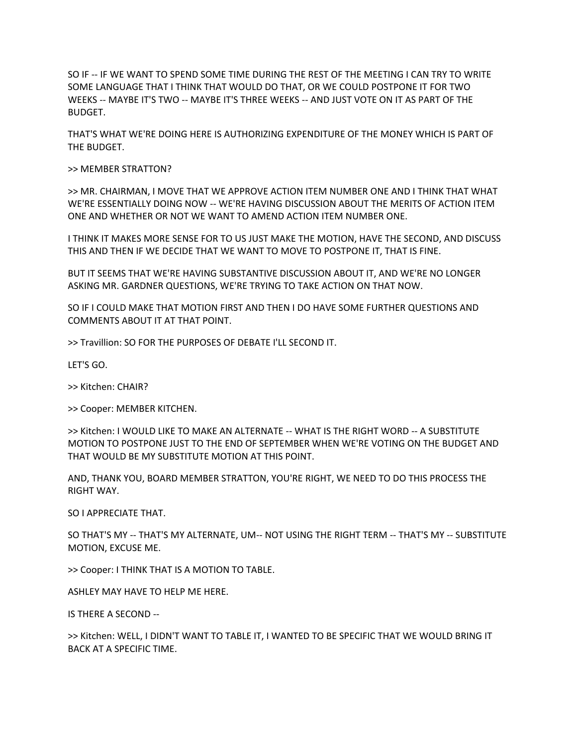SO IF -- IF WE WANT TO SPEND SOME TIME DURING THE REST OF THE MEETING I CAN TRY TO WRITE SOME LANGUAGE THAT I THINK THAT WOULD DO THAT, OR WE COULD POSTPONE IT FOR TWO WEEKS -- MAYBE IT'S TWO -- MAYBE IT'S THREE WEEKS -- AND JUST VOTE ON IT AS PART OF THE BUDGET.

THAT'S WHAT WE'RE DOING HERE IS AUTHORIZING EXPENDITURE OF THE MONEY WHICH IS PART OF THE BUDGET.

>> MEMBER STRATTON?

>> MR. CHAIRMAN, I MOVE THAT WE APPROVE ACTION ITEM NUMBER ONE AND I THINK THAT WHAT WE'RE ESSENTIALLY DOING NOW -- WE'RE HAVING DISCUSSION ABOUT THE MERITS OF ACTION ITEM ONE AND WHETHER OR NOT WE WANT TO AMEND ACTION ITEM NUMBER ONE.

I THINK IT MAKES MORE SENSE FOR TO US JUST MAKE THE MOTION, HAVE THE SECOND, AND DISCUSS THIS AND THEN IF WE DECIDE THAT WE WANT TO MOVE TO POSTPONE IT, THAT IS FINE.

BUT IT SEEMS THAT WE'RE HAVING SUBSTANTIVE DISCUSSION ABOUT IT, AND WE'RE NO LONGER ASKING MR. GARDNER QUESTIONS, WE'RE TRYING TO TAKE ACTION ON THAT NOW.

SO IF I COULD MAKE THAT MOTION FIRST AND THEN I DO HAVE SOME FURTHER QUESTIONS AND COMMENTS ABOUT IT AT THAT POINT.

>> Travillion: SO FOR THE PURPOSES OF DEBATE I'LL SECOND IT.

LET'S GO.

>> Kitchen: CHAIR?

>> Cooper: MEMBER KITCHEN.

>> Kitchen: I WOULD LIKE TO MAKE AN ALTERNATE -- WHAT IS THE RIGHT WORD -- A SUBSTITUTE MOTION TO POSTPONE JUST TO THE END OF SEPTEMBER WHEN WE'RE VOTING ON THE BUDGET AND THAT WOULD BE MY SUBSTITUTE MOTION AT THIS POINT.

AND, THANK YOU, BOARD MEMBER STRATTON, YOU'RE RIGHT, WE NEED TO DO THIS PROCESS THE RIGHT WAY.

SO I APPRECIATE THAT.

SO THAT'S MY -- THAT'S MY ALTERNATE, UM-- NOT USING THE RIGHT TERM -- THAT'S MY -- SUBSTITUTE MOTION, EXCUSE ME.

>> Cooper: I THINK THAT IS A MOTION TO TABLE.

ASHLEY MAY HAVE TO HELP ME HERE.

IS THERE A SECOND --

>> Kitchen: WELL, I DIDN'T WANT TO TABLE IT, I WANTED TO BE SPECIFIC THAT WE WOULD BRING IT BACK AT A SPECIFIC TIME.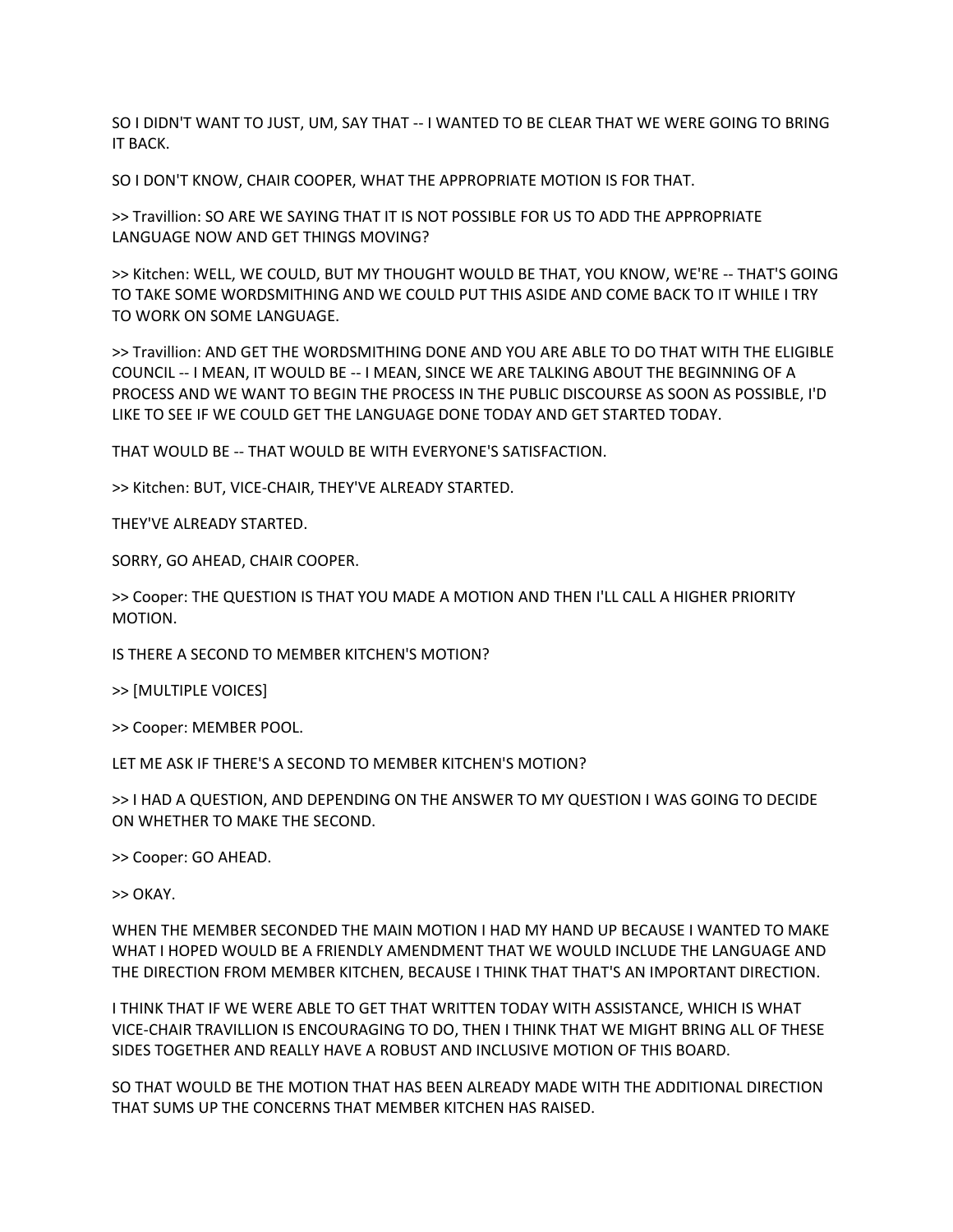SO I DIDN'T WANT TO JUST, UM, SAY THAT -- I WANTED TO BE CLEAR THAT WE WERE GOING TO BRING IT BACK.

SO I DON'T KNOW, CHAIR COOPER, WHAT THE APPROPRIATE MOTION IS FOR THAT.

>> Travillion: SO ARE WE SAYING THAT IT IS NOT POSSIBLE FOR US TO ADD THE APPROPRIATE LANGUAGE NOW AND GET THINGS MOVING?

>> Kitchen: WELL, WE COULD, BUT MY THOUGHT WOULD BE THAT, YOU KNOW, WE'RE -- THAT'S GOING TO TAKE SOME WORDSMITHING AND WE COULD PUT THIS ASIDE AND COME BACK TO IT WHILE I TRY TO WORK ON SOME LANGUAGE.

>> Travillion: AND GET THE WORDSMITHING DONE AND YOU ARE ABLE TO DO THAT WITH THE ELIGIBLE COUNCIL -- I MEAN, IT WOULD BE -- I MEAN, SINCE WE ARE TALKING ABOUT THE BEGINNING OF A PROCESS AND WE WANT TO BEGIN THE PROCESS IN THE PUBLIC DISCOURSE AS SOON AS POSSIBLE, I'D LIKE TO SEE IF WE COULD GET THE LANGUAGE DONE TODAY AND GET STARTED TODAY.

THAT WOULD BE -- THAT WOULD BE WITH EVERYONE'S SATISFACTION.

>> Kitchen: BUT, VICE-CHAIR, THEY'VE ALREADY STARTED.

THEY'VE ALREADY STARTED.

SORRY, GO AHEAD, CHAIR COOPER.

>> Cooper: THE QUESTION IS THAT YOU MADE A MOTION AND THEN I'LL CALL A HIGHER PRIORITY MOTION.

IS THERE A SECOND TO MEMBER KITCHEN'S MOTION?

>> [MULTIPLE VOICES]

>> Cooper: MEMBER POOL.

LET ME ASK IF THERE'S A SECOND TO MEMBER KITCHEN'S MOTION?

>> I HAD A QUESTION, AND DEPENDING ON THE ANSWER TO MY QUESTION I WAS GOING TO DECIDE ON WHETHER TO MAKE THE SECOND.

>> Cooper: GO AHEAD.

>> OKAY.

WHEN THE MEMBER SECONDED THE MAIN MOTION I HAD MY HAND UP BECAUSE I WANTED TO MAKE WHAT I HOPED WOULD BE A FRIENDLY AMENDMENT THAT WE WOULD INCLUDE THE LANGUAGE AND THE DIRECTION FROM MEMBER KITCHEN, BECAUSE I THINK THAT THAT'S AN IMPORTANT DIRECTION.

I THINK THAT IF WE WERE ABLE TO GET THAT WRITTEN TODAY WITH ASSISTANCE, WHICH IS WHAT VICE-CHAIR TRAVILLION IS ENCOURAGING TO DO, THEN I THINK THAT WE MIGHT BRING ALL OF THESE SIDES TOGETHER AND REALLY HAVE A ROBUST AND INCLUSIVE MOTION OF THIS BOARD.

SO THAT WOULD BE THE MOTION THAT HAS BEEN ALREADY MADE WITH THE ADDITIONAL DIRECTION THAT SUMS UP THE CONCERNS THAT MEMBER KITCHEN HAS RAISED.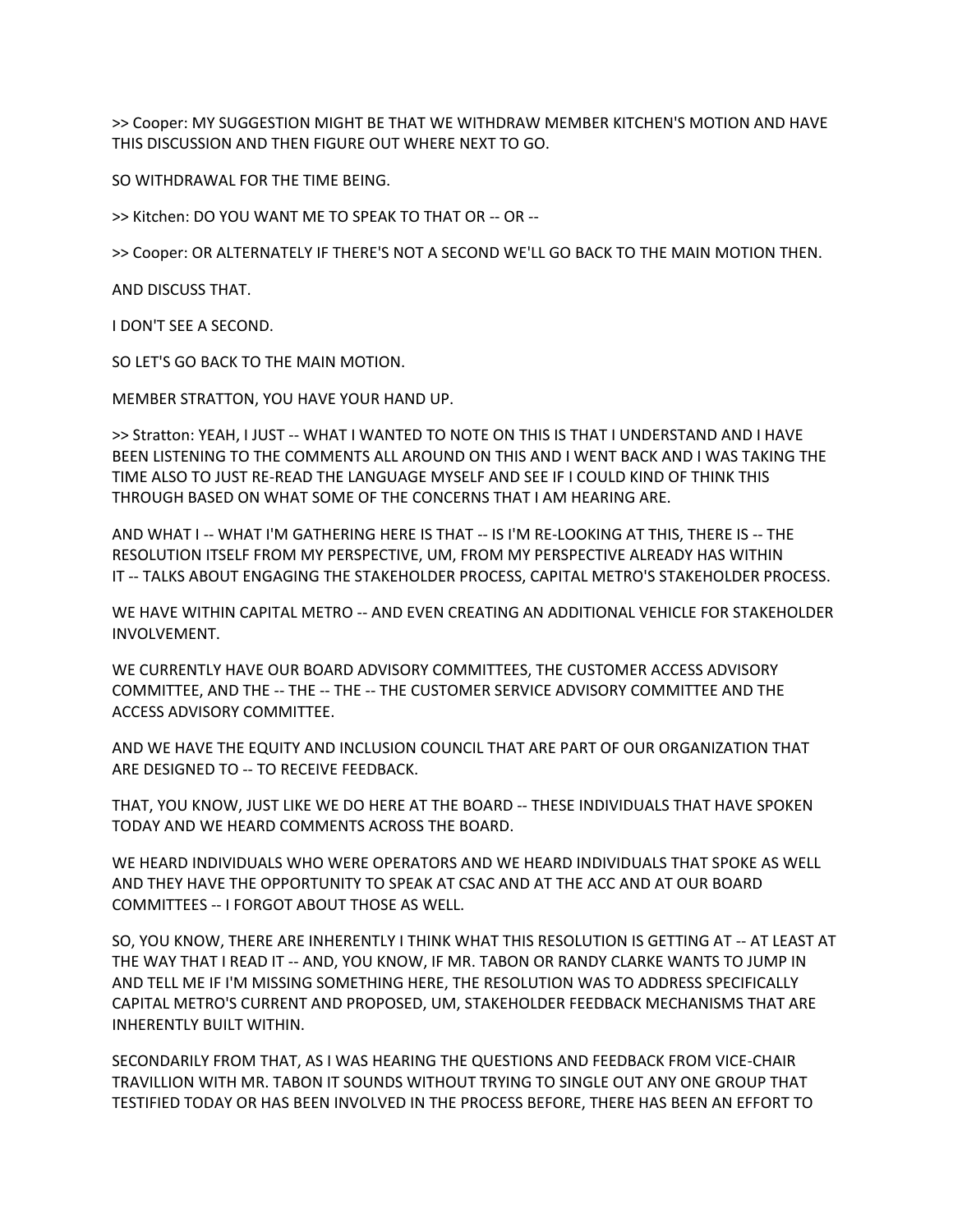>> Cooper: MY SUGGESTION MIGHT BE THAT WE WITHDRAW MEMBER KITCHEN'S MOTION AND HAVE THIS DISCUSSION AND THEN FIGURE OUT WHERE NEXT TO GO.

SO WITHDRAWAL FOR THE TIME BEING.

>> Kitchen: DO YOU WANT ME TO SPEAK TO THAT OR -- OR --

>> Cooper: OR ALTERNATELY IF THERE'S NOT A SECOND WE'LL GO BACK TO THE MAIN MOTION THEN.

AND DISCUSS THAT.

I DON'T SEE A SECOND.

SO LET'S GO BACK TO THE MAIN MOTION.

MEMBER STRATTON, YOU HAVE YOUR HAND UP.

>> Stratton: YEAH, I JUST -- WHAT I WANTED TO NOTE ON THIS IS THAT I UNDERSTAND AND I HAVE BEEN LISTENING TO THE COMMENTS ALL AROUND ON THIS AND I WENT BACK AND I WAS TAKING THE TIME ALSO TO JUST RE-READ THE LANGUAGE MYSELF AND SEE IF I COULD KIND OF THINK THIS THROUGH BASED ON WHAT SOME OF THE CONCERNS THAT I AM HEARING ARE.

AND WHAT I -- WHAT I'M GATHERING HERE IS THAT -- IS I'M RE-LOOKING AT THIS, THERE IS -- THE RESOLUTION ITSELF FROM MY PERSPECTIVE, UM, FROM MY PERSPECTIVE ALREADY HAS WITHIN IT -- TALKS ABOUT ENGAGING THE STAKEHOLDER PROCESS, CAPITAL METRO'S STAKEHOLDER PROCESS.

WE HAVE WITHIN CAPITAL METRO -- AND EVEN CREATING AN ADDITIONAL VEHICLE FOR STAKEHOLDER INVOLVEMENT.

WE CURRENTLY HAVE OUR BOARD ADVISORY COMMITTEES, THE CUSTOMER ACCESS ADVISORY COMMITTEE, AND THE -- THE -- THE -- THE CUSTOMER SERVICE ADVISORY COMMITTEE AND THE ACCESS ADVISORY COMMITTEE.

AND WE HAVE THE EQUITY AND INCLUSION COUNCIL THAT ARE PART OF OUR ORGANIZATION THAT ARE DESIGNED TO -- TO RECEIVE FEEDBACK.

THAT, YOU KNOW, JUST LIKE WE DO HERE AT THE BOARD -- THESE INDIVIDUALS THAT HAVE SPOKEN TODAY AND WE HEARD COMMENTS ACROSS THE BOARD.

WE HEARD INDIVIDUALS WHO WERE OPERATORS AND WE HEARD INDIVIDUALS THAT SPOKE AS WELL AND THEY HAVE THE OPPORTUNITY TO SPEAK AT CSAC AND AT THE ACC AND AT OUR BOARD COMMITTEES -- I FORGOT ABOUT THOSE AS WELL.

SO, YOU KNOW, THERE ARE INHERENTLY I THINK WHAT THIS RESOLUTION IS GETTING AT -- AT LEAST AT THE WAY THAT I READ IT -- AND, YOU KNOW, IF MR. TABON OR RANDY CLARKE WANTS TO JUMP IN AND TELL ME IF I'M MISSING SOMETHING HERE, THE RESOLUTION WAS TO ADDRESS SPECIFICALLY CAPITAL METRO'S CURRENT AND PROPOSED, UM, STAKEHOLDER FEEDBACK MECHANISMS THAT ARE INHERENTLY BUILT WITHIN.

SECONDARILY FROM THAT, AS I WAS HEARING THE QUESTIONS AND FEEDBACK FROM VICE-CHAIR TRAVILLION WITH MR. TABON IT SOUNDS WITHOUT TRYING TO SINGLE OUT ANY ONE GROUP THAT TESTIFIED TODAY OR HAS BEEN INVOLVED IN THE PROCESS BEFORE, THERE HAS BEEN AN EFFORT TO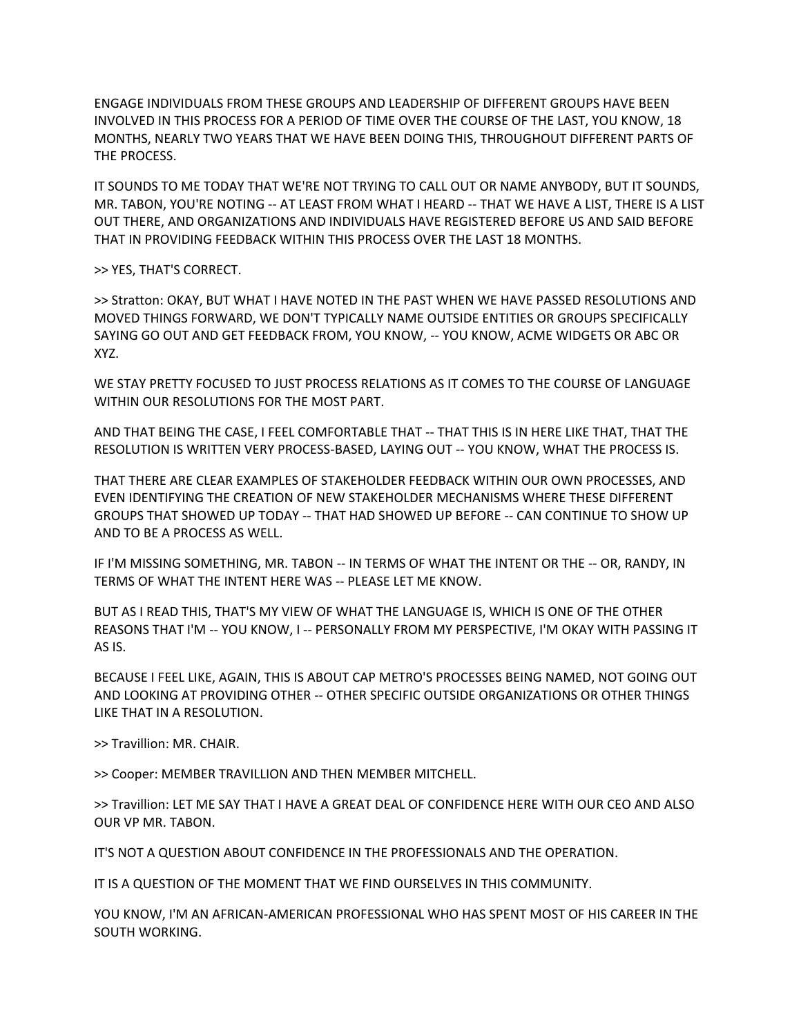ENGAGE INDIVIDUALS FROM THESE GROUPS AND LEADERSHIP OF DIFFERENT GROUPS HAVE BEEN INVOLVED IN THIS PROCESS FOR A PERIOD OF TIME OVER THE COURSE OF THE LAST, YOU KNOW, 18 MONTHS, NEARLY TWO YEARS THAT WE HAVE BEEN DOING THIS, THROUGHOUT DIFFERENT PARTS OF THE PROCESS.

IT SOUNDS TO ME TODAY THAT WE'RE NOT TRYING TO CALL OUT OR NAME ANYBODY, BUT IT SOUNDS, MR. TABON, YOU'RE NOTING -- AT LEAST FROM WHAT I HEARD -- THAT WE HAVE A LIST, THERE IS A LIST OUT THERE, AND ORGANIZATIONS AND INDIVIDUALS HAVE REGISTERED BEFORE US AND SAID BEFORE THAT IN PROVIDING FEEDBACK WITHIN THIS PROCESS OVER THE LAST 18 MONTHS.

>> YES, THAT'S CORRECT.

>> Stratton: OKAY, BUT WHAT I HAVE NOTED IN THE PAST WHEN WE HAVE PASSED RESOLUTIONS AND MOVED THINGS FORWARD, WE DON'T TYPICALLY NAME OUTSIDE ENTITIES OR GROUPS SPECIFICALLY SAYING GO OUT AND GET FEEDBACK FROM, YOU KNOW, -- YOU KNOW, ACME WIDGETS OR ABC OR XYZ.

WE STAY PRETTY FOCUSED TO JUST PROCESS RELATIONS AS IT COMES TO THE COURSE OF LANGUAGE WITHIN OUR RESOLUTIONS FOR THE MOST PART.

AND THAT BEING THE CASE, I FEEL COMFORTABLE THAT -- THAT THIS IS IN HERE LIKE THAT, THAT THE RESOLUTION IS WRITTEN VERY PROCESS-BASED, LAYING OUT -- YOU KNOW, WHAT THE PROCESS IS.

THAT THERE ARE CLEAR EXAMPLES OF STAKEHOLDER FEEDBACK WITHIN OUR OWN PROCESSES, AND EVEN IDENTIFYING THE CREATION OF NEW STAKEHOLDER MECHANISMS WHERE THESE DIFFERENT GROUPS THAT SHOWED UP TODAY -- THAT HAD SHOWED UP BEFORE -- CAN CONTINUE TO SHOW UP AND TO BE A PROCESS AS WELL.

IF I'M MISSING SOMETHING, MR. TABON -- IN TERMS OF WHAT THE INTENT OR THE -- OR, RANDY, IN TERMS OF WHAT THE INTENT HERE WAS -- PLEASE LET ME KNOW.

BUT AS I READ THIS, THAT'S MY VIEW OF WHAT THE LANGUAGE IS, WHICH IS ONE OF THE OTHER REASONS THAT I'M -- YOU KNOW, I -- PERSONALLY FROM MY PERSPECTIVE, I'M OKAY WITH PASSING IT AS IS.

BECAUSE I FEEL LIKE, AGAIN, THIS IS ABOUT CAP METRO'S PROCESSES BEING NAMED, NOT GOING OUT AND LOOKING AT PROVIDING OTHER -- OTHER SPECIFIC OUTSIDE ORGANIZATIONS OR OTHER THINGS LIKE THAT IN A RESOLUTION.

>> Travillion: MR. CHAIR.

>> Cooper: MEMBER TRAVILLION AND THEN MEMBER MITCHELL.

>> Travillion: LET ME SAY THAT I HAVE A GREAT DEAL OF CONFIDENCE HERE WITH OUR CEO AND ALSO OUR VP MR. TABON.

IT'S NOT A QUESTION ABOUT CONFIDENCE IN THE PROFESSIONALS AND THE OPERATION.

IT IS A QUESTION OF THE MOMENT THAT WE FIND OURSELVES IN THIS COMMUNITY.

YOU KNOW, I'M AN AFRICAN-AMERICAN PROFESSIONAL WHO HAS SPENT MOST OF HIS CAREER IN THE SOUTH WORKING.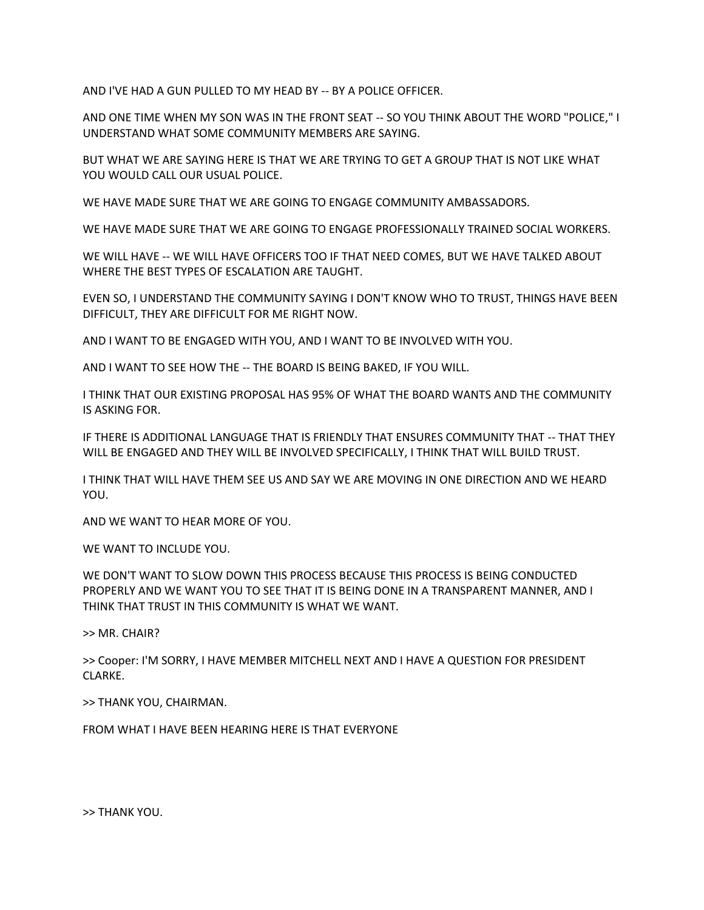AND I'VE HAD A GUN PULLED TO MY HEAD BY -- BY A POLICE OFFICER.

AND ONE TIME WHEN MY SON WAS IN THE FRONT SEAT -- SO YOU THINK ABOUT THE WORD "POLICE," I UNDERSTAND WHAT SOME COMMUNITY MEMBERS ARE SAYING.

BUT WHAT WE ARE SAYING HERE IS THAT WE ARE TRYING TO GET A GROUP THAT IS NOT LIKE WHAT YOU WOULD CALL OUR USUAL POLICE.

WE HAVE MADE SURE THAT WE ARE GOING TO ENGAGE COMMUNITY AMBASSADORS.

WE HAVE MADE SURE THAT WE ARE GOING TO ENGAGE PROFESSIONALLY TRAINED SOCIAL WORKERS.

WE WILL HAVE -- WE WILL HAVE OFFICERS TOO IF THAT NEED COMES, BUT WE HAVE TALKED ABOUT WHERE THE BEST TYPES OF ESCALATION ARE TAUGHT.

EVEN SO, I UNDERSTAND THE COMMUNITY SAYING I DON'T KNOW WHO TO TRUST, THINGS HAVE BEEN DIFFICULT, THEY ARE DIFFICULT FOR ME RIGHT NOW.

AND I WANT TO BE ENGAGED WITH YOU, AND I WANT TO BE INVOLVED WITH YOU.

AND I WANT TO SEE HOW THE -- THE BOARD IS BEING BAKED, IF YOU WILL.

I THINK THAT OUR EXISTING PROPOSAL HAS 95% OF WHAT THE BOARD WANTS AND THE COMMUNITY IS ASKING FOR.

IF THERE IS ADDITIONAL LANGUAGE THAT IS FRIENDLY THAT ENSURES COMMUNITY THAT -- THAT THEY WILL BE ENGAGED AND THEY WILL BE INVOLVED SPECIFICALLY, I THINK THAT WILL BUILD TRUST.

I THINK THAT WILL HAVE THEM SEE US AND SAY WE ARE MOVING IN ONE DIRECTION AND WE HEARD YOU.

AND WE WANT TO HEAR MORE OF YOU.

WE WANT TO INCLUDE YOU.

WE DON'T WANT TO SLOW DOWN THIS PROCESS BECAUSE THIS PROCESS IS BEING CONDUCTED PROPERLY AND WE WANT YOU TO SEE THAT IT IS BEING DONE IN A TRANSPARENT MANNER, AND I THINK THAT TRUST IN THIS COMMUNITY IS WHAT WE WANT.

>> MR. CHAIR?

>> Cooper: I'M SORRY, I HAVE MEMBER MITCHELL NEXT AND I HAVE A QUESTION FOR PRESIDENT CLARKE.

>> THANK YOU, CHAIRMAN.

FROM WHAT I HAVE BEEN HEARING HERE IS THAT EVERYONE

>> THANK YOU.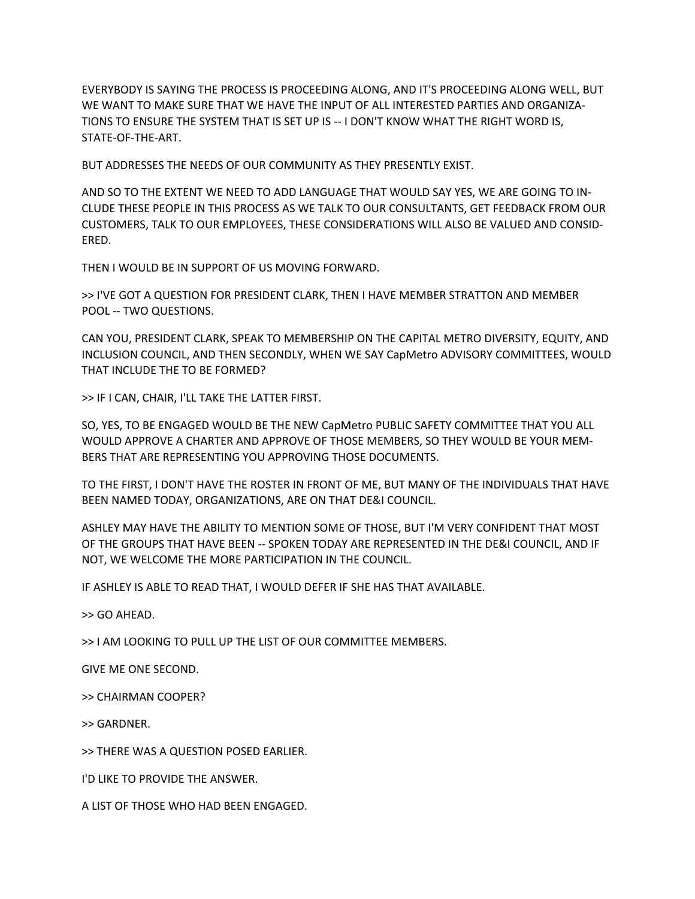EVERYBODY IS SAYING THE PROCESS IS PROCEEDING ALONG, AND IT'S PROCEEDING ALONG WELL, BUT WE WANT TO MAKE SURE THAT WE HAVE THE INPUT OF ALL INTERESTED PARTIES AND ORGANIZATIONS TO ENSURE THE SYSTEM THAT IS SET UP IS -- I DON'T KNOW WHAT THE RIGHT WORD IS, STATE-OF-THE-ART.

BUT ADDRESSES THE NEEDS OF OUR COMMUNITY AS THEY PRESENTLY EXIST.

AND SO TO THE EXTENT WE NEED TO ADD LANGUAGE THAT WOULD SAY YES, WE ARE GOING TO INCLUDE THESE PEOPLE IN THIS PROCESS AS WE TALK TO OUR CONSULTANTS, GET FEEDBACK FROM OUR CUSTOMERS, TALK TO OUR EMPLOYEES, THESE CONSIDERATIONS WILL ALSO BE VALUED AND CONSIDERED.

THEN I WOULD BE IN SUPPORT OF US MOVING FORWARD.

>> I'VE GOT A QUESTION FOR PRESIDENT CLARK, THEN I HAVE MEMBER STRATTON AND MEMBER POOL -- TWO QUESTIONS.

CAN YOU, PRESIDENT CLARK, SPEAK TO MEMBERSHIP ON THE CAPITAL METRO DIVERSITY, EQUITY, AND INCLUSION COUNCIL, AND THEN SECONDLY, WHEN WE SAY CapMetro ADVISORY COMMITTEES, WOULD THAT INCLUDE THE TO BE FORMED?

>> IF I CAN, CHAIR, I'LL TAKE THE LATTER FIRST.

SO, YES, TO BE ENGAGED WOULD BE THE NEW CapMetro PUBLIC SAFETY COMMITTEE THAT YOU ALL WOULD APPROVE A CHARTER AND APPROVE OF THOSE MEMBERS, SO THEY WOULD BE YOUR MEMBERS THAT ARE REPRESENTING YOU APPROVING THOSE DOCUMENTS.

TO THE FIRST, I DON'T HAVE THE ROSTER IN FRONT OF ME, BUT MANY OF THE INDIVIDUALS THAT HAVE BEEN NAMED TODAY, ORGANIZATIONS, ARE ON THAT DE&I COUNCIL.

ASHLEY MAY HAVE THE ABILITY TO MENTION SOME OF THOSE, BUT I'M VERY CONFIDENT THAT MOST OF THE GROUPS THAT HAVE BEEN -- SPOKEN TODAY ARE REPRESENTED IN THE DE&I COUNCIL, AND IF NOT, WE WELCOME THE MORE PARTICIPATION IN THE COUNCIL.

IF ASHLEY IS ABLE TO READ THAT, I WOULD DEFER IF SHE HAS THAT AVAILABLE.

>> GO AHEAD.

>> I AM LOOKING TO PULL UP THE LIST OF OUR COMMITTEE MEMBERS.

GIVE ME ONE SECOND.

>> CHAIRMAN COOPER?

>> GARDNER.

>> THERE WAS A QUESTION POSED EARLIER.

I'D LIKE TO PROVIDE THE ANSWER.

A LIST OF THOSE WHO HAD BEEN ENGAGED.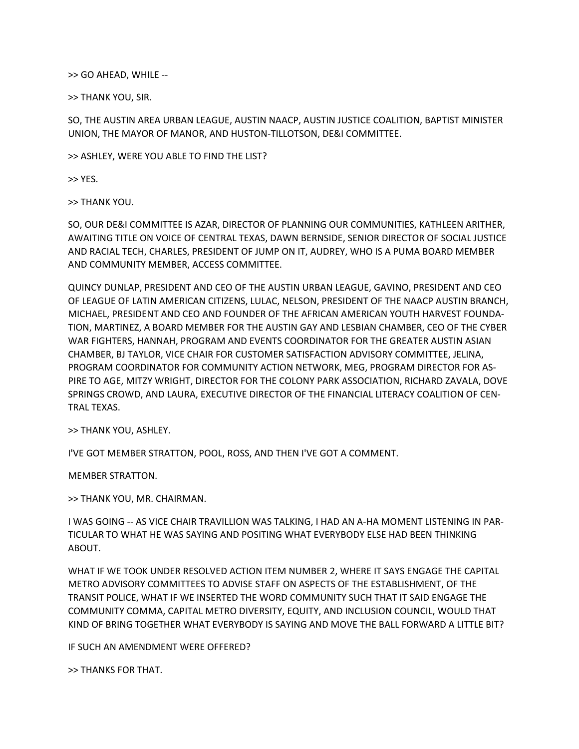>> GO AHEAD, WHILE --

>> THANK YOU, SIR.

SO, THE AUSTIN AREA URBAN LEAGUE, AUSTIN NAACP, AUSTIN JUSTICE COALITION, BAPTIST MINISTER UNION, THE MAYOR OF MANOR, AND HUSTON-TILLOTSON, DE&I COMMITTEE.

>> ASHLEY, WERE YOU ABLE TO FIND THE LIST?

>> YES.

>> THANK YOU.

SO, OUR DE&I COMMITTEE IS AZAR, DIRECTOR OF PLANNING OUR COMMUNITIES, KATHLEEN ARITHER, AWAITING TITLE ON VOICE OF CENTRAL TEXAS, DAWN BERNSIDE, SENIOR DIRECTOR OF SOCIAL JUSTICE AND RACIAL TECH, CHARLES, PRESIDENT OF JUMP ON IT, AUDREY, WHO IS A PUMA BOARD MEMBER AND COMMUNITY MEMBER, ACCESS COMMITTEE.

QUINCY DUNLAP, PRESIDENT AND CEO OF THE AUSTIN URBAN LEAGUE, GAVINO, PRESIDENT AND CEO OF LEAGUE OF LATIN AMERICAN CITIZENS, LULAC, NELSON, PRESIDENT OF THE NAACP AUSTIN BRANCH, MICHAEL, PRESIDENT AND CEO AND FOUNDER OF THE AFRICAN AMERICAN YOUTH HARVEST FOUNDATION, MARTINEZ, A BOARD MEMBER FOR THE AUSTIN GAY AND LESBIAN CHAMBER, CEO OF THE CYBER WAR FIGHTERS, HANNAH, PROGRAM AND EVENTS COORDINATOR FOR THE GREATER AUSTIN ASIAN CHAMBER, BJ TAYLOR, VICE CHAIR FOR CUSTOMER SATISFACTION ADVISORY COMMITTEE, JELINA, PROGRAM COORDINATOR FOR COMMUNITY ACTION NETWORK, MEG, PROGRAM DIRECTOR FOR ASPIRE TO AGE, MITZY WRIGHT, DIRECTOR FOR THE COLONY PARK ASSOCIATION, RICHARD ZAVALA, DOVE SPRINGS CROWD, AND LAURA, EXECUTIVE DIRECTOR OF THE FINANCIAL LITERACY COALITION OF CENTRAL TEXAS.

>> THANK YOU, ASHLEY.

I'VE GOT MEMBER STRATTON, POOL, ROSS, AND THEN I'VE GOT A COMMENT.

MEMBER STRATTON.

>> THANK YOU, MR. CHAIRMAN.

I WAS GOING -- AS VICE CHAIR TRAVILLION WAS TALKING, I HAD AN A-HA MOMENT LISTENING IN PARTICULAR TO WHAT HE WAS SAYING AND POSITING WHAT EVERYBODY ELSE HAD BEEN THINKING ABOUT.

WHAT IF WE TOOK UNDER RESOLVED ACTION ITEM NUMBER 2, WHERE IT SAYS ENGAGE THE CAPITAL METRO ADVISORY COMMITTEES TO ADVISE STAFF ON ASPECTS OF THE ESTABLISHMENT, OF THE TRANSIT POLICE, WHAT IF WE INSERTED THE WORD COMMUNITY SUCH THAT IT SAID ENGAGE THE COMMUNITY COMMA, CAPITAL METRO DIVERSITY, EQUITY, AND INCLUSION COUNCIL, WOULD THAT KIND OF BRING TOGETHER WHAT EVERYBODY IS SAYING AND MOVE THE BALL FORWARD A LITTLE BIT?

IF SUCH AN AMENDMENT WERE OFFERED?

>> THANKS FOR THAT.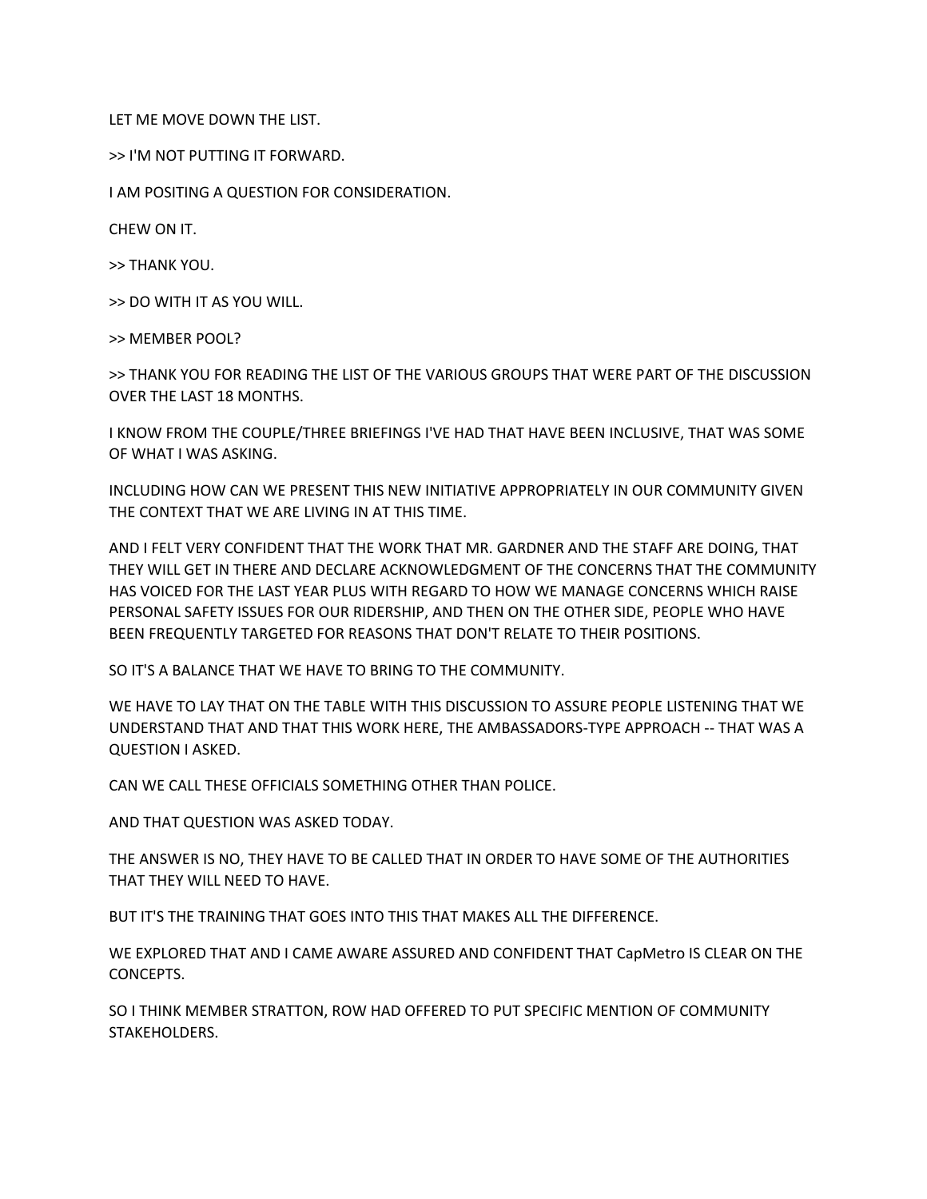LET ME MOVE DOWN THE LIST.

>> I'M NOT PUTTING IT FORWARD.

I AM POSITING A QUESTION FOR CONSIDERATION.

CHEW ON IT.

>> THANK YOU.

>> DO WITH IT AS YOU WILL.

>> MEMBER POOL?

>> THANK YOU FOR READING THE LIST OF THE VARIOUS GROUPS THAT WERE PART OF THE DISCUSSION OVER THE LAST 18 MONTHS.

I KNOW FROM THE COUPLE/THREE BRIEFINGS I'VE HAD THAT HAVE BEEN INCLUSIVE, THAT WAS SOME OF WHAT I WAS ASKING.

INCLUDING HOW CAN WE PRESENT THIS NEW INITIATIVE APPROPRIATELY IN OUR COMMUNITY GIVEN THE CONTEXT THAT WE ARE LIVING IN AT THIS TIME.

AND I FELT VERY CONFIDENT THAT THE WORK THAT MR. GARDNER AND THE STAFF ARE DOING, THAT THEY WILL GET IN THERE AND DECLARE ACKNOWLEDGMENT OF THE CONCERNS THAT THE COMMUNITY HAS VOICED FOR THE LAST YEAR PLUS WITH REGARD TO HOW WE MANAGE CONCERNS WHICH RAISE PERSONAL SAFETY ISSUES FOR OUR RIDERSHIP, AND THEN ON THE OTHER SIDE, PEOPLE WHO HAVE BEEN FREQUENTLY TARGETED FOR REASONS THAT DON'T RELATE TO THEIR POSITIONS.

SO IT'S A BALANCE THAT WE HAVE TO BRING TO THE COMMUNITY.

WE HAVE TO LAY THAT ON THE TABLE WITH THIS DISCUSSION TO ASSURE PEOPLE LISTENING THAT WE UNDERSTAND THAT AND THAT THIS WORK HERE, THE AMBASSADORS-TYPE APPROACH -- THAT WAS A QUESTION I ASKED.

CAN WE CALL THESE OFFICIALS SOMETHING OTHER THAN POLICE.

AND THAT QUESTION WAS ASKED TODAY.

THE ANSWER IS NO, THEY HAVE TO BE CALLED THAT IN ORDER TO HAVE SOME OF THE AUTHORITIES THAT THEY WILL NEED TO HAVE.

BUT IT'S THE TRAINING THAT GOES INTO THIS THAT MAKES ALL THE DIFFERENCE.

WE EXPLORED THAT AND I CAME AWARE ASSURED AND CONFIDENT THAT CapMetro IS CLEAR ON THE CONCEPTS.

SO I THINK MEMBER STRATTON, ROW HAD OFFERED TO PUT SPECIFIC MENTION OF COMMUNITY STAKEHOLDERS.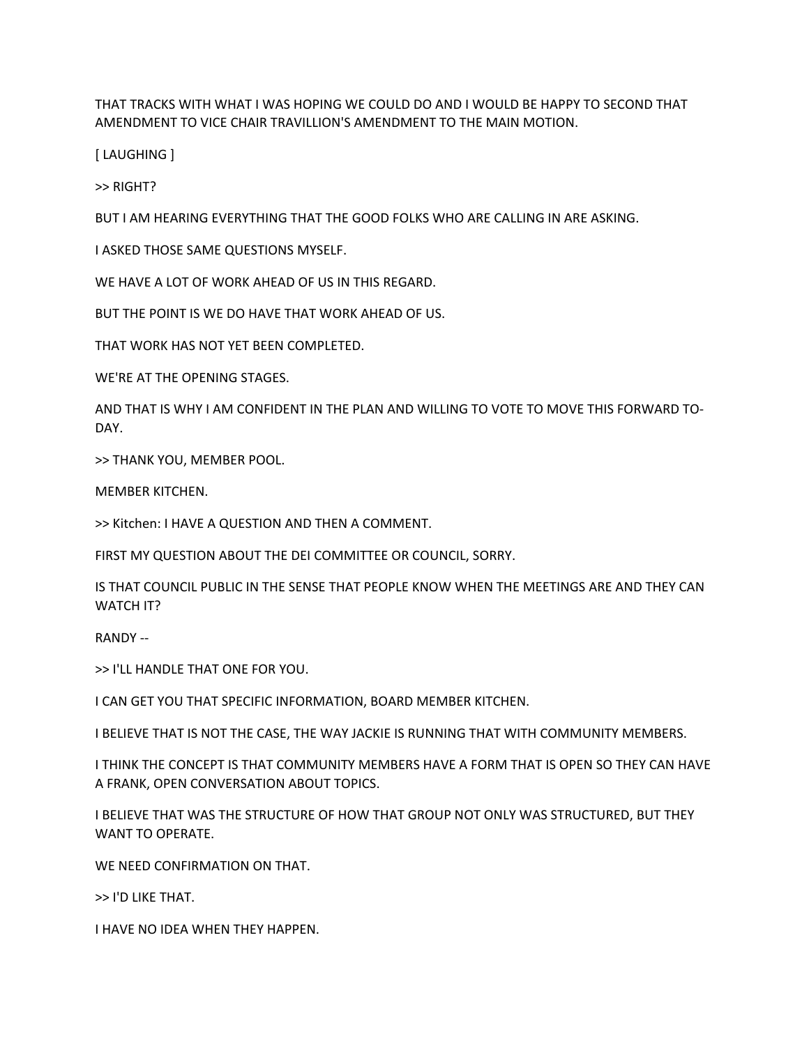THAT TRACKS WITH WHAT I WAS HOPING WE COULD DO AND I WOULD BE HAPPY TO SECOND THAT AMENDMENT TO VICE CHAIR TRAVILLION'S AMENDMENT TO THE MAIN MOTION.

[ LAUGHING ]

>> RIGHT?

BUT I AM HEARING EVERYTHING THAT THE GOOD FOLKS WHO ARE CALLING IN ARE ASKING.

I ASKED THOSE SAME QUESTIONS MYSELF.

WE HAVE A LOT OF WORK AHEAD OF US IN THIS REGARD.

BUT THE POINT IS WE DO HAVE THAT WORK AHEAD OF US.

THAT WORK HAS NOT YET BEEN COMPLETED.

WE'RE AT THE OPENING STAGES.

AND THAT IS WHY I AM CONFIDENT IN THE PLAN AND WILLING TO VOTE TO MOVE THIS FORWARD TO-DAY.

>> THANK YOU, MEMBER POOL.

MEMBER KITCHEN.

>> Kitchen: I HAVE A QUESTION AND THEN A COMMENT.

FIRST MY QUESTION ABOUT THE DEI COMMITTEE OR COUNCIL, SORRY.

IS THAT COUNCIL PUBLIC IN THE SENSE THAT PEOPLE KNOW WHEN THE MEETINGS ARE AND THEY CAN WATCH IT?

RANDY --

>> I'LL HANDLE THAT ONE FOR YOU.

I CAN GET YOU THAT SPECIFIC INFORMATION, BOARD MEMBER KITCHEN.

I BELIEVE THAT IS NOT THE CASE, THE WAY JACKIE IS RUNNING THAT WITH COMMUNITY MEMBERS.

I THINK THE CONCEPT IS THAT COMMUNITY MEMBERS HAVE A FORM THAT IS OPEN SO THEY CAN HAVE A FRANK, OPEN CONVERSATION ABOUT TOPICS.

I BELIEVE THAT WAS THE STRUCTURE OF HOW THAT GROUP NOT ONLY WAS STRUCTURED, BUT THEY WANT TO OPERATE.

WE NEED CONFIRMATION ON THAT.

>> I'D LIKE THAT.

I HAVE NO IDEA WHEN THEY HAPPEN.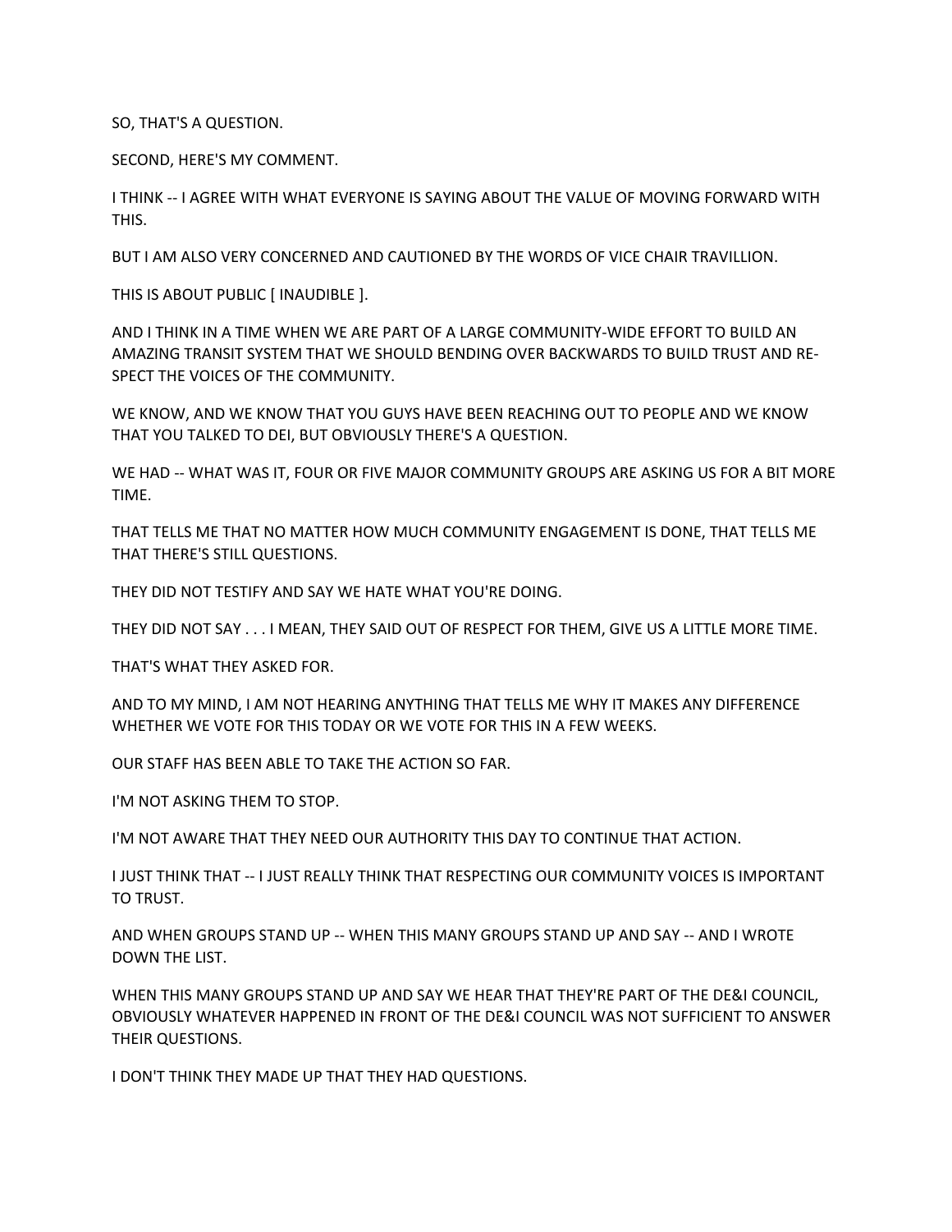SO, THAT'S A QUESTION.

SECOND, HERE'S MY COMMENT.

I THINK -- I AGREE WITH WHAT EVERYONE IS SAYING ABOUT THE VALUE OF MOVING FORWARD WITH THIS.

BUT I AM ALSO VERY CONCERNED AND CAUTIONED BY THE WORDS OF VICE CHAIR TRAVILLION.

THIS IS ABOUT PUBLIC [ INAUDIBLE ].

AND I THINK IN A TIME WHEN WE ARE PART OF A LARGE COMMUNITY-WIDE EFFORT TO BUILD AN AMAZING TRANSIT SYSTEM THAT WE SHOULD BENDING OVER BACKWARDS TO BUILD TRUST AND RE-SPECT THE VOICES OF THE COMMUNITY.

WE KNOW, AND WE KNOW THAT YOU GUYS HAVE BEEN REACHING OUT TO PEOPLE AND WE KNOW THAT YOU TALKED TO DEI, BUT OBVIOUSLY THERE'S A QUESTION.

WE HAD -- WHAT WAS IT, FOUR OR FIVE MAJOR COMMUNITY GROUPS ARE ASKING US FOR A BIT MORE TIME.

THAT TELLS ME THAT NO MATTER HOW MUCH COMMUNITY ENGAGEMENT IS DONE, THAT TELLS ME THAT THERE'S STILL QUESTIONS.

THEY DID NOT TESTIFY AND SAY WE HATE WHAT YOU'RE DOING.

THEY DID NOT SAY . . . I MEAN, THEY SAID OUT OF RESPECT FOR THEM, GIVE US A LITTLE MORE TIME.

THAT'S WHAT THEY ASKED FOR.

AND TO MY MIND, I AM NOT HEARING ANYTHING THAT TELLS ME WHY IT MAKES ANY DIFFERENCE WHETHER WE VOTE FOR THIS TODAY OR WE VOTE FOR THIS IN A FEW WEEKS.

OUR STAFF HAS BEEN ABLE TO TAKE THE ACTION SO FAR.

I'M NOT ASKING THEM TO STOP.

I'M NOT AWARE THAT THEY NEED OUR AUTHORITY THIS DAY TO CONTINUE THAT ACTION.

I JUST THINK THAT -- I JUST REALLY THINK THAT RESPECTING OUR COMMUNITY VOICES IS IMPORTANT TO TRUST.

AND WHEN GROUPS STAND UP -- WHEN THIS MANY GROUPS STAND UP AND SAY -- AND I WROTE DOWN THE LIST.

WHEN THIS MANY GROUPS STAND UP AND SAY WE HEAR THAT THEY'RE PART OF THE DE&I COUNCIL, OBVIOUSLY WHATEVER HAPPENED IN FRONT OF THE DE&I COUNCIL WAS NOT SUFFICIENT TO ANSWER THEIR QUESTIONS.

I DON'T THINK THEY MADE UP THAT THEY HAD QUESTIONS.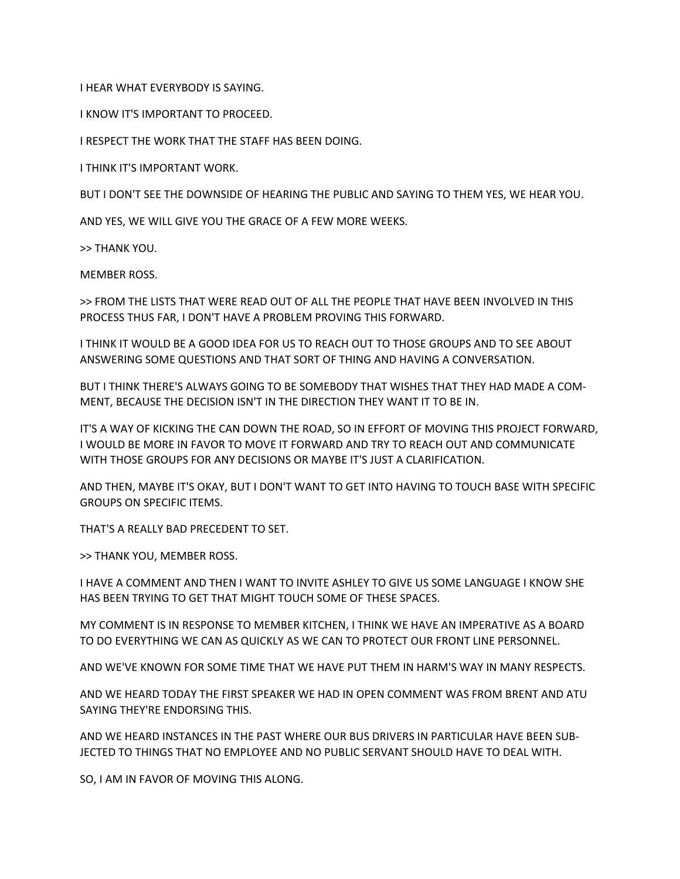I HEAR WHAT EVERYBODY IS SAYING.

I KNOW IT'S IMPORTANT TO PROCEED.

I RESPECT THE WORK THAT THE STAFF HAS BEEN DOING.

I THINK IT'S IMPORTANT WORK.

BUT I DON'T SEE THE DOWNSIDE OF HEARING THE PUBLIC AND SAYING TO THEM YES, WE HEAR YOU.

AND YES, WE WILL GIVE YOU THE GRACE OF A FEW MORE WEEKS.

>> THANK YOU.

MEMBER ROSS.

>> FROM THE LISTS THAT WERE READ OUT OF ALL THE PEOPLE THAT HAVE BEEN INVOLVED IN THIS PROCESS THUS FAR, I DON'T HAVE A PROBLEM PROVING THIS FORWARD.

I THINK IT WOULD BE A GOOD IDEA FOR US TO REACH OUT TO THOSE GROUPS AND TO SEE ABOUT ANSWERING SOME QUESTIONS AND THAT SORT OF THING AND HAVING A CONVERSATION.

BUT I THINK THERE'S ALWAYS GOING TO BE SOMEBODY THAT WISHES THAT THEY HAD MADE A COMMENT, BECAUSE THE DECISION ISN'T IN THE DIRECTION THEY WANT IT TO BE IN.

IT'S A WAY OF KICKING THE CAN DOWN THE ROAD, SO IN EFFORT OF MOVING THIS PROJECT FORWARD, I WOULD BE MORE IN FAVOR TO MOVE IT FORWARD AND TRY TO REACH OUT AND COMMUNICATE WITH THOSE GROUPS FOR ANY DECISIONS OR MAYBE IT'S JUST A CLARIFICATION.

AND THEN, MAYBE IT'S OKAY, BUT I DON'T WANT TO GET INTO HAVING TO TOUCH BASE WITH SPECIFIC GROUPS ON SPECIFIC ITEMS.

THAT'S A REALLY BAD PRECEDENT TO SET.

>> THANK YOU, MEMBER ROSS.

I HAVE A COMMENT AND THEN I WANT TO INVITE ASHLEY TO GIVE US SOME LANGUAGE I KNOW SHE HAS BEEN TRYING TO GET THAT MIGHT TOUCH SOME OF THESE SPACES.

MY COMMENT IS IN RESPONSE TO MEMBER KITCHEN, I THINK WE HAVE AN IMPERATIVE AS A BOARD TO DO EVERYTHING WE CAN AS QUICKLY AS WE CAN TO PROTECT OUR FRONT LINE PERSONNEL.

AND WE'VE KNOWN FOR SOME TIME THAT WE HAVE PUT THEM IN HARM'S WAY IN MANY RESPECTS.

AND WE HEARD TODAY THE FIRST SPEAKER WE HAD IN OPEN COMMENT WAS FROM BRENT AND ATU SAYING THEY'RE ENDORSING THIS.

AND WE HEARD INSTANCES IN THE PAST WHERE OUR BUS DRIVERS IN PARTICULAR HAVE BEEN SUBJECTED TO THINGS THAT NO EMPLOYEE AND NO PUBLIC SERVANT SHOULD HAVE TO DEAL WITH.

SO, I AM IN FAVOR OF MOVING THIS ALONG.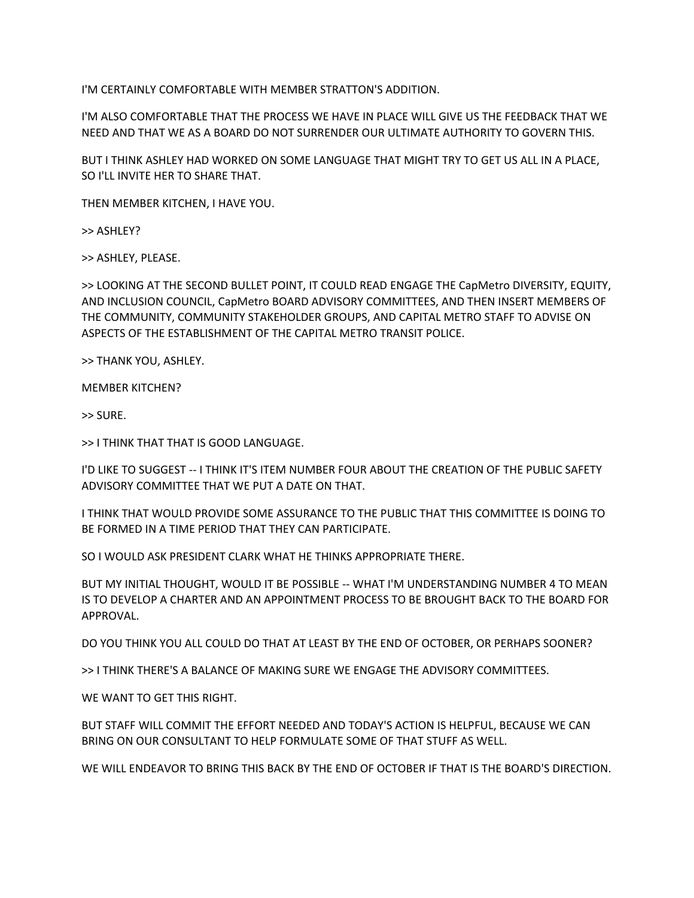I'M CERTAINLY COMFORTABLE WITH MEMBER STRATTON'S ADDITION.

I'M ALSO COMFORTABLE THAT THE PROCESS WE HAVE IN PLACE WILL GIVE US THE FEEDBACK THAT WE NEED AND THAT WE AS A BOARD DO NOT SURRENDER OUR ULTIMATE AUTHORITY TO GOVERN THIS.

BUT I THINK ASHLEY HAD WORKED ON SOME LANGUAGE THAT MIGHT TRY TO GET US ALL IN A PLACE, SO I'LL INVITE HER TO SHARE THAT.

THEN MEMBER KITCHEN, I HAVE YOU.

>> ASHLEY?

>> ASHLEY, PLEASE.

>> LOOKING AT THE SECOND BULLET POINT, IT COULD READ ENGAGE THE CapMetro DIVERSITY, EQUITY, AND INCLUSION COUNCIL, CapMetro BOARD ADVISORY COMMITTEES, AND THEN INSERT MEMBERS OF THE COMMUNITY, COMMUNITY STAKEHOLDER GROUPS, AND CAPITAL METRO STAFF TO ADVISE ON ASPECTS OF THE ESTABLISHMENT OF THE CAPITAL METRO TRANSIT POLICE.

>> THANK YOU, ASHLEY.

MEMBER KITCHEN?

>> SURE.

>> I THINK THAT THAT IS GOOD LANGUAGE.

I'D LIKE TO SUGGEST -- I THINK IT'S ITEM NUMBER FOUR ABOUT THE CREATION OF THE PUBLIC SAFETY ADVISORY COMMITTEE THAT WE PUT A DATE ON THAT.

I THINK THAT WOULD PROVIDE SOME ASSURANCE TO THE PUBLIC THAT THIS COMMITTEE IS DOING TO BE FORMED IN A TIME PERIOD THAT THEY CAN PARTICIPATE.

SO I WOULD ASK PRESIDENT CLARK WHAT HE THINKS APPROPRIATE THERE.

BUT MY INITIAL THOUGHT, WOULD IT BE POSSIBLE -- WHAT I'M UNDERSTANDING NUMBER 4 TO MEAN IS TO DEVELOP A CHARTER AND AN APPOINTMENT PROCESS TO BE BROUGHT BACK TO THE BOARD FOR APPROVAL.

DO YOU THINK YOU ALL COULD DO THAT AT LEAST BY THE END OF OCTOBER, OR PERHAPS SOONER?

>> I THINK THERE'S A BALANCE OF MAKING SURE WE ENGAGE THE ADVISORY COMMITTEES.

WE WANT TO GET THIS RIGHT.

BUT STAFF WILL COMMIT THE EFFORT NEEDED AND TODAY'S ACTION IS HELPFUL, BECAUSE WE CAN BRING ON OUR CONSULTANT TO HELP FORMULATE SOME OF THAT STUFF AS WELL.

WE WILL ENDEAVOR TO BRING THIS BACK BY THE END OF OCTOBER IF THAT IS THE BOARD'S DIRECTION.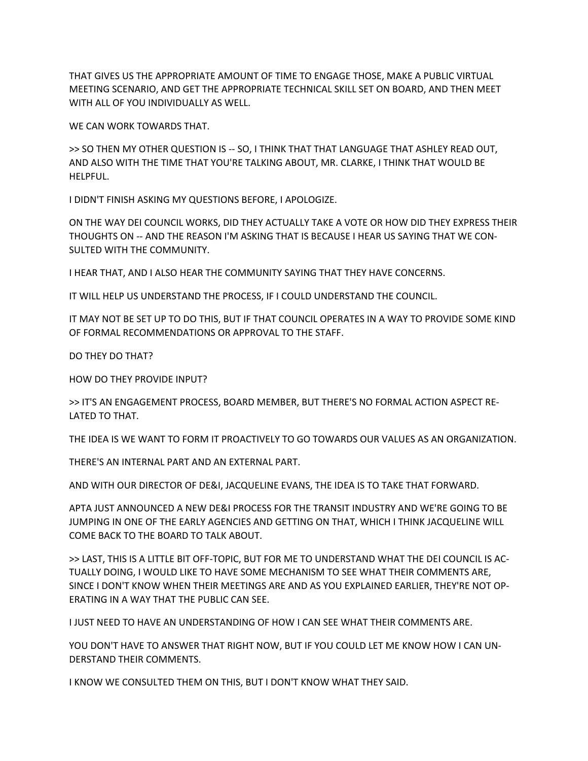THAT GIVES US THE APPROPRIATE AMOUNT OF TIME TO ENGAGE THOSE, MAKE A PUBLIC VIRTUAL MEETING SCENARIO, AND GET THE APPROPRIATE TECHNICAL SKILL SET ON BOARD, AND THEN MEET WITH ALL OF YOU INDIVIDUALLY AS WELL.

WE CAN WORK TOWARDS THAT.

>> SO THEN MY OTHER QUESTION IS -- SO, I THINK THAT THAT LANGUAGE THAT ASHLEY READ OUT, AND ALSO WITH THE TIME THAT YOU'RE TALKING ABOUT, MR. CLARKE, I THINK THAT WOULD BE HELPFUL.

I DIDN'T FINISH ASKING MY QUESTIONS BEFORE, I APOLOGIZE.

ON THE WAY DEI COUNCIL WORKS, DID THEY ACTUALLY TAKE A VOTE OR HOW DID THEY EXPRESS THEIR THOUGHTS ON -- AND THE REASON I'M ASKING THAT IS BECAUSE I HEAR US SAYING THAT WE CONSULTED WITH THE COMMUNITY.

I HEAR THAT, AND I ALSO HEAR THE COMMUNITY SAYING THAT THEY HAVE CONCERNS.

IT WILL HELP US UNDERSTAND THE PROCESS, IF I COULD UNDERSTAND THE COUNCIL.

IT MAY NOT BE SET UP TO DO THIS, BUT IF THAT COUNCIL OPERATES IN A WAY TO PROVIDE SOME KIND OF FORMAL RECOMMENDATIONS OR APPROVAL TO THE STAFF.

DO THEY DO THAT?

HOW DO THEY PROVIDE INPUT?

>> IT'S AN ENGAGEMENT PROCESS, BOARD MEMBER, BUT THERE'S NO FORMAL ACTION ASPECT RELATED TO THAT.

THE IDEA IS WE WANT TO FORM IT PROACTIVELY TO GO TOWARDS OUR VALUES AS AN ORGANIZATION.

THERE'S AN INTERNAL PART AND AN EXTERNAL PART.

AND WITH OUR DIRECTOR OF DE&I, JACQUELINE EVANS, THE IDEA IS TO TAKE THAT FORWARD.

APTA JUST ANNOUNCED A NEW DE&I PROCESS FOR THE TRANSIT INDUSTRY AND WE'RE GOING TO BE JUMPING IN ONE OF THE EARLY AGENCIES AND GETTING ON THAT, WHICH I THINK JACQUELINE WILL COME BACK TO THE BOARD TO TALK ABOUT.

>> LAST, THIS IS A LITTLE BIT OFF-TOPIC, BUT FOR ME TO UNDERSTAND WHAT THE DEI COUNCIL IS ACTUALLY DOING, I WOULD LIKE TO HAVE SOME MECHANISM TO SEE WHAT THEIR COMMENTS ARE, SINCE I DON'T KNOW WHEN THEIR MEETINGS ARE AND AS YOU EXPLAINED EARLIER, THEY'RE NOT OPERATING IN A WAY THAT THE PUBLIC CAN SEE.

I JUST NEED TO HAVE AN UNDERSTANDING OF HOW I CAN SEE WHAT THEIR COMMENTS ARE.

YOU DON'T HAVE TO ANSWER THAT RIGHT NOW, BUT IF YOU COULD LET ME KNOW HOW I CAN UNDERSTAND THEIR COMMENTS.

I KNOW WE CONSULTED THEM ON THIS, BUT I DON'T KNOW WHAT THEY SAID.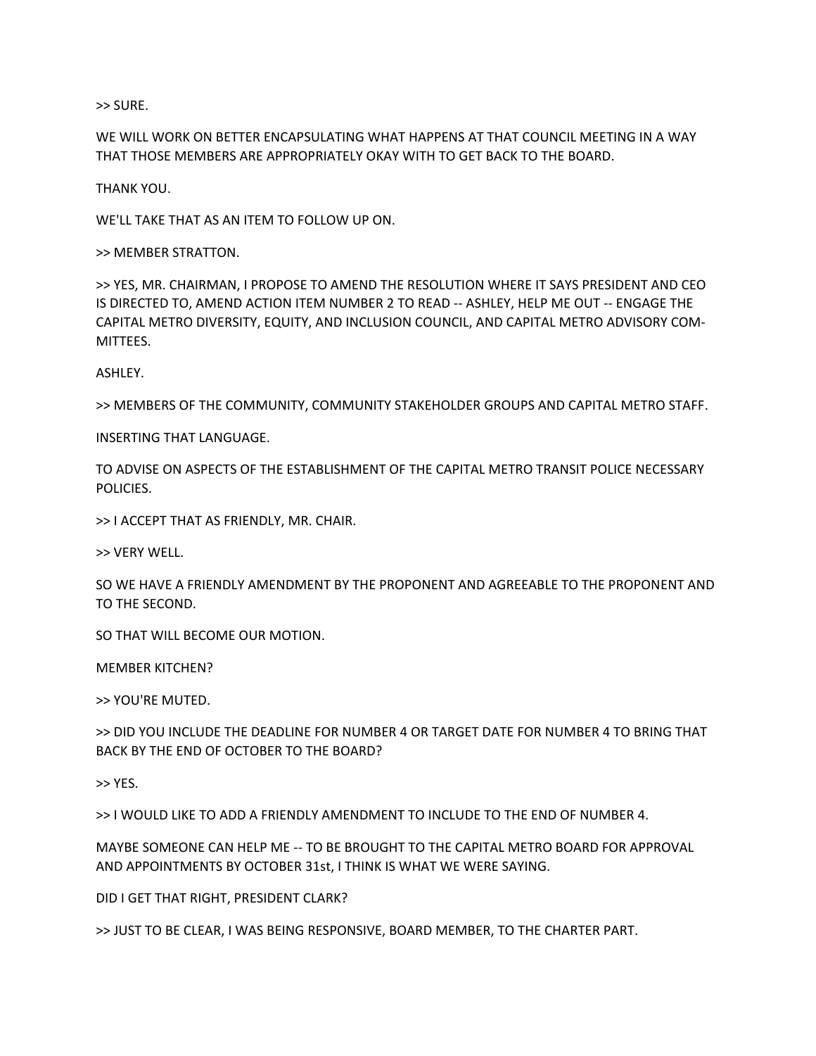>> SURE.

WE WILL WORK ON BETTER ENCAPSULATING WHAT HAPPENS AT THAT COUNCIL MEETING IN A WAY THAT THOSE MEMBERS ARE APPROPRIATELY OKAY WITH TO GET BACK TO THE BOARD.

THANK YOU.

WE'LL TAKE THAT AS AN ITEM TO FOLLOW UP ON.

>> MEMBER STRATTON.

>> YES, MR. CHAIRMAN, I PROPOSE TO AMEND THE RESOLUTION WHERE IT SAYS PRESIDENT AND CEO IS DIRECTED TO, AMEND ACTION ITEM NUMBER 2 TO READ -- ASHLEY, HELP ME OUT -- ENGAGE THE CAPITAL METRO DIVERSITY, EQUITY, AND INCLUSION COUNCIL, AND CAPITAL METRO ADVISORY COMMITTEES.

ASHLEY.

>> MEMBERS OF THE COMMUNITY, COMMUNITY STAKEHOLDER GROUPS AND CAPITAL METRO STAFF.

INSERTING THAT LANGUAGE.

TO ADVISE ON ASPECTS OF THE ESTABLISHMENT OF THE CAPITAL METRO TRANSIT POLICE NECESSARY POLICIES.

>> I ACCEPT THAT AS FRIENDLY, MR. CHAIR.

>> VERY WELL.

SO WE HAVE A FRIENDLY AMENDMENT BY THE PROPONENT AND AGREEABLE TO THE PROPONENT AND TO THE SECOND.

SO THAT WILL BECOME OUR MOTION.

MEMBER KITCHEN?

>> YOU'RE MUTED.

>> DID YOU INCLUDE THE DEADLINE FOR NUMBER 4 OR TARGET DATE FOR NUMBER 4 TO BRING THAT BACK BY THE END OF OCTOBER TO THE BOARD?

>> YES.

>> I WOULD LIKE TO ADD A FRIENDLY AMENDMENT TO INCLUDE TO THE END OF NUMBER 4.

MAYBE SOMEONE CAN HELP ME -- TO BE BROUGHT TO THE CAPITAL METRO BOARD FOR APPROVAL AND APPOINTMENTS BY OCTOBER 31st, I THINK IS WHAT WE WERE SAYING.

DID I GET THAT RIGHT, PRESIDENT CLARK?

>> JUST TO BE CLEAR, I WAS BEING RESPONSIVE, BOARD MEMBER, TO THE CHARTER PART.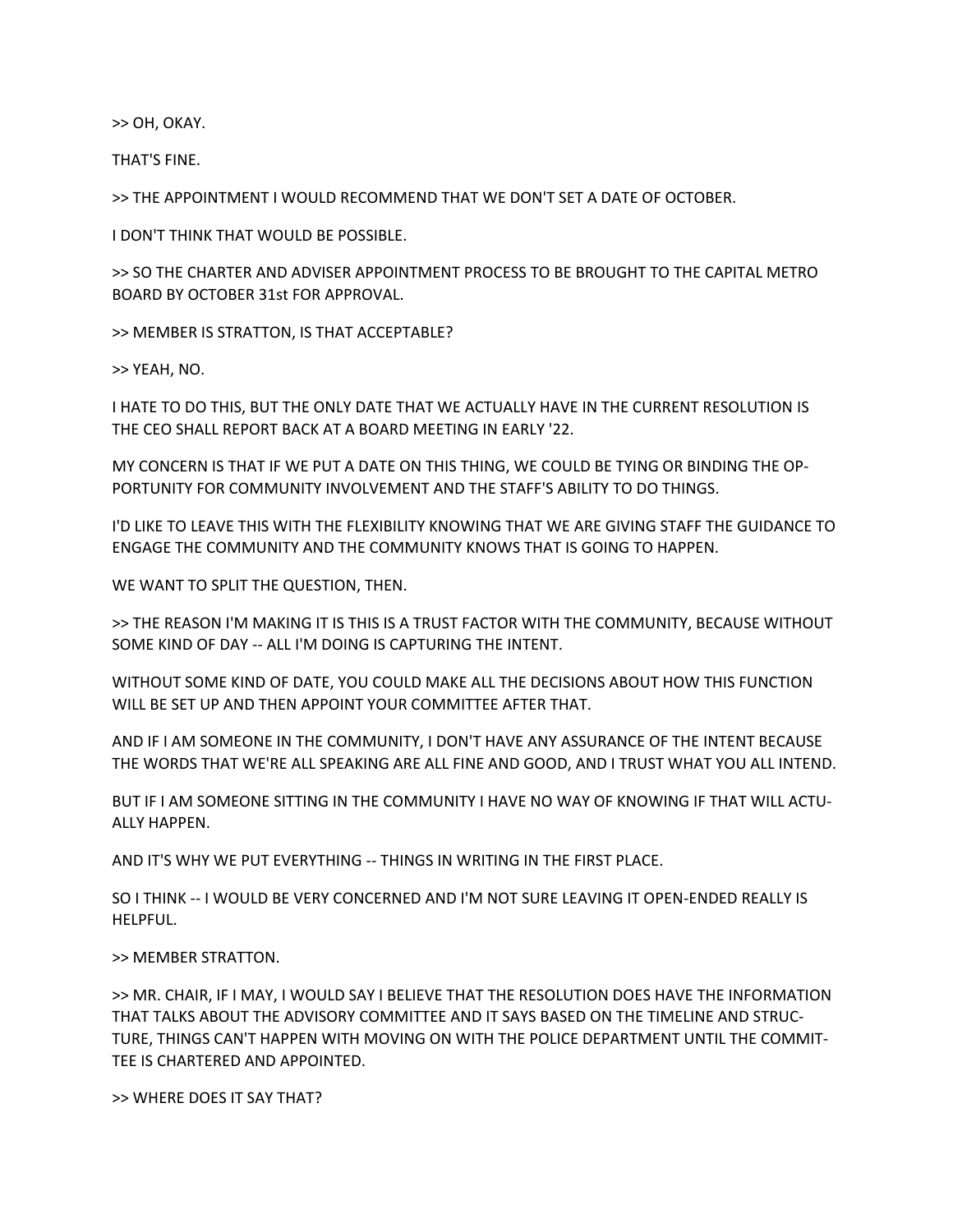>> OH, OKAY.

THAT'S FINE.

>> THE APPOINTMENT I WOULD RECOMMEND THAT WE DON'T SET A DATE OF OCTOBER.

I DON'T THINK THAT WOULD BE POSSIBLE.

>> SO THE CHARTER AND ADVISER APPOINTMENT PROCESS TO BE BROUGHT TO THE CAPITAL METRO BOARD BY OCTOBER 31st FOR APPROVAL.

>> MEMBER IS STRATTON, IS THAT ACCEPTABLE?

>> YEAH, NO.

I HATE TO DO THIS, BUT THE ONLY DATE THAT WE ACTUALLY HAVE IN THE CURRENT RESOLUTION IS THE CEO SHALL REPORT BACK AT A BOARD MEETING IN EARLY '22.

MY CONCERN IS THAT IF WE PUT A DATE ON THIS THING, WE COULD BE TYING OR BINDING THE OPPORTUNITY FOR COMMUNITY INVOLVEMENT AND THE STAFF'S ABILITY TO DO THINGS.

I'D LIKE TO LEAVE THIS WITH THE FLEXIBILITY KNOWING THAT WE ARE GIVING STAFF THE GUIDANCE TO ENGAGE THE COMMUNITY AND THE COMMUNITY KNOWS THAT IS GOING TO HAPPEN.

WE WANT TO SPLIT THE QUESTION, THEN.

>> THE REASON I'M MAKING IT IS THIS IS A TRUST FACTOR WITH THE COMMUNITY, BECAUSE WITHOUT SOME KIND OF DAY -- ALL I'M DOING IS CAPTURING THE INTENT.

WITHOUT SOME KIND OF DATE, YOU COULD MAKE ALL THE DECISIONS ABOUT HOW THIS FUNCTION WILL BE SET UP AND THEN APPOINT YOUR COMMITTEE AFTER THAT.

AND IF I AM SOMEONE IN THE COMMUNITY, I DON'T HAVE ANY ASSURANCE OF THE INTENT BECAUSE THE WORDS THAT WE'RE ALL SPEAKING ARE ALL FINE AND GOOD, AND I TRUST WHAT YOU ALL INTEND.

BUT IF I AM SOMEONE SITTING IN THE COMMUNITY I HAVE NO WAY OF KNOWING IF THAT WILL ACTUALLY HAPPEN.

AND IT'S WHY WE PUT EVERYTHING -- THINGS IN WRITING IN THE FIRST PLACE.

SO I THINK -- I WOULD BE VERY CONCERNED AND I'M NOT SURE LEAVING IT OPEN-ENDED REALLY IS HELPFUL.

>> MEMBER STRATTON.

>> MR. CHAIR, IF I MAY, I WOULD SAY I BELIEVE THAT THE RESOLUTION DOES HAVE THE INFORMATION THAT TALKS ABOUT THE ADVISORY COMMITTEE AND IT SAYS BASED ON THE TIMELINE AND STRUCTURE, THINGS CAN'T HAPPEN WITH MOVING ON WITH THE POLICE DEPARTMENT UNTIL THE COMMITTEE IS CHARTERED AND APPOINTED.

>> WHERE DOES IT SAY THAT?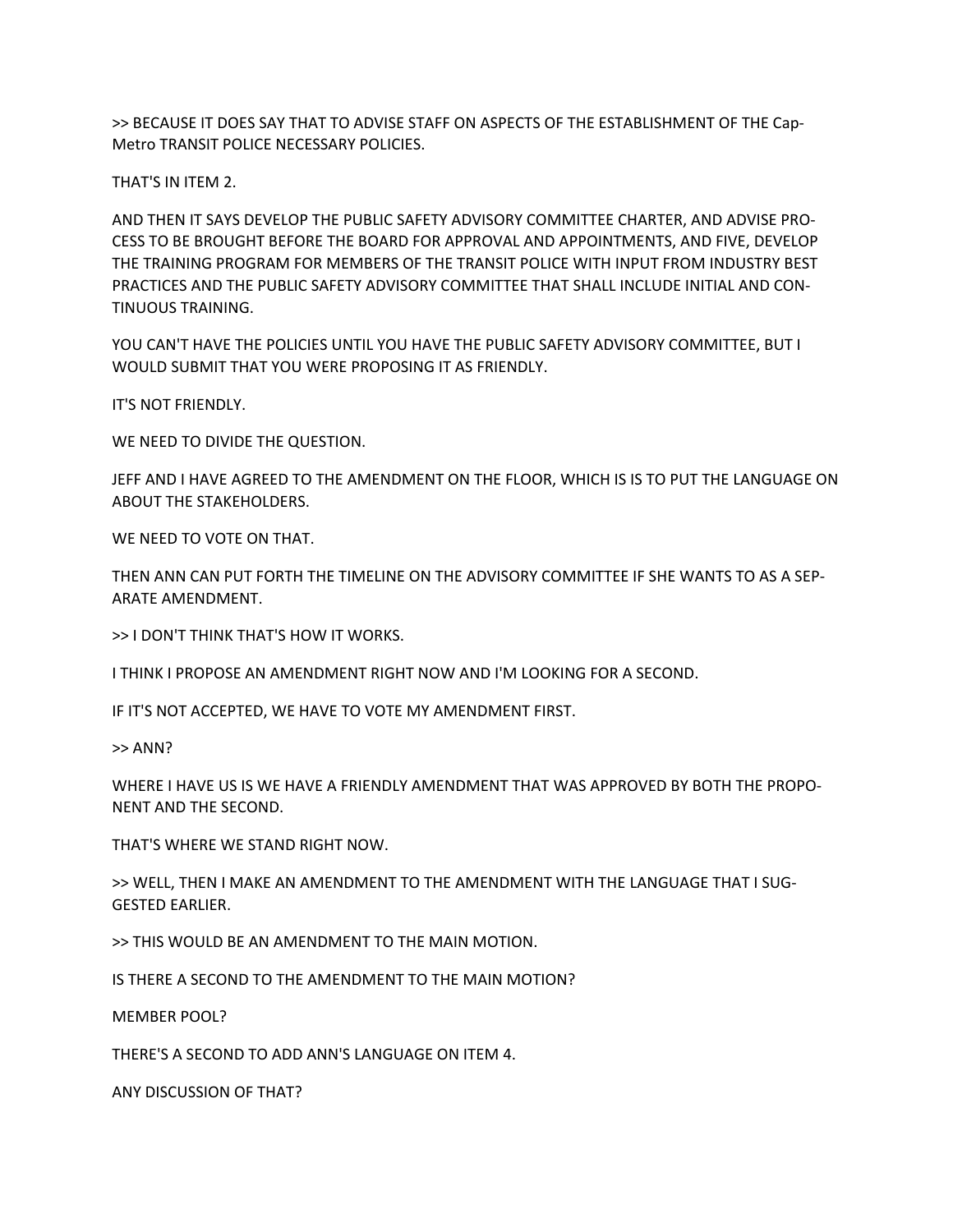>> BECAUSE IT DOES SAY THAT TO ADVISE STAFF ON ASPECTS OF THE ESTABLISHMENT OF THE Cap-Metro TRANSIT POLICE NECESSARY POLICIES.

THAT'S IN ITEM 2.

AND THEN IT SAYS DEVELOP THE PUBLIC SAFETY ADVISORY COMMITTEE CHARTER, AND ADVISE PROCESS TO BE BROUGHT BEFORE THE BOARD FOR APPROVAL AND APPOINTMENTS, AND FIVE, DEVELOP THE TRAINING PROGRAM FOR MEMBERS OF THE TRANSIT POLICE WITH INPUT FROM INDUSTRY BEST PRACTICES AND THE PUBLIC SAFETY ADVISORY COMMITTEE THAT SHALL INCLUDE INITIAL AND CONTINUOUS TRAINING.

YOU CAN'T HAVE THE POLICIES UNTIL YOU HAVE THE PUBLIC SAFETY ADVISORY COMMITTEE, BUT I WOULD SUBMIT THAT YOU WERE PROPOSING IT AS FRIENDLY.

IT'S NOT FRIENDLY.

WE NEED TO DIVIDE THE QUESTION.

JEFF AND I HAVE AGREED TO THE AMENDMENT ON THE FLOOR, WHICH IS IS TO PUT THE LANGUAGE ON ABOUT THE STAKEHOLDERS.

WE NEED TO VOTE ON THAT.

THEN ANN CAN PUT FORTH THE TIMELINE ON THE ADVISORY COMMITTEE IF SHE WANTS TO AS A SEPARATE AMENDMENT.

>> I DON'T THINK THAT'S HOW IT WORKS.

I THINK I PROPOSE AN AMENDMENT RIGHT NOW AND I'M LOOKING FOR A SECOND.

IF IT'S NOT ACCEPTED, WE HAVE TO VOTE MY AMENDMENT FIRST.

>> ANN?

WHERE I HAVE US IS WE HAVE A FRIENDLY AMENDMENT THAT WAS APPROVED BY BOTH THE PROPONENT AND THE SECOND.

THAT'S WHERE WE STAND RIGHT NOW.

>> WELL, THEN I MAKE AN AMENDMENT TO THE AMENDMENT WITH THE LANGUAGE THAT I SUGGESTED EARLIER.

>> THIS WOULD BE AN AMENDMENT TO THE MAIN MOTION.

IS THERE A SECOND TO THE AMENDMENT TO THE MAIN MOTION?

MEMBER POOL?

THERE'S A SECOND TO ADD ANN'S LANGUAGE ON ITEM 4.

ANY DISCUSSION OF THAT?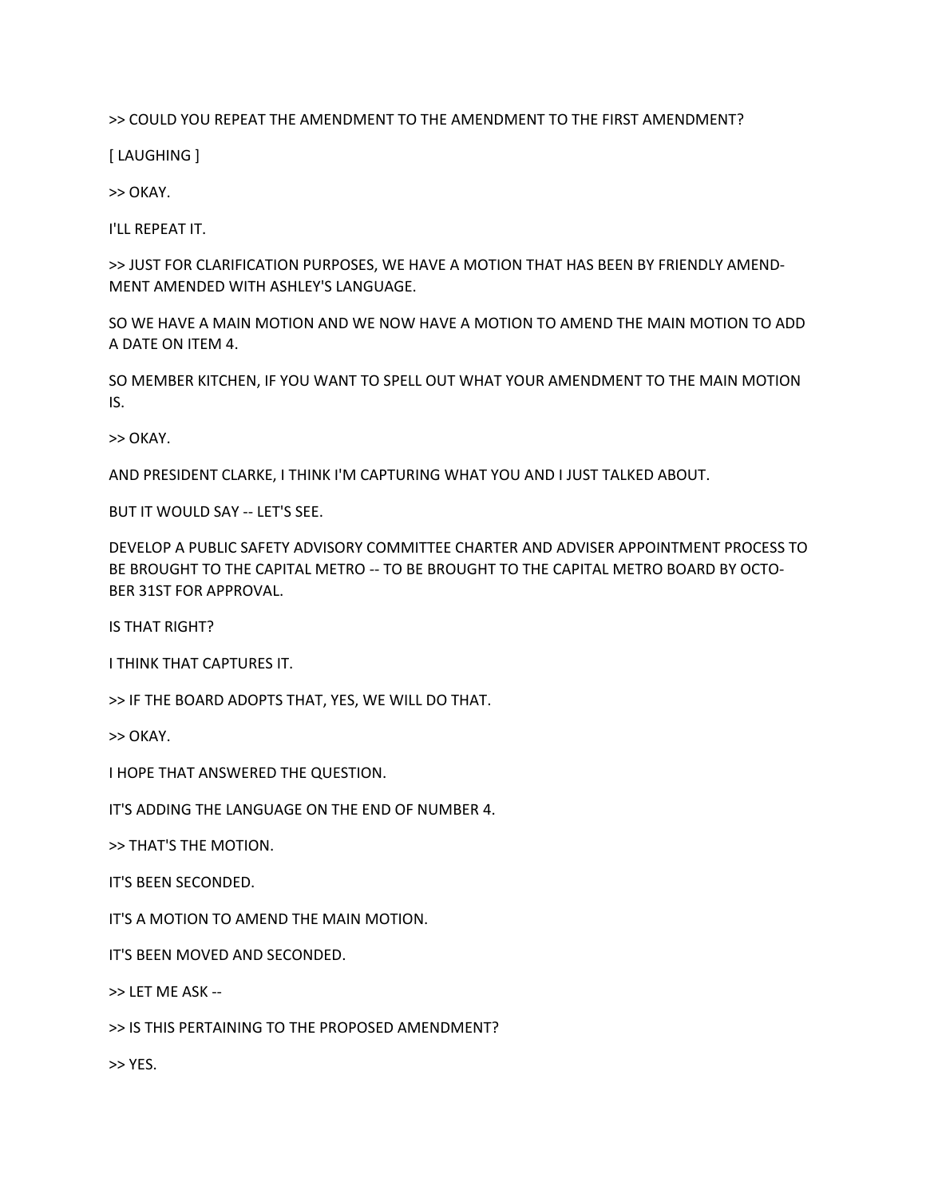>> COULD YOU REPEAT THE AMENDMENT TO THE AMENDMENT TO THE FIRST AMENDMENT?

[ LAUGHING ]

>> OKAY.

I'LL REPEAT IT.

>> JUST FOR CLARIFICATION PURPOSES, WE HAVE A MOTION THAT HAS BEEN BY FRIENDLY AMENDMENT AMENDED WITH ASHLEY'S LANGUAGE.

SO WE HAVE A MAIN MOTION AND WE NOW HAVE A MOTION TO AMEND THE MAIN MOTION TO ADD A DATE ON ITEM 4.

SO MEMBER KITCHEN, IF YOU WANT TO SPELL OUT WHAT YOUR AMENDMENT TO THE MAIN MOTION IS.

>> OKAY.

AND PRESIDENT CLARKE, I THINK I'M CAPTURING WHAT YOU AND I JUST TALKED ABOUT.

BUT IT WOULD SAY -- LET'S SEE.

DEVELOP A PUBLIC SAFETY ADVISORY COMMITTEE CHARTER AND ADVISER APPOINTMENT PROCESS TO BE BROUGHT TO THE CAPITAL METRO -- TO BE BROUGHT TO THE CAPITAL METRO BOARD BY OCTOBER 31ST FOR APPROVAL.

IS THAT RIGHT?

I THINK THAT CAPTURES IT.

>> IF THE BOARD ADOPTS THAT, YES, WE WILL DO THAT.

>> OKAY.

I HOPE THAT ANSWERED THE QUESTION.

IT'S ADDING THE LANGUAGE ON THE END OF NUMBER 4.

>> THAT'S THE MOTION.

IT'S BEEN SECONDED.

IT'S A MOTION TO AMEND THE MAIN MOTION.

IT'S BEEN MOVED AND SECONDED.

>> LET ME ASK --

>> IS THIS PERTAINING TO THE PROPOSED AMENDMENT?

>> YES.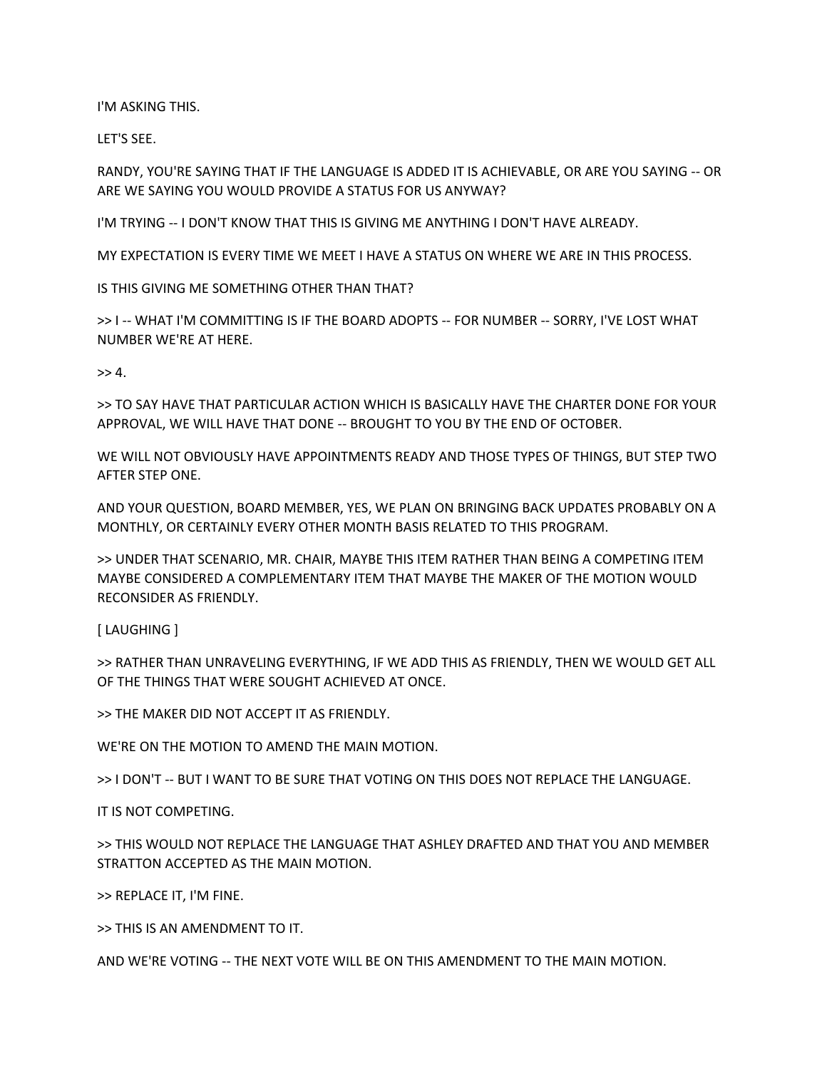I'M ASKING THIS.

LET'S SEE.

RANDY, YOU'RE SAYING THAT IF THE LANGUAGE IS ADDED IT IS ACHIEVABLE, OR ARE YOU SAYING -- OR ARE WE SAYING YOU WOULD PROVIDE A STATUS FOR US ANYWAY?

I'M TRYING -- I DON'T KNOW THAT THIS IS GIVING ME ANYTHING I DON'T HAVE ALREADY.

MY EXPECTATION IS EVERY TIME WE MEET I HAVE A STATUS ON WHERE WE ARE IN THIS PROCESS.

IS THIS GIVING ME SOMETHING OTHER THAN THAT?

>> I -- WHAT I'M COMMITTING IS IF THE BOARD ADOPTS -- FOR NUMBER -- SORRY, I'VE LOST WHAT NUMBER WE'RE AT HERE.

>> 4.

>> TO SAY HAVE THAT PARTICULAR ACTION WHICH IS BASICALLY HAVE THE CHARTER DONE FOR YOUR APPROVAL, WE WILL HAVE THAT DONE -- BROUGHT TO YOU BY THE END OF OCTOBER.

WE WILL NOT OBVIOUSLY HAVE APPOINTMENTS READY AND THOSE TYPES OF THINGS, BUT STEP TWO AFTER STEP ONE.

AND YOUR QUESTION, BOARD MEMBER, YES, WE PLAN ON BRINGING BACK UPDATES PROBABLY ON A MONTHLY, OR CERTAINLY EVERY OTHER MONTH BASIS RELATED TO THIS PROGRAM.

>> UNDER THAT SCENARIO, MR. CHAIR, MAYBE THIS ITEM RATHER THAN BEING A COMPETING ITEM MAYBE CONSIDERED A COMPLEMENTARY ITEM THAT MAYBE THE MAKER OF THE MOTION WOULD RECONSIDER AS FRIENDLY.

[ LAUGHING ]

>> RATHER THAN UNRAVELING EVERYTHING, IF WE ADD THIS AS FRIENDLY, THEN WE WOULD GET ALL OF THE THINGS THAT WERE SOUGHT ACHIEVED AT ONCE.

>> THE MAKER DID NOT ACCEPT IT AS FRIENDLY.

WE'RE ON THE MOTION TO AMEND THE MAIN MOTION.

>> I DON'T -- BUT I WANT TO BE SURE THAT VOTING ON THIS DOES NOT REPLACE THE LANGUAGE.

IT IS NOT COMPETING.

>> THIS WOULD NOT REPLACE THE LANGUAGE THAT ASHLEY DRAFTED AND THAT YOU AND MEMBER STRATTON ACCEPTED AS THE MAIN MOTION.

>> REPLACE IT, I'M FINE.

>> THIS IS AN AMENDMENT TO IT.

AND WE'RE VOTING -- THE NEXT VOTE WILL BE ON THIS AMENDMENT TO THE MAIN MOTION.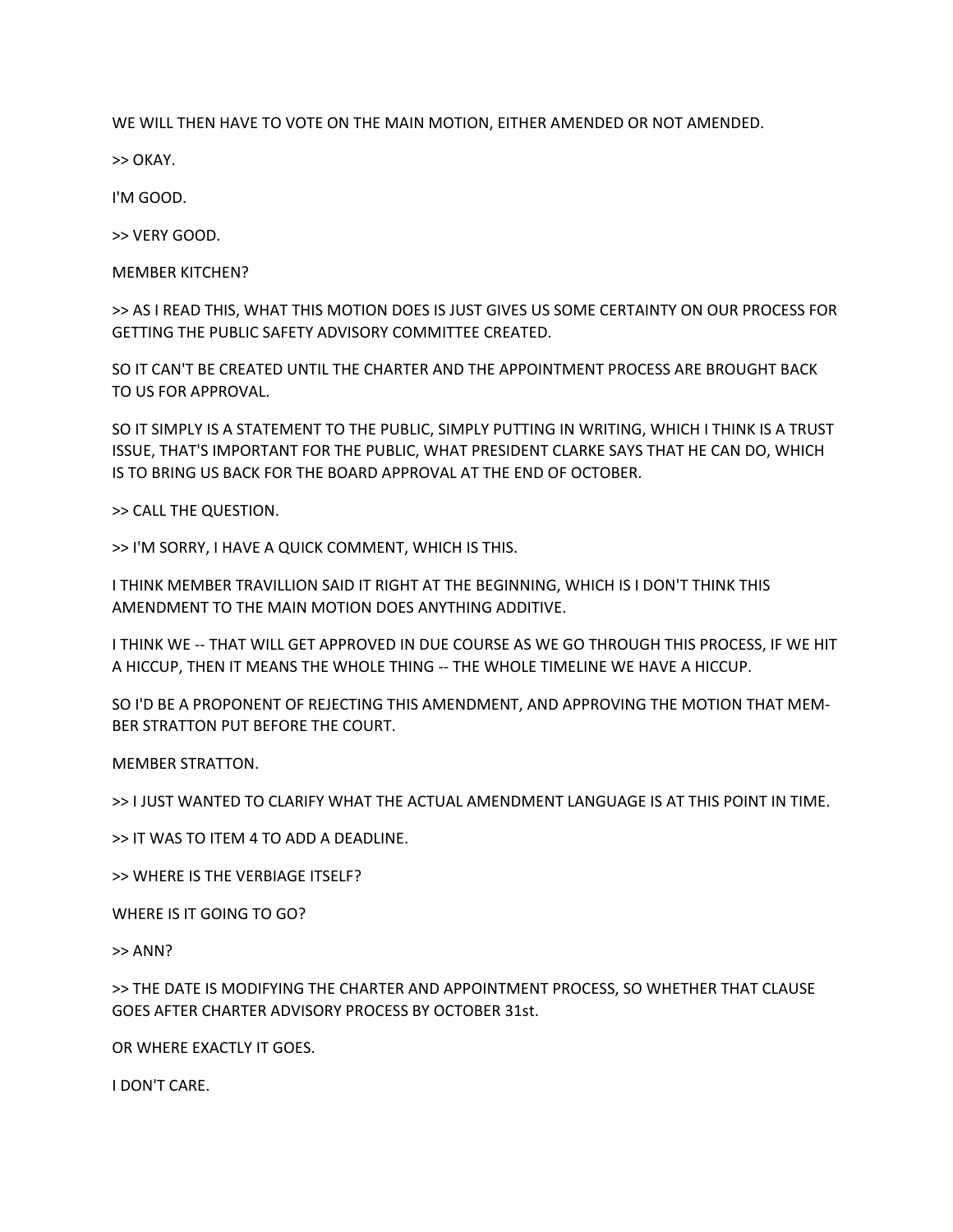WE WILL THEN HAVE TO VOTE ON THE MAIN MOTION, EITHER AMENDED OR NOT AMENDED.

>> OKAY.

I'M GOOD.

>> VERY GOOD.

MEMBER KITCHEN?

>> AS I READ THIS, WHAT THIS MOTION DOES IS JUST GIVES US SOME CERTAINTY ON OUR PROCESS FOR GETTING THE PUBLIC SAFETY ADVISORY COMMITTEE CREATED.

SO IT CAN'T BE CREATED UNTIL THE CHARTER AND THE APPOINTMENT PROCESS ARE BROUGHT BACK TO US FOR APPROVAL.

SO IT SIMPLY IS A STATEMENT TO THE PUBLIC, SIMPLY PUTTING IN WRITING, WHICH I THINK IS A TRUST ISSUE, THAT'S IMPORTANT FOR THE PUBLIC, WHAT PRESIDENT CLARKE SAYS THAT HE CAN DO, WHICH IS TO BRING US BACK FOR THE BOARD APPROVAL AT THE END OF OCTOBER.

>> CALL THE QUESTION.

>> I'M SORRY, I HAVE A QUICK COMMENT, WHICH IS THIS.

I THINK MEMBER TRAVILLION SAID IT RIGHT AT THE BEGINNING, WHICH IS I DON'T THINK THIS AMENDMENT TO THE MAIN MOTION DOES ANYTHING ADDITIVE.

I THINK WE -- THAT WILL GET APPROVED IN DUE COURSE AS WE GO THROUGH THIS PROCESS, IF WE HIT A HICCUP, THEN IT MEANS THE WHOLE THING -- THE WHOLE TIMELINE WE HAVE A HICCUP.

SO I'D BE A PROPONENT OF REJECTING THIS AMENDMENT, AND APPROVING THE MOTION THAT MEMBER STRATTON PUT BEFORE THE COURT.

MEMBER STRATTON.

>> I JUST WANTED TO CLARIFY WHAT THE ACTUAL AMENDMENT LANGUAGE IS AT THIS POINT IN TIME.

>> IT WAS TO ITEM 4 TO ADD A DEADLINE.

>> WHERE IS THE VERBIAGE ITSELF?

WHERE IS IT GOING TO GO?

>> ANN?

>> THE DATE IS MODIFYING THE CHARTER AND APPOINTMENT PROCESS, SO WHETHER THAT CLAUSE GOES AFTER CHARTER ADVISORY PROCESS BY OCTOBER 31st.

OR WHERE EXACTLY IT GOES.

I DON'T CARE.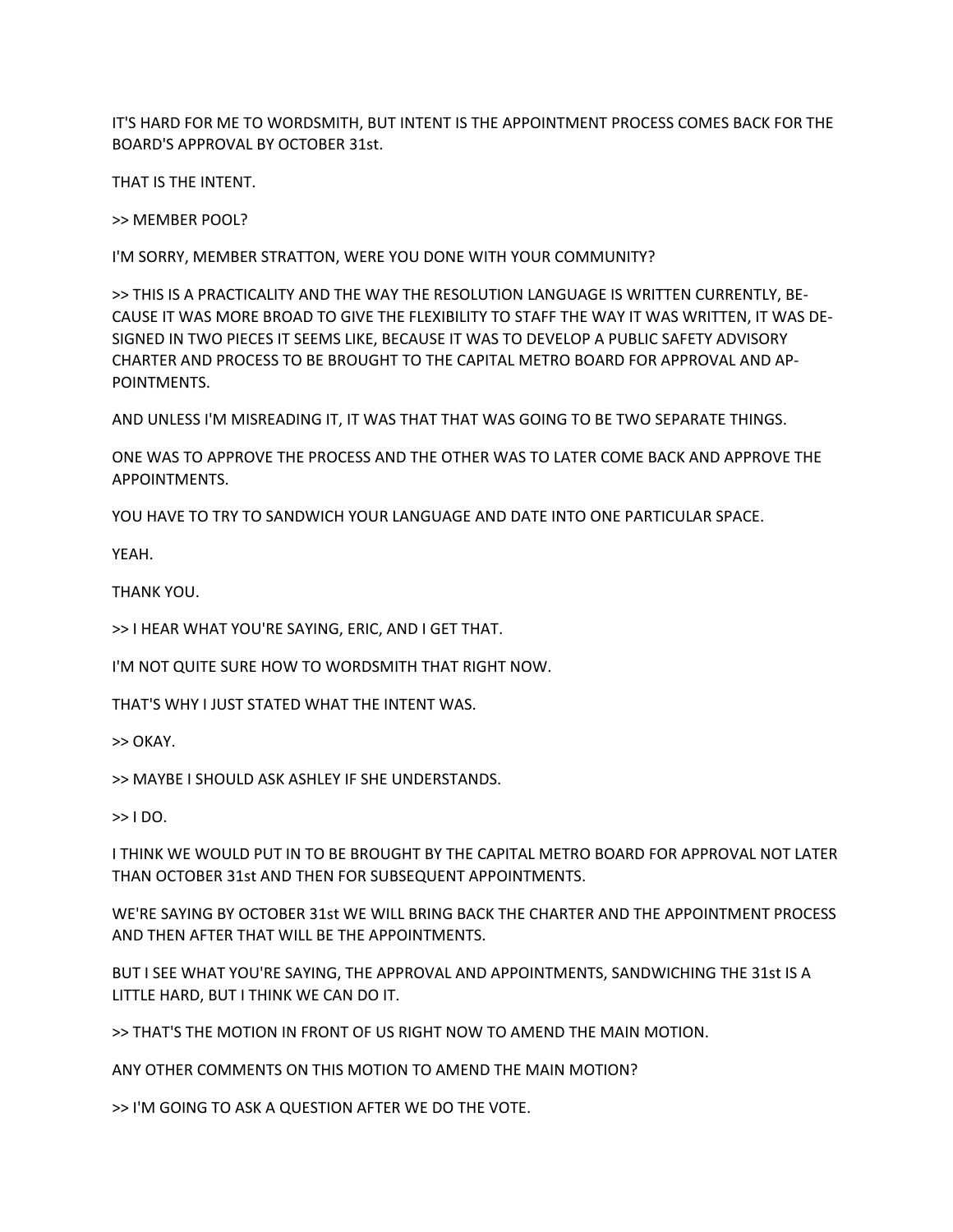IT'S HARD FOR ME TO WORDSMITH, BUT INTENT IS THE APPOINTMENT PROCESS COMES BACK FOR THE BOARD'S APPROVAL BY OCTOBER 31st.

THAT IS THE INTENT.

>> MEMBER POOL?

I'M SORRY, MEMBER STRATTON, WERE YOU DONE WITH YOUR COMMUNITY?

>> THIS IS A PRACTICALITY AND THE WAY THE RESOLUTION LANGUAGE IS WRITTEN CURRENTLY, BE-CAUSE IT WAS MORE BROAD TO GIVE THE FLEXIBILITY TO STAFF THE WAY IT WAS WRITTEN, IT WAS DE-SIGNED IN TWO PIECES IT SEEMS LIKE, BECAUSE IT WAS TO DEVELOP A PUBLIC SAFETY ADVISORY CHARTER AND PROCESS TO BE BROUGHT TO THE CAPITAL METRO BOARD FOR APPROVAL AND AP-POINTMENTS.

AND UNLESS I'M MISREADING IT, IT WAS THAT THAT WAS GOING TO BE TWO SEPARATE THINGS.

ONE WAS TO APPROVE THE PROCESS AND THE OTHER WAS TO LATER COME BACK AND APPROVE THE APPOINTMENTS.

YOU HAVE TO TRY TO SANDWICH YOUR LANGUAGE AND DATE INTO ONE PARTICULAR SPACE.

YEAH.

THANK YOU.

>> I HEAR WHAT YOU'RE SAYING, ERIC, AND I GET THAT.

I'M NOT QUITE SURE HOW TO WORDSMITH THAT RIGHT NOW.

THAT'S WHY I JUST STATED WHAT THE INTENT WAS.

>> OKAY.

>> MAYBE I SHOULD ASK ASHLEY IF SHE UNDERSTANDS.

>> I DO.

I THINK WE WOULD PUT IN TO BE BROUGHT BY THE CAPITAL METRO BOARD FOR APPROVAL NOT LATER THAN OCTOBER 31st AND THEN FOR SUBSEQUENT APPOINTMENTS.

WE'RE SAYING BY OCTOBER 31st WE WILL BRING BACK THE CHARTER AND THE APPOINTMENT PROCESS AND THEN AFTER THAT WILL BE THE APPOINTMENTS.

BUT I SEE WHAT YOU'RE SAYING, THE APPROVAL AND APPOINTMENTS, SANDWICHING THE 31st IS A LITTLE HARD, BUT I THINK WE CAN DO IT.

>> THAT'S THE MOTION IN FRONT OF US RIGHT NOW TO AMEND THE MAIN MOTION.

ANY OTHER COMMENTS ON THIS MOTION TO AMEND THE MAIN MOTION?

>> I'M GOING TO ASK A QUESTION AFTER WE DO THE VOTE.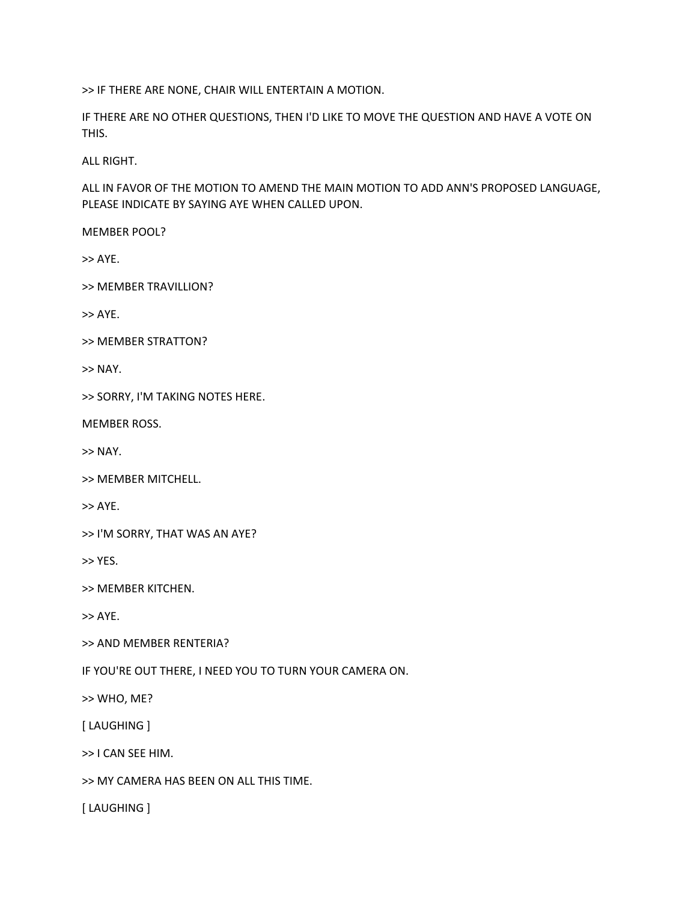>> IF THERE ARE NONE, CHAIR WILL ENTERTAIN A MOTION.

IF THERE ARE NO OTHER QUESTIONS, THEN I'D LIKE TO MOVE THE QUESTION AND HAVE A VOTE ON THIS.

ALL RIGHT.

ALL IN FAVOR OF THE MOTION TO AMEND THE MAIN MOTION TO ADD ANN'S PROPOSED LANGUAGE, PLEASE INDICATE BY SAYING AYE WHEN CALLED UPON.

MEMBER POOL?

>> AYE.

>> MEMBER TRAVILLION?

>> AYE.

>> MEMBER STRATTON?

>> NAY.

>> SORRY, I'M TAKING NOTES HERE.

MEMBER ROSS.

>> NAY.

>> MEMBER MITCHELL.

>> AYE.

>> I'M SORRY, THAT WAS AN AYE?

>> YES.

>> MEMBER KITCHEN.

>> AYE.

>> AND MEMBER RENTERIA?

IF YOU'RE OUT THERE, I NEED YOU TO TURN YOUR CAMERA ON.

>> WHO, ME?

[ LAUGHING ]

>> I CAN SEE HIM.

>> MY CAMERA HAS BEEN ON ALL THIS TIME.

[ LAUGHING ]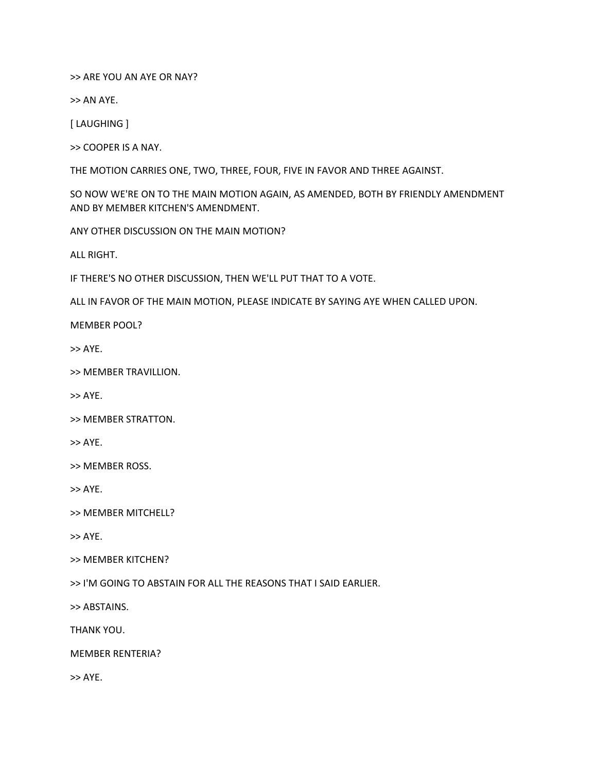>> ARE YOU AN AYE OR NAY?

>> AN AYE.

[ LAUGHING ]

>> COOPER IS A NAY.

THE MOTION CARRIES ONE, TWO, THREE, FOUR, FIVE IN FAVOR AND THREE AGAINST.

SO NOW WE'RE ON TO THE MAIN MOTION AGAIN, AS AMENDED, BOTH BY FRIENDLY AMENDMENT AND BY MEMBER KITCHEN'S AMENDMENT.

ANY OTHER DISCUSSION ON THE MAIN MOTION?

ALL RIGHT.

IF THERE'S NO OTHER DISCUSSION, THEN WE'LL PUT THAT TO A VOTE.

ALL IN FAVOR OF THE MAIN MOTION, PLEASE INDICATE BY SAYING AYE WHEN CALLED UPON.

MEMBER POOL?

>> AYE.

>> MEMBER TRAVILLION.

>> AYE.

>> MEMBER STRATTON.

>> AYE.

>> MEMBER ROSS.

>> AYE.

>> MEMBER MITCHELL?

>> AYE.

>> MEMBER KITCHEN?

>> I'M GOING TO ABSTAIN FOR ALL THE REASONS THAT I SAID EARLIER.

>> ABSTAINS.

THANK YOU.

MEMBER RENTERIA?

>> AYE.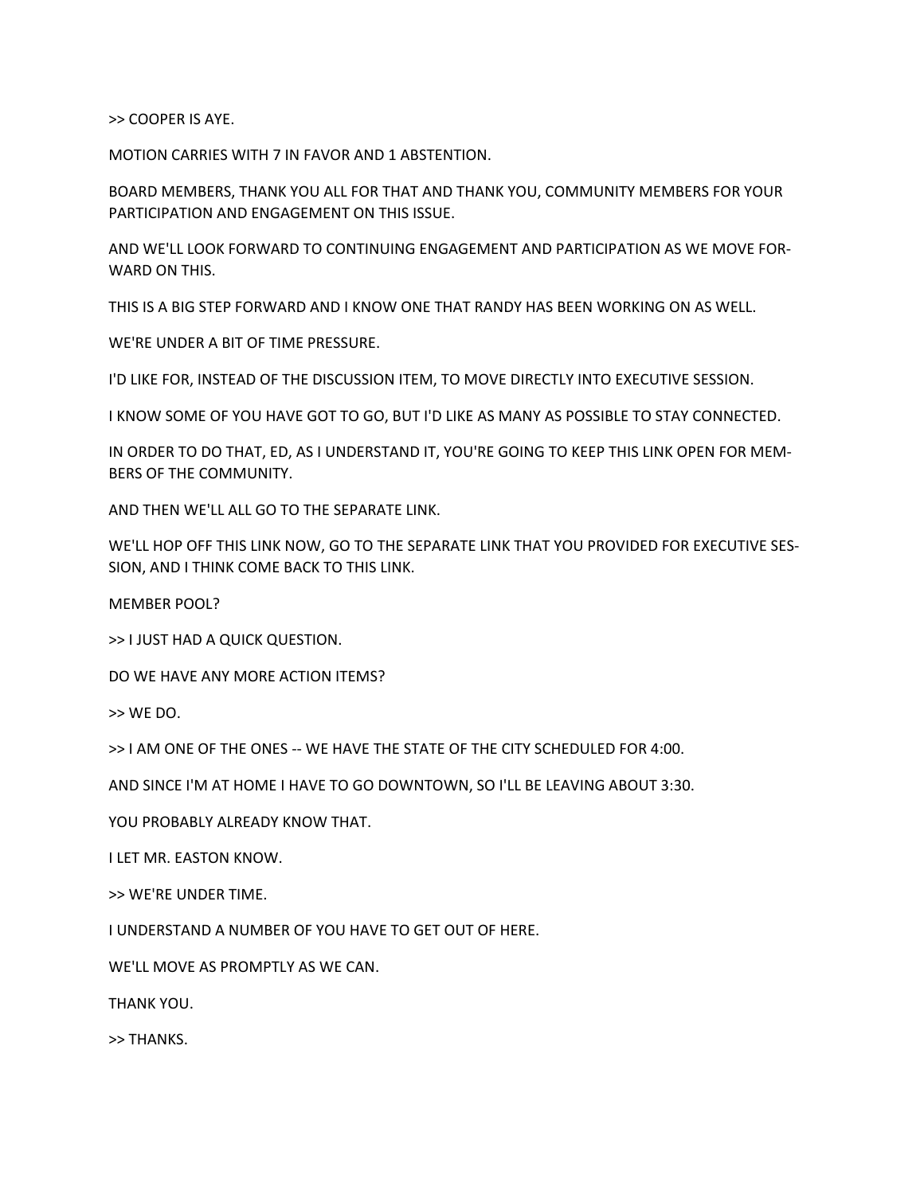>> COOPER IS AYE.

MOTION CARRIES WITH 7 IN FAVOR AND 1 ABSTENTION.

BOARD MEMBERS, THANK YOU ALL FOR THAT AND THANK YOU, COMMUNITY MEMBERS FOR YOUR PARTICIPATION AND ENGAGEMENT ON THIS ISSUE.

AND WE'LL LOOK FORWARD TO CONTINUING ENGAGEMENT AND PARTICIPATION AS WE MOVE FORWARD ON THIS.

THIS IS A BIG STEP FORWARD AND I KNOW ONE THAT RANDY HAS BEEN WORKING ON AS WELL.

WE'RE UNDER A BIT OF TIME PRESSURE.

I'D LIKE FOR, INSTEAD OF THE DISCUSSION ITEM, TO MOVE DIRECTLY INTO EXECUTIVE SESSION.

I KNOW SOME OF YOU HAVE GOT TO GO, BUT I'D LIKE AS MANY AS POSSIBLE TO STAY CONNECTED.

IN ORDER TO DO THAT, ED, AS I UNDERSTAND IT, YOU'RE GOING TO KEEP THIS LINK OPEN FOR MEMBERS OF THE COMMUNITY.

AND THEN WE'LL ALL GO TO THE SEPARATE LINK.

WE'LL HOP OFF THIS LINK NOW, GO TO THE SEPARATE LINK THAT YOU PROVIDED FOR EXECUTIVE SESSION, AND I THINK COME BACK TO THIS LINK.

MEMBER POOL?

>> I JUST HAD A QUICK QUESTION.

DO WE HAVE ANY MORE ACTION ITEMS?

>> WE DO.

>> I AM ONE OF THE ONES -- WE HAVE THE STATE OF THE CITY SCHEDULED FOR 4:00.

AND SINCE I'M AT HOME I HAVE TO GO DOWNTOWN, SO I'LL BE LEAVING ABOUT 3:30.

YOU PROBABLY ALREADY KNOW THAT.

I LET MR. EASTON KNOW.

>> WE'RE UNDER TIME.

I UNDERSTAND A NUMBER OF YOU HAVE TO GET OUT OF HERE.

WE'LL MOVE AS PROMPTLY AS WE CAN.

THANK YOU.

>> THANKS.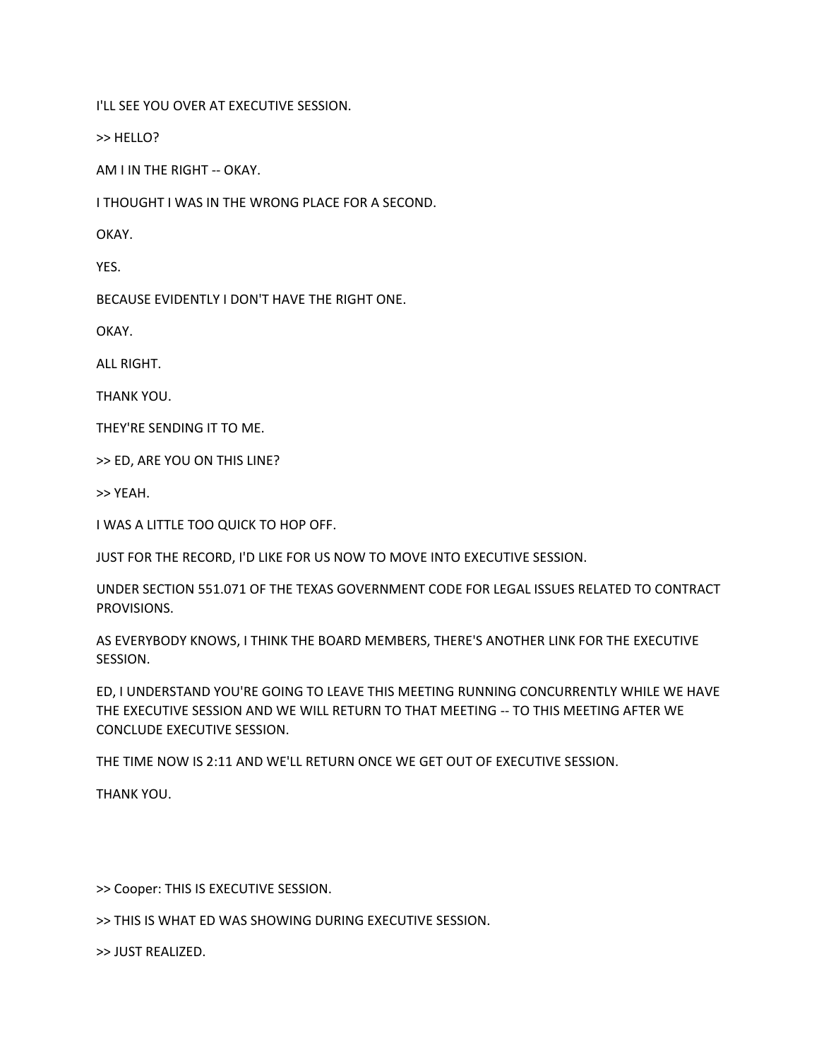I'LL SEE YOU OVER AT EXECUTIVE SESSION.

>> HELLO?

AM I IN THE RIGHT -- OKAY.

I THOUGHT I WAS IN THE WRONG PLACE FOR A SECOND.

OKAY.

YES.

BECAUSE EVIDENTLY I DON'T HAVE THE RIGHT ONE.

OKAY.

ALL RIGHT.

THANK YOU.

THEY'RE SENDING IT TO ME.

>> ED, ARE YOU ON THIS LINE?

>> YEAH.

I WAS A LITTLE TOO QUICK TO HOP OFF.

JUST FOR THE RECORD, I'D LIKE FOR US NOW TO MOVE INTO EXECUTIVE SESSION.

UNDER SECTION 551.071 OF THE TEXAS GOVERNMENT CODE FOR LEGAL ISSUES RELATED TO CONTRACT PROVISIONS.

AS EVERYBODY KNOWS, I THINK THE BOARD MEMBERS, THERE'S ANOTHER LINK FOR THE EXECUTIVE SESSION.

ED, I UNDERSTAND YOU'RE GOING TO LEAVE THIS MEETING RUNNING CONCURRENTLY WHILE WE HAVE THE EXECUTIVE SESSION AND WE WILL RETURN TO THAT MEETING -- TO THIS MEETING AFTER WE CONCLUDE EXECUTIVE SESSION.

THE TIME NOW IS 2:11 AND WE'LL RETURN ONCE WE GET OUT OF EXECUTIVE SESSION.

THANK YOU.

>> Cooper: THIS IS EXECUTIVE SESSION.

>> THIS IS WHAT ED WAS SHOWING DURING EXECUTIVE SESSION.

>> JUST REALIZED.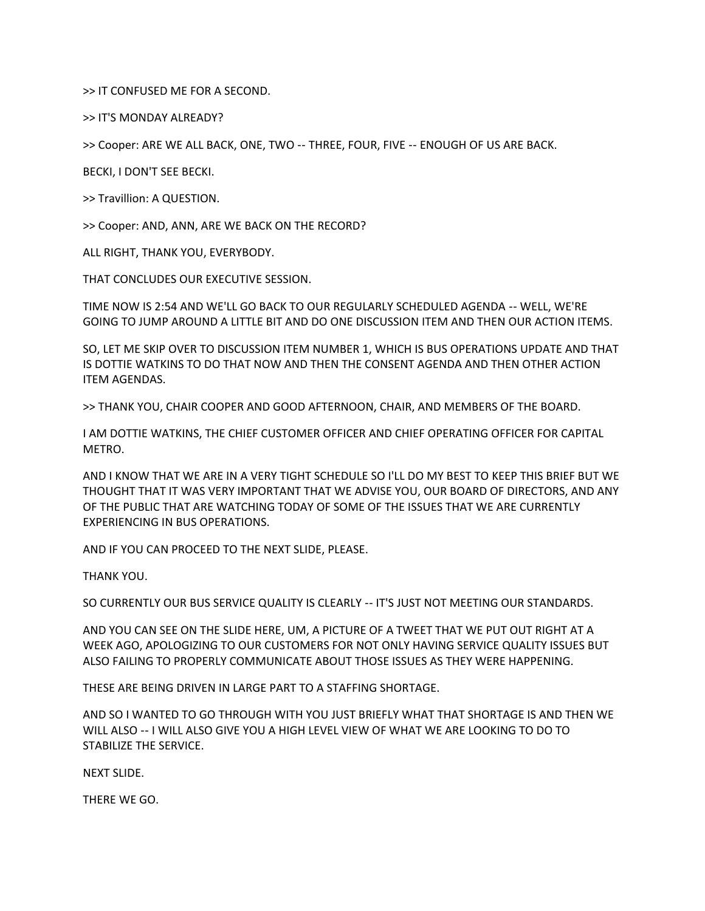>> IT CONFUSED ME FOR A SECOND.

>> IT'S MONDAY ALREADY?

>> Cooper: ARE WE ALL BACK, ONE, TWO -- THREE, FOUR, FIVE -- ENOUGH OF US ARE BACK.

BECKI, I DON'T SEE BECKI.

>> Travillion: A QUESTION.

>> Cooper: AND, ANN, ARE WE BACK ON THE RECORD?

ALL RIGHT, THANK YOU, EVERYBODY.

THAT CONCLUDES OUR EXECUTIVE SESSION.

TIME NOW IS 2:54 AND WE'LL GO BACK TO OUR REGULARLY SCHEDULED AGENDA -- WELL, WE'RE GOING TO JUMP AROUND A LITTLE BIT AND DO ONE DISCUSSION ITEM AND THEN OUR ACTION ITEMS.

SO, LET ME SKIP OVER TO DISCUSSION ITEM NUMBER 1, WHICH IS BUS OPERATIONS UPDATE AND THAT IS DOTTIE WATKINS TO DO THAT NOW AND THEN THE CONSENT AGENDA AND THEN OTHER ACTION ITEM AGENDAS.

>> THANK YOU, CHAIR COOPER AND GOOD AFTERNOON, CHAIR, AND MEMBERS OF THE BOARD.

I AM DOTTIE WATKINS, THE CHIEF CUSTOMER OFFICER AND CHIEF OPERATING OFFICER FOR CAPITAL METRO.

AND I KNOW THAT WE ARE IN A VERY TIGHT SCHEDULE SO I'LL DO MY BEST TO KEEP THIS BRIEF BUT WE THOUGHT THAT IT WAS VERY IMPORTANT THAT WE ADVISE YOU, OUR BOARD OF DIRECTORS, AND ANY OF THE PUBLIC THAT ARE WATCHING TODAY OF SOME OF THE ISSUES THAT WE ARE CURRENTLY EXPERIENCING IN BUS OPERATIONS.

AND IF YOU CAN PROCEED TO THE NEXT SLIDE, PLEASE.

THANK YOU.

SO CURRENTLY OUR BUS SERVICE QUALITY IS CLEARLY -- IT'S JUST NOT MEETING OUR STANDARDS.

AND YOU CAN SEE ON THE SLIDE HERE, UM, A PICTURE OF A TWEET THAT WE PUT OUT RIGHT AT A WEEK AGO, APOLOGIZING TO OUR CUSTOMERS FOR NOT ONLY HAVING SERVICE QUALITY ISSUES BUT ALSO FAILING TO PROPERLY COMMUNICATE ABOUT THOSE ISSUES AS THEY WERE HAPPENING.

THESE ARE BEING DRIVEN IN LARGE PART TO A STAFFING SHORTAGE.

AND SO I WANTED TO GO THROUGH WITH YOU JUST BRIEFLY WHAT THAT SHORTAGE IS AND THEN WE WILL ALSO -- I WILL ALSO GIVE YOU A HIGH LEVEL VIEW OF WHAT WE ARE LOOKING TO DO TO STABILIZE THE SERVICE.

NEXT SLIDE.

THERE WE GO.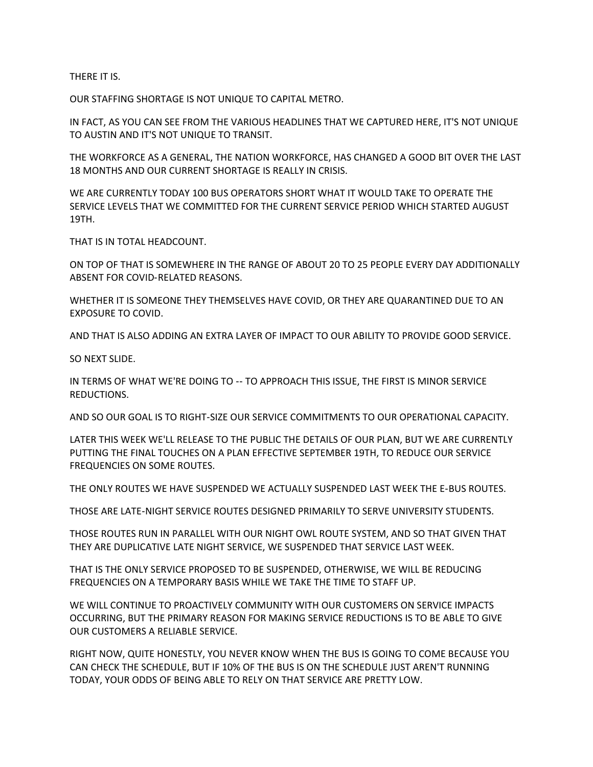THERE IT IS.

OUR STAFFING SHORTAGE IS NOT UNIQUE TO CAPITAL METRO.

IN FACT, AS YOU CAN SEE FROM THE VARIOUS HEADLINES THAT WE CAPTURED HERE, IT'S NOT UNIQUE TO AUSTIN AND IT'S NOT UNIQUE TO TRANSIT.

THE WORKFORCE AS A GENERAL, THE NATION WORKFORCE, HAS CHANGED A GOOD BIT OVER THE LAST 18 MONTHS AND OUR CURRENT SHORTAGE IS REALLY IN CRISIS.

WE ARE CURRENTLY TODAY 100 BUS OPERATORS SHORT WHAT IT WOULD TAKE TO OPERATE THE SERVICE LEVELS THAT WE COMMITTED FOR THE CURRENT SERVICE PERIOD WHICH STARTED AUGUST 19TH.

THAT IS IN TOTAL HEADCOUNT.

ON TOP OF THAT IS SOMEWHERE IN THE RANGE OF ABOUT 20 TO 25 PEOPLE EVERY DAY ADDITIONALLY ABSENT FOR COVID-RELATED REASONS.

WHETHER IT IS SOMEONE THEY THEMSELVES HAVE COVID, OR THEY ARE QUARANTINED DUE TO AN EXPOSURE TO COVID.

AND THAT IS ALSO ADDING AN EXTRA LAYER OF IMPACT TO OUR ABILITY TO PROVIDE GOOD SERVICE.

SO NEXT SLIDE.

IN TERMS OF WHAT WE'RE DOING TO -- TO APPROACH THIS ISSUE, THE FIRST IS MINOR SERVICE REDUCTIONS.

AND SO OUR GOAL IS TO RIGHT-SIZE OUR SERVICE COMMITMENTS TO OUR OPERATIONAL CAPACITY.

LATER THIS WEEK WE'LL RELEASE TO THE PUBLIC THE DETAILS OF OUR PLAN, BUT WE ARE CURRENTLY PUTTING THE FINAL TOUCHES ON A PLAN EFFECTIVE SEPTEMBER 19TH, TO REDUCE OUR SERVICE FREQUENCIES ON SOME ROUTES.

THE ONLY ROUTES WE HAVE SUSPENDED WE ACTUALLY SUSPENDED LAST WEEK THE E-BUS ROUTES.

THOSE ARE LATE-NIGHT SERVICE ROUTES DESIGNED PRIMARILY TO SERVE UNIVERSITY STUDENTS.

THOSE ROUTES RUN IN PARALLEL WITH OUR NIGHT OWL ROUTE SYSTEM, AND SO THAT GIVEN THAT THEY ARE DUPLICATIVE LATE NIGHT SERVICE, WE SUSPENDED THAT SERVICE LAST WEEK.

THAT IS THE ONLY SERVICE PROPOSED TO BE SUSPENDED, OTHERWISE, WE WILL BE REDUCING FREQUENCIES ON A TEMPORARY BASIS WHILE WE TAKE THE TIME TO STAFF UP.

WE WILL CONTINUE TO PROACTIVELY COMMUNITY WITH OUR CUSTOMERS ON SERVICE IMPACTS OCCURRING, BUT THE PRIMARY REASON FOR MAKING SERVICE REDUCTIONS IS TO BE ABLE TO GIVE OUR CUSTOMERS A RELIABLE SERVICE.

RIGHT NOW, QUITE HONESTLY, YOU NEVER KNOW WHEN THE BUS IS GOING TO COME BECAUSE YOU CAN CHECK THE SCHEDULE, BUT IF 10% OF THE BUS IS ON THE SCHEDULE JUST AREN'T RUNNING TODAY, YOUR ODDS OF BEING ABLE TO RELY ON THAT SERVICE ARE PRETTY LOW.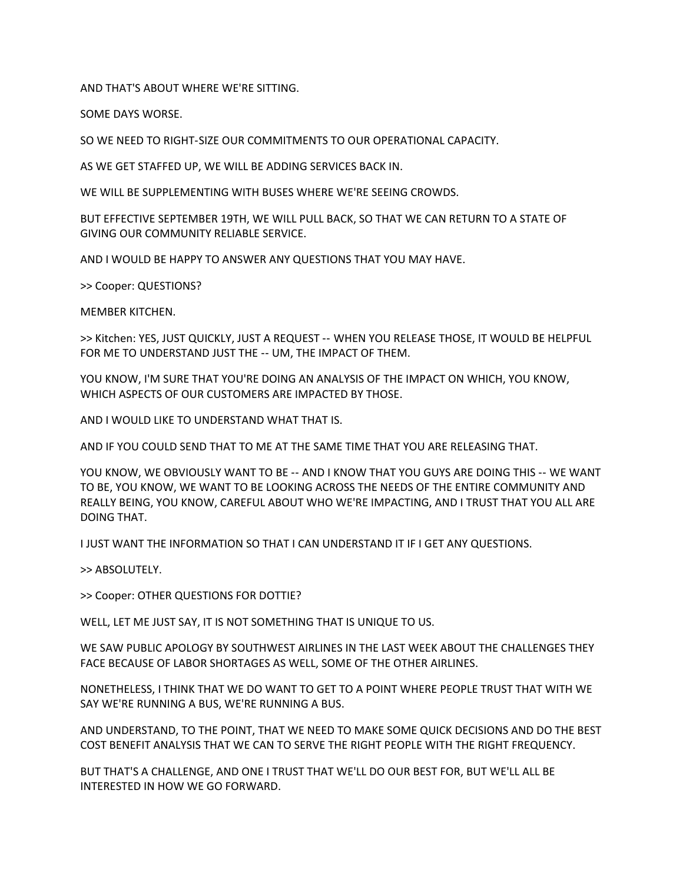AND THAT'S ABOUT WHERE WE'RE SITTING.

SOME DAYS WORSE.

SO WE NEED TO RIGHT-SIZE OUR COMMITMENTS TO OUR OPERATIONAL CAPACITY.

AS WE GET STAFFED UP, WE WILL BE ADDING SERVICES BACK IN.

WE WILL BE SUPPLEMENTING WITH BUSES WHERE WE'RE SEEING CROWDS.

BUT EFFECTIVE SEPTEMBER 19TH, WE WILL PULL BACK, SO THAT WE CAN RETURN TO A STATE OF GIVING OUR COMMUNITY RELIABLE SERVICE.

AND I WOULD BE HAPPY TO ANSWER ANY QUESTIONS THAT YOU MAY HAVE.

>> Cooper: QUESTIONS?

MEMBER KITCHEN.

>> Kitchen: YES, JUST QUICKLY, JUST A REQUEST -- WHEN YOU RELEASE THOSE, IT WOULD BE HELPFUL FOR ME TO UNDERSTAND JUST THE -- UM, THE IMPACT OF THEM.

YOU KNOW, I'M SURE THAT YOU'RE DOING AN ANALYSIS OF THE IMPACT ON WHICH, YOU KNOW, WHICH ASPECTS OF OUR CUSTOMERS ARE IMPACTED BY THOSE.

AND I WOULD LIKE TO UNDERSTAND WHAT THAT IS.

AND IF YOU COULD SEND THAT TO ME AT THE SAME TIME THAT YOU ARE RELEASING THAT.

YOU KNOW, WE OBVIOUSLY WANT TO BE -- AND I KNOW THAT YOU GUYS ARE DOING THIS -- WE WANT TO BE, YOU KNOW, WE WANT TO BE LOOKING ACROSS THE NEEDS OF THE ENTIRE COMMUNITY AND REALLY BEING, YOU KNOW, CAREFUL ABOUT WHO WE'RE IMPACTING, AND I TRUST THAT YOU ALL ARE DOING THAT.

I JUST WANT THE INFORMATION SO THAT I CAN UNDERSTAND IT IF I GET ANY QUESTIONS.

>> ABSOLUTELY.

>> Cooper: OTHER QUESTIONS FOR DOTTIE?

WELL, LET ME JUST SAY, IT IS NOT SOMETHING THAT IS UNIQUE TO US.

WE SAW PUBLIC APOLOGY BY SOUTHWEST AIRLINES IN THE LAST WEEK ABOUT THE CHALLENGES THEY FACE BECAUSE OF LABOR SHORTAGES AS WELL, SOME OF THE OTHER AIRLINES.

NONETHELESS, I THINK THAT WE DO WANT TO GET TO A POINT WHERE PEOPLE TRUST THAT WITH WE SAY WE'RE RUNNING A BUS, WE'RE RUNNING A BUS.

AND UNDERSTAND, TO THE POINT, THAT WE NEED TO MAKE SOME QUICK DECISIONS AND DO THE BEST COST BENEFIT ANALYSIS THAT WE CAN TO SERVE THE RIGHT PEOPLE WITH THE RIGHT FREQUENCY.

BUT THAT'S A CHALLENGE, AND ONE I TRUST THAT WE'LL DO OUR BEST FOR, BUT WE'LL ALL BE INTERESTED IN HOW WE GO FORWARD.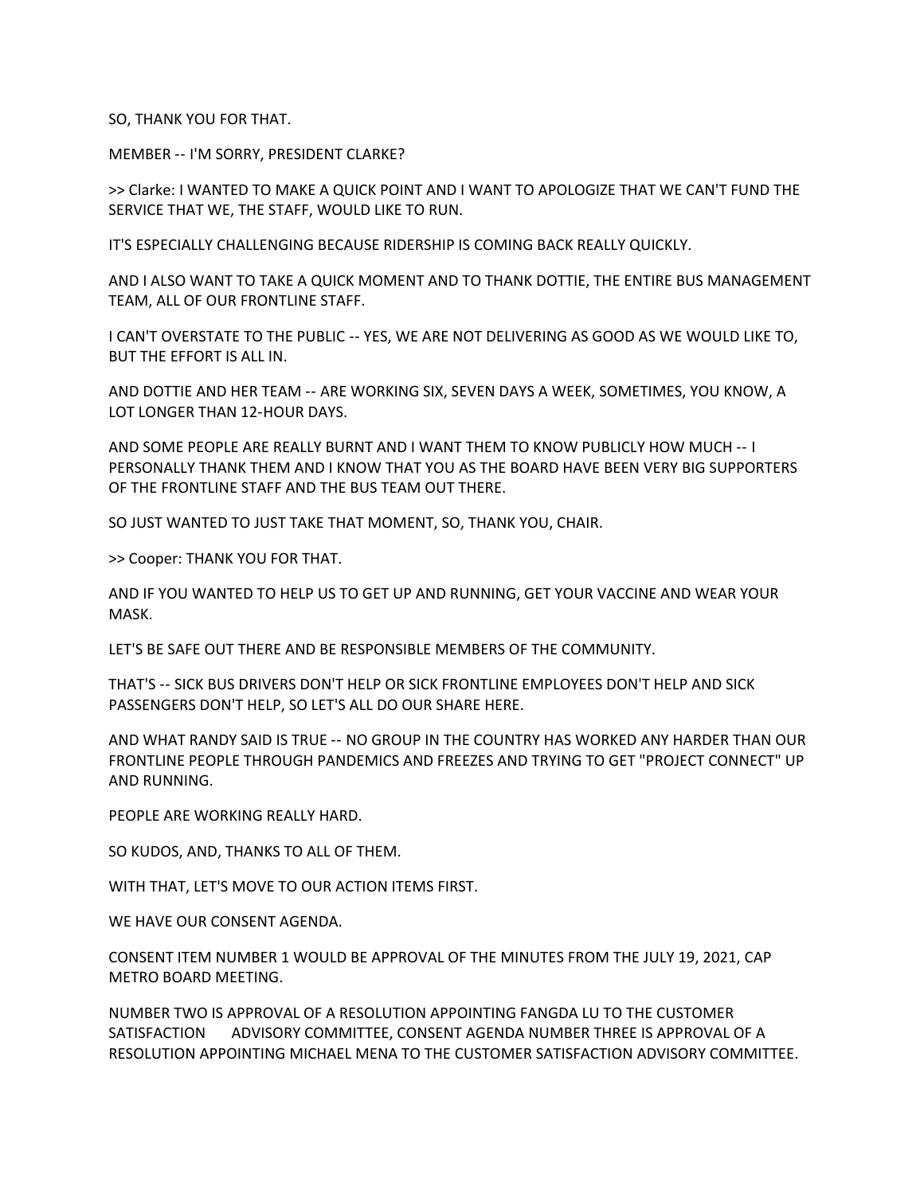SO, THANK YOU FOR THAT.

MEMBER -- I'M SORRY, PRESIDENT CLARKE?

>> Clarke: I WANTED TO MAKE A QUICK POINT AND I WANT TO APOLOGIZE THAT WE CAN'T FUND THE SERVICE THAT WE, THE STAFF, WOULD LIKE TO RUN.

IT'S ESPECIALLY CHALLENGING BECAUSE RIDERSHIP IS COMING BACK REALLY QUICKLY.

AND I ALSO WANT TO TAKE A QUICK MOMENT AND TO THANK DOTTIE, THE ENTIRE BUS MANAGEMENT TEAM, ALL OF OUR FRONTLINE STAFF.

I CAN'T OVERSTATE TO THE PUBLIC -- YES, WE ARE NOT DELIVERING AS GOOD AS WE WOULD LIKE TO, BUT THE EFFORT IS ALL IN.

AND DOTTIE AND HER TEAM -- ARE WORKING SIX, SEVEN DAYS A WEEK, SOMETIMES, YOU KNOW, A LOT LONGER THAN 12-HOUR DAYS.

AND SOME PEOPLE ARE REALLY BURNT AND I WANT THEM TO KNOW PUBLICLY HOW MUCH -- I PERSONALLY THANK THEM AND I KNOW THAT YOU AS THE BOARD HAVE BEEN VERY BIG SUPPORTERS OF THE FRONTLINE STAFF AND THE BUS TEAM OUT THERE.

SO JUST WANTED TO JUST TAKE THAT MOMENT, SO, THANK YOU, CHAIR.

>> Cooper: THANK YOU FOR THAT.

AND IF YOU WANTED TO HELP US TO GET UP AND RUNNING, GET YOUR VACCINE AND WEAR YOUR MASK.

LET'S BE SAFE OUT THERE AND BE RESPONSIBLE MEMBERS OF THE COMMUNITY.

THAT'S -- SICK BUS DRIVERS DON'T HELP OR SICK FRONTLINE EMPLOYEES DON'T HELP AND SICK PASSENGERS DON'T HELP, SO LET'S ALL DO OUR SHARE HERE.

AND WHAT RANDY SAID IS TRUE -- NO GROUP IN THE COUNTRY HAS WORKED ANY HARDER THAN OUR FRONTLINE PEOPLE THROUGH PANDEMICS AND FREEZES AND TRYING TO GET "PROJECT CONNECT" UP AND RUNNING.

PEOPLE ARE WORKING REALLY HARD.

SO KUDOS, AND, THANKS TO ALL OF THEM.

WITH THAT, LET'S MOVE TO OUR ACTION ITEMS FIRST.

WE HAVE OUR CONSENT AGENDA.

CONSENT ITEM NUMBER 1 WOULD BE APPROVAL OF THE MINUTES FROM THE JULY 19, 2021, CAP METRO BOARD MEETING.

NUMBER TWO IS APPROVAL OF A RESOLUTION APPOINTING FANGDA LU TO THE CUSTOMER SATISFACTION ADVISORY COMMITTEE, CONSENT AGENDA NUMBER THREE IS APPROVAL OF A RESOLUTION APPOINTING MICHAEL MENA TO THE CUSTOMER SATISFACTION ADVISORY COMMITTEE.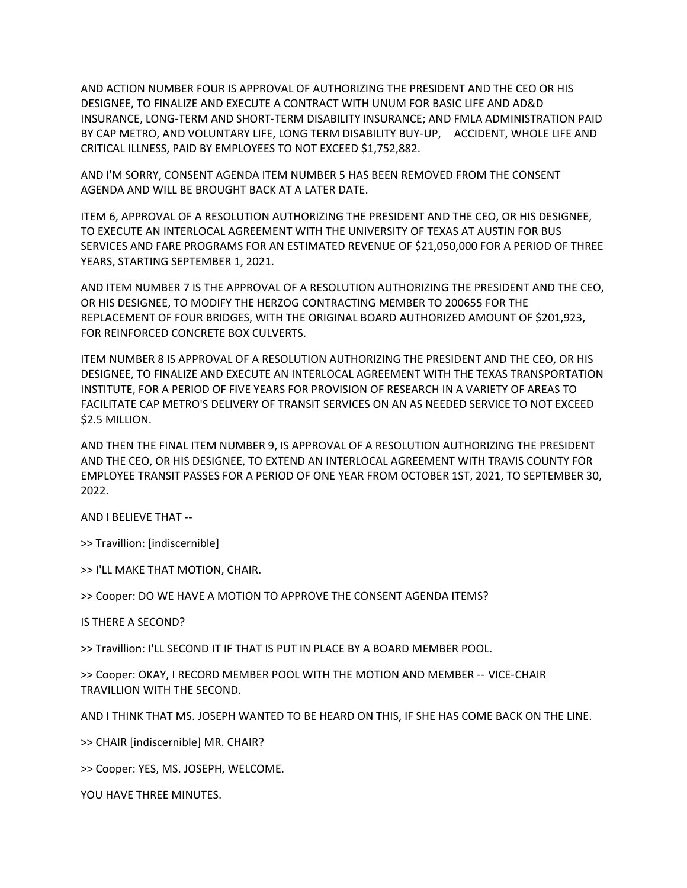AND ACTION NUMBER FOUR IS APPROVAL OF AUTHORIZING THE PRESIDENT AND THE CEO OR HIS DESIGNEE, TO FINALIZE AND EXECUTE A CONTRACT WITH UNUM FOR BASIC LIFE AND AD&D INSURANCE, LONG-TERM AND SHORT-TERM DISABILITY INSURANCE; AND FMLA ADMINISTRATION PAID BY CAP METRO, AND VOLUNTARY LIFE, LONG TERM DISABILITY BUY-UP, ACCIDENT, WHOLE LIFE AND CRITICAL ILLNESS, PAID BY EMPLOYEES TO NOT EXCEED $1,752,882.

AND I'M SORRY, CONSENT AGENDA ITEM NUMBER 5 HAS BEEN REMOVED FROM THE CONSENT AGENDA AND WILL BE BROUGHT BACK AT A LATER DATE.

ITEM 6, APPROVAL OF A RESOLUTION AUTHORIZING THE PRESIDENT AND THE CEO, OR HIS DESIGNEE, TO EXECUTE AN INTERLOCAL AGREEMENT WITH THE UNIVERSITY OF TEXAS AT AUSTIN FOR BUS SERVICES AND FARE PROGRAMS FOR AN ESTIMATED REVENUE OF $21,050,000 FOR A PERIOD OF THREE YEARS, STARTING SEPTEMBER 1, 2021.

AND ITEM NUMBER 7 IS THE APPROVAL OF A RESOLUTION AUTHORIZING THE PRESIDENT AND THE CEO, OR HIS DESIGNEE, TO MODIFY THE HERZOG CONTRACTING MEMBER TO 200655 FOR THE REPLACEMENT OF FOUR BRIDGES, WITH THE ORIGINAL BOARD AUTHORIZED AMOUNT OF $201,923, FOR REINFORCED CONCRETE BOX CULVERTS.

ITEM NUMBER 8 IS APPROVAL OF A RESOLUTION AUTHORIZING THE PRESIDENT AND THE CEO, OR HIS DESIGNEE, TO FINALIZE AND EXECUTE AN INTERLOCAL AGREEMENT WITH THE TEXAS TRANSPORTATION INSTITUTE, FOR A PERIOD OF FIVE YEARS FOR PROVISION OF RESEARCH IN A VARIETY OF AREAS TO FACILITATE CAP METRO'S DELIVERY OF TRANSIT SERVICES ON AN AS NEEDED SERVICE TO NOT EXCEED $2.5 MILLION.

AND THEN THE FINAL ITEM NUMBER 9, IS APPROVAL OF A RESOLUTION AUTHORIZING THE PRESIDENT AND THE CEO, OR HIS DESIGNEE, TO EXTEND AN INTERLOCAL AGREEMENT WITH TRAVIS COUNTY FOR EMPLOYEE TRANSIT PASSES FOR A PERIOD OF ONE YEAR FROM OCTOBER 1ST, 2021, TO SEPTEMBER 30, 2022.

AND I BELIEVE THAT --

>> Travillion: [indiscernible]

>> I'LL MAKE THAT MOTION, CHAIR.

>> Cooper: DO WE HAVE A MOTION TO APPROVE THE CONSENT AGENDA ITEMS?

IS THERE A SECOND?

>> Travillion: I'LL SECOND IT IF THAT IS PUT IN PLACE BY A BOARD MEMBER POOL.

>> Cooper: OKAY, I RECORD MEMBER POOL WITH THE MOTION AND MEMBER -- VICE-CHAIR TRAVILLION WITH THE SECOND.

AND I THINK THAT MS. JOSEPH WANTED TO BE HEARD ON THIS, IF SHE HAS COME BACK ON THE LINE.

>> CHAIR [indiscernible] MR. CHAIR?

>> Cooper: YES, MS. JOSEPH, WELCOME.

YOU HAVE THREE MINUTES.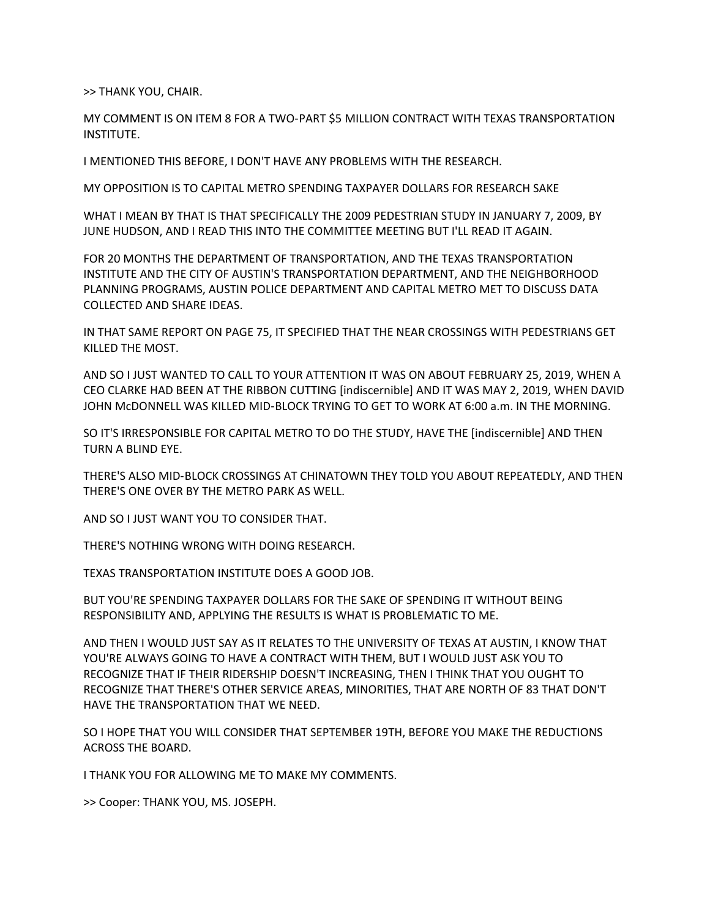>> THANK YOU, CHAIR.

MY COMMENT IS ON ITEM 8 FOR A TWO-PART $5 MILLION CONTRACT WITH TEXAS TRANSPORTATION INSTITUTE.

I MENTIONED THIS BEFORE, I DON'T HAVE ANY PROBLEMS WITH THE RESEARCH.

MY OPPOSITION IS TO CAPITAL METRO SPENDING TAXPAYER DOLLARS FOR RESEARCH SAKE

WHAT I MEAN BY THAT IS THAT SPECIFICALLY THE 2009 PEDESTRIAN STUDY IN JANUARY 7, 2009, BY JUNE HUDSON, AND I READ THIS INTO THE COMMITTEE MEETING BUT I'LL READ IT AGAIN.

FOR 20 MONTHS THE DEPARTMENT OF TRANSPORTATION, AND THE TEXAS TRANSPORTATION INSTITUTE AND THE CITY OF AUSTIN'S TRANSPORTATION DEPARTMENT, AND THE NEIGHBORHOOD PLANNING PROGRAMS, AUSTIN POLICE DEPARTMENT AND CAPITAL METRO MET TO DISCUSS DATA COLLECTED AND SHARE IDEAS.

IN THAT SAME REPORT ON PAGE 75, IT SPECIFIED THAT THE NEAR CROSSINGS WITH PEDESTRIANS GET KILLED THE MOST.

AND SO I JUST WANTED TO CALL TO YOUR ATTENTION IT WAS ON ABOUT FEBRUARY 25, 2019, WHEN A CEO CLARKE HAD BEEN AT THE RIBBON CUTTING [indiscernible] AND IT WAS MAY 2, 2019, WHEN DAVID JOHN McDONNELL WAS KILLED MID-BLOCK TRYING TO GET TO WORK AT 6:00 a.m. IN THE MORNING.

SO IT'S IRRESPONSIBLE FOR CAPITAL METRO TO DO THE STUDY, HAVE THE [indiscernible] AND THEN TURN A BLIND EYE.

THERE'S ALSO MID-BLOCK CROSSINGS AT CHINATOWN THEY TOLD YOU ABOUT REPEATEDLY, AND THEN THERE'S ONE OVER BY THE METRO PARK AS WELL.

AND SO I JUST WANT YOU TO CONSIDER THAT.

THERE'S NOTHING WRONG WITH DOING RESEARCH.

TEXAS TRANSPORTATION INSTITUTE DOES A GOOD JOB.

BUT YOU'RE SPENDING TAXPAYER DOLLARS FOR THE SAKE OF SPENDING IT WITHOUT BEING RESPONSIBILITY AND, APPLYING THE RESULTS IS WHAT IS PROBLEMATIC TO ME.

AND THEN I WOULD JUST SAY AS IT RELATES TO THE UNIVERSITY OF TEXAS AT AUSTIN, I KNOW THAT YOU'RE ALWAYS GOING TO HAVE A CONTRACT WITH THEM, BUT I WOULD JUST ASK YOU TO RECOGNIZE THAT IF THEIR RIDERSHIP DOESN'T INCREASING, THEN I THINK THAT YOU OUGHT TO RECOGNIZE THAT THERE'S OTHER SERVICE AREAS, MINORITIES, THAT ARE NORTH OF 83 THAT DON'T HAVE THE TRANSPORTATION THAT WE NEED.

SO I HOPE THAT YOU WILL CONSIDER THAT SEPTEMBER 19TH, BEFORE YOU MAKE THE REDUCTIONS ACROSS THE BOARD.

I THANK YOU FOR ALLOWING ME TO MAKE MY COMMENTS.

>> Cooper: THANK YOU, MS. JOSEPH.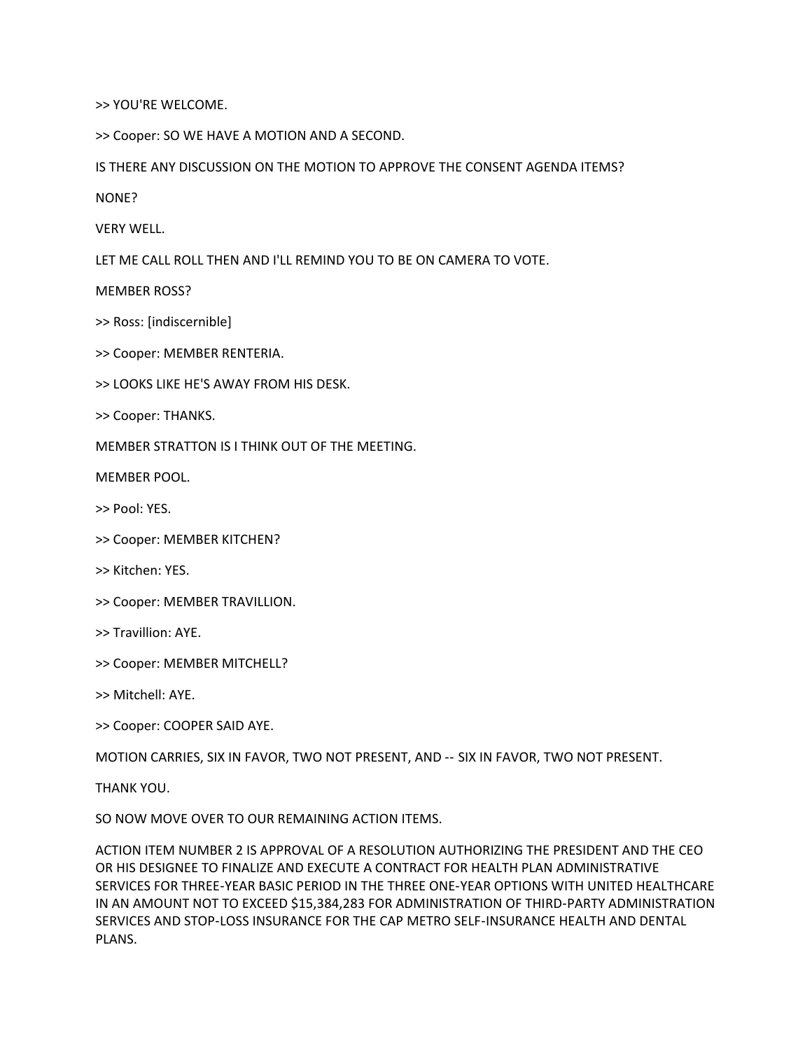>> YOU'RE WELCOME.

>> Cooper: SO WE HAVE A MOTION AND A SECOND.

IS THERE ANY DISCUSSION ON THE MOTION TO APPROVE THE CONSENT AGENDA ITEMS?

NONE?

VERY WELL.

LET ME CALL ROLL THEN AND I'LL REMIND YOU TO BE ON CAMERA TO VOTE.

MEMBER ROSS?

>> Ross: [indiscernible]

>> Cooper: MEMBER RENTERIA.

>> LOOKS LIKE HE'S AWAY FROM HIS DESK.

>> Cooper: THANKS.

MEMBER STRATTON IS I THINK OUT OF THE MEETING.

MEMBER POOL.

>> Pool: YES.

>> Cooper: MEMBER KITCHEN?

>> Kitchen: YES.

>> Cooper: MEMBER TRAVILLION.

>> Travillion: AYE.

>> Cooper: MEMBER MITCHELL?

>> Mitchell: AYE.

>> Cooper: COOPER SAID AYE.

MOTION CARRIES, SIX IN FAVOR, TWO NOT PRESENT, AND -- SIX IN FAVOR, TWO NOT PRESENT.

THANK YOU.

SO NOW MOVE OVER TO OUR REMAINING ACTION ITEMS.

ACTION ITEM NUMBER 2 IS APPROVAL OF A RESOLUTION AUTHORIZING THE PRESIDENT AND THE CEO OR HIS DESIGNEE TO FINALIZE AND EXECUTE A CONTRACT FOR HEALTH PLAN ADMINISTRATIVE SERVICES FOR THREE-YEAR BASIC PERIOD IN THE THREE ONE-YEAR OPTIONS WITH UNITED HEALTHCARE IN AN AMOUNT NOT TO EXCEED $15,384,283 FOR ADMINISTRATION OF THIRD-PARTY ADMINISTRATION SERVICES AND STOP-LOSS INSURANCE FOR THE CAP METRO SELF-INSURANCE HEALTH AND DENTAL PLANS.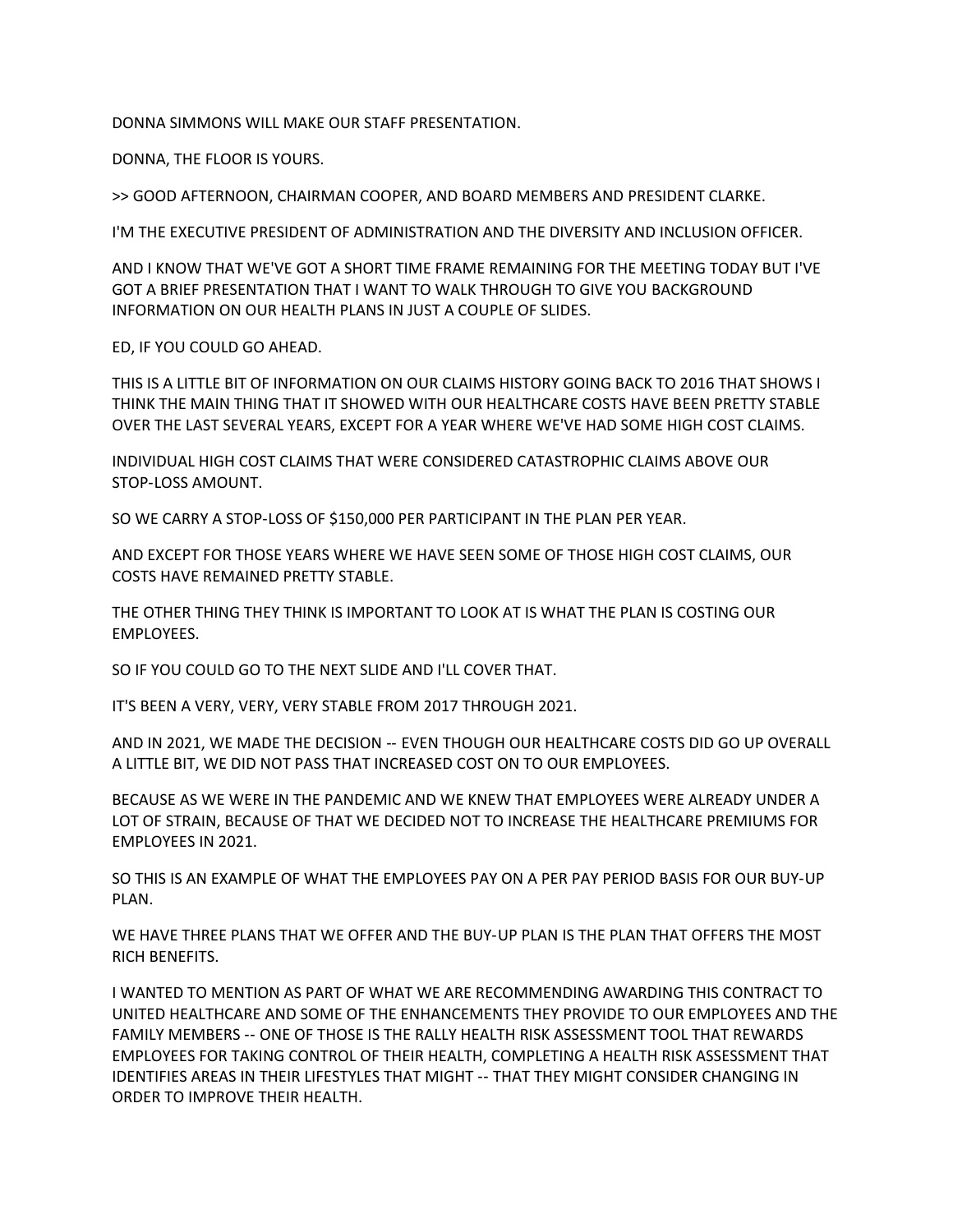DONNA SIMMONS WILL MAKE OUR STAFF PRESENTATION.

DONNA, THE FLOOR IS YOURS.

>> GOOD AFTERNOON, CHAIRMAN COOPER, AND BOARD MEMBERS AND PRESIDENT CLARKE.

I'M THE EXECUTIVE PRESIDENT OF ADMINISTRATION AND THE DIVERSITY AND INCLUSION OFFICER.

AND I KNOW THAT WE'VE GOT A SHORT TIME FRAME REMAINING FOR THE MEETING TODAY BUT I'VE GOT A BRIEF PRESENTATION THAT I WANT TO WALK THROUGH TO GIVE YOU BACKGROUND INFORMATION ON OUR HEALTH PLANS IN JUST A COUPLE OF SLIDES.

ED, IF YOU COULD GO AHEAD.

THIS IS A LITTLE BIT OF INFORMATION ON OUR CLAIMS HISTORY GOING BACK TO 2016 THAT SHOWS I THINK THE MAIN THING THAT IT SHOWED WITH OUR HEALTHCARE COSTS HAVE BEEN PRETTY STABLE OVER THE LAST SEVERAL YEARS, EXCEPT FOR A YEAR WHERE WE'VE HAD SOME HIGH COST CLAIMS.

INDIVIDUAL HIGH COST CLAIMS THAT WERE CONSIDERED CATASTROPHIC CLAIMS ABOVE OUR STOP-LOSS AMOUNT.

SO WE CARRY A STOP-LOSS OF $150,000 PER PARTICIPANT IN THE PLAN PER YEAR.

AND EXCEPT FOR THOSE YEARS WHERE WE HAVE SEEN SOME OF THOSE HIGH COST CLAIMS, OUR COSTS HAVE REMAINED PRETTY STABLE.

THE OTHER THING THEY THINK IS IMPORTANT TO LOOK AT IS WHAT THE PLAN IS COSTING OUR EMPLOYEES.

SO IF YOU COULD GO TO THE NEXT SLIDE AND I'LL COVER THAT.

IT'S BEEN A VERY, VERY, VERY STABLE FROM 2017 THROUGH 2021.

AND IN 2021, WE MADE THE DECISION -- EVEN THOUGH OUR HEALTHCARE COSTS DID GO UP OVERALL A LITTLE BIT, WE DID NOT PASS THAT INCREASED COST ON TO OUR EMPLOYEES.

BECAUSE AS WE WERE IN THE PANDEMIC AND WE KNEW THAT EMPLOYEES WERE ALREADY UNDER A LOT OF STRAIN, BECAUSE OF THAT WE DECIDED NOT TO INCREASE THE HEALTHCARE PREMIUMS FOR EMPLOYEES IN 2021.

SO THIS IS AN EXAMPLE OF WHAT THE EMPLOYEES PAY ON A PER PAY PERIOD BASIS FOR OUR BUY-UP PLAN.

WE HAVE THREE PLANS THAT WE OFFER AND THE BUY-UP PLAN IS THE PLAN THAT OFFERS THE MOST RICH BENEFITS.

I WANTED TO MENTION AS PART OF WHAT WE ARE RECOMMENDING AWARDING THIS CONTRACT TO UNITED HEALTHCARE AND SOME OF THE ENHANCEMENTS THEY PROVIDE TO OUR EMPLOYEES AND THE FAMILY MEMBERS -- ONE OF THOSE IS THE RALLY HEALTH RISK ASSESSMENT TOOL THAT REWARDS EMPLOYEES FOR TAKING CONTROL OF THEIR HEALTH, COMPLETING A HEALTH RISK ASSESSMENT THAT IDENTIFIES AREAS IN THEIR LIFESTYLES THAT MIGHT -- THAT THEY MIGHT CONSIDER CHANGING IN ORDER TO IMPROVE THEIR HEALTH.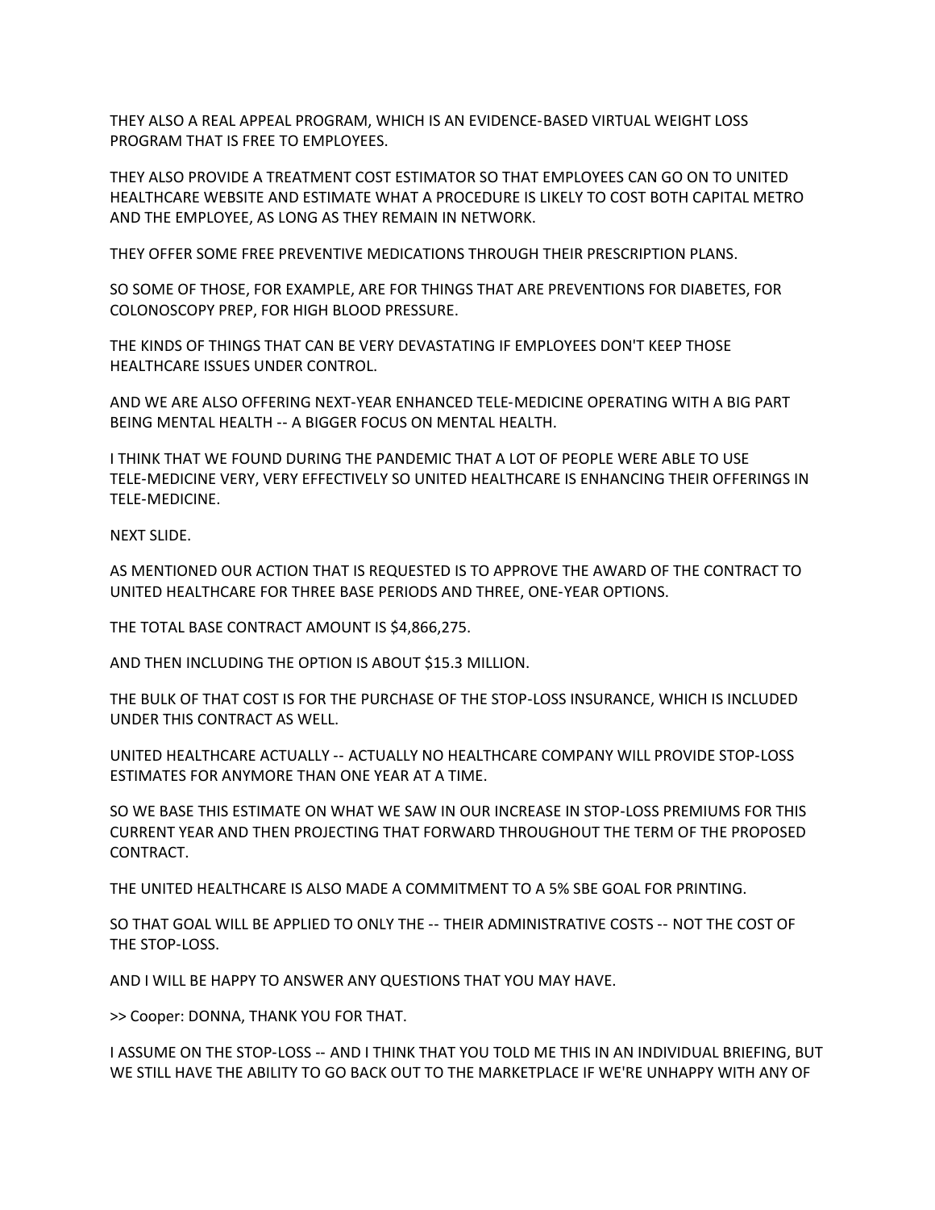THEY ALSO A REAL APPEAL PROGRAM, WHICH IS AN EVIDENCE-BASED VIRTUAL WEIGHT LOSS PROGRAM THAT IS FREE TO EMPLOYEES.

THEY ALSO PROVIDE A TREATMENT COST ESTIMATOR SO THAT EMPLOYEES CAN GO ON TO UNITED HEALTHCARE WEBSITE AND ESTIMATE WHAT A PROCEDURE IS LIKELY TO COST BOTH CAPITAL METRO AND THE EMPLOYEE, AS LONG AS THEY REMAIN IN NETWORK.

THEY OFFER SOME FREE PREVENTIVE MEDICATIONS THROUGH THEIR PRESCRIPTION PLANS.

SO SOME OF THOSE, FOR EXAMPLE, ARE FOR THINGS THAT ARE PREVENTIONS FOR DIABETES, FOR COLONOSCOPY PREP, FOR HIGH BLOOD PRESSURE.

THE KINDS OF THINGS THAT CAN BE VERY DEVASTATING IF EMPLOYEES DON'T KEEP THOSE HEALTHCARE ISSUES UNDER CONTROL.

AND WE ARE ALSO OFFERING NEXT-YEAR ENHANCED TELE-MEDICINE OPERATING WITH A BIG PART BEING MENTAL HEALTH -- A BIGGER FOCUS ON MENTAL HEALTH.

I THINK THAT WE FOUND DURING THE PANDEMIC THAT A LOT OF PEOPLE WERE ABLE TO USE TELE-MEDICINE VERY, VERY EFFECTIVELY SO UNITED HEALTHCARE IS ENHANCING THEIR OFFERINGS IN TELE-MEDICINE.

NEXT SLIDE.

AS MENTIONED OUR ACTION THAT IS REQUESTED IS TO APPROVE THE AWARD OF THE CONTRACT TO UNITED HEALTHCARE FOR THREE BASE PERIODS AND THREE, ONE-YEAR OPTIONS.

THE TOTAL BASE CONTRACT AMOUNT IS $4,866,275.

AND THEN INCLUDING THE OPTION IS ABOUT $15.3 MILLION.

THE BULK OF THAT COST IS FOR THE PURCHASE OF THE STOP-LOSS INSURANCE, WHICH IS INCLUDED UNDER THIS CONTRACT AS WELL.

UNITED HEALTHCARE ACTUALLY -- ACTUALLY NO HEALTHCARE COMPANY WILL PROVIDE STOP-LOSS ESTIMATES FOR ANYMORE THAN ONE YEAR AT A TIME.

SO WE BASE THIS ESTIMATE ON WHAT WE SAW IN OUR INCREASE IN STOP-LOSS PREMIUMS FOR THIS CURRENT YEAR AND THEN PROJECTING THAT FORWARD THROUGHOUT THE TERM OF THE PROPOSED CONTRACT.

THE UNITED HEALTHCARE IS ALSO MADE A COMMITMENT TO A 5% SBE GOAL FOR PRINTING.

SO THAT GOAL WILL BE APPLIED TO ONLY THE -- THEIR ADMINISTRATIVE COSTS -- NOT THE COST OF THE STOP-LOSS.

AND I WILL BE HAPPY TO ANSWER ANY QUESTIONS THAT YOU MAY HAVE.

>> Cooper: DONNA, THANK YOU FOR THAT.

I ASSUME ON THE STOP-LOSS -- AND I THINK THAT YOU TOLD ME THIS IN AN INDIVIDUAL BRIEFING, BUT WE STILL HAVE THE ABILITY TO GO BACK OUT TO THE MARKETPLACE IF WE'RE UNHAPPY WITH ANY OF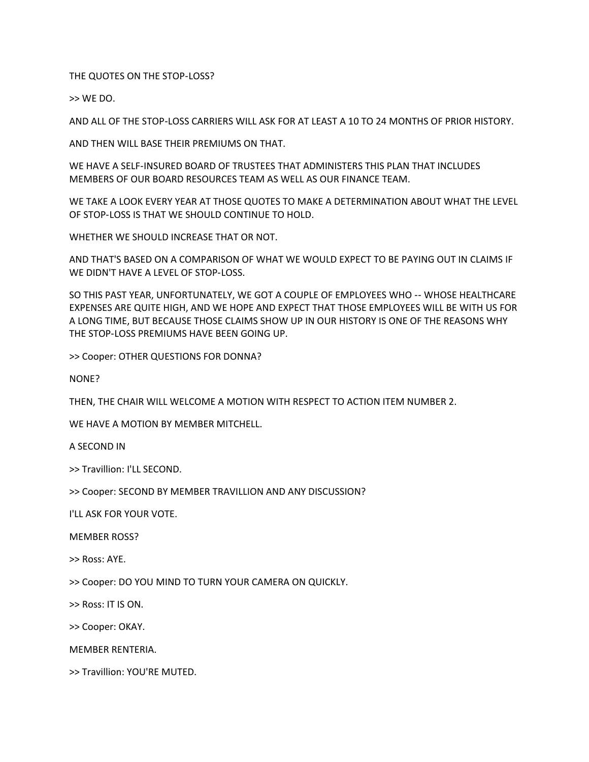THE QUOTES ON THE STOP-LOSS?

>> WE DO.

AND ALL OF THE STOP-LOSS CARRIERS WILL ASK FOR AT LEAST A 10 TO 24 MONTHS OF PRIOR HISTORY.

AND THEN WILL BASE THEIR PREMIUMS ON THAT.

WE HAVE A SELF-INSURED BOARD OF TRUSTEES THAT ADMINISTERS THIS PLAN THAT INCLUDES MEMBERS OF OUR BOARD RESOURCES TEAM AS WELL AS OUR FINANCE TEAM.

WE TAKE A LOOK EVERY YEAR AT THOSE QUOTES TO MAKE A DETERMINATION ABOUT WHAT THE LEVEL OF STOP-LOSS IS THAT WE SHOULD CONTINUE TO HOLD.

WHETHER WE SHOULD INCREASE THAT OR NOT.

AND THAT'S BASED ON A COMPARISON OF WHAT WE WOULD EXPECT TO BE PAYING OUT IN CLAIMS IF WE DIDN'T HAVE A LEVEL OF STOP-LOSS.

SO THIS PAST YEAR, UNFORTUNATELY, WE GOT A COUPLE OF EMPLOYEES WHO -- WHOSE HEALTHCARE EXPENSES ARE QUITE HIGH, AND WE HOPE AND EXPECT THAT THOSE EMPLOYEES WILL BE WITH US FOR A LONG TIME, BUT BECAUSE THOSE CLAIMS SHOW UP IN OUR HISTORY IS ONE OF THE REASONS WHY THE STOP-LOSS PREMIUMS HAVE BEEN GOING UP.

>> Cooper: OTHER QUESTIONS FOR DONNA?

NONE?

THEN, THE CHAIR WILL WELCOME A MOTION WITH RESPECT TO ACTION ITEM NUMBER 2.

WE HAVE A MOTION BY MEMBER MITCHELL.

A SECOND IN

>> Travillion: I'LL SECOND.

>> Cooper: SECOND BY MEMBER TRAVILLION AND ANY DISCUSSION?

I'LL ASK FOR YOUR VOTE.

MEMBER ROSS?

>> Ross: AYE.

>> Cooper: DO YOU MIND TO TURN YOUR CAMERA ON QUICKLY.

>> Ross: IT IS ON.

>> Cooper: OKAY.

MEMBER RENTERIA.

>> Travillion: YOU'RE MUTED.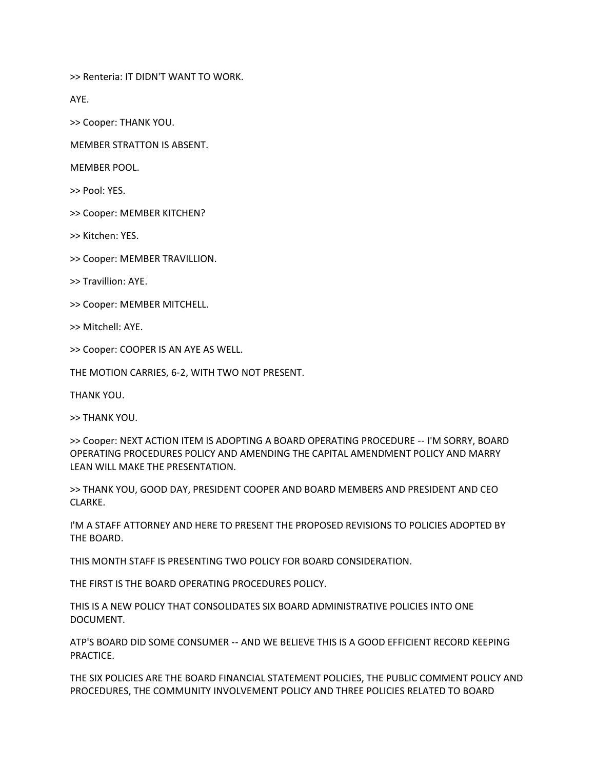>> Renteria: IT DIDN'T WANT TO WORK.

AYE.

>> Cooper: THANK YOU.

MEMBER STRATTON IS ABSENT.

MEMBER POOL.

>> Pool: YES.

>> Cooper: MEMBER KITCHEN?

>> Kitchen: YES.

>> Cooper: MEMBER TRAVILLION.

>> Travillion: AYE.

>> Cooper: MEMBER MITCHELL.

>> Mitchell: AYE.

>> Cooper: COOPER IS AN AYE AS WELL.

THE MOTION CARRIES, 6-2, WITH TWO NOT PRESENT.

THANK YOU.

>> THANK YOU.

>> Cooper: NEXT ACTION ITEM IS ADOPTING A BOARD OPERATING PROCEDURE -- I'M SORRY, BOARD OPERATING PROCEDURES POLICY AND AMENDING THE CAPITAL AMENDMENT POLICY AND MARRY LEAN WILL MAKE THE PRESENTATION.

>> THANK YOU, GOOD DAY, PRESIDENT COOPER AND BOARD MEMBERS AND PRESIDENT AND CEO CLARKE.

I'M A STAFF ATTORNEY AND HERE TO PRESENT THE PROPOSED REVISIONS TO POLICIES ADOPTED BY THE BOARD.

THIS MONTH STAFF IS PRESENTING TWO POLICY FOR BOARD CONSIDERATION.

THE FIRST IS THE BOARD OPERATING PROCEDURES POLICY.

THIS IS A NEW POLICY THAT CONSOLIDATES SIX BOARD ADMINISTRATIVE POLICIES INTO ONE DOCUMENT.

ATP'S BOARD DID SOME CONSUMER -- AND WE BELIEVE THIS IS A GOOD EFFICIENT RECORD KEEPING PRACTICE.

THE SIX POLICIES ARE THE BOARD FINANCIAL STATEMENT POLICIES, THE PUBLIC COMMENT POLICY AND PROCEDURES, THE COMMUNITY INVOLVEMENT POLICY AND THREE POLICIES RELATED TO BOARD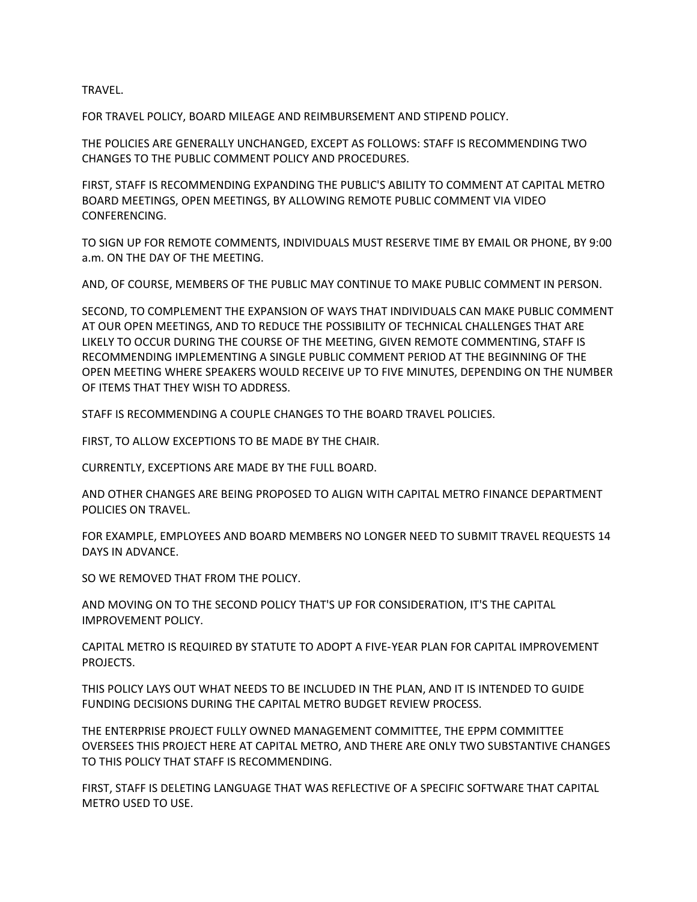TRAVEL.

FOR TRAVEL POLICY, BOARD MILEAGE AND REIMBURSEMENT AND STIPEND POLICY.

THE POLICIES ARE GENERALLY UNCHANGED, EXCEPT AS FOLLOWS: STAFF IS RECOMMENDING TWO CHANGES TO THE PUBLIC COMMENT POLICY AND PROCEDURES.

FIRST, STAFF IS RECOMMENDING EXPANDING THE PUBLIC'S ABILITY TO COMMENT AT CAPITAL METRO BOARD MEETINGS, OPEN MEETINGS, BY ALLOWING REMOTE PUBLIC COMMENT VIA VIDEO CONFERENCING.

TO SIGN UP FOR REMOTE COMMENTS, INDIVIDUALS MUST RESERVE TIME BY EMAIL OR PHONE, BY 9:00 a.m. ON THE DAY OF THE MEETING.

AND, OF COURSE, MEMBERS OF THE PUBLIC MAY CONTINUE TO MAKE PUBLIC COMMENT IN PERSON.

SECOND, TO COMPLEMENT THE EXPANSION OF WAYS THAT INDIVIDUALS CAN MAKE PUBLIC COMMENT AT OUR OPEN MEETINGS, AND TO REDUCE THE POSSIBILITY OF TECHNICAL CHALLENGES THAT ARE LIKELY TO OCCUR DURING THE COURSE OF THE MEETING, GIVEN REMOTE COMMENTING, STAFF IS RECOMMENDING IMPLEMENTING A SINGLE PUBLIC COMMENT PERIOD AT THE BEGINNING OF THE OPEN MEETING WHERE SPEAKERS WOULD RECEIVE UP TO FIVE MINUTES, DEPENDING ON THE NUMBER OF ITEMS THAT THEY WISH TO ADDRESS.

STAFF IS RECOMMENDING A COUPLE CHANGES TO THE BOARD TRAVEL POLICIES.

FIRST, TO ALLOW EXCEPTIONS TO BE MADE BY THE CHAIR.

CURRENTLY, EXCEPTIONS ARE MADE BY THE FULL BOARD.

AND OTHER CHANGES ARE BEING PROPOSED TO ALIGN WITH CAPITAL METRO FINANCE DEPARTMENT POLICIES ON TRAVEL.

FOR EXAMPLE, EMPLOYEES AND BOARD MEMBERS NO LONGER NEED TO SUBMIT TRAVEL REQUESTS 14 DAYS IN ADVANCE.

SO WE REMOVED THAT FROM THE POLICY.

AND MOVING ON TO THE SECOND POLICY THAT'S UP FOR CONSIDERATION, IT'S THE CAPITAL IMPROVEMENT POLICY.

CAPITAL METRO IS REQUIRED BY STATUTE TO ADOPT A FIVE-YEAR PLAN FOR CAPITAL IMPROVEMENT PROJECTS.

THIS POLICY LAYS OUT WHAT NEEDS TO BE INCLUDED IN THE PLAN, AND IT IS INTENDED TO GUIDE FUNDING DECISIONS DURING THE CAPITAL METRO BUDGET REVIEW PROCESS.

THE ENTERPRISE PROJECT FULLY OWNED MANAGEMENT COMMITTEE, THE EPPM COMMITTEE OVERSEES THIS PROJECT HERE AT CAPITAL METRO, AND THERE ARE ONLY TWO SUBSTANTIVE CHANGES TO THIS POLICY THAT STAFF IS RECOMMENDING.

FIRST, STAFF IS DELETING LANGUAGE THAT WAS REFLECTIVE OF A SPECIFIC SOFTWARE THAT CAPITAL METRO USED TO USE.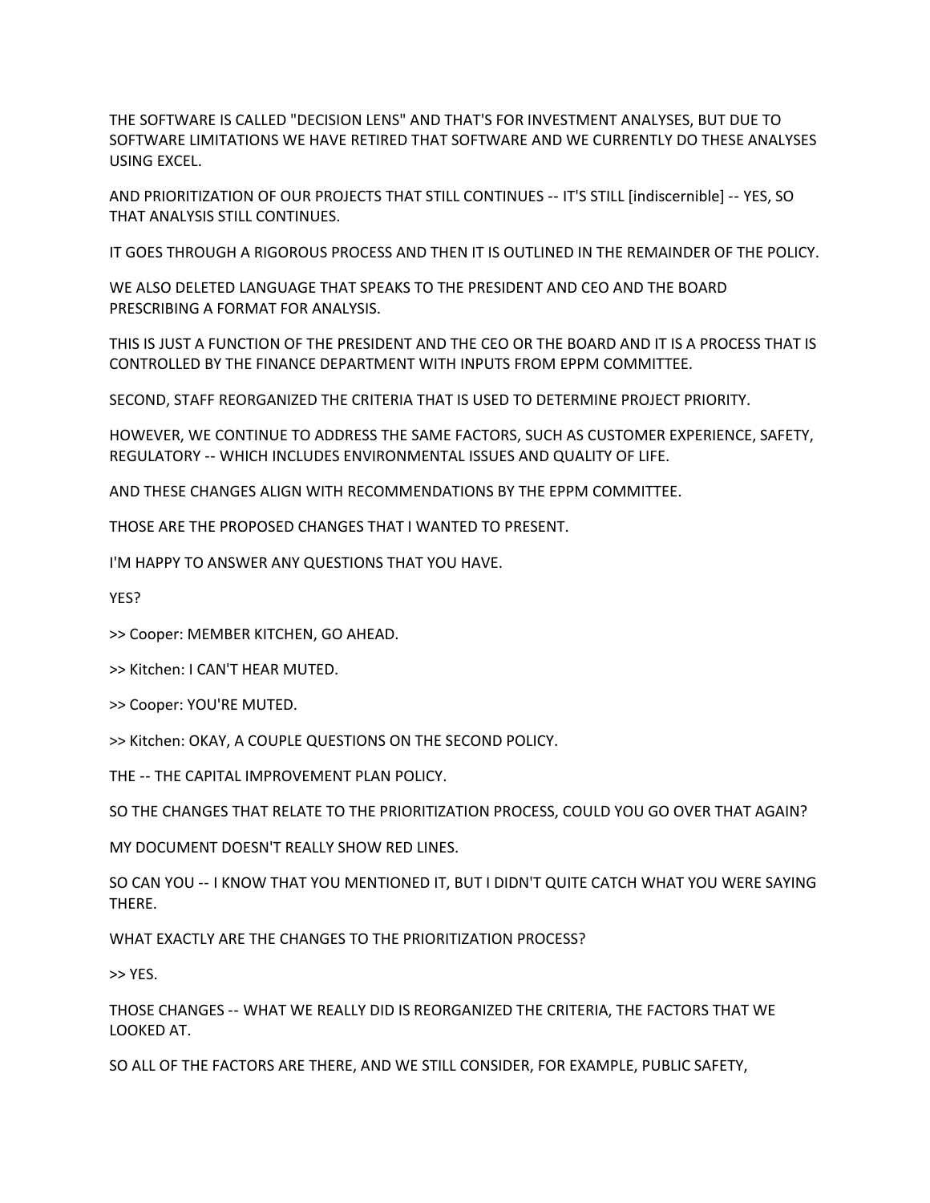THE SOFTWARE IS CALLED "DECISION LENS" AND THAT'S FOR INVESTMENT ANALYSES, BUT DUE TO SOFTWARE LIMITATIONS WE HAVE RETIRED THAT SOFTWARE AND WE CURRENTLY DO THESE ANALYSES USING EXCEL.

AND PRIORITIZATION OF OUR PROJECTS THAT STILL CONTINUES -- IT'S STILL [indiscernible] -- YES, SO THAT ANALYSIS STILL CONTINUES.

IT GOES THROUGH A RIGOROUS PROCESS AND THEN IT IS OUTLINED IN THE REMAINDER OF THE POLICY.

WE ALSO DELETED LANGUAGE THAT SPEAKS TO THE PRESIDENT AND CEO AND THE BOARD PRESCRIBING A FORMAT FOR ANALYSIS.

THIS IS JUST A FUNCTION OF THE PRESIDENT AND THE CEO OR THE BOARD AND IT IS A PROCESS THAT IS CONTROLLED BY THE FINANCE DEPARTMENT WITH INPUTS FROM EPPM COMMITTEE.

SECOND, STAFF REORGANIZED THE CRITERIA THAT IS USED TO DETERMINE PROJECT PRIORITY.

HOWEVER, WE CONTINUE TO ADDRESS THE SAME FACTORS, SUCH AS CUSTOMER EXPERIENCE, SAFETY, REGULATORY -- WHICH INCLUDES ENVIRONMENTAL ISSUES AND QUALITY OF LIFE.

AND THESE CHANGES ALIGN WITH RECOMMENDATIONS BY THE EPPM COMMITTEE.

THOSE ARE THE PROPOSED CHANGES THAT I WANTED TO PRESENT.

I'M HAPPY TO ANSWER ANY QUESTIONS THAT YOU HAVE.

YES?

>> Cooper: MEMBER KITCHEN, GO AHEAD.

>> Kitchen: I CAN'T HEAR MUTED.

>> Cooper: YOU'RE MUTED.

>> Kitchen: OKAY, A COUPLE QUESTIONS ON THE SECOND POLICY.

THE -- THE CAPITAL IMPROVEMENT PLAN POLICY.

SO THE CHANGES THAT RELATE TO THE PRIORITIZATION PROCESS, COULD YOU GO OVER THAT AGAIN?

MY DOCUMENT DOESN'T REALLY SHOW RED LINES.

SO CAN YOU -- I KNOW THAT YOU MENTIONED IT, BUT I DIDN'T QUITE CATCH WHAT YOU WERE SAYING THERE.

WHAT EXACTLY ARE THE CHANGES TO THE PRIORITIZATION PROCESS?

>> YES.

THOSE CHANGES -- WHAT WE REALLY DID IS REORGANIZED THE CRITERIA, THE FACTORS THAT WE LOOKED AT.

SO ALL OF THE FACTORS ARE THERE, AND WE STILL CONSIDER, FOR EXAMPLE, PUBLIC SAFETY,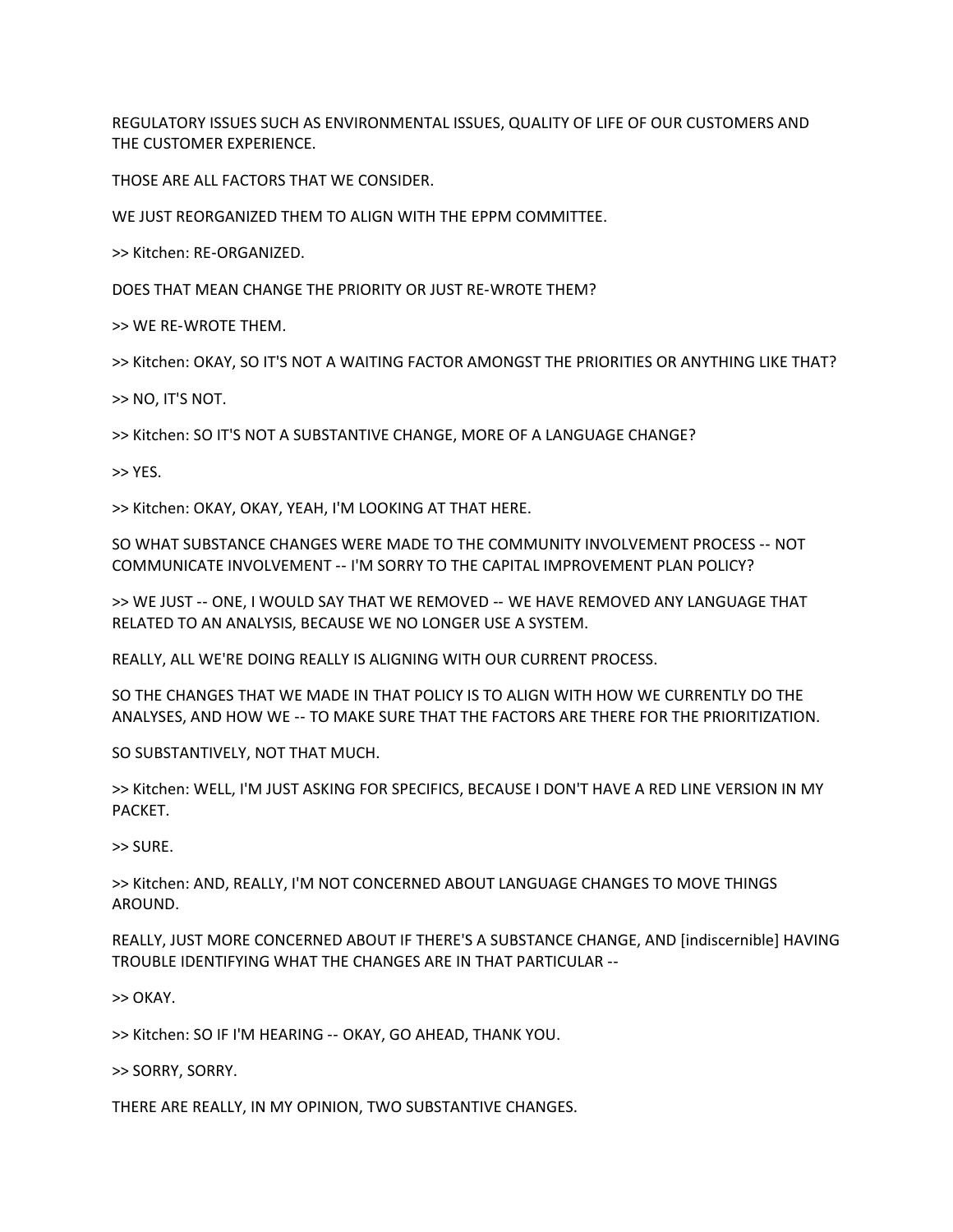REGULATORY ISSUES SUCH AS ENVIRONMENTAL ISSUES, QUALITY OF LIFE OF OUR CUSTOMERS AND THE CUSTOMER EXPERIENCE.

THOSE ARE ALL FACTORS THAT WE CONSIDER.

WE JUST REORGANIZED THEM TO ALIGN WITH THE EPPM COMMITTEE.

>> Kitchen: RE-ORGANIZED.

DOES THAT MEAN CHANGE THE PRIORITY OR JUST RE-WROTE THEM?

>> WE RE-WROTE THEM.

>> Kitchen: OKAY, SO IT'S NOT A WAITING FACTOR AMONGST THE PRIORITIES OR ANYTHING LIKE THAT?

>> NO, IT'S NOT.

>> Kitchen: SO IT'S NOT A SUBSTANTIVE CHANGE, MORE OF A LANGUAGE CHANGE?

>> YES.

>> Kitchen: OKAY, OKAY, YEAH, I'M LOOKING AT THAT HERE.

SO WHAT SUBSTANCE CHANGES WERE MADE TO THE COMMUNITY INVOLVEMENT PROCESS -- NOT COMMUNICATE INVOLVEMENT -- I'M SORRY TO THE CAPITAL IMPROVEMENT PLAN POLICY?

>> WE JUST -- ONE, I WOULD SAY THAT WE REMOVED -- WE HAVE REMOVED ANY LANGUAGE THAT RELATED TO AN ANALYSIS, BECAUSE WE NO LONGER USE A SYSTEM.

REALLY, ALL WE'RE DOING REALLY IS ALIGNING WITH OUR CURRENT PROCESS.

SO THE CHANGES THAT WE MADE IN THAT POLICY IS TO ALIGN WITH HOW WE CURRENTLY DO THE ANALYSES, AND HOW WE -- TO MAKE SURE THAT THE FACTORS ARE THERE FOR THE PRIORITIZATION.

SO SUBSTANTIVELY, NOT THAT MUCH.

>> Kitchen: WELL, I'M JUST ASKING FOR SPECIFICS, BECAUSE I DON'T HAVE A RED LINE VERSION IN MY PACKET.

>> SURE.

>> Kitchen: AND, REALLY, I'M NOT CONCERNED ABOUT LANGUAGE CHANGES TO MOVE THINGS AROUND.

REALLY, JUST MORE CONCERNED ABOUT IF THERE'S A SUBSTANCE CHANGE, AND [indiscernible] HAVING TROUBLE IDENTIFYING WHAT THE CHANGES ARE IN THAT PARTICULAR --

>> OKAY.

>> Kitchen: SO IF I'M HEARING -- OKAY, GO AHEAD, THANK YOU.

>> SORRY, SORRY.

THERE ARE REALLY, IN MY OPINION, TWO SUBSTANTIVE CHANGES.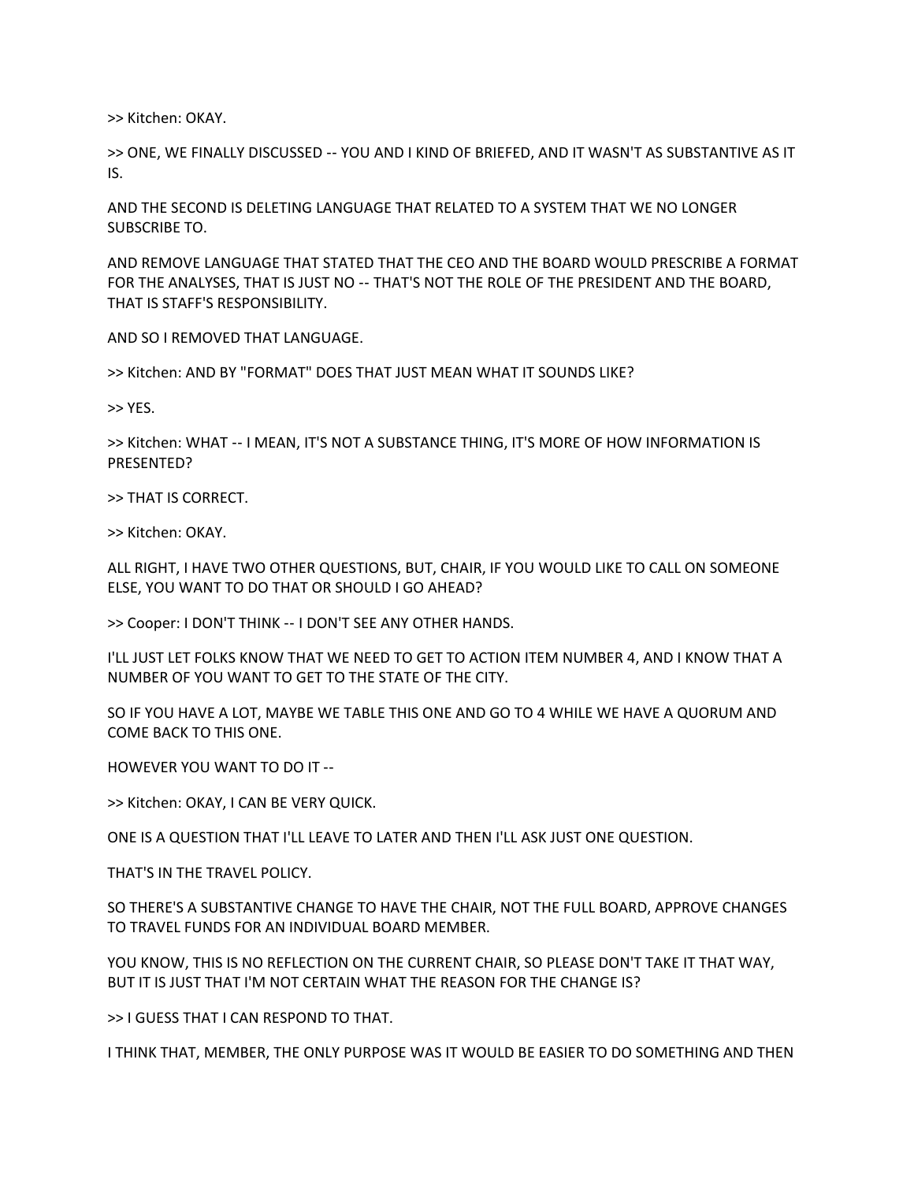>> Kitchen: OKAY.

>> ONE, WE FINALLY DISCUSSED -- YOU AND I KIND OF BRIEFED, AND IT WASN'T AS SUBSTANTIVE AS IT IS.

AND THE SECOND IS DELETING LANGUAGE THAT RELATED TO A SYSTEM THAT WE NO LONGER SUBSCRIBE TO.

AND REMOVE LANGUAGE THAT STATED THAT THE CEO AND THE BOARD WOULD PRESCRIBE A FORMAT FOR THE ANALYSES, THAT IS JUST NO -- THAT'S NOT THE ROLE OF THE PRESIDENT AND THE BOARD, THAT IS STAFF'S RESPONSIBILITY.

AND SO I REMOVED THAT LANGUAGE.

>> Kitchen: AND BY "FORMAT" DOES THAT JUST MEAN WHAT IT SOUNDS LIKE?

>> YES.

>> Kitchen: WHAT -- I MEAN, IT'S NOT A SUBSTANCE THING, IT'S MORE OF HOW INFORMATION IS PRESENTED?

>> THAT IS CORRECT.

>> Kitchen: OKAY.

ALL RIGHT, I HAVE TWO OTHER QUESTIONS, BUT, CHAIR, IF YOU WOULD LIKE TO CALL ON SOMEONE ELSE, YOU WANT TO DO THAT OR SHOULD I GO AHEAD?

>> Cooper: I DON'T THINK -- I DON'T SEE ANY OTHER HANDS.

I'LL JUST LET FOLKS KNOW THAT WE NEED TO GET TO ACTION ITEM NUMBER 4, AND I KNOW THAT A NUMBER OF YOU WANT TO GET TO THE STATE OF THE CITY.

SO IF YOU HAVE A LOT, MAYBE WE TABLE THIS ONE AND GO TO 4 WHILE WE HAVE A QUORUM AND COME BACK TO THIS ONE.

HOWEVER YOU WANT TO DO IT --

>> Kitchen: OKAY, I CAN BE VERY QUICK.

ONE IS A QUESTION THAT I'LL LEAVE TO LATER AND THEN I'LL ASK JUST ONE QUESTION.

THAT'S IN THE TRAVEL POLICY.

SO THERE'S A SUBSTANTIVE CHANGE TO HAVE THE CHAIR, NOT THE FULL BOARD, APPROVE CHANGES TO TRAVEL FUNDS FOR AN INDIVIDUAL BOARD MEMBER.

YOU KNOW, THIS IS NO REFLECTION ON THE CURRENT CHAIR, SO PLEASE DON'T TAKE IT THAT WAY, BUT IT IS JUST THAT I'M NOT CERTAIN WHAT THE REASON FOR THE CHANGE IS?

>> I GUESS THAT I CAN RESPOND TO THAT.

I THINK THAT, MEMBER, THE ONLY PURPOSE WAS IT WOULD BE EASIER TO DO SOMETHING AND THEN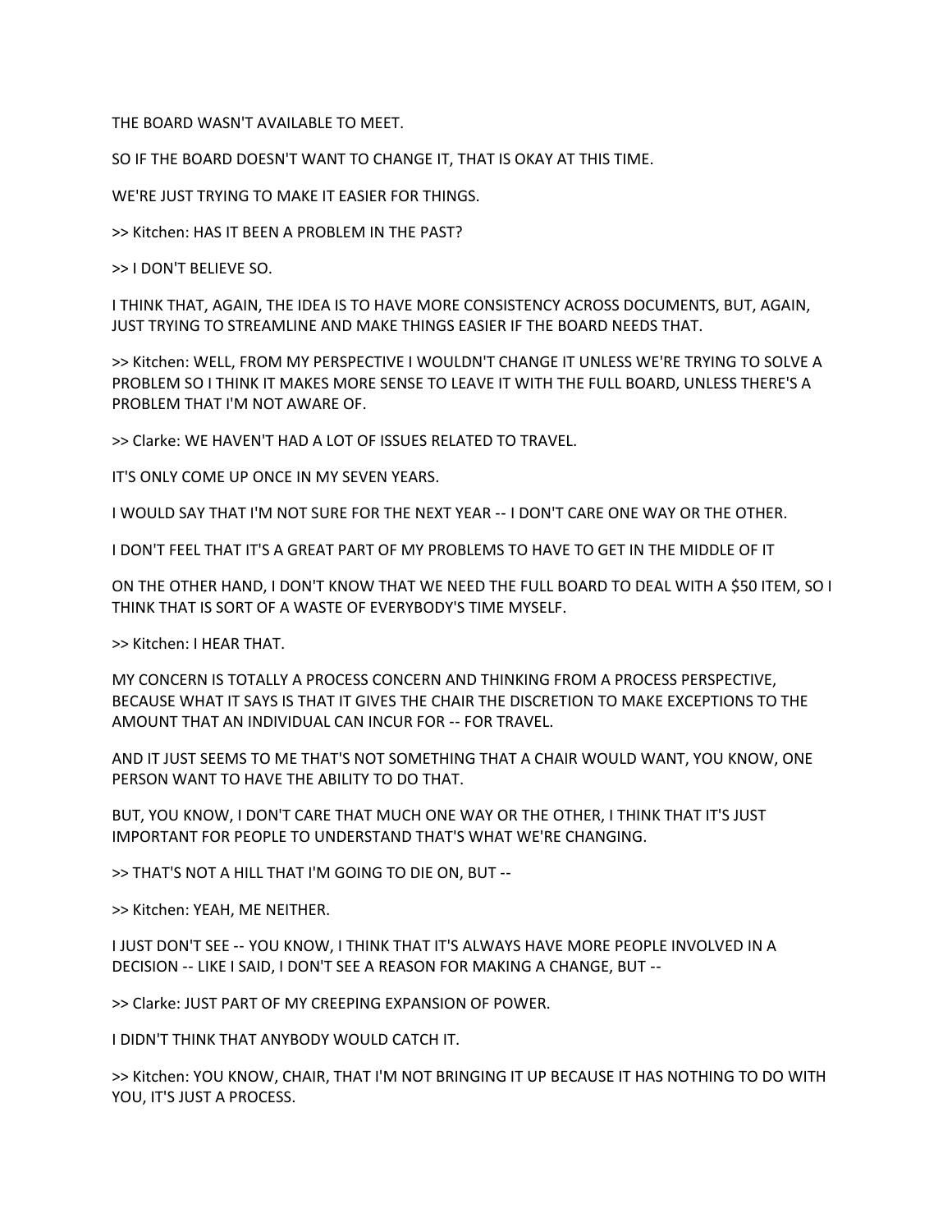THE BOARD WASN'T AVAILABLE TO MEET.

SO IF THE BOARD DOESN'T WANT TO CHANGE IT, THAT IS OKAY AT THIS TIME.

WE'RE JUST TRYING TO MAKE IT EASIER FOR THINGS.

>> Kitchen: HAS IT BEEN A PROBLEM IN THE PAST?

>> I DON'T BELIEVE SO.

I THINK THAT, AGAIN, THE IDEA IS TO HAVE MORE CONSISTENCY ACROSS DOCUMENTS, BUT, AGAIN, JUST TRYING TO STREAMLINE AND MAKE THINGS EASIER IF THE BOARD NEEDS THAT.

>> Kitchen: WELL, FROM MY PERSPECTIVE I WOULDN'T CHANGE IT UNLESS WE'RE TRYING TO SOLVE A PROBLEM SO I THINK IT MAKES MORE SENSE TO LEAVE IT WITH THE FULL BOARD, UNLESS THERE'S A PROBLEM THAT I'M NOT AWARE OF.

>> Clarke: WE HAVEN'T HAD A LOT OF ISSUES RELATED TO TRAVEL.

IT'S ONLY COME UP ONCE IN MY SEVEN YEARS.

I WOULD SAY THAT I'M NOT SURE FOR THE NEXT YEAR -- I DON'T CARE ONE WAY OR THE OTHER.

I DON'T FEEL THAT IT'S A GREAT PART OF MY PROBLEMS TO HAVE TO GET IN THE MIDDLE OF IT

ON THE OTHER HAND, I DON'T KNOW THAT WE NEED THE FULL BOARD TO DEAL WITH A $50 ITEM, SO I THINK THAT IS SORT OF A WASTE OF EVERYBODY'S TIME MYSELF.

>> Kitchen: I HEAR THAT.

MY CONCERN IS TOTALLY A PROCESS CONCERN AND THINKING FROM A PROCESS PERSPECTIVE, BECAUSE WHAT IT SAYS IS THAT IT GIVES THE CHAIR THE DISCRETION TO MAKE EXCEPTIONS TO THE AMOUNT THAT AN INDIVIDUAL CAN INCUR FOR -- FOR TRAVEL.

AND IT JUST SEEMS TO ME THAT'S NOT SOMETHING THAT A CHAIR WOULD WANT, YOU KNOW, ONE PERSON WANT TO HAVE THE ABILITY TO DO THAT.

BUT, YOU KNOW, I DON'T CARE THAT MUCH ONE WAY OR THE OTHER, I THINK THAT IT'S JUST IMPORTANT FOR PEOPLE TO UNDERSTAND THAT'S WHAT WE'RE CHANGING.

>> THAT'S NOT A HILL THAT I'M GOING TO DIE ON, BUT --

>> Kitchen: YEAH, ME NEITHER.

I JUST DON'T SEE -- YOU KNOW, I THINK THAT IT'S ALWAYS HAVE MORE PEOPLE INVOLVED IN A DECISION -- LIKE I SAID, I DON'T SEE A REASON FOR MAKING A CHANGE, BUT --

>> Clarke: JUST PART OF MY CREEPING EXPANSION OF POWER.

I DIDN'T THINK THAT ANYBODY WOULD CATCH IT.

>> Kitchen: YOU KNOW, CHAIR, THAT I'M NOT BRINGING IT UP BECAUSE IT HAS NOTHING TO DO WITH YOU, IT'S JUST A PROCESS.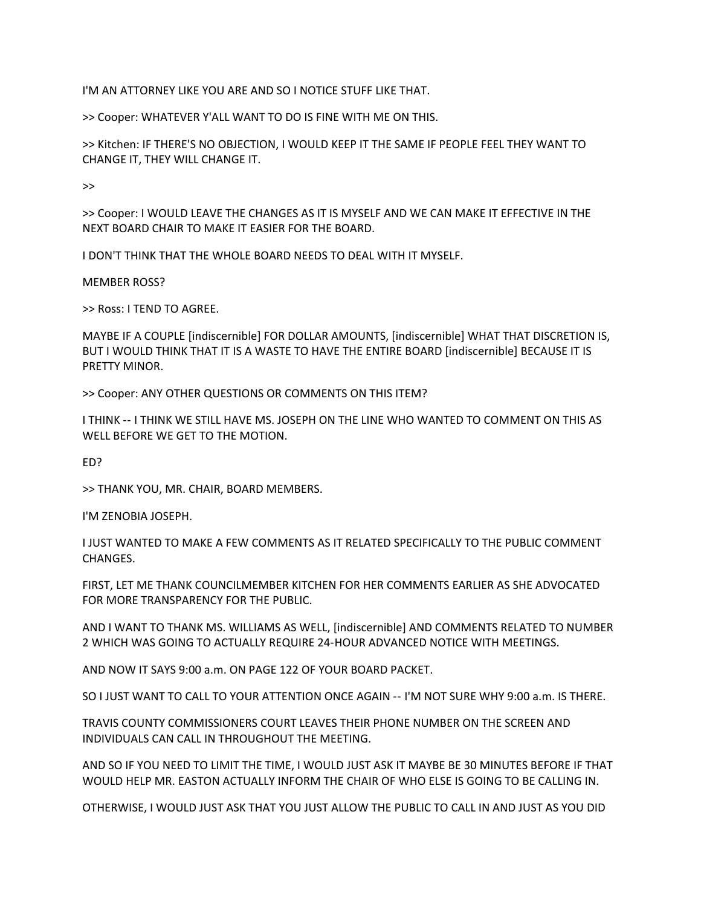I'M AN ATTORNEY LIKE YOU ARE AND SO I NOTICE STUFF LIKE THAT.

>> Cooper: WHATEVER Y'ALL WANT TO DO IS FINE WITH ME ON THIS.

>> Kitchen: IF THERE'S NO OBJECTION, I WOULD KEEP IT THE SAME IF PEOPLE FEEL THEY WANT TO CHANGE IT, THEY WILL CHANGE IT.

>>

>> Cooper: I WOULD LEAVE THE CHANGES AS IT IS MYSELF AND WE CAN MAKE IT EFFECTIVE IN THE NEXT BOARD CHAIR TO MAKE IT EASIER FOR THE BOARD.

I DON'T THINK THAT THE WHOLE BOARD NEEDS TO DEAL WITH IT MYSELF.

MEMBER ROSS?

>> Ross: I TEND TO AGREE.

MAYBE IF A COUPLE [indiscernible] FOR DOLLAR AMOUNTS, [indiscernible] WHAT THAT DISCRETION IS, BUT I WOULD THINK THAT IT IS A WASTE TO HAVE THE ENTIRE BOARD [indiscernible] BECAUSE IT IS PRETTY MINOR.

>> Cooper: ANY OTHER QUESTIONS OR COMMENTS ON THIS ITEM?

I THINK -- I THINK WE STILL HAVE MS. JOSEPH ON THE LINE WHO WANTED TO COMMENT ON THIS AS WELL BEFORE WE GET TO THE MOTION.

ED?

>> THANK YOU, MR. CHAIR, BOARD MEMBERS.

I'M ZENOBIA JOSEPH.

I JUST WANTED TO MAKE A FEW COMMENTS AS IT RELATED SPECIFICALLY TO THE PUBLIC COMMENT CHANGES.

FIRST, LET ME THANK COUNCILMEMBER KITCHEN FOR HER COMMENTS EARLIER AS SHE ADVOCATED FOR MORE TRANSPARENCY FOR THE PUBLIC.

AND I WANT TO THANK MS. WILLIAMS AS WELL, [indiscernible] AND COMMENTS RELATED TO NUMBER 2 WHICH WAS GOING TO ACTUALLY REQUIRE 24-HOUR ADVANCED NOTICE WITH MEETINGS.

AND NOW IT SAYS 9:00 a.m. ON PAGE 122 OF YOUR BOARD PACKET.

SO I JUST WANT TO CALL TO YOUR ATTENTION ONCE AGAIN -- I'M NOT SURE WHY 9:00 a.m. IS THERE.

TRAVIS COUNTY COMMISSIONERS COURT LEAVES THEIR PHONE NUMBER ON THE SCREEN AND INDIVIDUALS CAN CALL IN THROUGHOUT THE MEETING.

AND SO IF YOU NEED TO LIMIT THE TIME, I WOULD JUST ASK IT MAYBE BE 30 MINUTES BEFORE IF THAT WOULD HELP MR. EASTON ACTUALLY INFORM THE CHAIR OF WHO ELSE IS GOING TO BE CALLING IN.

OTHERWISE, I WOULD JUST ASK THAT YOU JUST ALLOW THE PUBLIC TO CALL IN AND JUST AS YOU DID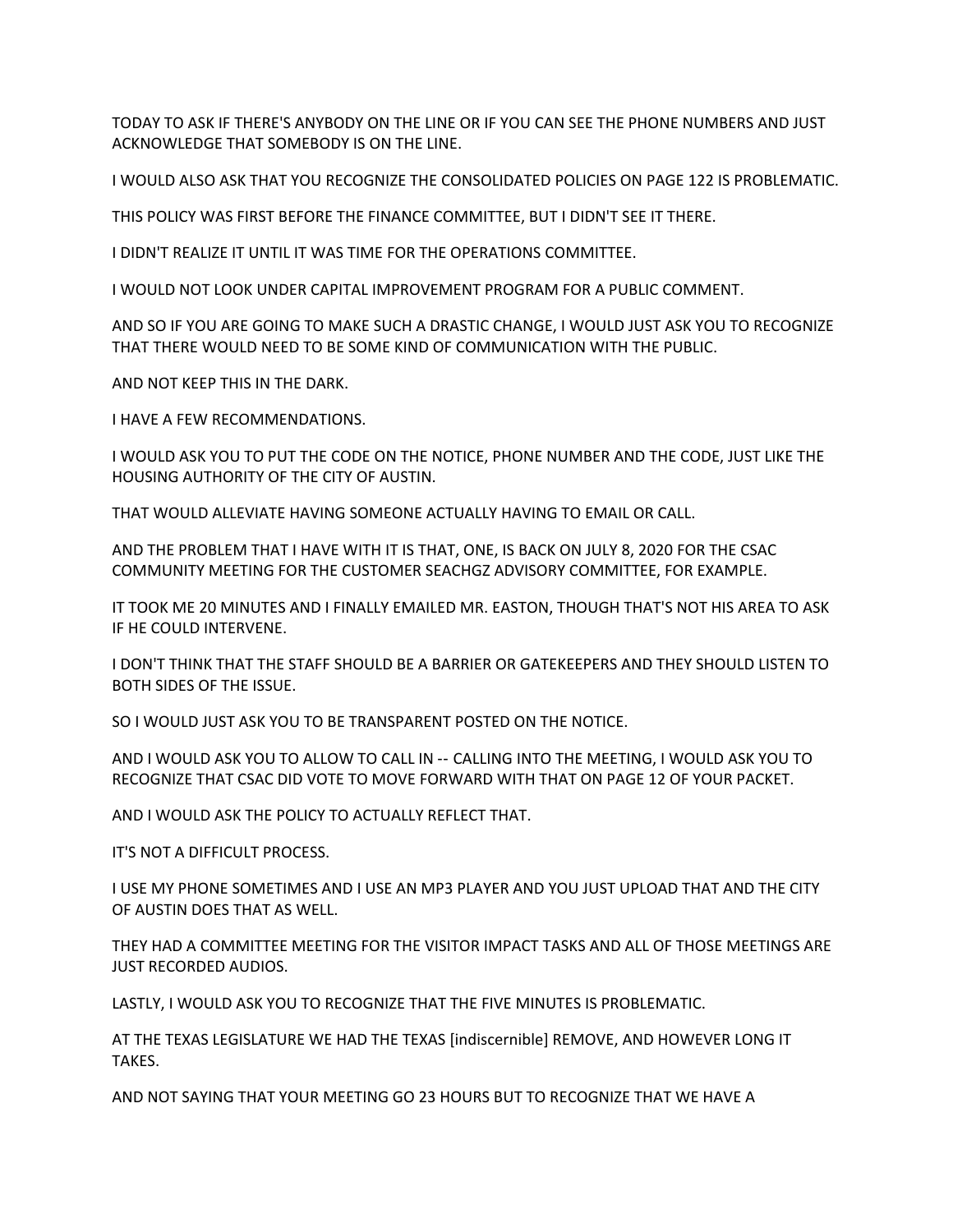TODAY TO ASK IF THERE'S ANYBODY ON THE LINE OR IF YOU CAN SEE THE PHONE NUMBERS AND JUST ACKNOWLEDGE THAT SOMEBODY IS ON THE LINE.

I WOULD ALSO ASK THAT YOU RECOGNIZE THE CONSOLIDATED POLICIES ON PAGE 122 IS PROBLEMATIC.

THIS POLICY WAS FIRST BEFORE THE FINANCE COMMITTEE, BUT I DIDN'T SEE IT THERE.

I DIDN'T REALIZE IT UNTIL IT WAS TIME FOR THE OPERATIONS COMMITTEE.

I WOULD NOT LOOK UNDER CAPITAL IMPROVEMENT PROGRAM FOR A PUBLIC COMMENT.

AND SO IF YOU ARE GOING TO MAKE SUCH A DRASTIC CHANGE, I WOULD JUST ASK YOU TO RECOGNIZE THAT THERE WOULD NEED TO BE SOME KIND OF COMMUNICATION WITH THE PUBLIC.

AND NOT KEEP THIS IN THE DARK.

I HAVE A FEW RECOMMENDATIONS.

I WOULD ASK YOU TO PUT THE CODE ON THE NOTICE, PHONE NUMBER AND THE CODE, JUST LIKE THE HOUSING AUTHORITY OF THE CITY OF AUSTIN.

THAT WOULD ALLEVIATE HAVING SOMEONE ACTUALLY HAVING TO EMAIL OR CALL.

AND THE PROBLEM THAT I HAVE WITH IT IS THAT, ONE, IS BACK ON JULY 8, 2020 FOR THE CSAC COMMUNITY MEETING FOR THE CUSTOMER SEACHGZ ADVISORY COMMITTEE, FOR EXAMPLE.

IT TOOK ME 20 MINUTES AND I FINALLY EMAILED MR. EASTON, THOUGH THAT'S NOT HIS AREA TO ASK IF HE COULD INTERVENE.

I DON'T THINK THAT THE STAFF SHOULD BE A BARRIER OR GATEKEEPERS AND THEY SHOULD LISTEN TO BOTH SIDES OF THE ISSUE.

SO I WOULD JUST ASK YOU TO BE TRANSPARENT POSTED ON THE NOTICE.

AND I WOULD ASK YOU TO ALLOW TO CALL IN -- CALLING INTO THE MEETING, I WOULD ASK YOU TO RECOGNIZE THAT CSAC DID VOTE TO MOVE FORWARD WITH THAT ON PAGE 12 OF YOUR PACKET.

AND I WOULD ASK THE POLICY TO ACTUALLY REFLECT THAT.

IT'S NOT A DIFFICULT PROCESS.

I USE MY PHONE SOMETIMES AND I USE AN MP3 PLAYER AND YOU JUST UPLOAD THAT AND THE CITY OF AUSTIN DOES THAT AS WELL.

THEY HAD A COMMITTEE MEETING FOR THE VISITOR IMPACT TASKS AND ALL OF THOSE MEETINGS ARE JUST RECORDED AUDIOS.

LASTLY, I WOULD ASK YOU TO RECOGNIZE THAT THE FIVE MINUTES IS PROBLEMATIC.

AT THE TEXAS LEGISLATURE WE HAD THE TEXAS [indiscernible] REMOVE, AND HOWEVER LONG IT TAKES.

AND NOT SAYING THAT YOUR MEETING GO 23 HOURS BUT TO RECOGNIZE THAT WE HAVE A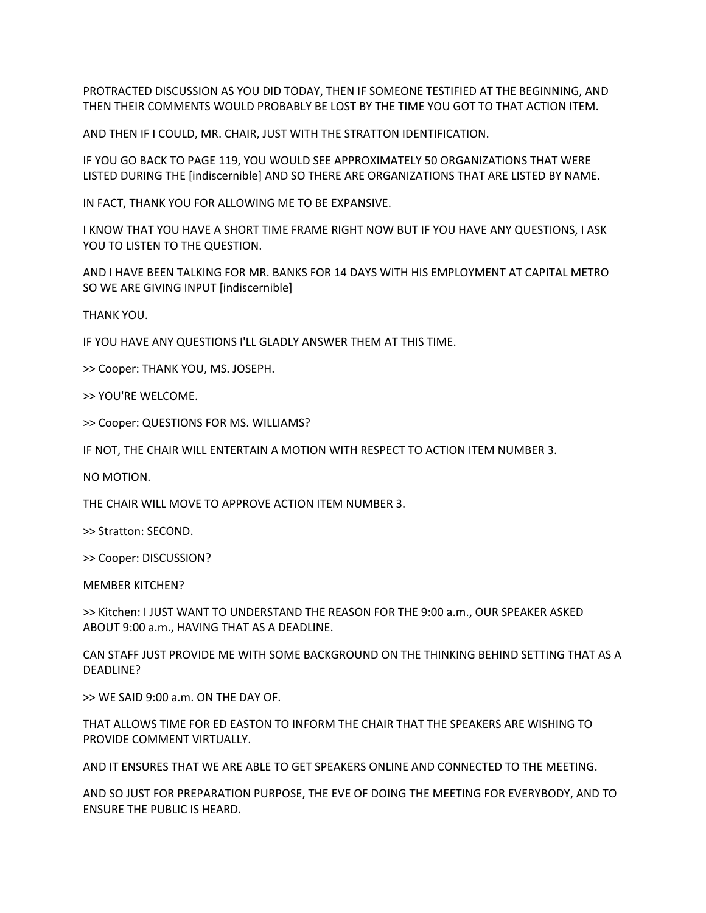PROTRACTED DISCUSSION AS YOU DID TODAY, THEN IF SOMEONE TESTIFIED AT THE BEGINNING, AND THEN THEIR COMMENTS WOULD PROBABLY BE LOST BY THE TIME YOU GOT TO THAT ACTION ITEM.

AND THEN IF I COULD, MR. CHAIR, JUST WITH THE STRATTON IDENTIFICATION.

IF YOU GO BACK TO PAGE 119, YOU WOULD SEE APPROXIMATELY 50 ORGANIZATIONS THAT WERE LISTED DURING THE [indiscernible] AND SO THERE ARE ORGANIZATIONS THAT ARE LISTED BY NAME.

IN FACT, THANK YOU FOR ALLOWING ME TO BE EXPANSIVE.

I KNOW THAT YOU HAVE A SHORT TIME FRAME RIGHT NOW BUT IF YOU HAVE ANY QUESTIONS, I ASK YOU TO LISTEN TO THE QUESTION.

AND I HAVE BEEN TALKING FOR MR. BANKS FOR 14 DAYS WITH HIS EMPLOYMENT AT CAPITAL METRO SO WE ARE GIVING INPUT [indiscernible]

THANK YOU.

IF YOU HAVE ANY QUESTIONS I'LL GLADLY ANSWER THEM AT THIS TIME.

>> Cooper: THANK YOU, MS. JOSEPH.

>> YOU'RE WELCOME.

>> Cooper: QUESTIONS FOR MS. WILLIAMS?

IF NOT, THE CHAIR WILL ENTERTAIN A MOTION WITH RESPECT TO ACTION ITEM NUMBER 3.

NO MOTION.

THE CHAIR WILL MOVE TO APPROVE ACTION ITEM NUMBER 3.

>> Stratton: SECOND.

>> Cooper: DISCUSSION?

MEMBER KITCHEN?

>> Kitchen: I JUST WANT TO UNDERSTAND THE REASON FOR THE 9:00 a.m., OUR SPEAKER ASKED ABOUT 9:00 a.m., HAVING THAT AS A DEADLINE.

CAN STAFF JUST PROVIDE ME WITH SOME BACKGROUND ON THE THINKING BEHIND SETTING THAT AS A DEADLINE?

>> WE SAID 9:00 a.m. ON THE DAY OF.

THAT ALLOWS TIME FOR ED EASTON TO INFORM THE CHAIR THAT THE SPEAKERS ARE WISHING TO PROVIDE COMMENT VIRTUALLY.

AND IT ENSURES THAT WE ARE ABLE TO GET SPEAKERS ONLINE AND CONNECTED TO THE MEETING.

AND SO JUST FOR PREPARATION PURPOSE, THE EVE OF DOING THE MEETING FOR EVERYBODY, AND TO ENSURE THE PUBLIC IS HEARD.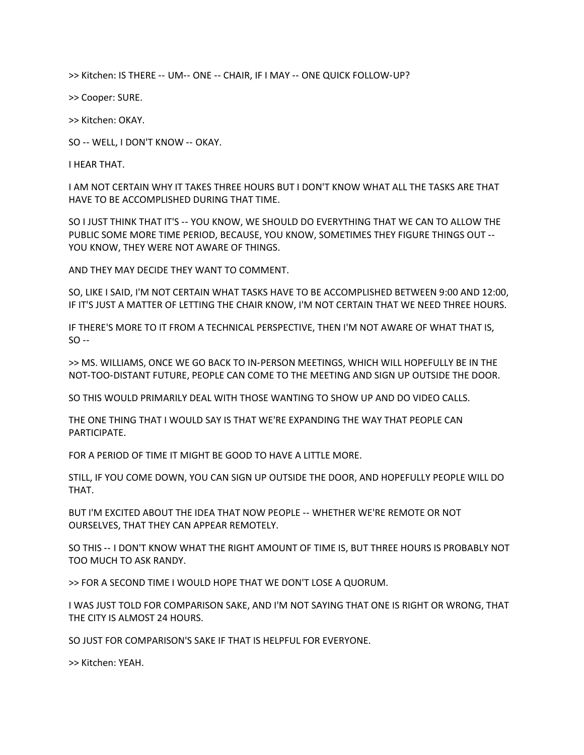>> Kitchen: IS THERE -- UM-- ONE -- CHAIR, IF I MAY -- ONE QUICK FOLLOW-UP?

>> Cooper: SURE.

>> Kitchen: OKAY.

SO -- WELL, I DON'T KNOW -- OKAY.

I HEAR THAT.

I AM NOT CERTAIN WHY IT TAKES THREE HOURS BUT I DON'T KNOW WHAT ALL THE TASKS ARE THAT HAVE TO BE ACCOMPLISHED DURING THAT TIME.

SO I JUST THINK THAT IT'S -- YOU KNOW, WE SHOULD DO EVERYTHING THAT WE CAN TO ALLOW THE PUBLIC SOME MORE TIME PERIOD, BECAUSE, YOU KNOW, SOMETIMES THEY FIGURE THINGS OUT -- YOU KNOW, THEY WERE NOT AWARE OF THINGS.

AND THEY MAY DECIDE THEY WANT TO COMMENT.

SO, LIKE I SAID, I'M NOT CERTAIN WHAT TASKS HAVE TO BE ACCOMPLISHED BETWEEN 9:00 AND 12:00, IF IT'S JUST A MATTER OF LETTING THE CHAIR KNOW, I'M NOT CERTAIN THAT WE NEED THREE HOURS.

IF THERE'S MORE TO IT FROM A TECHNICAL PERSPECTIVE, THEN I'M NOT AWARE OF WHAT THAT IS, SO --

>> MS. WILLIAMS, ONCE WE GO BACK TO IN-PERSON MEETINGS, WHICH WILL HOPEFULLY BE IN THE NOT-TOO-DISTANT FUTURE, PEOPLE CAN COME TO THE MEETING AND SIGN UP OUTSIDE THE DOOR.

SO THIS WOULD PRIMARILY DEAL WITH THOSE WANTING TO SHOW UP AND DO VIDEO CALLS.

THE ONE THING THAT I WOULD SAY IS THAT WE'RE EXPANDING THE WAY THAT PEOPLE CAN PARTICIPATE.

FOR A PERIOD OF TIME IT MIGHT BE GOOD TO HAVE A LITTLE MORE.

STILL, IF YOU COME DOWN, YOU CAN SIGN UP OUTSIDE THE DOOR, AND HOPEFULLY PEOPLE WILL DO THAT.

BUT I'M EXCITED ABOUT THE IDEA THAT NOW PEOPLE -- WHETHER WE'RE REMOTE OR NOT OURSELVES, THAT THEY CAN APPEAR REMOTELY.

SO THIS -- I DON'T KNOW WHAT THE RIGHT AMOUNT OF TIME IS, BUT THREE HOURS IS PROBABLY NOT TOO MUCH TO ASK RANDY.

>> FOR A SECOND TIME I WOULD HOPE THAT WE DON'T LOSE A QUORUM.

I WAS JUST TOLD FOR COMPARISON SAKE, AND I'M NOT SAYING THAT ONE IS RIGHT OR WRONG, THAT THE CITY IS ALMOST 24 HOURS.

SO JUST FOR COMPARISON'S SAKE IF THAT IS HELPFUL FOR EVERYONE.

>> Kitchen: YEAH.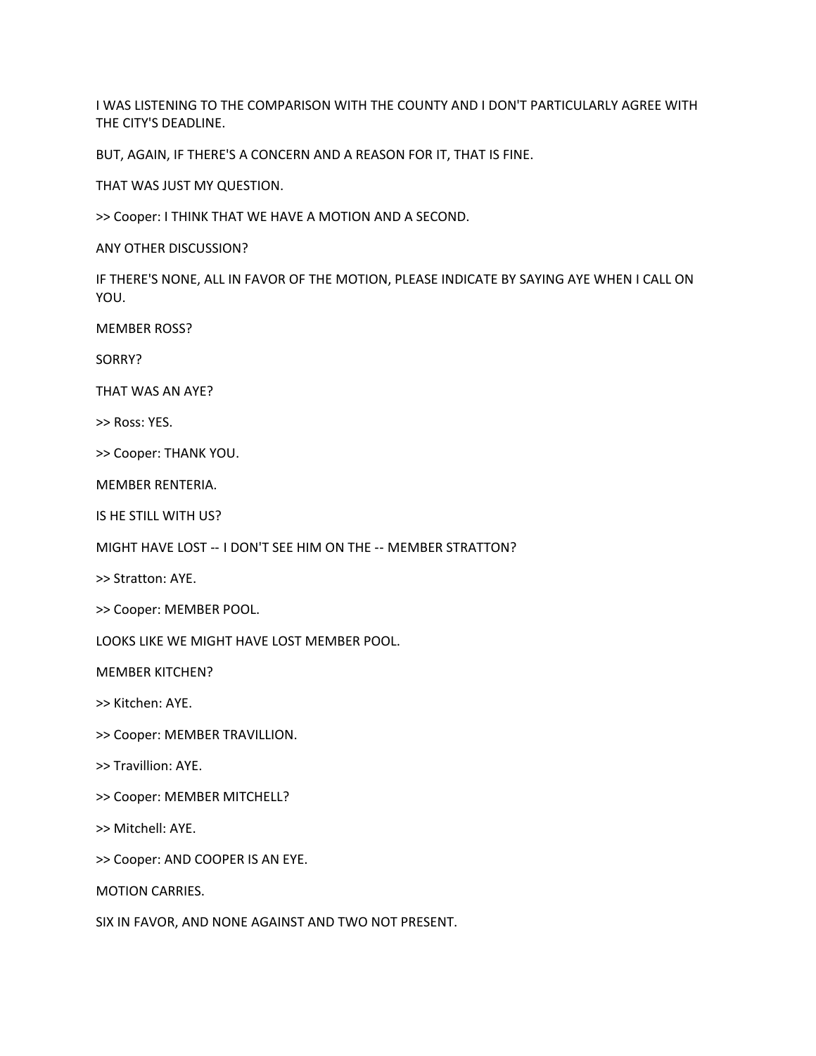I WAS LISTENING TO THE COMPARISON WITH THE COUNTY AND I DON'T PARTICULARLY AGREE WITH THE CITY'S DEADLINE.

BUT, AGAIN, IF THERE'S A CONCERN AND A REASON FOR IT, THAT IS FINE.

THAT WAS JUST MY QUESTION.

>> Cooper: I THINK THAT WE HAVE A MOTION AND A SECOND.

ANY OTHER DISCUSSION?

IF THERE'S NONE, ALL IN FAVOR OF THE MOTION, PLEASE INDICATE BY SAYING AYE WHEN I CALL ON YOU.

MEMBER ROSS?

SORRY?

THAT WAS AN AYE?

>> Ross: YES.

>> Cooper: THANK YOU.

MEMBER RENTERIA.

IS HE STILL WITH US?

MIGHT HAVE LOST -- I DON'T SEE HIM ON THE -- MEMBER STRATTON?

>> Stratton: AYE.

>> Cooper: MEMBER POOL.

LOOKS LIKE WE MIGHT HAVE LOST MEMBER POOL.

MEMBER KITCHEN?

>> Kitchen: AYE.

>> Cooper: MEMBER TRAVILLION.

>> Travillion: AYE.

>> Cooper: MEMBER MITCHELL?

>> Mitchell: AYE.

>> Cooper: AND COOPER IS AN EYE.

MOTION CARRIES.

SIX IN FAVOR, AND NONE AGAINST AND TWO NOT PRESENT.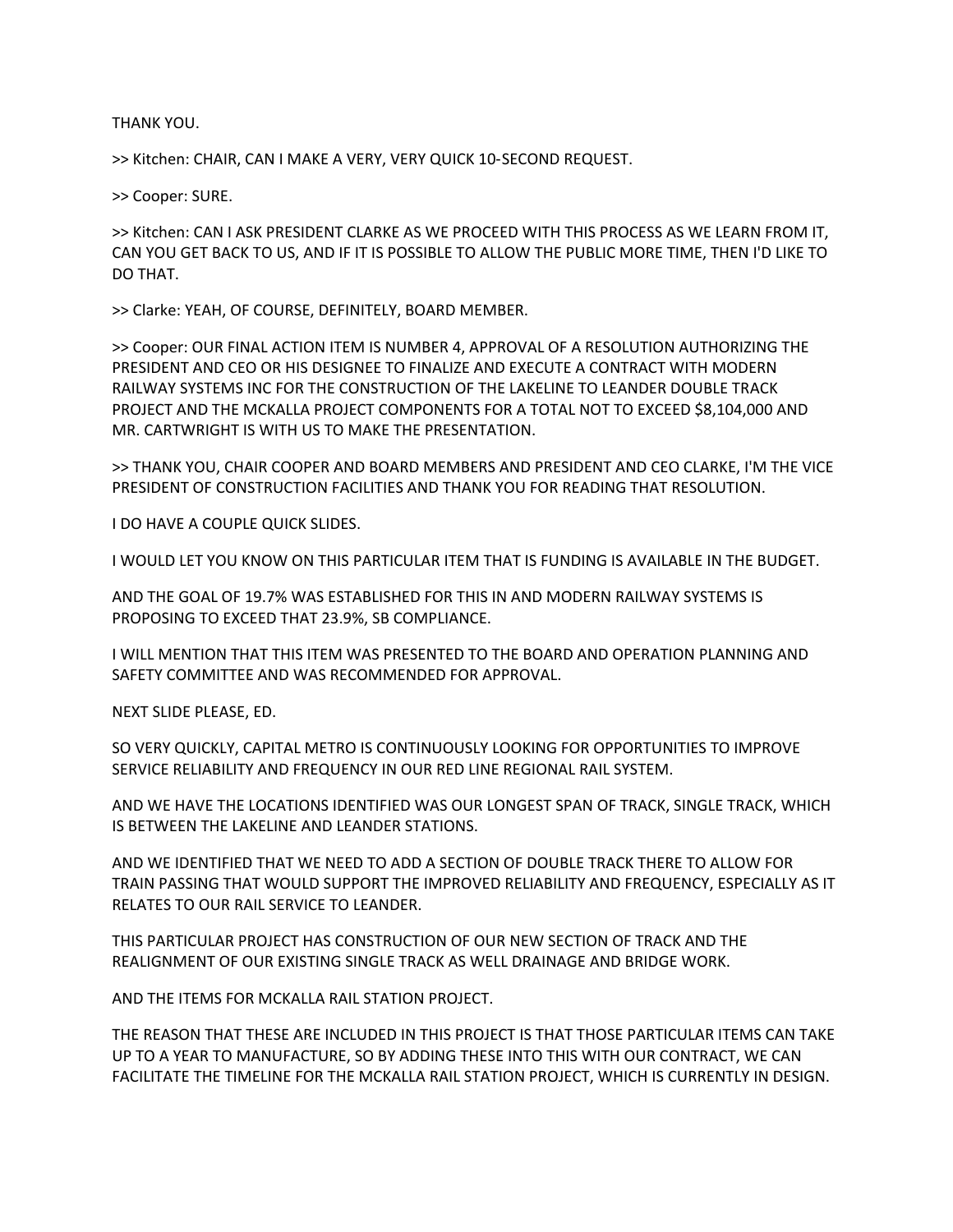THANK YOU.

>> Kitchen: CHAIR, CAN I MAKE A VERY, VERY QUICK 10-SECOND REQUEST.

>> Cooper: SURE.

>> Kitchen: CAN I ASK PRESIDENT CLARKE AS WE PROCEED WITH THIS PROCESS AS WE LEARN FROM IT, CAN YOU GET BACK TO US, AND IF IT IS POSSIBLE TO ALLOW THE PUBLIC MORE TIME, THEN I'D LIKE TO DO THAT.

>> Clarke: YEAH, OF COURSE, DEFINITELY, BOARD MEMBER.

>> Cooper: OUR FINAL ACTION ITEM IS NUMBER 4, APPROVAL OF A RESOLUTION AUTHORIZING THE PRESIDENT AND CEO OR HIS DESIGNEE TO FINALIZE AND EXECUTE A CONTRACT WITH MODERN RAILWAY SYSTEMS INC FOR THE CONSTRUCTION OF THE LAKELINE TO LEANDER DOUBLE TRACK PROJECT AND THE MCKALLA PROJECT COMPONENTS FOR A TOTAL NOT TO EXCEED $8,104,000 AND MR. CARTWRIGHT IS WITH US TO MAKE THE PRESENTATION.

>> THANK YOU, CHAIR COOPER AND BOARD MEMBERS AND PRESIDENT AND CEO CLARKE, I'M THE VICE PRESIDENT OF CONSTRUCTION FACILITIES AND THANK YOU FOR READING THAT RESOLUTION.

I DO HAVE A COUPLE QUICK SLIDES.

I WOULD LET YOU KNOW ON THIS PARTICULAR ITEM THAT IS FUNDING IS AVAILABLE IN THE BUDGET.

AND THE GOAL OF 19.7% WAS ESTABLISHED FOR THIS IN AND MODERN RAILWAY SYSTEMS IS PROPOSING TO EXCEED THAT 23.9%, SB COMPLIANCE.

I WILL MENTION THAT THIS ITEM WAS PRESENTED TO THE BOARD AND OPERATION PLANNING AND SAFETY COMMITTEE AND WAS RECOMMENDED FOR APPROVAL.

NEXT SLIDE PLEASE, ED.

SO VERY QUICKLY, CAPITAL METRO IS CONTINUOUSLY LOOKING FOR OPPORTUNITIES TO IMPROVE SERVICE RELIABILITY AND FREQUENCY IN OUR RED LINE REGIONAL RAIL SYSTEM.

AND WE HAVE THE LOCATIONS IDENTIFIED WAS OUR LONGEST SPAN OF TRACK, SINGLE TRACK, WHICH IS BETWEEN THE LAKELINE AND LEANDER STATIONS.

AND WE IDENTIFIED THAT WE NEED TO ADD A SECTION OF DOUBLE TRACK THERE TO ALLOW FOR TRAIN PASSING THAT WOULD SUPPORT THE IMPROVED RELIABILITY AND FREQUENCY, ESPECIALLY AS IT RELATES TO OUR RAIL SERVICE TO LEANDER.

THIS PARTICULAR PROJECT HAS CONSTRUCTION OF OUR NEW SECTION OF TRACK AND THE REALIGNMENT OF OUR EXISTING SINGLE TRACK AS WELL DRAINAGE AND BRIDGE WORK.

AND THE ITEMS FOR MCKALLA RAIL STATION PROJECT.

THE REASON THAT THESE ARE INCLUDED IN THIS PROJECT IS THAT THOSE PARTICULAR ITEMS CAN TAKE UP TO A YEAR TO MANUFACTURE, SO BY ADDING THESE INTO THIS WITH OUR CONTRACT, WE CAN FACILITATE THE TIMELINE FOR THE MCKALLA RAIL STATION PROJECT, WHICH IS CURRENTLY IN DESIGN.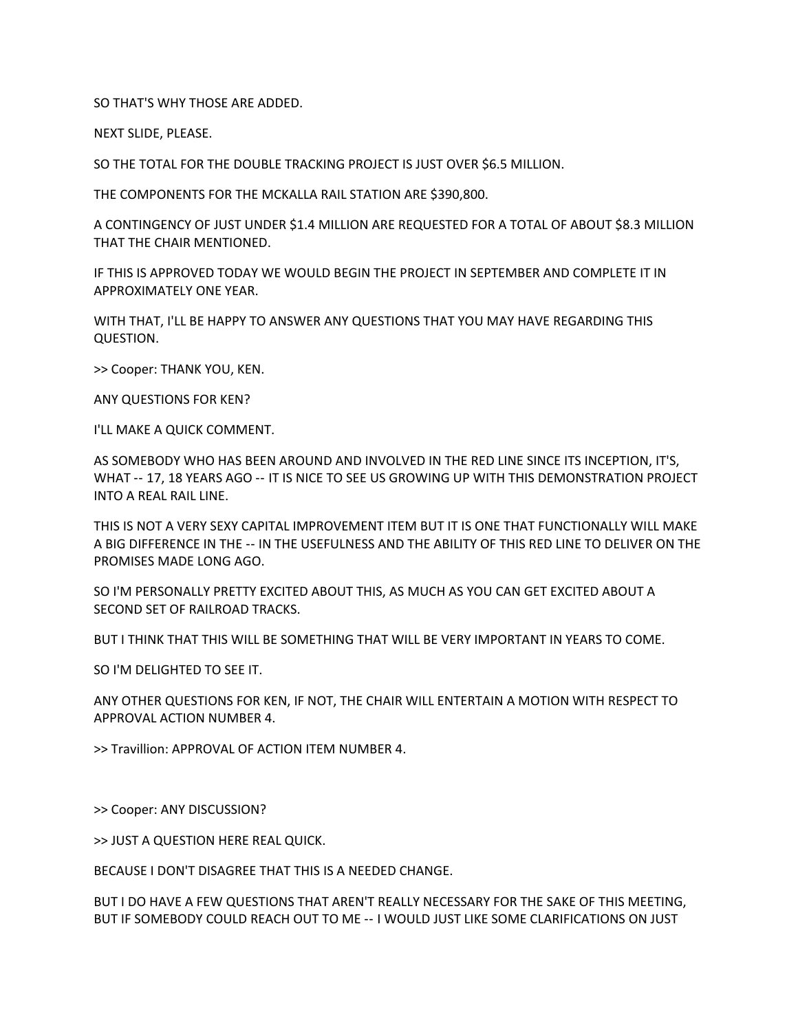SO THAT'S WHY THOSE ARE ADDED.

NEXT SLIDE, PLEASE.

SO THE TOTAL FOR THE DOUBLE TRACKING PROJECT IS JUST OVER $6.5 MILLION.

THE COMPONENTS FOR THE MCKALLA RAIL STATION ARE $390,800.

A CONTINGENCY OF JUST UNDER $1.4 MILLION ARE REQUESTED FOR A TOTAL OF ABOUT $8.3 MILLION THAT THE CHAIR MENTIONED.

IF THIS IS APPROVED TODAY WE WOULD BEGIN THE PROJECT IN SEPTEMBER AND COMPLETE IT IN APPROXIMATELY ONE YEAR.

WITH THAT, I'LL BE HAPPY TO ANSWER ANY QUESTIONS THAT YOU MAY HAVE REGARDING THIS QUESTION.

>> Cooper: THANK YOU, KEN.

ANY QUESTIONS FOR KEN?

I'LL MAKE A QUICK COMMENT.

AS SOMEBODY WHO HAS BEEN AROUND AND INVOLVED IN THE RED LINE SINCE ITS INCEPTION, IT'S, WHAT -- 17, 18 YEARS AGO -- IT IS NICE TO SEE US GROWING UP WITH THIS DEMONSTRATION PROJECT INTO A REAL RAIL LINE.

THIS IS NOT A VERY SEXY CAPITAL IMPROVEMENT ITEM BUT IT IS ONE THAT FUNCTIONALLY WILL MAKE A BIG DIFFERENCE IN THE -- IN THE USEFULNESS AND THE ABILITY OF THIS RED LINE TO DELIVER ON THE PROMISES MADE LONG AGO.

SO I'M PERSONALLY PRETTY EXCITED ABOUT THIS, AS MUCH AS YOU CAN GET EXCITED ABOUT A SECOND SET OF RAILROAD TRACKS.

BUT I THINK THAT THIS WILL BE SOMETHING THAT WILL BE VERY IMPORTANT IN YEARS TO COME.

SO I'M DELIGHTED TO SEE IT.

ANY OTHER QUESTIONS FOR KEN, IF NOT, THE CHAIR WILL ENTERTAIN A MOTION WITH RESPECT TO APPROVAL ACTION NUMBER 4.

>> Travillion: APPROVAL OF ACTION ITEM NUMBER 4.

>> Cooper: ANY DISCUSSION?

>> JUST A QUESTION HERE REAL QUICK.

BECAUSE I DON'T DISAGREE THAT THIS IS A NEEDED CHANGE.

BUT I DO HAVE A FEW QUESTIONS THAT AREN'T REALLY NECESSARY FOR THE SAKE OF THIS MEETING, BUT IF SOMEBODY COULD REACH OUT TO ME -- I WOULD JUST LIKE SOME CLARIFICATIONS ON JUST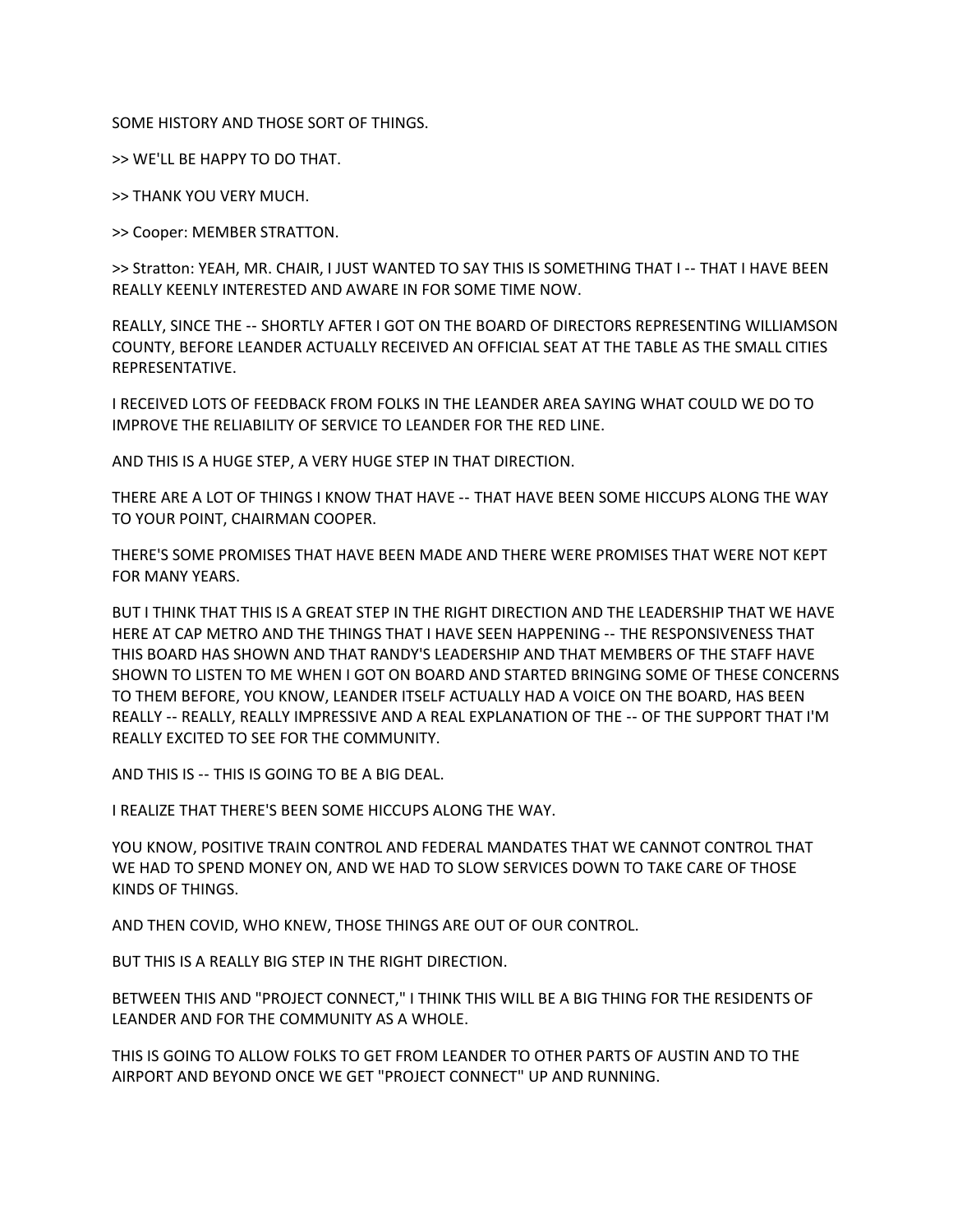SOME HISTORY AND THOSE SORT OF THINGS.

>> WE'LL BE HAPPY TO DO THAT.

>> THANK YOU VERY MUCH.

>> Cooper: MEMBER STRATTON.

>> Stratton: YEAH, MR. CHAIR, I JUST WANTED TO SAY THIS IS SOMETHING THAT I -- THAT I HAVE BEEN REALLY KEENLY INTERESTED AND AWARE IN FOR SOME TIME NOW.

REALLY, SINCE THE -- SHORTLY AFTER I GOT ON THE BOARD OF DIRECTORS REPRESENTING WILLIAMSON COUNTY, BEFORE LEANDER ACTUALLY RECEIVED AN OFFICIAL SEAT AT THE TABLE AS THE SMALL CITIES REPRESENTATIVE.

I RECEIVED LOTS OF FEEDBACK FROM FOLKS IN THE LEANDER AREA SAYING WHAT COULD WE DO TO IMPROVE THE RELIABILITY OF SERVICE TO LEANDER FOR THE RED LINE.

AND THIS IS A HUGE STEP, A VERY HUGE STEP IN THAT DIRECTION.

THERE ARE A LOT OF THINGS I KNOW THAT HAVE -- THAT HAVE BEEN SOME HICCUPS ALONG THE WAY TO YOUR POINT, CHAIRMAN COOPER.

THERE'S SOME PROMISES THAT HAVE BEEN MADE AND THERE WERE PROMISES THAT WERE NOT KEPT FOR MANY YEARS.

BUT I THINK THAT THIS IS A GREAT STEP IN THE RIGHT DIRECTION AND THE LEADERSHIP THAT WE HAVE HERE AT CAP METRO AND THE THINGS THAT I HAVE SEEN HAPPENING -- THE RESPONSIVENESS THAT THIS BOARD HAS SHOWN AND THAT RANDY'S LEADERSHIP AND THAT MEMBERS OF THE STAFF HAVE SHOWN TO LISTEN TO ME WHEN I GOT ON BOARD AND STARTED BRINGING SOME OF THESE CONCERNS TO THEM BEFORE, YOU KNOW, LEANDER ITSELF ACTUALLY HAD A VOICE ON THE BOARD, HAS BEEN REALLY -- REALLY, REALLY IMPRESSIVE AND A REAL EXPLANATION OF THE -- OF THE SUPPORT THAT I'M REALLY EXCITED TO SEE FOR THE COMMUNITY.

AND THIS IS -- THIS IS GOING TO BE A BIG DEAL.

I REALIZE THAT THERE'S BEEN SOME HICCUPS ALONG THE WAY.

YOU KNOW, POSITIVE TRAIN CONTROL AND FEDERAL MANDATES THAT WE CANNOT CONTROL THAT WE HAD TO SPEND MONEY ON, AND WE HAD TO SLOW SERVICES DOWN TO TAKE CARE OF THOSE KINDS OF THINGS.

AND THEN COVID, WHO KNEW, THOSE THINGS ARE OUT OF OUR CONTROL.

BUT THIS IS A REALLY BIG STEP IN THE RIGHT DIRECTION.

BETWEEN THIS AND "PROJECT CONNECT," I THINK THIS WILL BE A BIG THING FOR THE RESIDENTS OF LEANDER AND FOR THE COMMUNITY AS A WHOLE.

THIS IS GOING TO ALLOW FOLKS TO GET FROM LEANDER TO OTHER PARTS OF AUSTIN AND TO THE AIRPORT AND BEYOND ONCE WE GET "PROJECT CONNECT" UP AND RUNNING.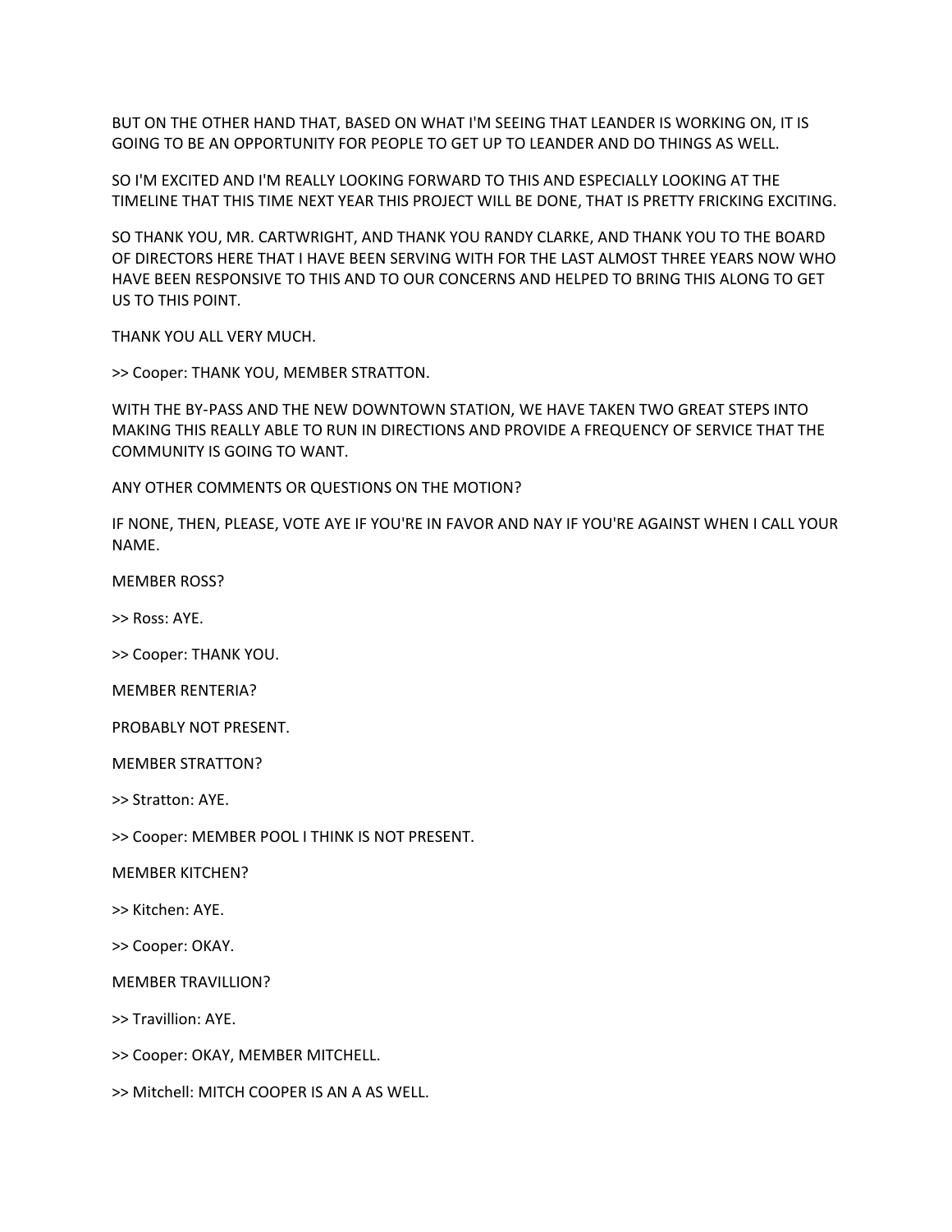BUT ON THE OTHER HAND THAT, BASED ON WHAT I'M SEEING THAT LEANDER IS WORKING ON, IT IS GOING TO BE AN OPPORTUNITY FOR PEOPLE TO GET UP TO LEANDER AND DO THINGS AS WELL.

SO I'M EXCITED AND I'M REALLY LOOKING FORWARD TO THIS AND ESPECIALLY LOOKING AT THE TIMELINE THAT THIS TIME NEXT YEAR THIS PROJECT WILL BE DONE, THAT IS PRETTY FRICKING EXCITING.

SO THANK YOU, MR. CARTWRIGHT, AND THANK YOU RANDY CLARKE, AND THANK YOU TO THE BOARD OF DIRECTORS HERE THAT I HAVE BEEN SERVING WITH FOR THE LAST ALMOST THREE YEARS NOW WHO HAVE BEEN RESPONSIVE TO THIS AND TO OUR CONCERNS AND HELPED TO BRING THIS ALONG TO GET US TO THIS POINT.

THANK YOU ALL VERY MUCH.

>> Cooper: THANK YOU, MEMBER STRATTON.

WITH THE BY-PASS AND THE NEW DOWNTOWN STATION, WE HAVE TAKEN TWO GREAT STEPS INTO MAKING THIS REALLY ABLE TO RUN IN DIRECTIONS AND PROVIDE A FREQUENCY OF SERVICE THAT THE COMMUNITY IS GOING TO WANT.

ANY OTHER COMMENTS OR QUESTIONS ON THE MOTION?

IF NONE, THEN, PLEASE, VOTE AYE IF YOU'RE IN FAVOR AND NAY IF YOU'RE AGAINST WHEN I CALL YOUR NAME.

MEMBER ROSS?

>> Ross: AYE.

>> Cooper: THANK YOU.

MEMBER RENTERIA?

PROBABLY NOT PRESENT.

MEMBER STRATTON?

>> Stratton: AYE.

>> Cooper: MEMBER POOL I THINK IS NOT PRESENT.

MEMBER KITCHEN?

>> Kitchen: AYE.

>> Cooper: OKAY.

MEMBER TRAVILLION?

>> Travillion: AYE.

>> Cooper: OKAY, MEMBER MITCHELL.

>> Mitchell: MITCH COOPER IS AN A AS WELL.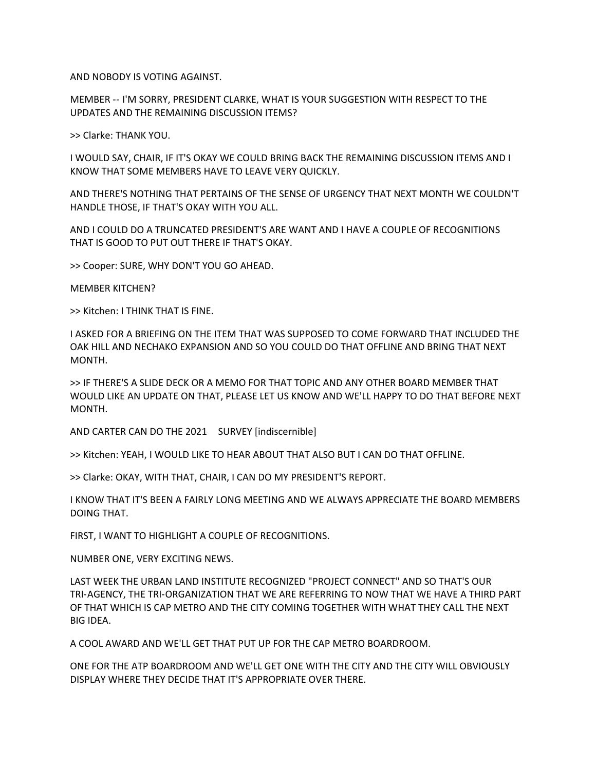AND NOBODY IS VOTING AGAINST.

MEMBER -- I'M SORRY, PRESIDENT CLARKE, WHAT IS YOUR SUGGESTION WITH RESPECT TO THE UPDATES AND THE REMAINING DISCUSSION ITEMS?

>> Clarke: THANK YOU.

I WOULD SAY, CHAIR, IF IT'S OKAY WE COULD BRING BACK THE REMAINING DISCUSSION ITEMS AND I KNOW THAT SOME MEMBERS HAVE TO LEAVE VERY QUICKLY.

AND THERE'S NOTHING THAT PERTAINS OF THE SENSE OF URGENCY THAT NEXT MONTH WE COULDN'T HANDLE THOSE, IF THAT'S OKAY WITH YOU ALL.

AND I COULD DO A TRUNCATED PRESIDENT'S ARE WANT AND I HAVE A COUPLE OF RECOGNITIONS THAT IS GOOD TO PUT OUT THERE IF THAT'S OKAY.

>> Cooper: SURE, WHY DON'T YOU GO AHEAD.

MEMBER KITCHEN?

>> Kitchen: I THINK THAT IS FINE.

I ASKED FOR A BRIEFING ON THE ITEM THAT WAS SUPPOSED TO COME FORWARD THAT INCLUDED THE OAK HILL AND NECHAKO EXPANSION AND SO YOU COULD DO THAT OFFLINE AND BRING THAT NEXT MONTH.

>> IF THERE'S A SLIDE DECK OR A MEMO FOR THAT TOPIC AND ANY OTHER BOARD MEMBER THAT WOULD LIKE AN UPDATE ON THAT, PLEASE LET US KNOW AND WE'LL HAPPY TO DO THAT BEFORE NEXT MONTH.

AND CARTER CAN DO THE 2021 SURVEY [indiscernible]

>> Kitchen: YEAH, I WOULD LIKE TO HEAR ABOUT THAT ALSO BUT I CAN DO THAT OFFLINE.

>> Clarke: OKAY, WITH THAT, CHAIR, I CAN DO MY PRESIDENT'S REPORT.

I KNOW THAT IT'S BEEN A FAIRLY LONG MEETING AND WE ALWAYS APPRECIATE THE BOARD MEMBERS DOING THAT.

FIRST, I WANT TO HIGHLIGHT A COUPLE OF RECOGNITIONS.

NUMBER ONE, VERY EXCITING NEWS.

LAST WEEK THE URBAN LAND INSTITUTE RECOGNIZED "PROJECT CONNECT" AND SO THAT'S OUR TRI-AGENCY, THE TRI-ORGANIZATION THAT WE ARE REFERRING TO NOW THAT WE HAVE A THIRD PART OF THAT WHICH IS CAP METRO AND THE CITY COMING TOGETHER WITH WHAT THEY CALL THE NEXT BIG IDEA.

A COOL AWARD AND WE'LL GET THAT PUT UP FOR THE CAP METRO BOARDROOM.

ONE FOR THE ATP BOARDROOM AND WE'LL GET ONE WITH THE CITY AND THE CITY WILL OBVIOUSLY DISPLAY WHERE THEY DECIDE THAT IT'S APPROPRIATE OVER THERE.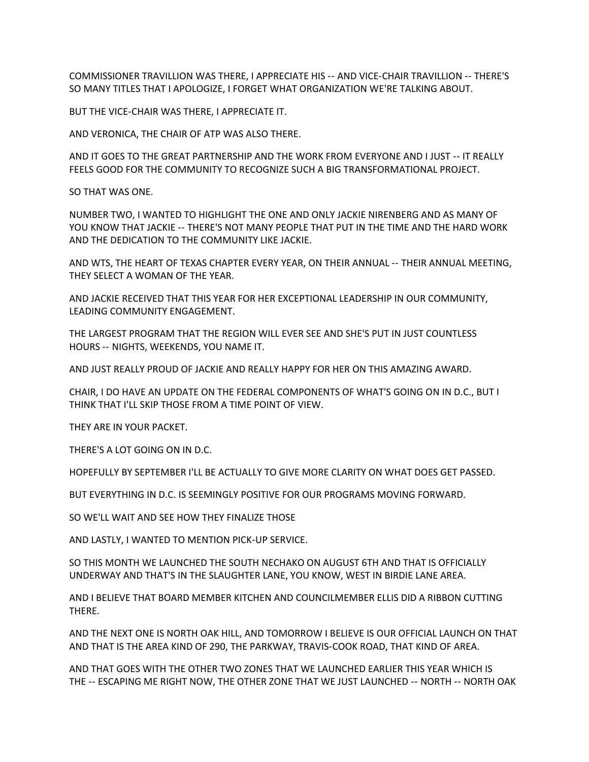COMMISSIONER TRAVILLION WAS THERE, I APPRECIATE HIS -- AND VICE-CHAIR TRAVILLION -- THERE'S SO MANY TITLES THAT I APOLOGIZE, I FORGET WHAT ORGANIZATION WE'RE TALKING ABOUT.

BUT THE VICE-CHAIR WAS THERE, I APPRECIATE IT.

AND VERONICA, THE CHAIR OF ATP WAS ALSO THERE.

AND IT GOES TO THE GREAT PARTNERSHIP AND THE WORK FROM EVERYONE AND I JUST -- IT REALLY FEELS GOOD FOR THE COMMUNITY TO RECOGNIZE SUCH A BIG TRANSFORMATIONAL PROJECT.

SO THAT WAS ONE.

NUMBER TWO, I WANTED TO HIGHLIGHT THE ONE AND ONLY JACKIE NIRENBERG AND AS MANY OF YOU KNOW THAT JACKIE -- THERE'S NOT MANY PEOPLE THAT PUT IN THE TIME AND THE HARD WORK AND THE DEDICATION TO THE COMMUNITY LIKE JACKIE.

AND WTS, THE HEART OF TEXAS CHAPTER EVERY YEAR, ON THEIR ANNUAL -- THEIR ANNUAL MEETING, THEY SELECT A WOMAN OF THE YEAR.

AND JACKIE RECEIVED THAT THIS YEAR FOR HER EXCEPTIONAL LEADERSHIP IN OUR COMMUNITY, LEADING COMMUNITY ENGAGEMENT.

THE LARGEST PROGRAM THAT THE REGION WILL EVER SEE AND SHE'S PUT IN JUST COUNTLESS HOURS -- NIGHTS, WEEKENDS, YOU NAME IT.

AND JUST REALLY PROUD OF JACKIE AND REALLY HAPPY FOR HER ON THIS AMAZING AWARD.

CHAIR, I DO HAVE AN UPDATE ON THE FEDERAL COMPONENTS OF WHAT'S GOING ON IN D.C., BUT I THINK THAT I'LL SKIP THOSE FROM A TIME POINT OF VIEW.

THEY ARE IN YOUR PACKET.

THERE'S A LOT GOING ON IN D.C.

HOPEFULLY BY SEPTEMBER I'LL BE ACTUALLY TO GIVE MORE CLARITY ON WHAT DOES GET PASSED.

BUT EVERYTHING IN D.C. IS SEEMINGLY POSITIVE FOR OUR PROGRAMS MOVING FORWARD.

SO WE'LL WAIT AND SEE HOW THEY FINALIZE THOSE

AND LASTLY, I WANTED TO MENTION PICK-UP SERVICE.

SO THIS MONTH WE LAUNCHED THE SOUTH NECHAKO ON AUGUST 6TH AND THAT IS OFFICIALLY UNDERWAY AND THAT'S IN THE SLAUGHTER LANE, YOU KNOW, WEST IN BIRDIE LANE AREA.

AND I BELIEVE THAT BOARD MEMBER KITCHEN AND COUNCILMEMBER ELLIS DID A RIBBON CUTTING THERE.

AND THE NEXT ONE IS NORTH OAK HILL, AND TOMORROW I BELIEVE IS OUR OFFICIAL LAUNCH ON THAT AND THAT IS THE AREA KIND OF 290, THE PARKWAY, TRAVIS-COOK ROAD, THAT KIND OF AREA.

AND THAT GOES WITH THE OTHER TWO ZONES THAT WE LAUNCHED EARLIER THIS YEAR WHICH IS THE -- ESCAPING ME RIGHT NOW, THE OTHER ZONE THAT WE JUST LAUNCHED -- NORTH -- NORTH OAK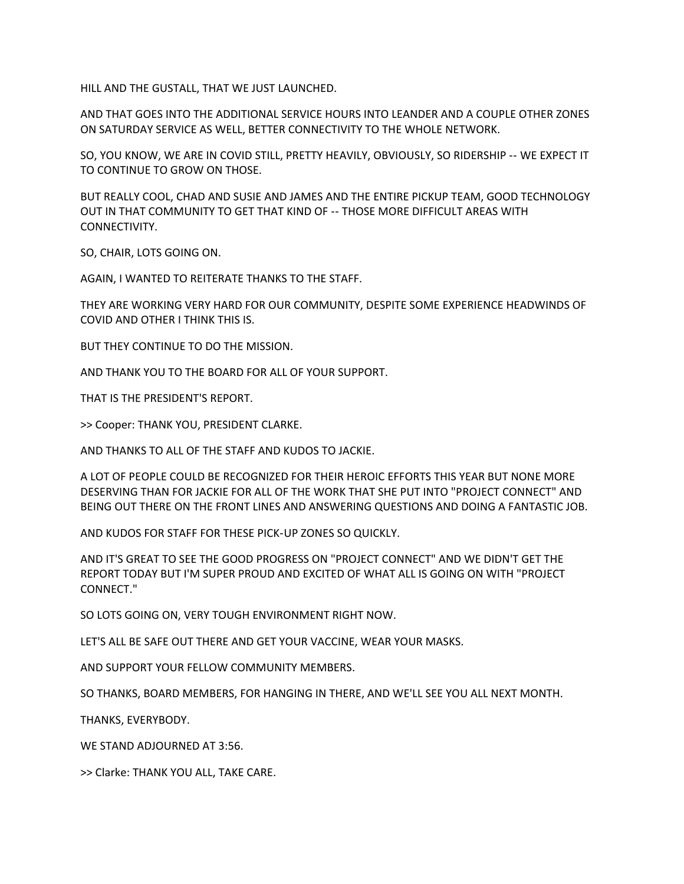HILL AND THE GUSTALL, THAT WE JUST LAUNCHED.

AND THAT GOES INTO THE ADDITIONAL SERVICE HOURS INTO LEANDER AND A COUPLE OTHER ZONES ON SATURDAY SERVICE AS WELL, BETTER CONNECTIVITY TO THE WHOLE NETWORK.

SO, YOU KNOW, WE ARE IN COVID STILL, PRETTY HEAVILY, OBVIOUSLY, SO RIDERSHIP -- WE EXPECT IT TO CONTINUE TO GROW ON THOSE.

BUT REALLY COOL, CHAD AND SUSIE AND JAMES AND THE ENTIRE PICKUP TEAM, GOOD TECHNOLOGY OUT IN THAT COMMUNITY TO GET THAT KIND OF -- THOSE MORE DIFFICULT AREAS WITH CONNECTIVITY.

SO, CHAIR, LOTS GOING ON.

AGAIN, I WANTED TO REITERATE THANKS TO THE STAFF.

THEY ARE WORKING VERY HARD FOR OUR COMMUNITY, DESPITE SOME EXPERIENCE HEADWINDS OF COVID AND OTHER I THINK THIS IS.

BUT THEY CONTINUE TO DO THE MISSION.

AND THANK YOU TO THE BOARD FOR ALL OF YOUR SUPPORT.

THAT IS THE PRESIDENT'S REPORT.

>> Cooper: THANK YOU, PRESIDENT CLARKE.

AND THANKS TO ALL OF THE STAFF AND KUDOS TO JACKIE.

A LOT OF PEOPLE COULD BE RECOGNIZED FOR THEIR HEROIC EFFORTS THIS YEAR BUT NONE MORE DESERVING THAN FOR JACKIE FOR ALL OF THE WORK THAT SHE PUT INTO "PROJECT CONNECT" AND BEING OUT THERE ON THE FRONT LINES AND ANSWERING QUESTIONS AND DOING A FANTASTIC JOB.

AND KUDOS FOR STAFF FOR THESE PICK-UP ZONES SO QUICKLY.

AND IT'S GREAT TO SEE THE GOOD PROGRESS ON "PROJECT CONNECT" AND WE DIDN'T GET THE REPORT TODAY BUT I'M SUPER PROUD AND EXCITED OF WHAT ALL IS GOING ON WITH "PROJECT CONNECT."

SO LOTS GOING ON, VERY TOUGH ENVIRONMENT RIGHT NOW.

LET'S ALL BE SAFE OUT THERE AND GET YOUR VACCINE, WEAR YOUR MASKS.

AND SUPPORT YOUR FELLOW COMMUNITY MEMBERS.

SO THANKS, BOARD MEMBERS, FOR HANGING IN THERE, AND WE'LL SEE YOU ALL NEXT MONTH.

THANKS, EVERYBODY.

WE STAND ADJOURNED AT 3:56.

>> Clarke: THANK YOU ALL, TAKE CARE.